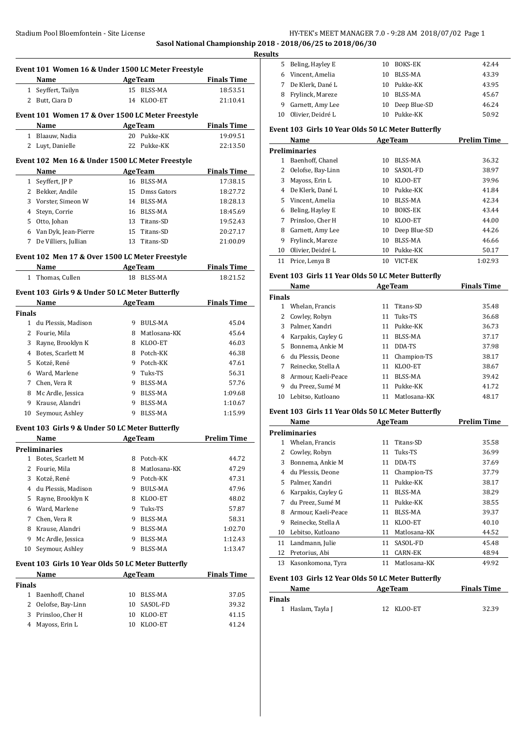Sasol National Championship 2018 - 2018/06/25 to 2018/06/30

Results

### Event 101 Women 16 & Under 1500 LC Meter Freestyle

| | Name | Age | Team | Finals Time |
|---|---|---|---|---|
| 1 | Seyffert, Tailyn | 15 | BLSS-MA | 18:53.51 |
| 2 | Butt, Ciara D | 14 | KLOO-ET | 21:10.41 |

### Event 101 Women 17 & Over 1500 LC Meter Freestyle

| | Name | Age | Team | Finals Time |
|---|---|---|---|---|
| 1 | Blaauw, Nadia | 20 | Pukke-KK | 19:09.51 |
| 2 | Luyt, Danielle | 22 | Pukke-KK | 22:13.50 |

### Event 102 Men 16 & Under 1500 LC Meter Freestyle

| | Name | Age | Team | Finals Time |
|---|---|---|---|---|
| 1 | Seyffert, JP P | 16 | BLSS-MA | 17:38.15 |
| 2 | Bekker, Andile | 15 | Dmss Gators | 18:27.72 |
| 3 | Vorster, Simeon W | 14 | BLSS-MA | 18:28.13 |
| 4 | Steyn, Corrie | 16 | BLSS-MA | 18:45.69 |
| 5 | Otto, Johan | 13 | Titans-SD | 19:52.43 |
| 6 | Van Dyk, Jean-Pierre | 15 | Titans-SD | 20:27.17 |
| 7 | De Villiers, Jullian | 13 | Titans-SD | 21:00.09 |

### Event 102 Men 17 & Over 1500 LC Meter Freestyle

| | Name | Age | Team | Finals Time |
|---|---|---|---|---|
| 1 | Thomas, Cullen | 18 | BLSS-MA | 18:21.52 |

### Event 103 Girls 9 & Under 50 LC Meter Butterfly

| | Name | Age | Team | Finals Time |
|---|---|---|---|---|
| **Finals** | | | | |
| 1 | du Plessis, Madison | 9 | BULS-MA | 45.04 |
| 2 | Fourie, Mila | 8 | Matlosana-KK | 45.64 |
| 3 | Rayne, Brooklyn K | 8 | KLOO-ET | 46.03 |
| 4 | Botes, Scarlett M | 8 | Potch-KK | 46.38 |
| 5 | Kotzé, René | 9 | Potch-KK | 47.61 |
| 6 | Ward, Marlene | 9 | Tuks-TS | 56.31 |
| 7 | Chen, Vera R | 9 | BLSS-MA | 57.76 |
| 8 | Mc Ardle, Jessica | 9 | BLSS-MA | 1:09.68 |
| 9 | Krause, Alandri | 9 | BLSS-MA | 1:10.67 |
| 10 | Seymour, Ashley | 9 | BLSS-MA | 1:15.99 |

### Event 103 Girls 9 & Under 50 LC Meter Butterfly

| | Name | Age | Team | Prelim Time |
|---|---|---|---|---|
| **Preliminaries** | | | | |
| 1 | Botes, Scarlett M | 8 | Potch-KK | 44.72 |
| 2 | Fourie, Mila | 8 | Matlosana-KK | 47.29 |
| 3 | Kotzé, René | 9 | Potch-KK | 47.31 |
| 4 | du Plessis, Madison | 9 | BULS-MA | 47.96 |
| 5 | Rayne, Brooklyn K | 8 | KLOO-ET | 48.02 |
| 6 | Ward, Marlene | 9 | Tuks-TS | 57.87 |
| 7 | Chen, Vera R | 9 | BLSS-MA | 58.31 |
| 8 | Krause, Alandri | 9 | BLSS-MA | 1:02.70 |
| 9 | Mc Ardle, Jessica | 9 | BLSS-MA | 1:12.43 |
| 10 | Seymour, Ashley | 9 | BLSS-MA | 1:13.47 |

### Event 103 Girls 10 Year Olds 50 LC Meter Butterfly

| | Name | Age | Team | Finals Time |
|---|---|---|---|---|
| **Finals** | | | | |
| 1 | Baenhoff, Chanel | 10 | BLSS-MA | 37.05 |
| 2 | Oelofse, Bay-Linn | 10 | SASOL-FD | 39.32 |
| 3 | Prinsloo, Cher H | 10 | KLOO-ET | 41.15 |
| 4 | Mayoss, Erin L | 10 | KLOO-ET | 41.24 |
| 5 | Beling, Hayley E | 10 | BOKS-EK | 42.44 |
| 6 | Vincent, Amelia | 10 | BLSS-MA | 43.39 |
| 7 | De Klerk, Dané L | 10 | Pukke-KK | 43.95 |
| 8 | Frylinck, Mareze | 10 | BLSS-MA | 45.67 |
| 9 | Garnett, Amy Lee | 10 | Deep Blue-SD | 46.24 |
| 10 | Olivier, Deidré L | 10 | Pukke-KK | 50.92 |

### Event 103 Girls 10 Year Olds 50 LC Meter Butterfly

| | Name | Age | Team | Prelim Time |
|---|---|---|---|---|
| **Preliminaries** | | | | |
| 1 | Baenhoff, Chanel | 10 | BLSS-MA | 36.32 |
| 2 | Oelofse, Bay-Linn | 10 | SASOL-FD | 38.97 |
| 3 | Mayoss, Erin L | 10 | KLOO-ET | 39.96 |
| 4 | De Klerk, Dané L | 10 | Pukke-KK | 41.84 |
| 5 | Vincent, Amelia | 10 | BLSS-MA | 42.34 |
| 6 | Beling, Hayley E | 10 | BOKS-EK | 43.44 |
| 7 | Prinsloo, Cher H | 10 | KLOO-ET | 44.00 |
| 8 | Garnett, Amy Lee | 10 | Deep Blue-SD | 44.26 |
| 9 | Frylinck, Mareze | 10 | BLSS-MA | 46.66 |
| 10 | Olivier, Deidré L | 10 | Pukke-KK | 50.17 |
| 11 | Price, Lenya B | 10 | VICT-EK | 1:02.93 |

### Event 103 Girls 11 Year Olds 50 LC Meter Butterfly

| | Name | Age | Team | Finals Time |
|---|---|---|---|---|
| **Finals** | | | | |
| 1 | Whelan, Francis | 11 | Titans-SD | 35.48 |
| 2 | Cowley, Robyn | 11 | Tuks-TS | 36.68 |
| 3 | Palmer, Xandri | 11 | Pukke-KK | 36.73 |
| 4 | Karpakis, Cayley G | 11 | BLSS-MA | 37.17 |
| 5 | Bonnema, Ankie M | 11 | DDA-TS | 37.98 |
| 6 | du Plessis, Deone | 11 | Champion-TS | 38.17 |
| 7 | Reinecke, Stella A | 11 | KLOO-ET | 38.67 |
| 8 | Armour, Kaeli-Peace | 11 | BLSS-MA | 39.42 |
| 9 | du Preez, Sumé M | 11 | Pukke-KK | 41.72 |
| 10 | Lebitso, Kutloano | 11 | Matlosana-KK | 48.17 |

### Event 103 Girls 11 Year Olds 50 LC Meter Butterfly

| | Name | Age | Team | Prelim Time |
|---|---|---|---|---|
| **Preliminaries** | | | | |
| 1 | Whelan, Francis | 11 | Titans-SD | 35.58 |
| 2 | Cowley, Robyn | 11 | Tuks-TS | 36.99 |
| 3 | Bonnema, Ankie M | 11 | DDA-TS | 37.69 |
| 4 | du Plessis, Deone | 11 | Champion-TS | 37.79 |
| 5 | Palmer, Xandri | 11 | Pukke-KK | 38.17 |
| 6 | Karpakis, Cayley G | 11 | BLSS-MA | 38.29 |
| 7 | du Preez, Sumé M | 11 | Pukke-KK | 38.55 |
| 8 | Armour, Kaeli-Peace | 11 | BLSS-MA | 39.37 |
| 9 | Reinecke, Stella A | 11 | KLOO-ET | 40.10 |
| 10 | Lebitso, Kutloano | 11 | Matlosana-KK | 44.52 |
| 11 | Landmann, Julie | 11 | SASOL-FD | 45.48 |
| 12 | Pretorius, Abi | 11 | CARN-EK | 48.94 |
| 13 | Kasonkomona, Tyra | 11 | Matlosana-KK | 49.92 |

### Event 103 Girls 12 Year Olds 50 LC Meter Butterfly

| | Name | Age | Team | Finals Time |
|---|---|---|---|---|
| **Finals** | | | | |
| 1 | Haslam, Tayla J | 12 | KLOO-ET | 32.39 |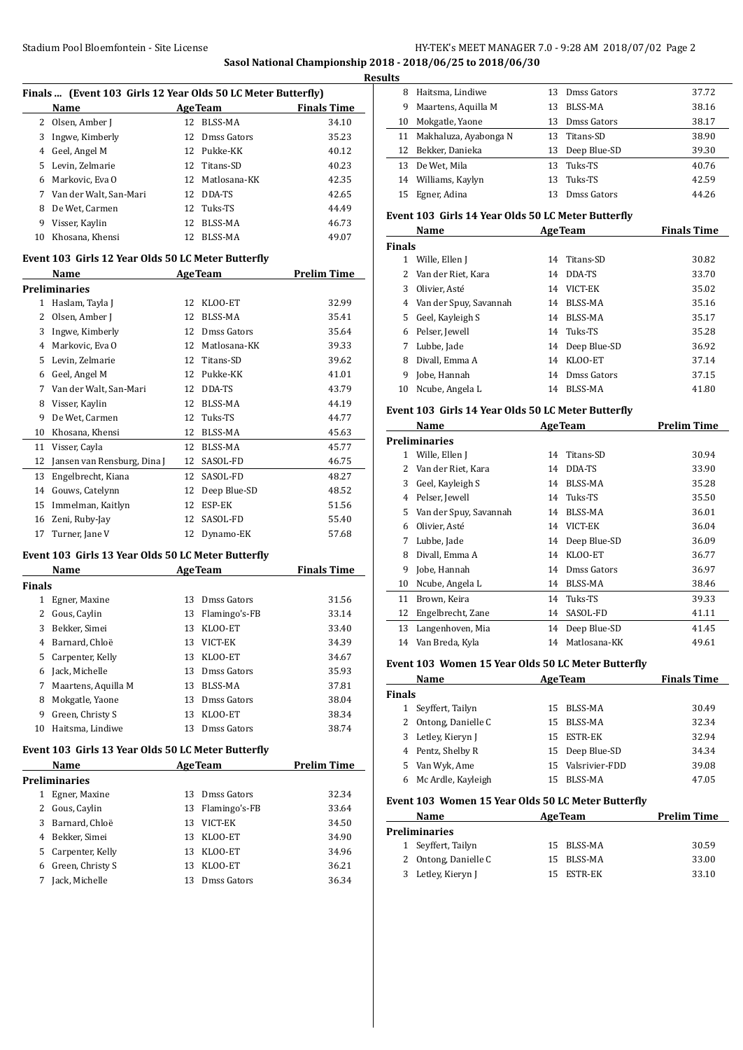**Sasol National Championship 2018 - 2018/06/25 to 2018/06/30**

**Results**

### Finals ... (Event 103 Girls 12 Year Olds 50 LC Meter Butterfly)

| | Name | Age | Team | Finals Time |
|---|---|---|---|---|
| 2 | Olsen, Amber J | 12 | BLSS-MA | 34.10 |
| 3 | Ingwe, Kimberly | 12 | Dmss Gators | 35.23 |
| 4 | Geel, Angel M | 12 | Pukke-KK | 40.12 |
| 5 | Levin, Zelmarie | 12 | Titans-SD | 40.23 |
| 6 | Markovic, Eva O | 12 | Matlosana-KK | 42.35 |
| 7 | Van der Walt, San-Mari | 12 | DDA-TS | 42.65 |
| 8 | De Wet, Carmen | 12 | Tuks-TS | 44.49 |
| 9 | Visser, Kaylin | 12 | BLSS-MA | 46.73 |
| 10 | Khosana, Khensi | 12 | BLSS-MA | 49.07 |

### Event 103 Girls 12 Year Olds 50 LC Meter Butterfly

| | Name | Age | Team | Prelim Time |
|---|---|---|---|---|
| **Preliminaries** | | | | |
| 1 | Haslam, Tayla J | 12 | KLOO-ET | 32.99 |
| 2 | Olsen, Amber J | 12 | BLSS-MA | 35.41 |
| 3 | Ingwe, Kimberly | 12 | Dmss Gators | 35.64 |
| 4 | Markovic, Eva O | 12 | Matlosana-KK | 39.33 |
| 5 | Levin, Zelmarie | 12 | Titans-SD | 39.62 |
| 6 | Geel, Angel M | 12 | Pukke-KK | 41.01 |
| 7 | Van der Walt, San-Mari | 12 | DDA-TS | 43.79 |
| 8 | Visser, Kaylin | 12 | BLSS-MA | 44.19 |
| 9 | De Wet, Carmen | 12 | Tuks-TS | 44.77 |
| 10 | Khosana, Khensi | 12 | BLSS-MA | 45.63 |
| 11 | Visser, Cayla | 12 | BLSS-MA | 45.77 |
| 12 | Jansen van Rensburg, Dina J | 12 | SASOL-FD | 46.75 |
| 13 | Engelbrecht, Kiana | 12 | SASOL-FD | 48.27 |
| 14 | Gouws, Catelynn | 12 | Deep Blue-SD | 48.52 |
| 15 | Immelman, Kaitlyn | 12 | ESP-EK | 51.56 |
| 16 | Zeni, Ruby-Jay | 12 | SASOL-FD | 55.40 |
| 17 | Turner, Jane V | 12 | Dynamo-EK | 57.68 |

### Event 103 Girls 13 Year Olds 50 LC Meter Butterfly

| | Name | Age | Team | Finals Time |
|---|---|---|---|---|
| **Finals** | | | | |
| 1 | Egner, Maxine | 13 | Dmss Gators | 31.56 |
| 2 | Gous, Caylin | 13 | Flamingo's-FB | 33.14 |
| 3 | Bekker, Simei | 13 | KLOO-ET | 33.40 |
| 4 | Barnard, Chloë | 13 | VICT-EK | 34.39 |
| 5 | Carpenter, Kelly | 13 | KLOO-ET | 34.67 |
| 6 | Jack, Michelle | 13 | Dmss Gators | 35.93 |
| 7 | Maartens, Aquilla M | 13 | BLSS-MA | 37.81 |
| 8 | Mokgatle, Yaone | 13 | Dmss Gators | 38.04 |
| 9 | Green, Christy S | 13 | KLOO-ET | 38.34 |
| 10 | Haitsma, Lindiwe | 13 | Dmss Gators | 38.74 |

### Event 103 Girls 13 Year Olds 50 LC Meter Butterfly

| | Name | Age | Team | Prelim Time |
|---|---|---|---|---|
| **Preliminaries** | | | | |
| 1 | Egner, Maxine | 13 | Dmss Gators | 32.34 |
| 2 | Gous, Caylin | 13 | Flamingo's-FB | 33.64 |
| 3 | Barnard, Chloë | 13 | VICT-EK | 34.50 |
| 4 | Bekker, Simei | 13 | KLOO-ET | 34.90 |
| 5 | Carpenter, Kelly | 13 | KLOO-ET | 34.96 |
| 6 | Green, Christy S | 13 | KLOO-ET | 36.21 |
| 7 | Jack, Michelle | 13 | Dmss Gators | 36.34 |
| 8 | Haitsma, Lindiwe | 13 | Dmss Gators | 37.72 |
| 9 | Maartens, Aquilla M | 13 | BLSS-MA | 38.16 |
| 10 | Mokgatle, Yaone | 13 | Dmss Gators | 38.17 |
| 11 | Makhaluza, Ayabonga N | 13 | Titans-SD | 38.90 |
| 12 | Bekker, Danieka | 13 | Deep Blue-SD | 39.30 |
| 13 | De Wet, Mila | 13 | Tuks-TS | 40.76 |
| 14 | Williams, Kaylyn | 13 | Tuks-TS | 42.59 |
| 15 | Egner, Adina | 13 | Dmss Gators | 44.26 |

### Event 103 Girls 14 Year Olds 50 LC Meter Butterfly

| | Name | Age | Team | Finals Time |
|---|---|---|---|---|
| **Finals** | | | | |
| 1 | Wille, Ellen J | 14 | Titans-SD | 30.82 |
| 2 | Van der Riet, Kara | 14 | DDA-TS | 33.70 |
| 3 | Olivier, Asté | 14 | VICT-EK | 35.02 |
| 4 | Van der Spuy, Savannah | 14 | BLSS-MA | 35.16 |
| 5 | Geel, Kayleigh S | 14 | BLSS-MA | 35.17 |
| 6 | Pelser, Jewell | 14 | Tuks-TS | 35.28 |
| 7 | Lubbe, Jade | 14 | Deep Blue-SD | 36.92 |
| 8 | Divall, Emma A | 14 | KLOO-ET | 37.14 |
| 9 | Jobe, Hannah | 14 | Dmss Gators | 37.15 |
| 10 | Ncube, Angela L | 14 | BLSS-MA | 41.80 |

### Event 103 Girls 14 Year Olds 50 LC Meter Butterfly

| | Name | Age | Team | Prelim Time |
|---|---|---|---|---|
| **Preliminaries** | | | | |
| 1 | Wille, Ellen J | 14 | Titans-SD | 30.94 |
| 2 | Van der Riet, Kara | 14 | DDA-TS | 33.90 |
| 3 | Geel, Kayleigh S | 14 | BLSS-MA | 35.28 |
| 4 | Pelser, Jewell | 14 | Tuks-TS | 35.50 |
| 5 | Van der Spuy, Savannah | 14 | BLSS-MA | 36.01 |
| 6 | Olivier, Asté | 14 | VICT-EK | 36.04 |
| 7 | Lubbe, Jade | 14 | Deep Blue-SD | 36.09 |
| 8 | Divall, Emma A | 14 | KLOO-ET | 36.77 |
| 9 | Jobe, Hannah | 14 | Dmss Gators | 36.97 |
| 10 | Ncube, Angela L | 14 | BLSS-MA | 38.46 |
| 11 | Brown, Keira | 14 | Tuks-TS | 39.33 |
| 12 | Engelbrecht, Zane | 14 | SASOL-FD | 41.11 |
| 13 | Langenhoven, Mia | 14 | Deep Blue-SD | 41.45 |
| 14 | Van Breda, Kyla | 14 | Matlosana-KK | 49.61 |

### Event 103 Women 15 Year Olds 50 LC Meter Butterfly

| | Name | Age | Team | Finals Time |
|---|---|---|---|---|
| **Finals** | | | | |
| 1 | Seyffert, Tailyn | 15 | BLSS-MA | 30.49 |
| 2 | Ontong, Danielle C | 15 | BLSS-MA | 32.34 |
| 3 | Letley, Kieryn J | 15 | ESTR-EK | 32.94 |
| 4 | Pentz, Shelby R | 15 | Deep Blue-SD | 34.34 |
| 5 | Van Wyk, Ame | 15 | Valsrivier-FDD | 39.08 |
| 6 | Mc Ardle, Kayleigh | 15 | BLSS-MA | 47.05 |

### Event 103 Women 15 Year Olds 50 LC Meter Butterfly

| | Name | Age | Team | Prelim Time |
|---|---|---|---|---|
| **Preliminaries** | | | | |
| 1 | Seyffert, Tailyn | 15 | BLSS-MA | 30.59 |
| 2 | Ontong, Danielle C | 15 | BLSS-MA | 33.00 |
| 3 | Letley, Kieryn J | 15 | ESTR-EK | 33.10 |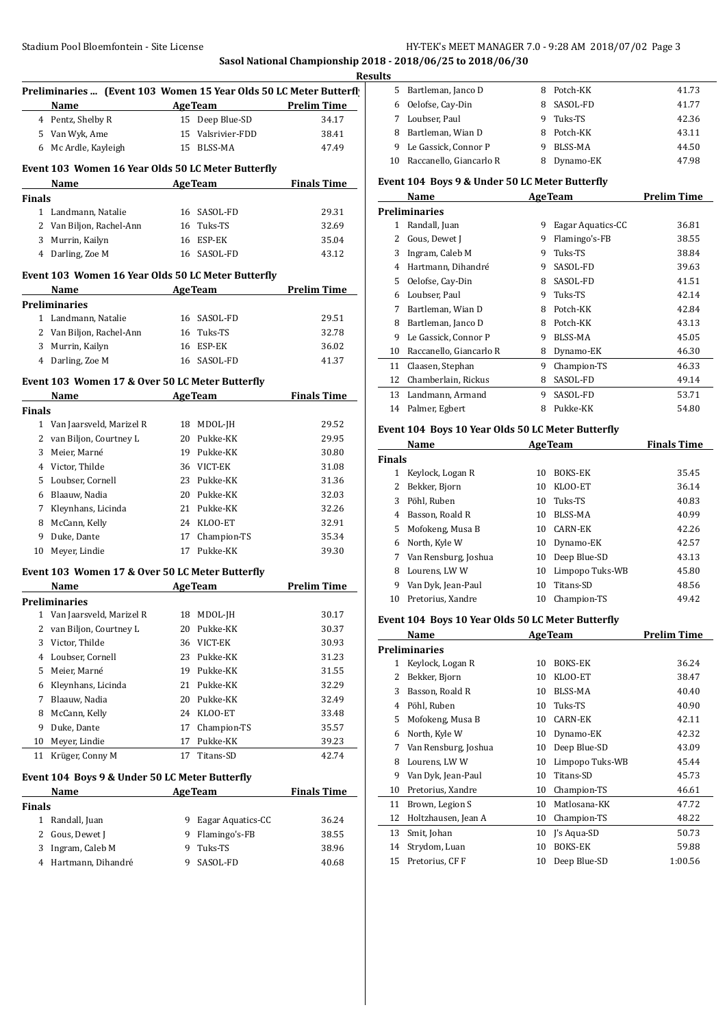Sasol National Championship 2018 - 2018/06/25 to 2018/06/30

Results

### Preliminaries ... (Event 103 Women 15 Year Olds 50 LC Meter Butterfly)

| | Name | Age | Team | Prelim Time |
|---|---|---|---|---|
| 4 | Pentz, Shelby R | 15 | Deep Blue-SD | 34.17 |
| 5 | Van Wyk, Ame | 15 | Valsrivier-FDD | 38.41 |
| 6 | Mc Ardle, Kayleigh | 15 | BLSS-MA | 47.49 |

### Event 103 Women 16 Year Olds 50 LC Meter Butterfly

| | Name | Age | Team | Finals Time |
|---|---|---|---|---|
| **Finals** | | | | |
| 1 | Landmann, Natalie | 16 | SASOL-FD | 29.31 |
| 2 | Van Biljon, Rachel-Ann | 16 | Tuks-TS | 32.69 |
| 3 | Murrin, Kailyn | 16 | ESP-EK | 35.04 |
| 4 | Darling, Zoe M | 16 | SASOL-FD | 43.12 |

### Event 103 Women 16 Year Olds 50 LC Meter Butterfly

| | Name | Age | Team | Prelim Time |
|---|---|---|---|---|
| **Preliminaries** | | | | |
| 1 | Landmann, Natalie | 16 | SASOL-FD | 29.51 |
| 2 | Van Biljon, Rachel-Ann | 16 | Tuks-TS | 32.78 |
| 3 | Murrin, Kailyn | 16 | ESP-EK | 36.02 |
| 4 | Darling, Zoe M | 16 | SASOL-FD | 41.37 |

### Event 103 Women 17 & Over 50 LC Meter Butterfly

| | Name | Age | Team | Finals Time |
|---|---|---|---|---|
| **Finals** | | | | |
| 1 | Van Jaarsveld, Marizel R | 18 | MDOL-JH | 29.52 |
| 2 | van Biljon, Courtney L | 20 | Pukke-KK | 29.95 |
| 3 | Meier, Marné | 19 | Pukke-KK | 30.80 |
| 4 | Victor, Thilde | 36 | VICT-EK | 31.08 |
| 5 | Loubser, Cornell | 23 | Pukke-KK | 31.36 |
| 6 | Blaauw, Nadia | 20 | Pukke-KK | 32.03 |
| 7 | Kleynhans, Licinda | 21 | Pukke-KK | 32.26 |
| 8 | McCann, Kelly | 24 | KLOO-ET | 32.91 |
| 9 | Duke, Dante | 17 | Champion-TS | 35.34 |
| 10 | Meyer, Lindie | 17 | Pukke-KK | 39.30 |

### Event 103 Women 17 & Over 50 LC Meter Butterfly

| | Name | Age | Team | Prelim Time |
|---|---|---|---|---|
| **Preliminaries** | | | | |
| 1 | Van Jaarsveld, Marizel R | 18 | MDOL-JH | 30.17 |
| 2 | van Biljon, Courtney L | 20 | Pukke-KK | 30.37 |
| 3 | Victor, Thilde | 36 | VICT-EK | 30.93 |
| 4 | Loubser, Cornell | 23 | Pukke-KK | 31.23 |
| 5 | Meier, Marné | 19 | Pukke-KK | 31.55 |
| 6 | Kleynhans, Licinda | 21 | Pukke-KK | 32.29 |
| 7 | Blaauw, Nadia | 20 | Pukke-KK | 32.49 |
| 8 | McCann, Kelly | 24 | KLOO-ET | 33.48 |
| 9 | Duke, Dante | 17 | Champion-TS | 35.57 |
| 10 | Meyer, Lindie | 17 | Pukke-KK | 39.23 |
| 11 | Krüger, Conny M | 17 | Titans-SD | 42.74 |

### Event 104 Boys 9 & Under 50 LC Meter Butterfly

| | Name | Age | Team | Finals Time |
|---|---|---|---|---|
| **Finals** | | | | |
| 1 | Randall, Juan | 9 | Eagar Aquatics-CC | 36.24 |
| 2 | Gous, Dewet J | 9 | Flamingo's-FB | 38.55 |
| 3 | Ingram, Caleb M | 9 | Tuks-TS | 38.96 |
| 4 | Hartmann, Dihandré | 9 | SASOL-FD | 40.68 |
| 5 | Bartleman, Janco D | 8 | Potch-KK | 41.73 |
| 6 | Oelofse, Cay-Din | 8 | SASOL-FD | 41.77 |
| 7 | Loubser, Paul | 9 | Tuks-TS | 42.36 |
| 8 | Bartleman, Wian D | 8 | Potch-KK | 43.11 |
| 9 | Le Gassick, Connor P | 9 | BLSS-MA | 44.50 |
| 10 | Raccanello, Giancarlo R | 8 | Dynamo-EK | 47.98 |

### Event 104 Boys 9 & Under 50 LC Meter Butterfly

| | Name | Age | Team | Prelim Time |
|---|---|---|---|---|
| **Preliminaries** | | | | |
| 1 | Randall, Juan | 9 | Eagar Aquatics-CC | 36.81 |
| 2 | Gous, Dewet J | 9 | Flamingo's-FB | 38.55 |
| 3 | Ingram, Caleb M | 9 | Tuks-TS | 38.84 |
| 4 | Hartmann, Dihandré | 9 | SASOL-FD | 39.63 |
| 5 | Oelofse, Cay-Din | 8 | SASOL-FD | 41.51 |
| 6 | Loubser, Paul | 9 | Tuks-TS | 42.14 |
| 7 | Bartleman, Wian D | 8 | Potch-KK | 42.84 |
| 8 | Bartleman, Janco D | 8 | Potch-KK | 43.13 |
| 9 | Le Gassick, Connor P | 9 | BLSS-MA | 45.05 |
| 10 | Raccanello, Giancarlo R | 8 | Dynamo-EK | 46.30 |
| 11 | Claasen, Stephan | 9 | Champion-TS | 46.33 |
| 12 | Chamberlain, Rickus | 8 | SASOL-FD | 49.14 |
| 13 | Landmann, Armand | 9 | SASOL-FD | 53.71 |
| 14 | Palmer, Egbert | 8 | Pukke-KK | 54.80 |

### Event 104 Boys 10 Year Olds 50 LC Meter Butterfly

| | Name | Age | Team | Finals Time |
|---|---|---|---|---|
| **Finals** | | | | |
| 1 | Keylock, Logan R | 10 | BOKS-EK | 35.45 |
| 2 | Bekker, Bjorn | 10 | KLOO-ET | 36.14 |
| 3 | Pöhl, Ruben | 10 | Tuks-TS | 40.83 |
| 4 | Basson, Roald R | 10 | BLSS-MA | 40.99 |
| 5 | Mofokeng, Musa B | 10 | CARN-EK | 42.26 |
| 6 | North, Kyle W | 10 | Dynamo-EK | 42.57 |
| 7 | Van Rensburg, Joshua | 10 | Deep Blue-SD | 43.13 |
| 8 | Lourens, LW W | 10 | Limpopo Tuks-WB | 45.80 |
| 9 | Van Dyk, Jean-Paul | 10 | Titans-SD | 48.56 |
| 10 | Pretorius, Xandre | 10 | Champion-TS | 49.42 |

### Event 104 Boys 10 Year Olds 50 LC Meter Butterfly

| | Name | Age | Team | Prelim Time |
|---|---|---|---|---|
| **Preliminaries** | | | | |
| 1 | Keylock, Logan R | 10 | BOKS-EK | 36.24 |
| 2 | Bekker, Bjorn | 10 | KLOO-ET | 38.47 |
| 3 | Basson, Roald R | 10 | BLSS-MA | 40.40 |
| 4 | Pöhl, Ruben | 10 | Tuks-TS | 40.90 |
| 5 | Mofokeng, Musa B | 10 | CARN-EK | 42.11 |
| 6 | North, Kyle W | 10 | Dynamo-EK | 42.32 |
| 7 | Van Rensburg, Joshua | 10 | Deep Blue-SD | 43.09 |
| 8 | Lourens, LW W | 10 | Limpopo Tuks-WB | 45.44 |
| 9 | Van Dyk, Jean-Paul | 10 | Titans-SD | 45.73 |
| 10 | Pretorius, Xandre | 10 | Champion-TS | 46.61 |
| 11 | Brown, Legion S | 10 | Matlosana-KK | 47.72 |
| 12 | Holtzhausen, Jean A | 10 | Champion-TS | 48.22 |
| 13 | Smit, Johan | 10 | J's Aqua-SD | 50.73 |
| 14 | Strydom, Luan | 10 | BOKS-EK | 59.88 |
| 15 | Pretorius, CF F | 10 | Deep Blue-SD | 1:00.56 |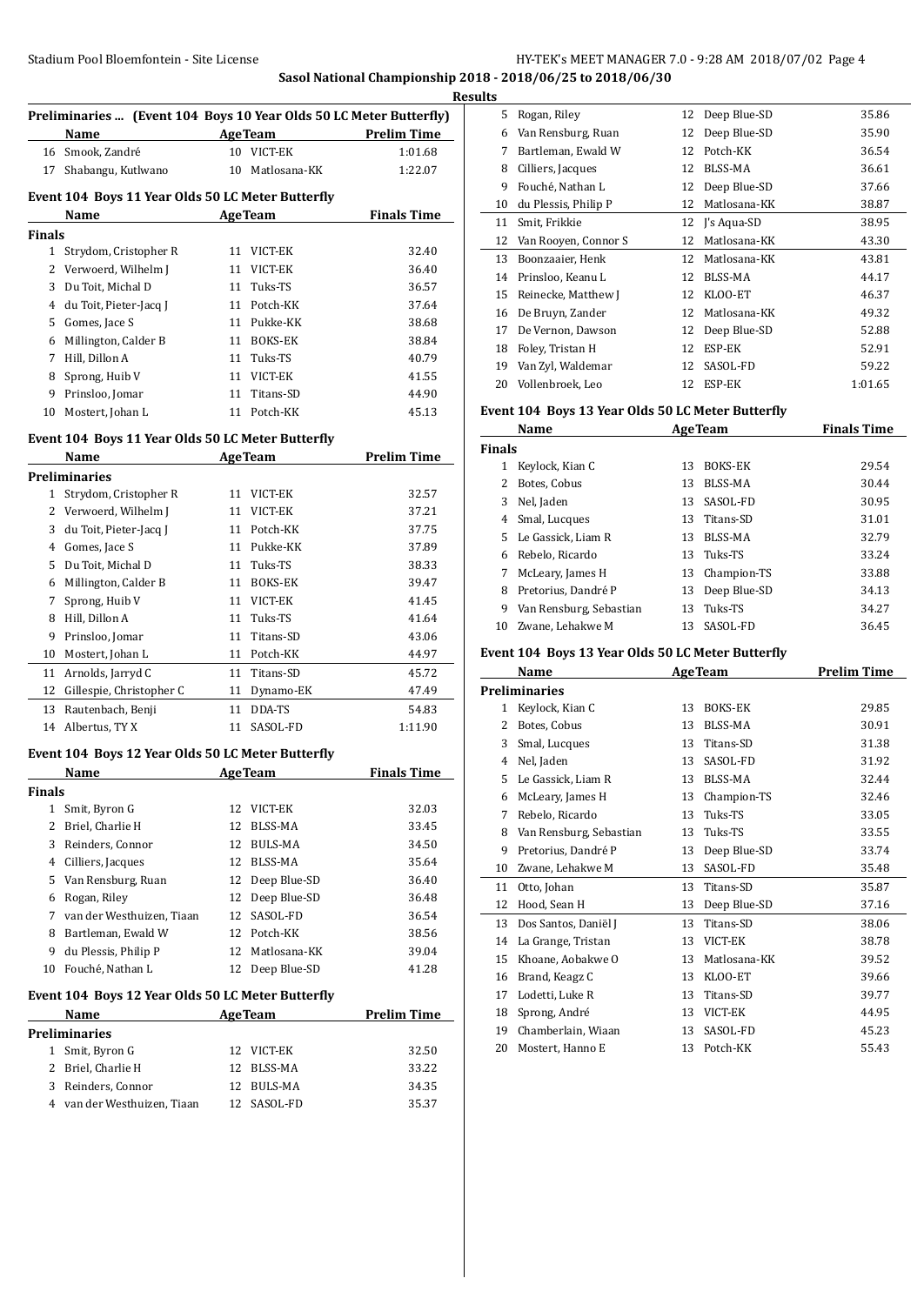## Sasol National Championship 2018 - 2018/06/25 to 2018/06/30

### Results

**Preliminaries ... (Event 104 Boys 10 Year Olds 50 LC Meter Butterfly)**

| | Name | Age | Team | Prelim Time |
|---|---|---|---|---|
| 16 | Smook, Zandré | 10 | VICT-EK | 1:01.68 |
| 17 | Shabangu, Kutlwano | 10 | Matlosana-KK | 1:22.07 |

### Event 104 Boys 11 Year Olds 50 LC Meter Butterfly

**Finals**

| | Name | Age | Team | Finals Time |
|---|---|---|---|---|
| 1 | Strydom, Cristopher R | 11 | VICT-EK | 32.40 |
| 2 | Verwoerd, Wilhelm J | 11 | VICT-EK | 36.40 |
| 3 | Du Toit, Michal D | 11 | Tuks-TS | 36.57 |
| 4 | du Toit, Pieter-Jacq J | 11 | Potch-KK | 37.64 |
| 5 | Gomes, Jace S | 11 | Pukke-KK | 38.68 |
| 6 | Millington, Calder B | 11 | BOKS-EK | 38.84 |
| 7 | Hill, Dillon A | 11 | Tuks-TS | 40.79 |
| 8 | Sprong, Huib V | 11 | VICT-EK | 41.55 |
| 9 | Prinsloo, Jomar | 11 | Titans-SD | 44.90 |
| 10 | Mostert, Johan L | 11 | Potch-KK | 45.13 |

### Event 104 Boys 11 Year Olds 50 LC Meter Butterfly

**Preliminaries**

| | Name | Age | Team | Prelim Time |
|---|---|---|---|---|
| 1 | Strydom, Cristopher R | 11 | VICT-EK | 32.57 |
| 2 | Verwoerd, Wilhelm J | 11 | VICT-EK | 37.21 |
| 3 | du Toit, Pieter-Jacq J | 11 | Potch-KK | 37.75 |
| 4 | Gomes, Jace S | 11 | Pukke-KK | 37.89 |
| 5 | Du Toit, Michal D | 11 | Tuks-TS | 38.33 |
| 6 | Millington, Calder B | 11 | BOKS-EK | 39.47 |
| 7 | Sprong, Huib V | 11 | VICT-EK | 41.45 |
| 8 | Hill, Dillon A | 11 | Tuks-TS | 41.64 |
| 9 | Prinsloo, Jomar | 11 | Titans-SD | 43.06 |
| 10 | Mostert, Johan L | 11 | Potch-KK | 44.97 |
| 11 | Arnolds, Jarryd C | 11 | Titans-SD | 45.72 |
| 12 | Gillespie, Christopher C | 11 | Dynamo-EK | 47.49 |
| 13 | Rautenbach, Benji | 11 | DDA-TS | 54.83 |
| 14 | Albertus, TY X | 11 | SASOL-FD | 1:11.90 |

### Event 104 Boys 12 Year Olds 50 LC Meter Butterfly

**Finals**

| | Name | Age | Team | Finals Time |
|---|---|---|---|---|
| 1 | Smit, Byron G | 12 | VICT-EK | 32.03 |
| 2 | Briel, Charlie H | 12 | BLSS-MA | 33.45 |
| 3 | Reinders, Connor | 12 | BULS-MA | 34.50 |
| 4 | Cilliers, Jacques | 12 | BLSS-MA | 35.64 |
| 5 | Van Rensburg, Ruan | 12 | Deep Blue-SD | 36.40 |
| 6 | Rogan, Riley | 12 | Deep Blue-SD | 36.48 |
| 7 | van der Westhuizen, Tiaan | 12 | SASOL-FD | 36.54 |
| 8 | Bartleman, Ewald W | 12 | Potch-KK | 38.56 |
| 9 | du Plessis, Philip P | 12 | Matlosana-KK | 39.04 |
| 10 | Fouché, Nathan L | 12 | Deep Blue-SD | 41.28 |

### Event 104 Boys 12 Year Olds 50 LC Meter Butterfly

**Preliminaries**

| | Name | Age | Team | Prelim Time |
|---|---|---|---|---|
| 1 | Smit, Byron G | 12 | VICT-EK | 32.50 |
| 2 | Briel, Charlie H | 12 | BLSS-MA | 33.22 |
| 3 | Reinders, Connor | 12 | BULS-MA | 34.35 |
| 4 | van der Westhuizen, Tiaan | 12 | SASOL-FD | 35.37 |
| 5 | Rogan, Riley | 12 | Deep Blue-SD | 35.86 |
| 6 | Van Rensburg, Ruan | 12 | Deep Blue-SD | 35.90 |
| 7 | Bartleman, Ewald W | 12 | Potch-KK | 36.54 |
| 8 | Cilliers, Jacques | 12 | BLSS-MA | 36.61 |
| 9 | Fouché, Nathan L | 12 | Deep Blue-SD | 37.66 |
| 10 | du Plessis, Philip P | 12 | Matlosana-KK | 38.87 |
| 11 | Smit, Frikkie | 12 | J's Aqua-SD | 38.95 |
| 12 | Van Rooyen, Connor S | 12 | Matlosana-KK | 43.30 |
| 13 | Boonzaaier, Henk | 12 | Matlosana-KK | 43.81 |
| 14 | Prinsloo, Keanu L | 12 | BLSS-MA | 44.17 |
| 15 | Reinecke, Matthew J | 12 | KLOO-ET | 46.37 |
| 16 | De Bruyn, Zander | 12 | Matlosana-KK | 49.32 |
| 17 | De Vernon, Dawson | 12 | Deep Blue-SD | 52.88 |
| 18 | Foley, Tristan H | 12 | ESP-EK | 52.91 |
| 19 | Van Zyl, Waldemar | 12 | SASOL-FD | 59.22 |
| 20 | Vollenbroek, Leo | 12 | ESP-EK | 1:01.65 |

### Event 104 Boys 13 Year Olds 50 LC Meter Butterfly

**Finals**

| | Name | Age | Team | Finals Time |
|---|---|---|---|---|
| 1 | Keylock, Kian C | 13 | BOKS-EK | 29.54 |
| 2 | Botes, Cobus | 13 | BLSS-MA | 30.44 |
| 3 | Nel, Jaden | 13 | SASOL-FD | 30.95 |
| 4 | Smal, Lucques | 13 | Titans-SD | 31.01 |
| 5 | Le Gassick, Liam R | 13 | BLSS-MA | 32.79 |
| 6 | Rebelo, Ricardo | 13 | Tuks-TS | 33.24 |
| 7 | McLeary, James H | 13 | Champion-TS | 33.88 |
| 8 | Pretorius, Dandré P | 13 | Deep Blue-SD | 34.13 |
| 9 | Van Rensburg, Sebastian | 13 | Tuks-TS | 34.27 |
| 10 | Zwane, Lehakwe M | 13 | SASOL-FD | 36.45 |

### Event 104 Boys 13 Year Olds 50 LC Meter Butterfly

**Preliminaries**

| | Name | Age | Team | Prelim Time |
|---|---|---|---|---|
| 1 | Keylock, Kian C | 13 | BOKS-EK | 29.85 |
| 2 | Botes, Cobus | 13 | BLSS-MA | 30.91 |
| 3 | Smal, Lucques | 13 | Titans-SD | 31.38 |
| 4 | Nel, Jaden | 13 | SASOL-FD | 31.92 |
| 5 | Le Gassick, Liam R | 13 | BLSS-MA | 32.44 |
| 6 | McLeary, James H | 13 | Champion-TS | 32.46 |
| 7 | Rebelo, Ricardo | 13 | Tuks-TS | 33.05 |
| 8 | Van Rensburg, Sebastian | 13 | Tuks-TS | 33.55 |
| 9 | Pretorius, Dandré P | 13 | Deep Blue-SD | 33.74 |
| 10 | Zwane, Lehakwe M | 13 | SASOL-FD | 35.48 |
| 11 | Otto, Johan | 13 | Titans-SD | 35.87 |
| 12 | Hood, Sean H | 13 | Deep Blue-SD | 37.16 |
| 13 | Dos Santos, Daniël J | 13 | Titans-SD | 38.06 |
| 14 | La Grange, Tristan | 13 | VICT-EK | 38.78 |
| 15 | Khoane, Aobakwe O | 13 | Matlosana-KK | 39.52 |
| 16 | Brand, Keagz C | 13 | KLOO-ET | 39.66 |
| 17 | Lodetti, Luke R | 13 | Titans-SD | 39.77 |
| 18 | Sprong, André | 13 | VICT-EK | 44.95 |
| 19 | Chamberlain, Wiaan | 13 | SASOL-FD | 45.23 |
| 20 | Mostert, Hanno E | 13 | Potch-KK | 55.43 |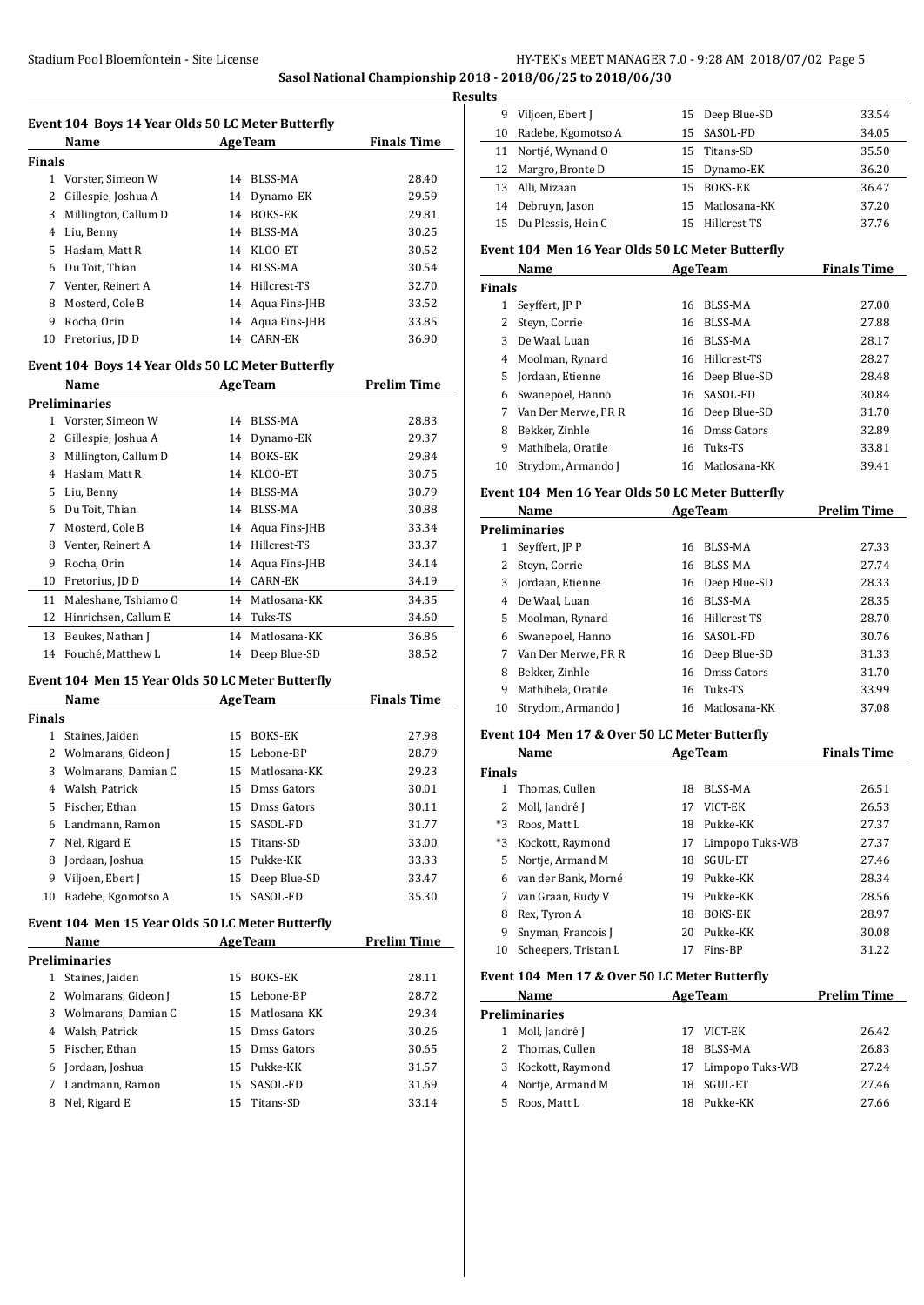**Sasol National Championship 2018 - 2018/06/25 to 2018/06/30**

**Results**

### Event 104 Boys 14 Year Olds 50 LC Meter Butterfly

| | Name | Age | Team | Finals Time |
|---|---|---|---|---|
| **Finals** | | | | |
| 1 | Vorster, Simeon W | 14 | BLSS-MA | 28.40 |
| 2 | Gillespie, Joshua A | 14 | Dynamo-EK | 29.59 |
| 3 | Millington, Callum D | 14 | BOKS-EK | 29.81 |
| 4 | Liu, Benny | 14 | BLSS-MA | 30.25 |
| 5 | Haslam, Matt R | 14 | KLOO-ET | 30.52 |
| 6 | Du Toit, Thian | 14 | BLSS-MA | 30.54 |
| 7 | Venter, Reinert A | 14 | Hillcrest-TS | 32.70 |
| 8 | Mosterd, Cole B | 14 | Aqua Fins-JHB | 33.52 |
| 9 | Rocha, Orin | 14 | Aqua Fins-JHB | 33.85 |
| 10 | Pretorius, JD D | 14 | CARN-EK | 36.90 |

### Event 104 Boys 14 Year Olds 50 LC Meter Butterfly

| | Name | Age | Team | Prelim Time |
|---|---|---|---|---|
| **Preliminaries** | | | | |
| 1 | Vorster, Simeon W | 14 | BLSS-MA | 28.83 |
| 2 | Gillespie, Joshua A | 14 | Dynamo-EK | 29.37 |
| 3 | Millington, Callum D | 14 | BOKS-EK | 29.84 |
| 4 | Haslam, Matt R | 14 | KLOO-ET | 30.75 |
| 5 | Liu, Benny | 14 | BLSS-MA | 30.79 |
| 6 | Du Toit, Thian | 14 | BLSS-MA | 30.88 |
| 7 | Mosterd, Cole B | 14 | Aqua Fins-JHB | 33.34 |
| 8 | Venter, Reinert A | 14 | Hillcrest-TS | 33.37 |
| 9 | Rocha, Orin | 14 | Aqua Fins-JHB | 34.14 |
| 10 | Pretorius, JD D | 14 | CARN-EK | 34.19 |
| 11 | Maleshane, Tshiamo O | 14 | Matlosana-KK | 34.35 |
| 12 | Hinrichsen, Callum E | 14 | Tuks-TS | 34.60 |
| 13 | Beukes, Nathan J | 14 | Matlosana-KK | 36.86 |
| 14 | Fouché, Matthew L | 14 | Deep Blue-SD | 38.52 |

### Event 104 Men 15 Year Olds 50 LC Meter Butterfly

| | Name | Age | Team | Finals Time |
|---|---|---|---|---|
| **Finals** | | | | |
| 1 | Staines, Jaiden | 15 | BOKS-EK | 27.98 |
| 2 | Wolmarans, Gideon J | 15 | Lebone-BP | 28.79 |
| 3 | Wolmarans, Damian C | 15 | Matlosana-KK | 29.23 |
| 4 | Walsh, Patrick | 15 | Dmss Gators | 30.01 |
| 5 | Fischer, Ethan | 15 | Dmss Gators | 30.11 |
| 6 | Landmann, Ramon | 15 | SASOL-FD | 31.77 |
| 7 | Nel, Rigard E | 15 | Titans-SD | 33.00 |
| 8 | Jordaan, Joshua | 15 | Pukke-KK | 33.33 |
| 9 | Viljoen, Ebert J | 15 | Deep Blue-SD | 33.47 |
| 10 | Radebe, Kgomotso A | 15 | SASOL-FD | 35.30 |

### Event 104 Men 15 Year Olds 50 LC Meter Butterfly

| | Name | Age | Team | Prelim Time |
|---|---|---|---|---|
| **Preliminaries** | | | | |
| 1 | Staines, Jaiden | 15 | BOKS-EK | 28.11 |
| 2 | Wolmarans, Gideon J | 15 | Lebone-BP | 28.72 |
| 3 | Wolmarans, Damian C | 15 | Matlosana-KK | 29.34 |
| 4 | Walsh, Patrick | 15 | Dmss Gators | 30.26 |
| 5 | Fischer, Ethan | 15 | Dmss Gators | 30.65 |
| 6 | Jordaan, Joshua | 15 | Pukke-KK | 31.57 |
| 7 | Landmann, Ramon | 15 | SASOL-FD | 31.69 |
| 8 | Nel, Rigard E | 15 | Titans-SD | 33.14 |
| 9 | Viljoen, Ebert J | 15 | Deep Blue-SD | 33.54 |
| 10 | Radebe, Kgomotso A | 15 | SASOL-FD | 34.05 |
| 11 | Nortjé, Wynand O | 15 | Titans-SD | 35.50 |
| 12 | Margro, Bronte D | 15 | Dynamo-EK | 36.20 |
| 13 | Alli, Mizaan | 15 | BOKS-EK | 36.47 |
| 14 | Debruyn, Jason | 15 | Matlosana-KK | 37.20 |
| 15 | Du Plessis, Hein C | 15 | Hillcrest-TS | 37.76 |

### Event 104 Men 16 Year Olds 50 LC Meter Butterfly

| | Name | Age | Team | Finals Time |
|---|---|---|---|---|
| **Finals** | | | | |
| 1 | Seyffert, JP P | 16 | BLSS-MA | 27.00 |
| 2 | Steyn, Corrie | 16 | BLSS-MA | 27.88 |
| 3 | De Waal, Luan | 16 | BLSS-MA | 28.17 |
| 4 | Moolman, Rynard | 16 | Hillcrest-TS | 28.27 |
| 5 | Jordaan, Etienne | 16 | Deep Blue-SD | 28.48 |
| 6 | Swanepoel, Hanno | 16 | SASOL-FD | 30.84 |
| 7 | Van Der Merwe, PR R | 16 | Deep Blue-SD | 31.70 |
| 8 | Bekker, Zinhle | 16 | Dmss Gators | 32.89 |
| 9 | Mathibela, Oratile | 16 | Tuks-TS | 33.81 |
| 10 | Strydom, Armando J | 16 | Matlosana-KK | 39.41 |

### Event 104 Men 16 Year Olds 50 LC Meter Butterfly

| | Name | Age | Team | Prelim Time |
|---|---|---|---|---|
| **Preliminaries** | | | | |
| 1 | Seyffert, JP P | 16 | BLSS-MA | 27.33 |
| 2 | Steyn, Corrie | 16 | BLSS-MA | 27.74 |
| 3 | Jordaan, Etienne | 16 | Deep Blue-SD | 28.33 |
| 4 | De Waal, Luan | 16 | BLSS-MA | 28.35 |
| 5 | Moolman, Rynard | 16 | Hillcrest-TS | 28.70 |
| 6 | Swanepoel, Hanno | 16 | SASOL-FD | 30.76 |
| 7 | Van Der Merwe, PR R | 16 | Deep Blue-SD | 31.33 |
| 8 | Bekker, Zinhle | 16 | Dmss Gators | 31.70 |
| 9 | Mathibela, Oratile | 16 | Tuks-TS | 33.99 |
| 10 | Strydom, Armando J | 16 | Matlosana-KK | 37.08 |

### Event 104 Men 17 & Over 50 LC Meter Butterfly

| | Name | Age | Team | Finals Time |
|---|---|---|---|---|
| **Finals** | | | | |
| 1 | Thomas, Cullen | 18 | BLSS-MA | 26.51 |
| 2 | Moll, Jandré J | 17 | VICT-EK | 26.53 |
| *3 | Roos, Matt L | 18 | Pukke-KK | 27.37 |
| *3 | Kockott, Raymond | 17 | Limpopo Tuks-WB | 27.37 |
| 5 | Nortje, Armand M | 18 | SGUL-ET | 27.46 |
| 6 | van der Bank, Morné | 19 | Pukke-KK | 28.34 |
| 7 | van Graan, Rudy V | 19 | Pukke-KK | 28.56 |
| 8 | Rex, Tyron A | 18 | BOKS-EK | 28.97 |
| 9 | Snyman, Francois J | 20 | Pukke-KK | 30.08 |
| 10 | Scheepers, Tristan L | 17 | Fins-BP | 31.22 |

### Event 104 Men 17 & Over 50 LC Meter Butterfly

| | Name | Age | Team | Prelim Time |
|---|---|---|---|---|
| **Preliminaries** | | | | |
| 1 | Moll, Jandré J | 17 | VICT-EK | 26.42 |
| 2 | Thomas, Cullen | 18 | BLSS-MA | 26.83 |
| 3 | Kockott, Raymond | 17 | Limpopo Tuks-WB | 27.24 |
| 4 | Nortje, Armand M | 18 | SGUL-ET | 27.46 |
| 5 | Roos, Matt L | 18 | Pukke-KK | 27.66 |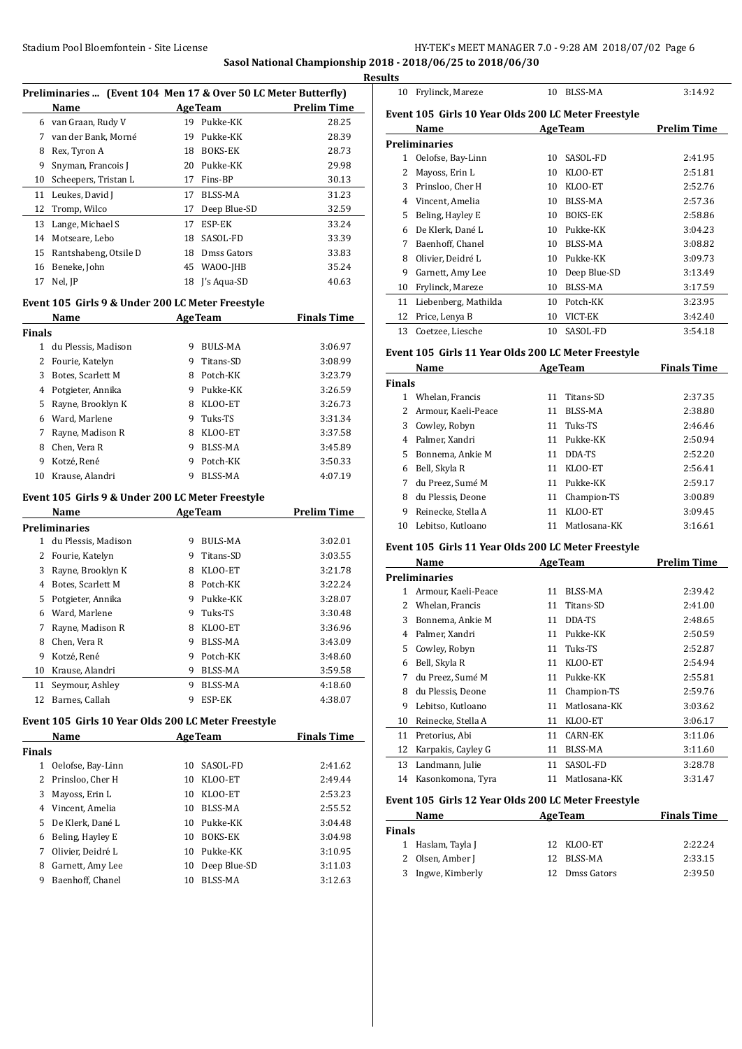**Sasol National Championship 2018 - 2018/06/25 to 2018/06/30**

**Results**

### Preliminaries ... (Event 104 Men 17 & Over 50 LC Meter Butterfly)

| | Name | Age | Team | Prelim Time |
|---|---|---|---|---|
| 6 | van Graan, Rudy V | 19 | Pukke-KK | 28.25 |
| 7 | van der Bank, Morné | 19 | Pukke-KK | 28.39 |
| 8 | Rex, Tyron A | 18 | BOKS-EK | 28.73 |
| 9 | Snyman, Francois J | 20 | Pukke-KK | 29.98 |
| 10 | Scheepers, Tristan L | 17 | Fins-BP | 30.13 |
| 11 | Leukes, David J | 17 | BLSS-MA | 31.23 |
| 12 | Tromp, Wilco | 17 | Deep Blue-SD | 32.59 |
| 13 | Lange, Michael S | 17 | ESP-EK | 33.24 |
| 14 | Motseare, Lebo | 18 | SASOL-FD | 33.39 |
| 15 | Rantshabeng, Otsile D | 18 | Dmss Gators | 33.83 |
| 16 | Beneke, John | 45 | WAOO-JHB | 35.24 |
| 17 | Nel, JP | 18 | J's Aqua-SD | 40.63 |

### Event 105 Girls 9 & Under 200 LC Meter Freestyle

| | Name | Age | Team | Finals Time |
|---|---|---|---|---|
| **Finals** | | | | |
| 1 | du Plessis, Madison | 9 | BULS-MA | 3:06.97 |
| 2 | Fourie, Katelyn | 9 | Titans-SD | 3:08.99 |
| 3 | Botes, Scarlett M | 8 | Potch-KK | 3:23.79 |
| 4 | Potgieter, Annika | 9 | Pukke-KK | 3:26.59 |
| 5 | Rayne, Brooklyn K | 8 | KLOO-ET | 3:26.73 |
| 6 | Ward, Marlene | 9 | Tuks-TS | 3:31.34 |
| 7 | Rayne, Madison R | 8 | KLOO-ET | 3:37.58 |
| 8 | Chen, Vera R | 9 | BLSS-MA | 3:45.89 |
| 9 | Kotzé, René | 9 | Potch-KK | 3:50.33 |
| 10 | Krause, Alandri | 9 | BLSS-MA | 4:07.19 |

### Event 105 Girls 9 & Under 200 LC Meter Freestyle

| | Name | Age | Team | Prelim Time |
|---|---|---|---|---|
| **Preliminaries** | | | | |
| 1 | du Plessis, Madison | 9 | BULS-MA | 3:02.01 |
| 2 | Fourie, Katelyn | 9 | Titans-SD | 3:03.55 |
| 3 | Rayne, Brooklyn K | 8 | KLOO-ET | 3:21.78 |
| 4 | Botes, Scarlett M | 8 | Potch-KK | 3:22.24 |
| 5 | Potgieter, Annika | 9 | Pukke-KK | 3:28.07 |
| 6 | Ward, Marlene | 9 | Tuks-TS | 3:30.48 |
| 7 | Rayne, Madison R | 8 | KLOO-ET | 3:36.96 |
| 8 | Chen, Vera R | 9 | BLSS-MA | 3:43.09 |
| 9 | Kotzé, René | 9 | Potch-KK | 3:48.60 |
| 10 | Krause, Alandri | 9 | BLSS-MA | 3:59.58 |
| 11 | Seymour, Ashley | 9 | BLSS-MA | 4:18.60 |
| 12 | Barnes, Callah | 9 | ESP-EK | 4:38.07 |

### Event 105 Girls 10 Year Olds 200 LC Meter Freestyle

| | Name | Age | Team | Finals Time |
|---|---|---|---|---|
| **Finals** | | | | |
| 1 | Oelofse, Bay-Linn | 10 | SASOL-FD | 2:41.62 |
| 2 | Prinsloo, Cher H | 10 | KLOO-ET | 2:49.44 |
| 3 | Mayoss, Erin L | 10 | KLOO-ET | 2:53.23 |
| 4 | Vincent, Amelia | 10 | BLSS-MA | 2:55.52 |
| 5 | De Klerk, Dané L | 10 | Pukke-KK | 3:04.48 |
| 6 | Beling, Hayley E | 10 | BOKS-EK | 3:04.98 |
| 7 | Olivier, Deidré L | 10 | Pukke-KK | 3:10.95 |
| 8 | Garnett, Amy Lee | 10 | Deep Blue-SD | 3:11.03 |
| 9 | Baenhoff, Chanel | 10 | BLSS-MA | 3:12.63 |
| 10 | Frylinck, Mareze | 10 | BLSS-MA | 3:14.92 |

### Event 105 Girls 10 Year Olds 200 LC Meter Freestyle

| | Name | Age | Team | Prelim Time |
|---|---|---|---|---|
| **Preliminaries** | | | | |
| 1 | Oelofse, Bay-Linn | 10 | SASOL-FD | 2:41.95 |
| 2 | Mayoss, Erin L | 10 | KLOO-ET | 2:51.81 |
| 3 | Prinsloo, Cher H | 10 | KLOO-ET | 2:52.76 |
| 4 | Vincent, Amelia | 10 | BLSS-MA | 2:57.36 |
| 5 | Beling, Hayley E | 10 | BOKS-EK | 2:58.86 |
| 6 | De Klerk, Dané L | 10 | Pukke-KK | 3:04.23 |
| 7 | Baenhoff, Chanel | 10 | BLSS-MA | 3:08.82 |
| 8 | Olivier, Deidré L | 10 | Pukke-KK | 3:09.73 |
| 9 | Garnett, Amy Lee | 10 | Deep Blue-SD | 3:13.49 |
| 10 | Frylinck, Mareze | 10 | BLSS-MA | 3:17.59 |
| 11 | Liebenberg, Mathilda | 10 | Potch-KK | 3:23.95 |
| 12 | Price, Lenya B | 10 | VICT-EK | 3:42.40 |
| 13 | Coetzee, Liesche | 10 | SASOL-FD | 3:54.18 |

### Event 105 Girls 11 Year Olds 200 LC Meter Freestyle

| | Name | Age | Team | Finals Time |
|---|---|---|---|---|
| **Finals** | | | | |
| 1 | Whelan, Francis | 11 | Titans-SD | 2:37.35 |
| 2 | Armour, Kaeli-Peace | 11 | BLSS-MA | 2:38.80 |
| 3 | Cowley, Robyn | 11 | Tuks-TS | 2:46.46 |
| 4 | Palmer, Xandri | 11 | Pukke-KK | 2:50.94 |
| 5 | Bonnema, Ankie M | 11 | DDA-TS | 2:52.20 |
| 6 | Bell, Skyla R | 11 | KLOO-ET | 2:56.41 |
| 7 | du Preez, Sumé M | 11 | Pukke-KK | 2:59.17 |
| 8 | du Plessis, Deone | 11 | Champion-TS | 3:00.89 |
| 9 | Reinecke, Stella A | 11 | KLOO-ET | 3:09.45 |
| 10 | Lebitso, Kutloano | 11 | Matlosana-KK | 3:16.61 |

### Event 105 Girls 11 Year Olds 200 LC Meter Freestyle

| | Name | Age | Team | Prelim Time |
|---|---|---|---|---|
| **Preliminaries** | | | | |
| 1 | Armour, Kaeli-Peace | 11 | BLSS-MA | 2:39.42 |
| 2 | Whelan, Francis | 11 | Titans-SD | 2:41.00 |
| 3 | Bonnema, Ankie M | 11 | DDA-TS | 2:48.65 |
| 4 | Palmer, Xandri | 11 | Pukke-KK | 2:50.59 |
| 5 | Cowley, Robyn | 11 | Tuks-TS | 2:52.87 |
| 6 | Bell, Skyla R | 11 | KLOO-ET | 2:54.94 |
| 7 | du Preez, Sumé M | 11 | Pukke-KK | 2:55.81 |
| 8 | du Plessis, Deone | 11 | Champion-TS | 2:59.76 |
| 9 | Lebitso, Kutloano | 11 | Matlosana-KK | 3:03.62 |
| 10 | Reinecke, Stella A | 11 | KLOO-ET | 3:06.17 |
| 11 | Pretorius, Abi | 11 | CARN-EK | 3:11.06 |
| 12 | Karpakis, Cayley G | 11 | BLSS-MA | 3:11.60 |
| 13 | Landmann, Julie | 11 | SASOL-FD | 3:28.78 |
| 14 | Kasonkomona, Tyra | 11 | Matlosana-KK | 3:31.47 |

### Event 105 Girls 12 Year Olds 200 LC Meter Freestyle

| | Name | Age | Team | Finals Time |
|---|---|---|---|---|
| **Finals** | | | | |
| 1 | Haslam, Tayla J | 12 | KLOO-ET | 2:22.24 |
| 2 | Olsen, Amber J | 12 | BLSS-MA | 2:33.15 |
| 3 | Ingwe, Kimberly | 12 | Dmss Gators | 2:39.50 |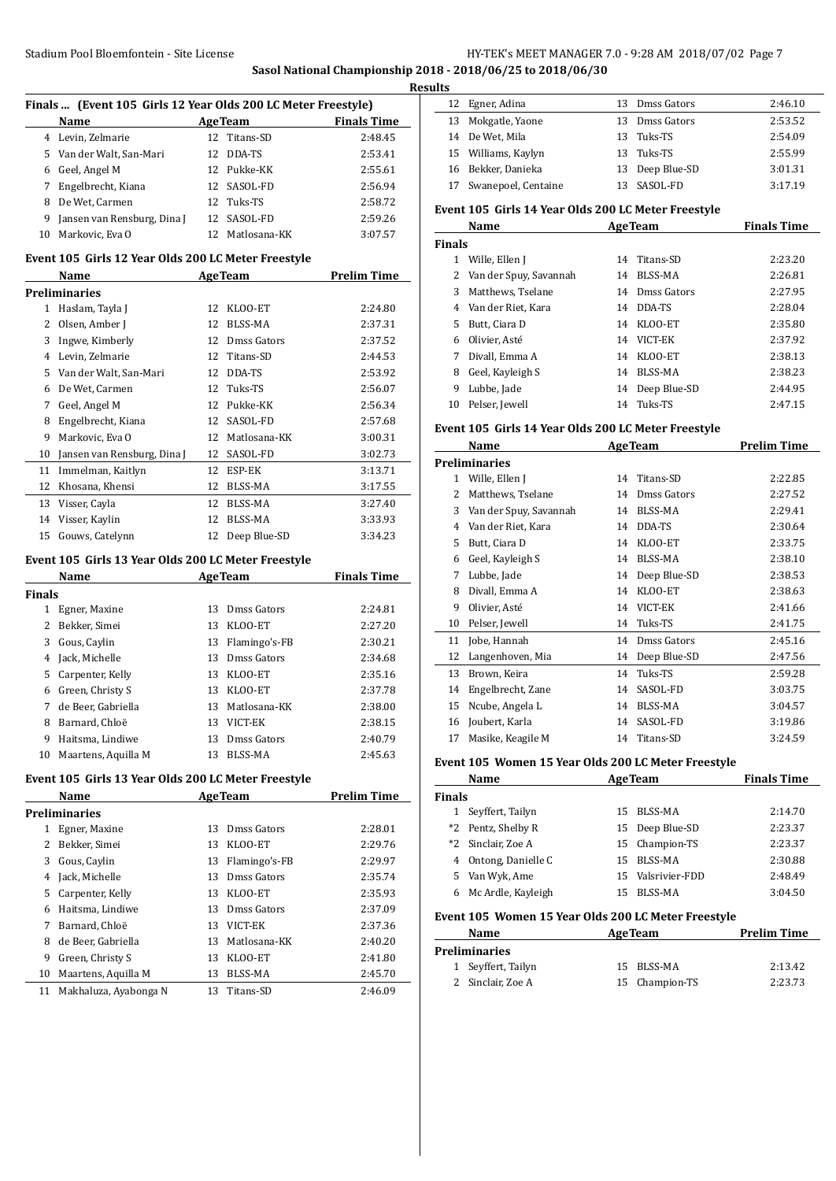## Sasol National Championship 2018 - 2018/06/25 to 2018/06/30

**Results**

### Finals ... (Event 105 Girls 12 Year Olds 200 LC Meter Freestyle)

| | Name | Age | Team | Finals Time |
|---|---|---|---|---|
| 4 | Levin, Zelmarie | 12 | Titans-SD | 2:48.45 |
| 5 | Van der Walt, San-Mari | 12 | DDA-TS | 2:53.41 |
| 6 | Geel, Angel M | 12 | Pukke-KK | 2:55.61 |
| 7 | Engelbrecht, Kiana | 12 | SASOL-FD | 2:56.94 |
| 8 | De Wet, Carmen | 12 | Tuks-TS | 2:58.72 |
| 9 | Jansen van Rensburg, Dina J | 12 | SASOL-FD | 2:59.26 |
| 10 | Markovic, Eva O | 12 | Matlosana-KK | 3:07.57 |

### Event 105 Girls 12 Year Olds 200 LC Meter Freestyle

| | Name | Age | Team | Prelim Time |
|---|---|---|---|---|
| **Preliminaries** | | | | |
| 1 | Haslam, Tayla J | 12 | KLOO-ET | 2:24.80 |
| 2 | Olsen, Amber J | 12 | BLSS-MA | 2:37.31 |
| 3 | Ingwe, Kimberly | 12 | Dmss Gators | 2:37.52 |
| 4 | Levin, Zelmarie | 12 | Titans-SD | 2:44.53 |
| 5 | Van der Walt, San-Mari | 12 | DDA-TS | 2:53.92 |
| 6 | De Wet, Carmen | 12 | Tuks-TS | 2:56.07 |
| 7 | Geel, Angel M | 12 | Pukke-KK | 2:56.34 |
| 8 | Engelbrecht, Kiana | 12 | SASOL-FD | 2:57.68 |
| 9 | Markovic, Eva O | 12 | Matlosana-KK | 3:00.31 |
| 10 | Jansen van Rensburg, Dina J | 12 | SASOL-FD | 3:02.73 |
| 11 | Immelman, Kaitlyn | 12 | ESP-EK | 3:13.71 |
| 12 | Khosana, Khensi | 12 | BLSS-MA | 3:17.55 |
| 13 | Visser, Cayla | 12 | BLSS-MA | 3:27.40 |
| 14 | Visser, Kaylin | 12 | BLSS-MA | 3:33.93 |
| 15 | Gouws, Catelynn | 12 | Deep Blue-SD | 3:34.23 |

### Event 105 Girls 13 Year Olds 200 LC Meter Freestyle

| | Name | Age | Team | Finals Time |
|---|---|---|---|---|
| **Finals** | | | | |
| 1 | Egner, Maxine | 13 | Dmss Gators | 2:24.81 |
| 2 | Bekker, Simei | 13 | KLOO-ET | 2:27.20 |
| 3 | Gous, Caylin | 13 | Flamingo's-FB | 2:30.21 |
| 4 | Jack, Michelle | 13 | Dmss Gators | 2:34.68 |
| 5 | Carpenter, Kelly | 13 | KLOO-ET | 2:35.16 |
| 6 | Green, Christy S | 13 | KLOO-ET | 2:37.78 |
| 7 | de Beer, Gabriella | 13 | Matlosana-KK | 2:38.00 |
| 8 | Barnard, Chloë | 13 | VICT-EK | 2:38.15 |
| 9 | Haitsma, Lindiwe | 13 | Dmss Gators | 2:40.79 |
| 10 | Maartens, Aquilla M | 13 | BLSS-MA | 2:45.63 |

### Event 105 Girls 13 Year Olds 200 LC Meter Freestyle

| | Name | Age | Team | Prelim Time |
|---|---|---|---|---|
| **Preliminaries** | | | | |
| 1 | Egner, Maxine | 13 | Dmss Gators | 2:28.01 |
| 2 | Bekker, Simei | 13 | KLOO-ET | 2:29.76 |
| 3 | Gous, Caylin | 13 | Flamingo's-FB | 2:29.97 |
| 4 | Jack, Michelle | 13 | Dmss Gators | 2:35.74 |
| 5 | Carpenter, Kelly | 13 | KLOO-ET | 2:35.93 |
| 6 | Haitsma, Lindiwe | 13 | Dmss Gators | 2:37.09 |
| 7 | Barnard, Chloë | 13 | VICT-EK | 2:37.36 |
| 8 | de Beer, Gabriella | 13 | Matlosana-KK | 2:40.20 |
| 9 | Green, Christy S | 13 | KLOO-ET | 2:41.80 |
| 10 | Maartens, Aquilla M | 13 | BLSS-MA | 2:45.70 |
| 11 | Makhaluza, Ayabonga N | 13 | Titans-SD | 2:46.09 |
| 12 | Egner, Adina | 13 | Dmss Gators | 2:46.10 |
| 13 | Mokgatle, Yaone | 13 | Dmss Gators | 2:53.52 |
| 14 | De Wet, Mila | 13 | Tuks-TS | 2:54.09 |
| 15 | Williams, Kaylyn | 13 | Tuks-TS | 2:55.99 |
| 16 | Bekker, Danieka | 13 | Deep Blue-SD | 3:01.31 |
| 17 | Swanepoel, Centaine | 13 | SASOL-FD | 3:17.19 |

### Event 105 Girls 14 Year Olds 200 LC Meter Freestyle

| | Name | Age | Team | Finals Time |
|---|---|---|---|---|
| **Finals** | | | | |
| 1 | Wille, Ellen J | 14 | Titans-SD | 2:23.20 |
| 2 | Van der Spuy, Savannah | 14 | BLSS-MA | 2:26.81 |
| 3 | Matthews, Tselane | 14 | Dmss Gators | 2:27.95 |
| 4 | Van der Riet, Kara | 14 | DDA-TS | 2:28.04 |
| 5 | Butt, Ciara D | 14 | KLOO-ET | 2:35.80 |
| 6 | Olivier, Asté | 14 | VICT-EK | 2:37.92 |
| 7 | Divall, Emma A | 14 | KLOO-ET | 2:38.13 |
| 8 | Geel, Kayleigh S | 14 | BLSS-MA | 2:38.23 |
| 9 | Lubbe, Jade | 14 | Deep Blue-SD | 2:44.95 |
| 10 | Pelser, Jewell | 14 | Tuks-TS | 2:47.15 |

### Event 105 Girls 14 Year Olds 200 LC Meter Freestyle

| | Name | Age | Team | Prelim Time |
|---|---|---|---|---|
| **Preliminaries** | | | | |
| 1 | Wille, Ellen J | 14 | Titans-SD | 2:22.85 |
| 2 | Matthews, Tselane | 14 | Dmss Gators | 2:27.52 |
| 3 | Van der Spuy, Savannah | 14 | BLSS-MA | 2:29.41 |
| 4 | Van der Riet, Kara | 14 | DDA-TS | 2:30.64 |
| 5 | Butt, Ciara D | 14 | KLOO-ET | 2:33.75 |
| 6 | Geel, Kayleigh S | 14 | BLSS-MA | 2:38.10 |
| 7 | Lubbe, Jade | 14 | Deep Blue-SD | 2:38.53 |
| 8 | Divall, Emma A | 14 | KLOO-ET | 2:38.63 |
| 9 | Olivier, Asté | 14 | VICT-EK | 2:41.66 |
| 10 | Pelser, Jewell | 14 | Tuks-TS | 2:41.75 |
| 11 | Jobe, Hannah | 14 | Dmss Gators | 2:45.16 |
| 12 | Langenhoven, Mia | 14 | Deep Blue-SD | 2:47.56 |
| 13 | Brown, Keira | 14 | Tuks-TS | 2:59.28 |
| 14 | Engelbrecht, Zane | 14 | SASOL-FD | 3:03.75 |
| 15 | Ncube, Angela L | 14 | BLSS-MA | 3:04.57 |
| 16 | Joubert, Karla | 14 | SASOL-FD | 3:19.86 |
| 17 | Masike, Keagile M | 14 | Titans-SD | 3:24.59 |

### Event 105 Women 15 Year Olds 200 LC Meter Freestyle

| | Name | Age | Team | Finals Time |
|---|---|---|---|---|
| **Finals** | | | | |
| 1 | Seyffert, Tailyn | 15 | BLSS-MA | 2:14.70 |
| *2 | Pentz, Shelby R | 15 | Deep Blue-SD | 2:23.37 |
| *2 | Sinclair, Zoe A | 15 | Champion-TS | 2:23.37 |
| 4 | Ontong, Danielle C | 15 | BLSS-MA | 2:30.88 |
| 5 | Van Wyk, Ame | 15 | Valsrivier-FDD | 2:48.49 |
| 6 | Mc Ardle, Kayleigh | 15 | BLSS-MA | 3:04.50 |

### Event 105 Women 15 Year Olds 200 LC Meter Freestyle

| | Name | Age | Team | Prelim Time |
|---|---|---|---|---|
| **Preliminaries** | | | | |
| 1 | Seyffert, Tailyn | 15 | BLSS-MA | 2:13.42 |
| 2 | Sinclair, Zoe A | 15 | Champion-TS | 2:23.73 |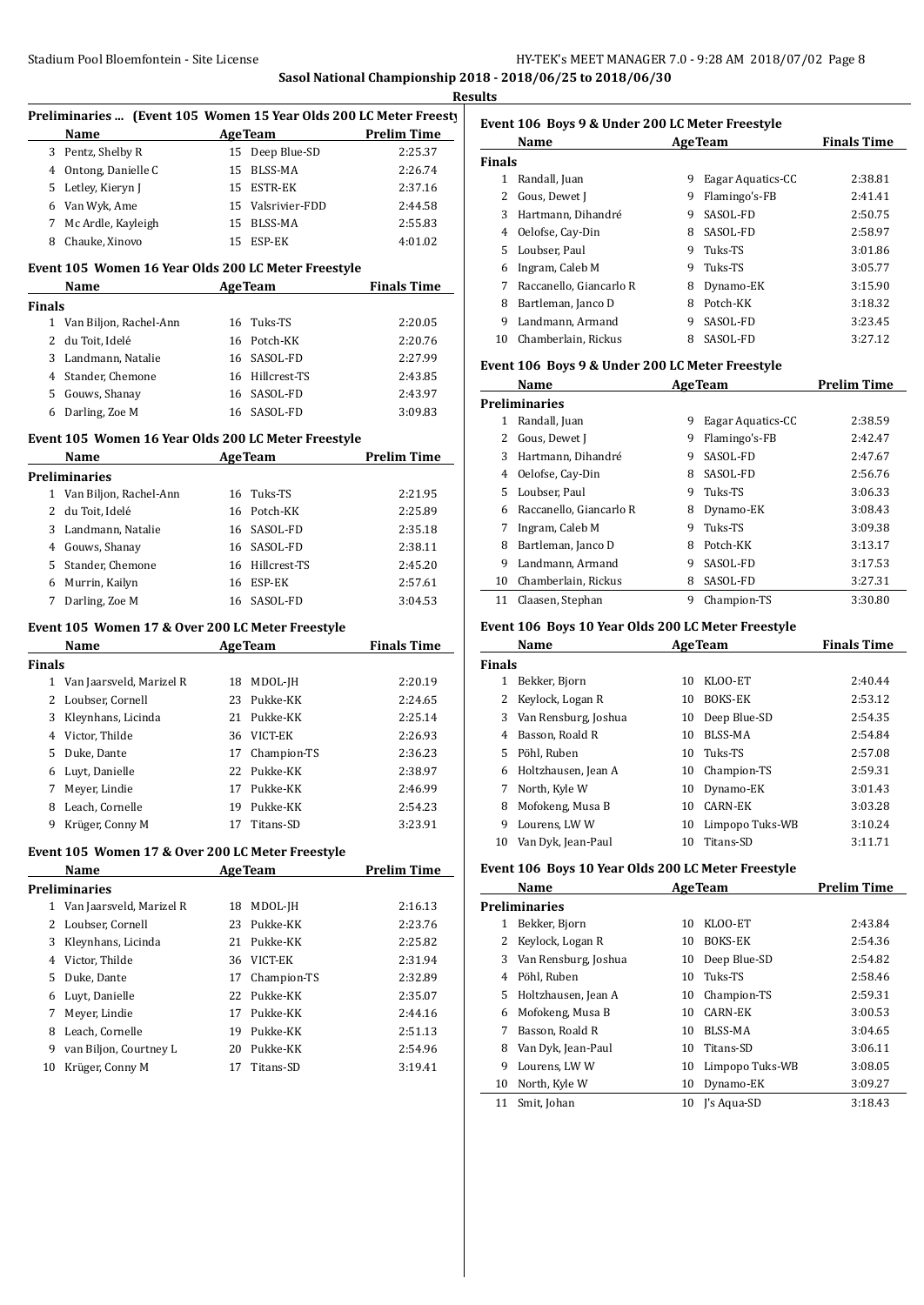## Sasol National Championship 2018 - 2018/06/25 to 2018/06/30

### Results

#### Preliminaries ... (Event 105 Women 15 Year Olds 200 LC Meter Freestyle)

| | Name | Age | Team | Prelim Time |
|---|---|---|---|---|
| 3 | Pentz, Shelby R | 15 | Deep Blue-SD | 2:25.37 |
| 4 | Ontong, Danielle C | 15 | BLSS-MA | 2:26.74 |
| 5 | Letley, Kieryn J | 15 | ESTR-EK | 2:37.16 |
| 6 | Van Wyk, Ame | 15 | Valsrivier-FDD | 2:44.58 |
| 7 | Mc Ardle, Kayleigh | 15 | BLSS-MA | 2:55.83 |
| 8 | Chauke, Xinovo | 15 | ESP-EK | 4:01.02 |

#### Event 105 Women 16 Year Olds 200 LC Meter Freestyle

| | Name | Age | Team | Finals Time |
|---|---|---|---|---|
| **Finals** | | | | |
| 1 | Van Biljon, Rachel-Ann | 16 | Tuks-TS | 2:20.05 |
| 2 | du Toit, Idelé | 16 | Potch-KK | 2:20.76 |
| 3 | Landmann, Natalie | 16 | SASOL-FD | 2:27.99 |
| 4 | Stander, Chemone | 16 | Hillcrest-TS | 2:43.85 |
| 5 | Gouws, Shanay | 16 | SASOL-FD | 2:43.97 |
| 6 | Darling, Zoe M | 16 | SASOL-FD | 3:09.83 |

#### Event 105 Women 16 Year Olds 200 LC Meter Freestyle

| | Name | Age | Team | Prelim Time |
|---|---|---|---|---|
| **Preliminaries** | | | | |
| 1 | Van Biljon, Rachel-Ann | 16 | Tuks-TS | 2:21.95 |
| 2 | du Toit, Idelé | 16 | Potch-KK | 2:25.89 |
| 3 | Landmann, Natalie | 16 | SASOL-FD | 2:35.18 |
| 4 | Gouws, Shanay | 16 | SASOL-FD | 2:38.11 |
| 5 | Stander, Chemone | 16 | Hillcrest-TS | 2:45.20 |
| 6 | Murrin, Kailyn | 16 | ESP-EK | 2:57.61 |
| 7 | Darling, Zoe M | 16 | SASOL-FD | 3:04.53 |

#### Event 105 Women 17 & Over 200 LC Meter Freestyle

| | Name | Age | Team | Finals Time |
|---|---|---|---|---|
| **Finals** | | | | |
| 1 | Van Jaarsveld, Marizel R | 18 | MDOL-JH | 2:20.19 |
| 2 | Loubser, Cornell | 23 | Pukke-KK | 2:24.65 |
| 3 | Kleynhans, Licinda | 21 | Pukke-KK | 2:25.14 |
| 4 | Victor, Thilde | 36 | VICT-EK | 2:26.93 |
| 5 | Duke, Dante | 17 | Champion-TS | 2:36.23 |
| 6 | Luyt, Danielle | 22 | Pukke-KK | 2:38.97 |
| 7 | Meyer, Lindie | 17 | Pukke-KK | 2:46.99 |
| 8 | Leach, Cornelle | 19 | Pukke-KK | 2:54.23 |
| 9 | Krüger, Conny M | 17 | Titans-SD | 3:23.91 |

#### Event 105 Women 17 & Over 200 LC Meter Freestyle

| | Name | Age | Team | Prelim Time |
|---|---|---|---|---|
| **Preliminaries** | | | | |
| 1 | Van Jaarsveld, Marizel R | 18 | MDOL-JH | 2:16.13 |
| 2 | Loubser, Cornell | 23 | Pukke-KK | 2:23.76 |
| 3 | Kleynhans, Licinda | 21 | Pukke-KK | 2:25.82 |
| 4 | Victor, Thilde | 36 | VICT-EK | 2:31.94 |
| 5 | Duke, Dante | 17 | Champion-TS | 2:32.89 |
| 6 | Luyt, Danielle | 22 | Pukke-KK | 2:35.07 |
| 7 | Meyer, Lindie | 17 | Pukke-KK | 2:44.16 |
| 8 | Leach, Cornelle | 19 | Pukke-KK | 2:51.13 |
| 9 | van Biljon, Courtney L | 20 | Pukke-KK | 2:54.96 |
| 10 | Krüger, Conny M | 17 | Titans-SD | 3:19.41 |

#### Event 106 Boys 9 & Under 200 LC Meter Freestyle

| | Name | Age | Team | Finals Time |
|---|---|---|---|---|
| **Finals** | | | | |
| 1 | Randall, Juan | 9 | Eagar Aquatics-CC | 2:38.81 |
| 2 | Gous, Dewet J | 9 | Flamingo's-FB | 2:41.41 |
| 3 | Hartmann, Dihandré | 9 | SASOL-FD | 2:50.75 |
| 4 | Oelofse, Cay-Din | 8 | SASOL-FD | 2:58.97 |
| 5 | Loubser, Paul | 9 | Tuks-TS | 3:01.86 |
| 6 | Ingram, Caleb M | 9 | Tuks-TS | 3:05.77 |
| 7 | Raccanello, Giancarlo R | 8 | Dynamo-EK | 3:15.90 |
| 8 | Bartleman, Janco D | 8 | Potch-KK | 3:18.32 |
| 9 | Landmann, Armand | 9 | SASOL-FD | 3:23.45 |
| 10 | Chamberlain, Rickus | 8 | SASOL-FD | 3:27.12 |

#### Event 106 Boys 9 & Under 200 LC Meter Freestyle

| | Name | Age | Team | Prelim Time |
|---|---|---|---|---|
| **Preliminaries** | | | | |
| 1 | Randall, Juan | 9 | Eagar Aquatics-CC | 2:38.59 |
| 2 | Gous, Dewet J | 9 | Flamingo's-FB | 2:42.47 |
| 3 | Hartmann, Dihandré | 9 | SASOL-FD | 2:47.67 |
| 4 | Oelofse, Cay-Din | 8 | SASOL-FD | 2:56.76 |
| 5 | Loubser, Paul | 9 | Tuks-TS | 3:06.33 |
| 6 | Raccanello, Giancarlo R | 8 | Dynamo-EK | 3:08.43 |
| 7 | Ingram, Caleb M | 9 | Tuks-TS | 3:09.38 |
| 8 | Bartleman, Janco D | 8 | Potch-KK | 3:13.17 |
| 9 | Landmann, Armand | 9 | SASOL-FD | 3:17.53 |
| 10 | Chamberlain, Rickus | 8 | SASOL-FD | 3:27.31 |
| 11 | Claasen, Stephan | 9 | Champion-TS | 3:30.80 |

#### Event 106 Boys 10 Year Olds 200 LC Meter Freestyle

| | Name | Age | Team | Finals Time |
|---|---|---|---|---|
| **Finals** | | | | |
| 1 | Bekker, Bjorn | 10 | KLOO-ET | 2:40.44 |
| 2 | Keylock, Logan R | 10 | BOKS-EK | 2:53.12 |
| 3 | Van Rensburg, Joshua | 10 | Deep Blue-SD | 2:54.35 |
| 4 | Basson, Roald R | 10 | BLSS-MA | 2:54.84 |
| 5 | Pöhl, Ruben | 10 | Tuks-TS | 2:57.08 |
| 6 | Holtzhausen, Jean A | 10 | Champion-TS | 2:59.31 |
| 7 | North, Kyle W | 10 | Dynamo-EK | 3:01.43 |
| 8 | Mofokeng, Musa B | 10 | CARN-EK | 3:03.28 |
| 9 | Lourens, LW W | 10 | Limpopo Tuks-WB | 3:10.24 |
| 10 | Van Dyk, Jean-Paul | 10 | Titans-SD | 3:11.71 |

#### Event 106 Boys 10 Year Olds 200 LC Meter Freestyle

| | Name | Age | Team | Prelim Time |
|---|---|---|---|---|
| **Preliminaries** | | | | |
| 1 | Bekker, Bjorn | 10 | KLOO-ET | 2:43.84 |
| 2 | Keylock, Logan R | 10 | BOKS-EK | 2:54.36 |
| 3 | Van Rensburg, Joshua | 10 | Deep Blue-SD | 2:54.82 |
| 4 | Pöhl, Ruben | 10 | Tuks-TS | 2:58.46 |
| 5 | Holtzhausen, Jean A | 10 | Champion-TS | 2:59.31 |
| 6 | Mofokeng, Musa B | 10 | CARN-EK | 3:00.53 |
| 7 | Basson, Roald R | 10 | BLSS-MA | 3:04.65 |
| 8 | Van Dyk, Jean-Paul | 10 | Titans-SD | 3:06.11 |
| 9 | Lourens, LW W | 10 | Limpopo Tuks-WB | 3:08.05 |
| 10 | North, Kyle W | 10 | Dynamo-EK | 3:09.27 |
| 11 | Smit, Johan | 10 | J's Aqua-SD | 3:18.43 |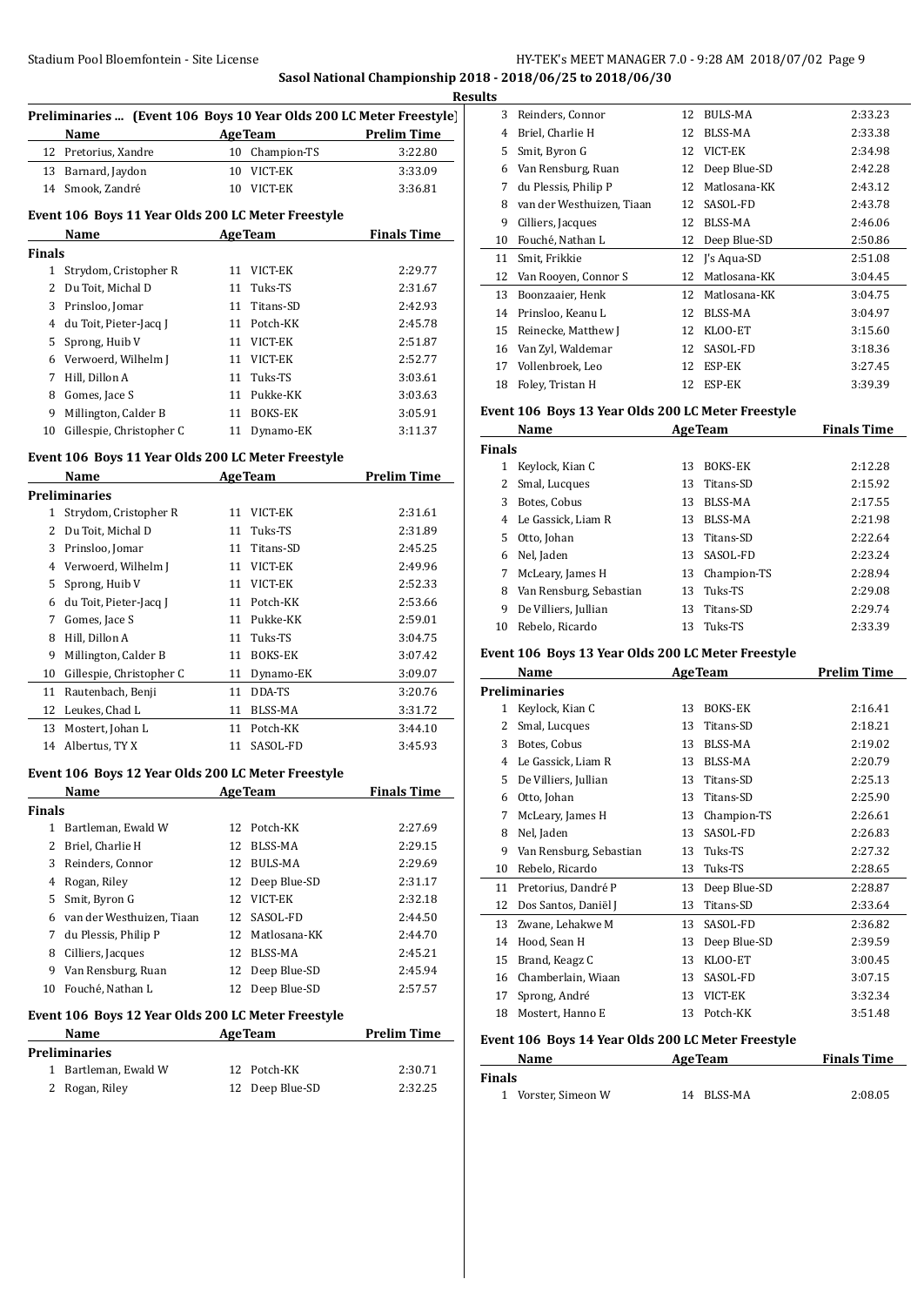**Sasol National Championship 2018 - 2018/06/25 to 2018/06/30**

**Results**

### Preliminaries ... (Event 106 Boys 10 Year Olds 200 LC Meter Freestyle)

| | Name | Age | Team | Prelim Time |
|---|---|---|---|---|
| 12 | Pretorius, Xandre | 10 | Champion-TS | 3:22.80 |
| 13 | Barnard, Jaydon | 10 | VICT-EK | 3:33.09 |
| 14 | Smook, Zandré | 10 | VICT-EK | 3:36.81 |

### Event 106 Boys 11 Year Olds 200 LC Meter Freestyle

| | Name | Age | Team | Finals Time |
|---|---|---|---|---|
| **Finals** | | | | |
| 1 | Strydom, Cristopher R | 11 | VICT-EK | 2:29.77 |
| 2 | Du Toit, Michal D | 11 | Tuks-TS | 2:31.67 |
| 3 | Prinsloo, Jomar | 11 | Titans-SD | 2:42.93 |
| 4 | du Toit, Pieter-Jacq J | 11 | Potch-KK | 2:45.78 |
| 5 | Sprong, Huib V | 11 | VICT-EK | 2:51.87 |
| 6 | Verwoerd, Wilhelm J | 11 | VICT-EK | 2:52.77 |
| 7 | Hill, Dillon A | 11 | Tuks-TS | 3:03.61 |
| 8 | Gomes, Jace S | 11 | Pukke-KK | 3:03.63 |
| 9 | Millington, Calder B | 11 | BOKS-EK | 3:05.91 |
| 10 | Gillespie, Christopher C | 11 | Dynamo-EK | 3:11.37 |

### Event 106 Boys 11 Year Olds 200 LC Meter Freestyle

| | Name | Age | Team | Prelim Time |
|---|---|---|---|---|
| **Preliminaries** | | | | |
| 1 | Strydom, Cristopher R | 11 | VICT-EK | 2:31.61 |
| 2 | Du Toit, Michal D | 11 | Tuks-TS | 2:31.89 |
| 3 | Prinsloo, Jomar | 11 | Titans-SD | 2:45.25 |
| 4 | Verwoerd, Wilhelm J | 11 | VICT-EK | 2:49.96 |
| 5 | Sprong, Huib V | 11 | VICT-EK | 2:52.33 |
| 6 | du Toit, Pieter-Jacq J | 11 | Potch-KK | 2:53.66 |
| 7 | Gomes, Jace S | 11 | Pukke-KK | 2:59.01 |
| 8 | Hill, Dillon A | 11 | Tuks-TS | 3:04.75 |
| 9 | Millington, Calder B | 11 | BOKS-EK | 3:07.42 |
| 10 | Gillespie, Christopher C | 11 | Dynamo-EK | 3:09.07 |
| 11 | Rautenbach, Benji | 11 | DDA-TS | 3:20.76 |
| 12 | Leukes, Chad L | 11 | BLSS-MA | 3:31.72 |
| 13 | Mostert, Johan L | 11 | Potch-KK | 3:44.10 |
| 14 | Albertus, TY X | 11 | SASOL-FD | 3:45.93 |

### Event 106 Boys 12 Year Olds 200 LC Meter Freestyle

| | Name | Age | Team | Finals Time |
|---|---|---|---|---|
| **Finals** | | | | |
| 1 | Bartleman, Ewald W | 12 | Potch-KK | 2:27.69 |
| 2 | Briel, Charlie H | 12 | BLSS-MA | 2:29.15 |
| 3 | Reinders, Connor | 12 | BULS-MA | 2:29.69 |
| 4 | Rogan, Riley | 12 | Deep Blue-SD | 2:31.17 |
| 5 | Smit, Byron G | 12 | VICT-EK | 2:32.18 |
| 6 | van der Westhuizen, Tiaan | 12 | SASOL-FD | 2:44.50 |
| 7 | du Plessis, Philip P | 12 | Matlosana-KK | 2:44.70 |
| 8 | Cilliers, Jacques | 12 | BLSS-MA | 2:45.21 |
| 9 | Van Rensburg, Ruan | 12 | Deep Blue-SD | 2:45.94 |
| 10 | Fouché, Nathan L | 12 | Deep Blue-SD | 2:57.57 |

### Event 106 Boys 12 Year Olds 200 LC Meter Freestyle

| | Name | Age | Team | Prelim Time |
|---|---|---|---|---|
| **Preliminaries** | | | | |
| 1 | Bartleman, Ewald W | 12 | Potch-KK | 2:30.71 |
| 2 | Rogan, Riley | 12 | Deep Blue-SD | 2:32.25 |
| 3 | Reinders, Connor | 12 | BULS-MA | 2:33.23 |
| 4 | Briel, Charlie H | 12 | BLSS-MA | 2:33.38 |
| 5 | Smit, Byron G | 12 | VICT-EK | 2:34.98 |
| 6 | Van Rensburg, Ruan | 12 | Deep Blue-SD | 2:42.28 |
| 7 | du Plessis, Philip P | 12 | Matlosana-KK | 2:43.12 |
| 8 | van der Westhuizen, Tiaan | 12 | SASOL-FD | 2:43.78 |
| 9 | Cilliers, Jacques | 12 | BLSS-MA | 2:46.06 |
| 10 | Fouché, Nathan L | 12 | Deep Blue-SD | 2:50.86 |
| 11 | Smit, Frikkie | 12 | J's Aqua-SD | 2:51.08 |
| 12 | Van Rooyen, Connor S | 12 | Matlosana-KK | 3:04.45 |
| 13 | Boonzaaier, Henk | 12 | Matlosana-KK | 3:04.75 |
| 14 | Prinsloo, Keanu L | 12 | BLSS-MA | 3:04.97 |
| 15 | Reinecke, Matthew J | 12 | KLOO-ET | 3:15.60 |
| 16 | Van Zyl, Waldemar | 12 | SASOL-FD | 3:18.36 |
| 17 | Vollenbroek, Leo | 12 | ESP-EK | 3:27.45 |
| 18 | Foley, Tristan H | 12 | ESP-EK | 3:39.39 |

### Event 106 Boys 13 Year Olds 200 LC Meter Freestyle

| | Name | Age | Team | Finals Time |
|---|---|---|---|---|
| **Finals** | | | | |
| 1 | Keylock, Kian C | 13 | BOKS-EK | 2:12.28 |
| 2 | Smal, Lucques | 13 | Titans-SD | 2:15.92 |
| 3 | Botes, Cobus | 13 | BLSS-MA | 2:17.55 |
| 4 | Le Gassick, Liam R | 13 | BLSS-MA | 2:21.98 |
| 5 | Otto, Johan | 13 | Titans-SD | 2:22.64 |
| 6 | Nel, Jaden | 13 | SASOL-FD | 2:23.24 |
| 7 | McLeary, James H | 13 | Champion-TS | 2:28.94 |
| 8 | Van Rensburg, Sebastian | 13 | Tuks-TS | 2:29.08 |
| 9 | De Villiers, Jullian | 13 | Titans-SD | 2:29.74 |
| 10 | Rebelo, Ricardo | 13 | Tuks-TS | 2:33.39 |

### Event 106 Boys 13 Year Olds 200 LC Meter Freestyle

| | Name | Age | Team | Prelim Time |
|---|---|---|---|---|
| **Preliminaries** | | | | |
| 1 | Keylock, Kian C | 13 | BOKS-EK | 2:16.41 |
| 2 | Smal, Lucques | 13 | Titans-SD | 2:18.21 |
| 3 | Botes, Cobus | 13 | BLSS-MA | 2:19.02 |
| 4 | Le Gassick, Liam R | 13 | BLSS-MA | 2:20.79 |
| 5 | De Villiers, Jullian | 13 | Titans-SD | 2:25.13 |
| 6 | Otto, Johan | 13 | Titans-SD | 2:25.90 |
| 7 | McLeary, James H | 13 | Champion-TS | 2:26.61 |
| 8 | Nel, Jaden | 13 | SASOL-FD | 2:26.83 |
| 9 | Van Rensburg, Sebastian | 13 | Tuks-TS | 2:27.32 |
| 10 | Rebelo, Ricardo | 13 | Tuks-TS | 2:28.65 |
| 11 | Pretorius, Dandré P | 13 | Deep Blue-SD | 2:28.87 |
| 12 | Dos Santos, Daniël J | 13 | Titans-SD | 2:33.64 |
| 13 | Zwane, Lehakwe M | 13 | SASOL-FD | 2:36.82 |
| 14 | Hood, Sean H | 13 | Deep Blue-SD | 2:39.59 |
| 15 | Brand, Keagz C | 13 | KLOO-ET | 3:00.45 |
| 16 | Chamberlain, Wiaan | 13 | SASOL-FD | 3:07.15 |
| 17 | Sprong, André | 13 | VICT-EK | 3:32.34 |
| 18 | Mostert, Hanno E | 13 | Potch-KK | 3:51.48 |

### Event 106 Boys 14 Year Olds 200 LC Meter Freestyle

| | Name | Age | Team | Finals Time |
|---|---|---|---|---|
| **Finals** | | | | |
| 1 | Vorster, Simeon W | 14 | BLSS-MA | 2:08.05 |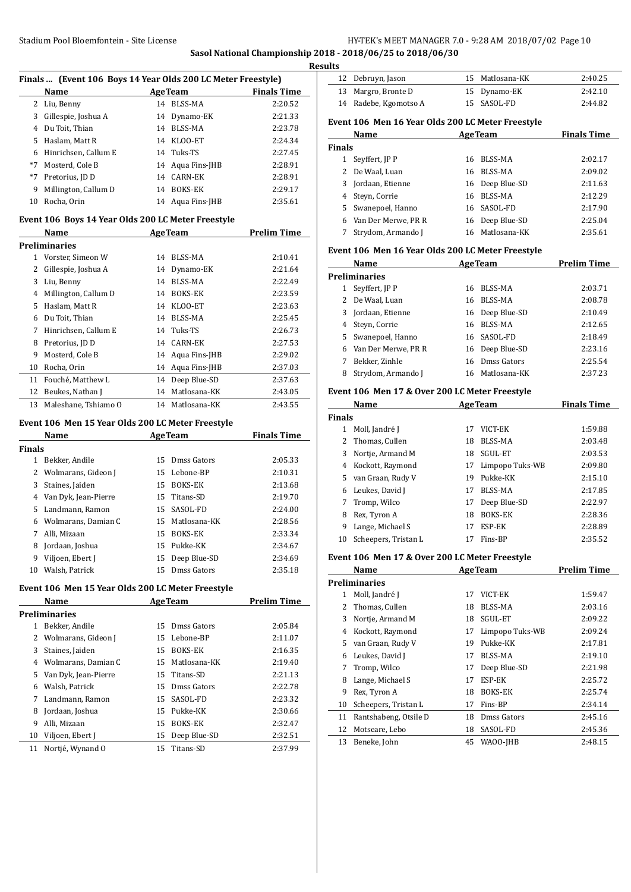**Sasol National Championship 2018 - 2018/06/25 to 2018/06/30**

**Results**

### Finals ... (Event 106 Boys 14 Year Olds 200 LC Meter Freestyle)

| | Name | Age | Team | Finals Time |
|---|---|---|---|---|
| 2 | Liu, Benny | 14 | BLSS-MA | 2:20.52 |
| 3 | Gillespie, Joshua A | 14 | Dynamo-EK | 2:21.33 |
| 4 | Du Toit, Thian | 14 | BLSS-MA | 2:23.78 |
| 5 | Haslam, Matt R | 14 | KLOO-ET | 2:24.34 |
| 6 | Hinrichsen, Callum E | 14 | Tuks-TS | 2:27.45 |
| *7 | Mosterd, Cole B | 14 | Aqua Fins-JHB | 2:28.91 |
| *7 | Pretorius, JD D | 14 | CARN-EK | 2:28.91 |
| 9 | Millington, Callum D | 14 | BOKS-EK | 2:29.17 |
| 10 | Rocha, Orin | 14 | Aqua Fins-JHB | 2:35.61 |

### Event 106 Boys 14 Year Olds 200 LC Meter Freestyle

| | Name | Age | Team | Prelim Time |
|---|---|---|---|---|
| **Preliminaries** | | | | |
| 1 | Vorster, Simeon W | 14 | BLSS-MA | 2:10.41 |
| 2 | Gillespie, Joshua A | 14 | Dynamo-EK | 2:21.64 |
| 3 | Liu, Benny | 14 | BLSS-MA | 2:22.49 |
| 4 | Millington, Callum D | 14 | BOKS-EK | 2:23.59 |
| 5 | Haslam, Matt R | 14 | KLOO-ET | 2:23.63 |
| 6 | Du Toit, Thian | 14 | BLSS-MA | 2:25.45 |
| 7 | Hinrichsen, Callum E | 14 | Tuks-TS | 2:26.73 |
| 8 | Pretorius, JD D | 14 | CARN-EK | 2:27.53 |
| 9 | Mosterd, Cole B | 14 | Aqua Fins-JHB | 2:29.02 |
| 10 | Rocha, Orin | 14 | Aqua Fins-JHB | 2:37.03 |
| 11 | Fouché, Matthew L | 14 | Deep Blue-SD | 2:37.63 |
| 12 | Beukes, Nathan J | 14 | Matlosana-KK | 2:43.05 |
| 13 | Maleshane, Tshiamo O | 14 | Matlosana-KK | 2:43.55 |

### Event 106 Men 15 Year Olds 200 LC Meter Freestyle

| | Name | Age | Team | Finals Time |
|---|---|---|---|---|
| **Finals** | | | | |
| 1 | Bekker, Andile | 15 | Dmss Gators | 2:05.33 |
| 2 | Wolmarans, Gideon J | 15 | Lebone-BP | 2:10.31 |
| 3 | Staines, Jaiden | 15 | BOKS-EK | 2:13.68 |
| 4 | Van Dyk, Jean-Pierre | 15 | Titans-SD | 2:19.70 |
| 5 | Landmann, Ramon | 15 | SASOL-FD | 2:24.00 |
| 6 | Wolmarans, Damian C | 15 | Matlosana-KK | 2:28.56 |
| 7 | Alli, Mizaan | 15 | BOKS-EK | 2:33.34 |
| 8 | Jordaan, Joshua | 15 | Pukke-KK | 2:34.67 |
| 9 | Viljoen, Ebert J | 15 | Deep Blue-SD | 2:34.69 |
| 10 | Walsh, Patrick | 15 | Dmss Gators | 2:35.18 |

### Event 106 Men 15 Year Olds 200 LC Meter Freestyle

| | Name | Age | Team | Prelim Time |
|---|---|---|---|---|
| **Preliminaries** | | | | |
| 1 | Bekker, Andile | 15 | Dmss Gators | 2:05.84 |
| 2 | Wolmarans, Gideon J | 15 | Lebone-BP | 2:11.07 |
| 3 | Staines, Jaiden | 15 | BOKS-EK | 2:16.35 |
| 4 | Wolmarans, Damian C | 15 | Matlosana-KK | 2:19.40 |
| 5 | Van Dyk, Jean-Pierre | 15 | Titans-SD | 2:21.13 |
| 6 | Walsh, Patrick | 15 | Dmss Gators | 2:22.78 |
| 7 | Landmann, Ramon | 15 | SASOL-FD | 2:23.32 |
| 8 | Jordaan, Joshua | 15 | Pukke-KK | 2:30.66 |
| 9 | Alli, Mizaan | 15 | BOKS-EK | 2:32.47 |
| 10 | Viljoen, Ebert J | 15 | Deep Blue-SD | 2:32.51 |
| 11 | Nortjé, Wynand O | 15 | Titans-SD | 2:37.99 |
| 12 | Debruyn, Jason | 15 | Matlosana-KK | 2:40.25 |
| 13 | Margro, Bronte D | 15 | Dynamo-EK | 2:42.10 |
| 14 | Radebe, Kgomotso A | 15 | SASOL-FD | 2:44.82 |

### Event 106 Men 16 Year Olds 200 LC Meter Freestyle

| | Name | Age | Team | Finals Time |
|---|---|---|---|---|
| **Finals** | | | | |
| 1 | Seyffert, JP P | 16 | BLSS-MA | 2:02.17 |
| 2 | De Waal, Luan | 16 | BLSS-MA | 2:09.02 |
| 3 | Jordaan, Etienne | 16 | Deep Blue-SD | 2:11.63 |
| 4 | Steyn, Corrie | 16 | BLSS-MA | 2:12.29 |
| 5 | Swanepoel, Hanno | 16 | SASOL-FD | 2:17.90 |
| 6 | Van Der Merwe, PR R | 16 | Deep Blue-SD | 2:25.04 |
| 7 | Strydom, Armando J | 16 | Matlosana-KK | 2:35.61 |

### Event 106 Men 16 Year Olds 200 LC Meter Freestyle

| | Name | Age | Team | Prelim Time |
|---|---|---|---|---|
| **Preliminaries** | | | | |
| 1 | Seyffert, JP P | 16 | BLSS-MA | 2:03.71 |
| 2 | De Waal, Luan | 16 | BLSS-MA | 2:08.78 |
| 3 | Jordaan, Etienne | 16 | Deep Blue-SD | 2:10.49 |
| 4 | Steyn, Corrie | 16 | BLSS-MA | 2:12.65 |
| 5 | Swanepoel, Hanno | 16 | SASOL-FD | 2:18.49 |
| 6 | Van Der Merwe, PR R | 16 | Deep Blue-SD | 2:23.16 |
| 7 | Bekker, Zinhle | 16 | Dmss Gators | 2:25.54 |
| 8 | Strydom, Armando J | 16 | Matlosana-KK | 2:37.23 |

### Event 106 Men 17 & Over 200 LC Meter Freestyle

| | Name | Age | Team | Finals Time |
|---|---|---|---|---|
| **Finals** | | | | |
| 1 | Moll, Jandré J | 17 | VICT-EK | 1:59.88 |
| 2 | Thomas, Cullen | 18 | BLSS-MA | 2:03.48 |
| 3 | Nortje, Armand M | 18 | SGUL-ET | 2:03.53 |
| 4 | Kockott, Raymond | 17 | Limpopo Tuks-WB | 2:09.80 |
| 5 | van Graan, Rudy V | 19 | Pukke-KK | 2:15.10 |
| 6 | Leukes, David J | 17 | BLSS-MA | 2:17.85 |
| 7 | Tromp, Wilco | 17 | Deep Blue-SD | 2:22.97 |
| 8 | Rex, Tyron A | 18 | BOKS-EK | 2:28.36 |
| 9 | Lange, Michael S | 17 | ESP-EK | 2:28.89 |
| 10 | Scheepers, Tristan L | 17 | Fins-BP | 2:35.52 |

### Event 106 Men 17 & Over 200 LC Meter Freestyle

| | Name | Age | Team | Prelim Time |
|---|---|---|---|---|
| **Preliminaries** | | | | |
| 1 | Moll, Jandré J | 17 | VICT-EK | 1:59.47 |
| 2 | Thomas, Cullen | 18 | BLSS-MA | 2:03.16 |
| 3 | Nortje, Armand M | 18 | SGUL-ET | 2:09.22 |
| 4 | Kockott, Raymond | 17 | Limpopo Tuks-WB | 2:09.24 |
| 5 | van Graan, Rudy V | 19 | Pukke-KK | 2:17.81 |
| 6 | Leukes, David J | 17 | BLSS-MA | 2:19.10 |
| 7 | Tromp, Wilco | 17 | Deep Blue-SD | 2:21.98 |
| 8 | Lange, Michael S | 17 | ESP-EK | 2:25.72 |
| 9 | Rex, Tyron A | 18 | BOKS-EK | 2:25.74 |
| 10 | Scheepers, Tristan L | 17 | Fins-BP | 2:34.14 |
| 11 | Rantshabeng, Otsile D | 18 | Dmss Gators | 2:45.16 |
| 12 | Motseare, Lebo | 18 | SASOL-FD | 2:45.36 |
| 13 | Beneke, John | 45 | WAOO-JHB | 2:48.15 |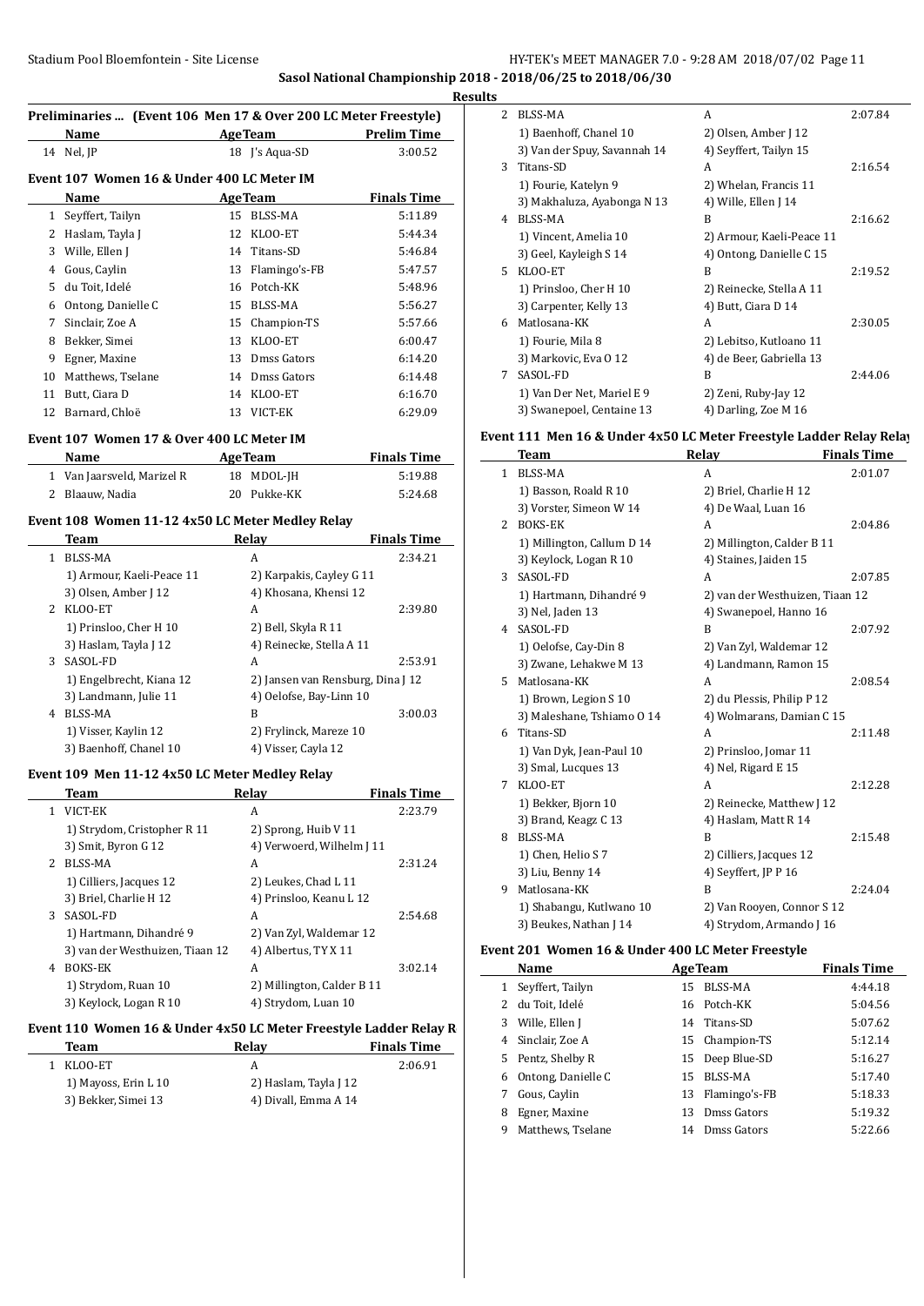**Sasol National Championship 2018 - 2018/06/25 to 2018/06/30**

**Results**

### Preliminaries ... (Event 106 Men 17 & Over 200 LC Meter Freestyle)

| | Name | Age | Team | Prelim Time |
|---|---|---|---|---|
| 14 | Nel, JP | 18 | J's Aqua-SD | 3:00.52 |

### Event 107 Women 16 & Under 400 LC Meter IM

| | Name | Age | Team | Finals Time |
|---|---|---|---|---|
| 1 | Seyffert, Tailyn | 15 | BLSS-MA | 5:11.89 |
| 2 | Haslam, Tayla J | 12 | KLOO-ET | 5:44.34 |
| 3 | Wille, Ellen J | 14 | Titans-SD | 5:46.84 |
| 4 | Gous, Caylin | 13 | Flamingo's-FB | 5:47.57 |
| 5 | du Toit, Idelé | 16 | Potch-KK | 5:48.96 |
| 6 | Ontong, Danielle C | 15 | BLSS-MA | 5:56.27 |
| 7 | Sinclair, Zoe A | 15 | Champion-TS | 5:57.66 |
| 8 | Bekker, Simei | 13 | KLOO-ET | 6:00.47 |
| 9 | Egner, Maxine | 13 | Dmss Gators | 6:14.20 |
| 10 | Matthews, Tselane | 14 | Dmss Gators | 6:14.48 |
| 11 | Butt, Ciara D | 14 | KLOO-ET | 6:16.70 |
| 12 | Barnard, Chloë | 13 | VICT-EK | 6:29.09 |

### Event 107 Women 17 & Over 400 LC Meter IM

| | Name | Age | Team | Finals Time |
|---|---|---|---|---|
| 1 | Van Jaarsveld, Marizel R | 18 | MDOL-JH | 5:19.88 |
| 2 | Blaauw, Nadia | 20 | Pukke-KK | 5:24.68 |

### Event 108 Women 11-12 4x50 LC Meter Medley Relay

| | Team | Relay | Finals Time |
|---|---|---|---|
| 1 | BLSS-MA | A | 2:34.21 |
| | 1) Armour, Kaeli-Peace 11 | 2) Karpakis, Cayley G 11 | |
| | 3) Olsen, Amber J 12 | 4) Khosana, Khensi 12 | |
| 2 | KLOO-ET | A | 2:39.80 |
| | 1) Prinsloo, Cher H 10 | 2) Bell, Skyla R 11 | |
| | 3) Haslam, Tayla J 12 | 4) Reinecke, Stella A 11 | |
| 3 | SASOL-FD | A | 2:53.91 |
| | 1) Engelbrecht, Kiana 12 | 2) Jansen van Rensburg, Dina J 12 | |
| | 3) Landmann, Julie 11 | 4) Oelofse, Bay-Linn 10 | |
| 4 | BLSS-MA | B | 3:00.03 |
| | 1) Visser, Kaylin 12 | 2) Frylinck, Mareze 10 | |
| | 3) Baenhoff, Chanel 10 | 4) Visser, Cayla 12 | |

### Event 109 Men 11-12 4x50 LC Meter Medley Relay

| | Team | Relay | Finals Time |
|---|---|---|---|
| 1 | VICT-EK | A | 2:23.79 |
| | 1) Strydom, Cristopher R 11 | 2) Sprong, Huib V 11 | |
| | 3) Smit, Byron G 12 | 4) Verwoerd, Wilhelm J 11 | |
| 2 | BLSS-MA | A | 2:31.24 |
| | 1) Cilliers, Jacques 12 | 2) Leukes, Chad L 11 | |
| | 3) Briel, Charlie H 12 | 4) Prinsloo, Keanu L 12 | |
| 3 | SASOL-FD | A | 2:54.68 |
| | 1) Hartmann, Dihandré 9 | 2) Van Zyl, Waldemar 12 | |
| | 3) van der Westhuizen, Tiaan 12 | 4) Albertus, TY X 11 | |
| 4 | BOKS-EK | A | 3:02.14 |
| | 1) Strydom, Ruan 10 | 2) Millington, Calder B 11 | |
| | 3) Keylock, Logan R 10 | 4) Strydom, Luan 10 | |

### Event 110 Women 16 & Under 4x50 LC Meter Freestyle Ladder Relay R

| | Team | Relay | Finals Time |
|---|---|---|---|
| 1 | KLOO-ET | A | 2:06.91 |
| | 1) Mayoss, Erin L 10 | 2) Haslam, Tayla J 12 | |
| | 3) Bekker, Simei 13 | 4) Divall, Emma A 14 | |
| 2 | BLSS-MA | A | 2:07.84 |
| | 1) Baenhoff, Chanel 10 | 2) Olsen, Amber J 12 | |
| | 3) Van der Spuy, Savannah 14 | 4) Seyffert, Tailyn 15 | |
| 3 | Titans-SD | A | 2:16.54 |
| | 1) Fourie, Katelyn 9 | 2) Whelan, Francis 11 | |
| | 3) Makhaluza, Ayabonga N 13 | 4) Wille, Ellen J 14 | |
| 4 | BLSS-MA | B | 2:16.62 |
| | 1) Vincent, Amelia 10 | 2) Armour, Kaeli-Peace 11 | |
| | 3) Geel, Kayleigh S 14 | 4) Ontong, Danielle C 15 | |
| 5 | KLOO-ET | B | 2:19.52 |
| | 1) Prinsloo, Cher H 10 | 2) Reinecke, Stella A 11 | |
| | 3) Carpenter, Kelly 13 | 4) Butt, Ciara D 14 | |
| 6 | Matlosana-KK | A | 2:30.05 |
| | 1) Fourie, Mila 8 | 2) Lebitso, Kutloano 11 | |
| | 3) Markovic, Eva O 12 | 4) de Beer, Gabriella 13 | |
| 7 | SASOL-FD | B | 2:44.06 |
| | 1) Van Der Net, Mariel E 9 | 2) Zeni, Ruby-Jay 12 | |
| | 3) Swanepoel, Centaine 13 | 4) Darling, Zoe M 16 | |

### Event 111 Men 16 & Under 4x50 LC Meter Freestyle Ladder Relay Relay

| | Team | Relay | Finals Time |
|---|---|---|---|
| 1 | BLSS-MA | A | 2:01.07 |
| | 1) Basson, Roald R 10 | 2) Briel, Charlie H 12 | |
| | 3) Vorster, Simeon W 14 | 4) De Waal, Luan 16 | |
| 2 | BOKS-EK | A | 2:04.86 |
| | 1) Millington, Callum D 14 | 2) Millington, Calder B 11 | |
| | 3) Keylock, Logan R 10 | 4) Staines, Jaiden 15 | |
| 3 | SASOL-FD | A | 2:07.85 |
| | 1) Hartmann, Dihandré 9 | 2) van der Westhuizen, Tiaan 12 | |
| | 3) Nel, Jaden 13 | 4) Swanepoel, Hanno 16 | |
| 4 | SASOL-FD | B | 2:07.92 |
| | 1) Oelofse, Cay-Din 8 | 2) Van Zyl, Waldemar 12 | |
| | 3) Zwane, Lehakwe M 13 | 4) Landmann, Ramon 15 | |
| 5 | Matlosana-KK | A | 2:08.54 |
| | 1) Brown, Legion S 10 | 2) du Plessis, Philip P 12 | |
| | 3) Maleshane, Tshiamo O 14 | 4) Wolmarans, Damian C 15 | |
| 6 | Titans-SD | A | 2:11.48 |
| | 1) Van Dyk, Jean-Paul 10 | 2) Prinsloo, Jomar 11 | |
| | 3) Smal, Lucques 13 | 4) Nel, Rigard E 15 | |
| 7 | KLOO-ET | A | 2:12.28 |
| | 1) Bekker, Bjorn 10 | 2) Reinecke, Matthew J 12 | |
| | 3) Brand, Keagz C 13 | 4) Haslam, Matt R 14 | |
| 8 | BLSS-MA | B | 2:15.48 |
| | 1) Chen, Helio S 7 | 2) Cilliers, Jacques 12 | |
| | 3) Liu, Benny 14 | 4) Seyffert, JP P 16 | |
| 9 | Matlosana-KK | B | 2:24.04 |
| | 1) Shabangu, Kutlwano 10 | 2) Van Rooyen, Connor S 12 | |
| | 3) Beukes, Nathan J 14 | 4) Strydom, Armando J 16 | |

### Event 201 Women 16 & Under 400 LC Meter Freestyle

| | Name | Age | Team | Finals Time |
|---|---|---|---|---|
| 1 | Seyffert, Tailyn | 15 | BLSS-MA | 4:44.18 |
| 2 | du Toit, Idelé | 16 | Potch-KK | 5:04.56 |
| 3 | Wille, Ellen J | 14 | Titans-SD | 5:07.62 |
| 4 | Sinclair, Zoe A | 15 | Champion-TS | 5:12.14 |
| 5 | Pentz, Shelby R | 15 | Deep Blue-SD | 5:16.27 |
| 6 | Ontong, Danielle C | 15 | BLSS-MA | 5:17.40 |
| 7 | Gous, Caylin | 13 | Flamingo's-FB | 5:18.33 |
| 8 | Egner, Maxine | 13 | Dmss Gators | 5:19.32 |
| 9 | Matthews, Tselane | 14 | Dmss Gators | 5:22.66 |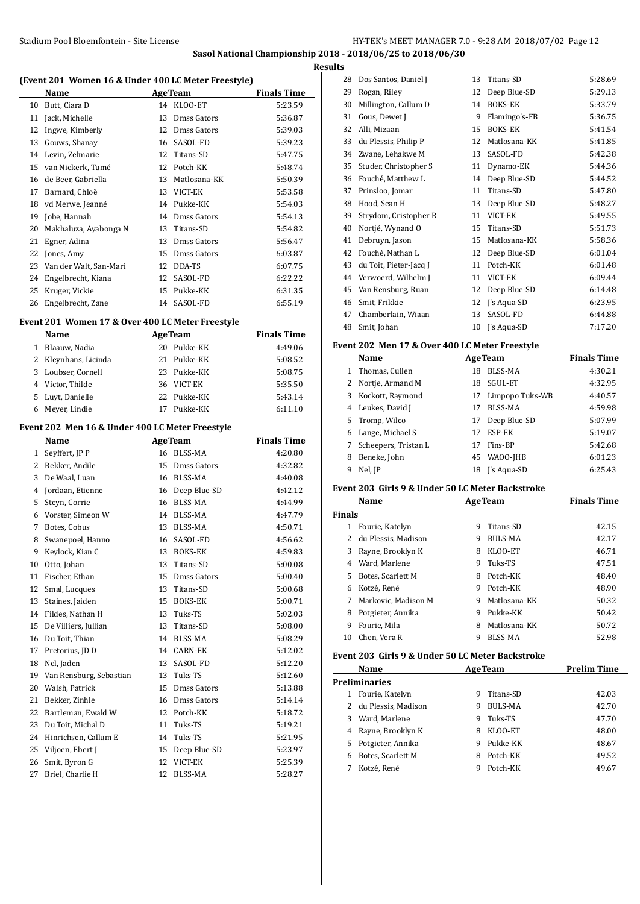**Sasol National Championship 2018 - 2018/06/25 to 2018/06/30**

**Results**

### (Event 201 Women 16 & Under 400 LC Meter Freestyle)

| | Name | Age | Team | Finals Time |
|---|---|---|---|---|
| 10 | Butt, Ciara D | 14 | KLOO-ET | 5:23.59 |
| 11 | Jack, Michelle | 13 | Dmss Gators | 5:36.87 |
| 12 | Ingwe, Kimberly | 12 | Dmss Gators | 5:39.03 |
| 13 | Gouws, Shanay | 16 | SASOL-FD | 5:39.23 |
| 14 | Levin, Zelmarie | 12 | Titans-SD | 5:47.75 |
| 15 | van Niekerk, Tumé | 12 | Potch-KK | 5:48.74 |
| 16 | de Beer, Gabriella | 13 | Matlosana-KK | 5:50.39 |
| 17 | Barnard, Chloë | 13 | VICT-EK | 5:53.58 |
| 18 | vd Merwe, Jeanné | 14 | Pukke-KK | 5:54.03 |
| 19 | Jobe, Hannah | 14 | Dmss Gators | 5:54.13 |
| 20 | Makhaluza, Ayabonga N | 13 | Titans-SD | 5:54.82 |
| 21 | Egner, Adina | 13 | Dmss Gators | 5:56.47 |
| 22 | Jones, Amy | 15 | Dmss Gators | 6:03.87 |
| 23 | Van der Walt, San-Mari | 12 | DDA-TS | 6:07.75 |
| 24 | Engelbrecht, Kiana | 12 | SASOL-FD | 6:22.22 |
| 25 | Kruger, Vickie | 15 | Pukke-KK | 6:31.35 |
| 26 | Engelbrecht, Zane | 14 | SASOL-FD | 6:55.19 |

### Event 201 Women 17 & Over 400 LC Meter Freestyle

| | Name | Age | Team | Finals Time |
|---|---|---|---|---|
| 1 | Blaauw, Nadia | 20 | Pukke-KK | 4:49.06 |
| 2 | Kleynhans, Licinda | 21 | Pukke-KK | 5:08.52 |
| 3 | Loubser, Cornell | 23 | Pukke-KK | 5:08.75 |
| 4 | Victor, Thilde | 36 | VICT-EK | 5:35.50 |
| 5 | Luyt, Danielle | 22 | Pukke-KK | 5:43.14 |
| 6 | Meyer, Lindie | 17 | Pukke-KK | 6:11.10 |

### Event 202 Men 16 & Under 400 LC Meter Freestyle

| | Name | Age | Team | Finals Time |
|---|---|---|---|---|
| 1 | Seyffert, JP P | 16 | BLSS-MA | 4:20.80 |
| 2 | Bekker, Andile | 15 | Dmss Gators | 4:32.82 |
| 3 | De Waal, Luan | 16 | BLSS-MA | 4:40.08 |
| 4 | Jordaan, Etienne | 16 | Deep Blue-SD | 4:42.12 |
| 5 | Steyn, Corrie | 16 | BLSS-MA | 4:44.99 |
| 6 | Vorster, Simeon W | 14 | BLSS-MA | 4:47.79 |
| 7 | Botes, Cobus | 13 | BLSS-MA | 4:50.71 |
| 8 | Swanepoel, Hanno | 16 | SASOL-FD | 4:56.62 |
| 9 | Keylock, Kian C | 13 | BOKS-EK | 4:59.83 |
| 10 | Otto, Johan | 13 | Titans-SD | 5:00.08 |
| 11 | Fischer, Ethan | 15 | Dmss Gators | 5:00.40 |
| 12 | Smal, Lucques | 13 | Titans-SD | 5:00.68 |
| 13 | Staines, Jaiden | 15 | BOKS-EK | 5:00.71 |
| 14 | Fildes, Nathan H | 13 | Tuks-TS | 5:02.03 |
| 15 | De Villiers, Jullian | 13 | Titans-SD | 5:08.00 |
| 16 | Du Toit, Thian | 14 | BLSS-MA | 5:08.29 |
| 17 | Pretorius, JD D | 14 | CARN-EK | 5:12.02 |
| 18 | Nel, Jaden | 13 | SASOL-FD | 5:12.20 |
| 19 | Van Rensburg, Sebastian | 13 | Tuks-TS | 5:12.60 |
| 20 | Walsh, Patrick | 15 | Dmss Gators | 5:13.88 |
| 21 | Bekker, Zinhle | 16 | Dmss Gators | 5:14.14 |
| 22 | Bartleman, Ewald W | 12 | Potch-KK | 5:18.72 |
| 23 | Du Toit, Michal D | 11 | Tuks-TS | 5:19.21 |
| 24 | Hinrichsen, Callum E | 14 | Tuks-TS | 5:21.95 |
| 25 | Viljoen, Ebert J | 15 | Deep Blue-SD | 5:23.97 |
| 26 | Smit, Byron G | 12 | VICT-EK | 5:25.39 |
| 27 | Briel, Charlie H | 12 | BLSS-MA | 5:28.27 |
| 28 | Dos Santos, Daniël J | 13 | Titans-SD | 5:28.69 |
| 29 | Rogan, Riley | 12 | Deep Blue-SD | 5:29.13 |
| 30 | Millington, Callum D | 14 | BOKS-EK | 5:33.79 |
| 31 | Gous, Dewet J | 9 | Flamingo's-FB | 5:36.75 |
| 32 | Alli, Mizaan | 15 | BOKS-EK | 5:41.54 |
| 33 | du Plessis, Philip P | 12 | Matlosana-KK | 5:41.85 |
| 34 | Zwane, Lehakwe M | 13 | SASOL-FD | 5:42.38 |
| 35 | Studer, Christopher S | 11 | Dynamo-EK | 5:44.36 |
| 36 | Fouché, Matthew L | 14 | Deep Blue-SD | 5:44.52 |
| 37 | Prinsloo, Jomar | 11 | Titans-SD | 5:47.80 |
| 38 | Hood, Sean H | 13 | Deep Blue-SD | 5:48.27 |
| 39 | Strydom, Cristopher R | 11 | VICT-EK | 5:49.55 |
| 40 | Nortjé, Wynand O | 15 | Titans-SD | 5:51.73 |
| 41 | Debruyn, Jason | 15 | Matlosana-KK | 5:58.36 |
| 42 | Fouché, Nathan L | 12 | Deep Blue-SD | 6:01.04 |
| 43 | du Toit, Pieter-Jacq J | 11 | Potch-KK | 6:01.48 |
| 44 | Verwoerd, Wilhelm J | 11 | VICT-EK | 6:09.44 |
| 45 | Van Rensburg, Ruan | 12 | Deep Blue-SD | 6:14.48 |
| 46 | Smit, Frikkie | 12 | J's Aqua-SD | 6:23.95 |
| 47 | Chamberlain, Wiaan | 13 | SASOL-FD | 6:44.88 |
| 48 | Smit, Johan | 10 | J's Aqua-SD | 7:17.20 |

### Event 202 Men 17 & Over 400 LC Meter Freestyle

| | Name | Age | Team | Finals Time |
|---|---|---|---|---|
| 1 | Thomas, Cullen | 18 | BLSS-MA | 4:30.21 |
| 2 | Nortje, Armand M | 18 | SGUL-ET | 4:32.95 |
| 3 | Kockott, Raymond | 17 | Limpopo Tuks-WB | 4:40.57 |
| 4 | Leukes, David J | 17 | BLSS-MA | 4:59.98 |
| 5 | Tromp, Wilco | 17 | Deep Blue-SD | 5:07.99 |
| 6 | Lange, Michael S | 17 | ESP-EK | 5:19.07 |
| 7 | Scheepers, Tristan L | 17 | Fins-BP | 5:42.68 |
| 8 | Beneke, John | 45 | WAOO-JHB | 6:01.23 |
| 9 | Nel, JP | 18 | J's Aqua-SD | 6:25.43 |

### Event 203 Girls 9 & Under 50 LC Meter Backstroke

| | Name | Age | Team | Finals Time |
|---|---|---|---|---|
| **Finals** | | | | |
| 1 | Fourie, Katelyn | 9 | Titans-SD | 42.15 |
| 2 | du Plessis, Madison | 9 | BULS-MA | 42.17 |
| 3 | Rayne, Brooklyn K | 8 | KLOO-ET | 46.71 |
| 4 | Ward, Marlene | 9 | Tuks-TS | 47.51 |
| 5 | Botes, Scarlett M | 8 | Potch-KK | 48.40 |
| 6 | Kotzé, René | 9 | Potch-KK | 48.90 |
| 7 | Markovic, Madison M | 9 | Matlosana-KK | 50.32 |
| 8 | Potgieter, Annika | 9 | Pukke-KK | 50.42 |
| 9 | Fourie, Mila | 8 | Matlosana-KK | 50.72 |
| 10 | Chen, Vera R | 9 | BLSS-MA | 52.98 |

### Event 203 Girls 9 & Under 50 LC Meter Backstroke

| | Name | Age | Team | Prelim Time |
|---|---|---|---|---|
| **Preliminaries** | | | | |
| 1 | Fourie, Katelyn | 9 | Titans-SD | 42.03 |
| 2 | du Plessis, Madison | 9 | BULS-MA | 42.70 |
| 3 | Ward, Marlene | 9 | Tuks-TS | 47.70 |
| 4 | Rayne, Brooklyn K | 8 | KLOO-ET | 48.00 |
| 5 | Potgieter, Annika | 9 | Pukke-KK | 48.67 |
| 6 | Botes, Scarlett M | 8 | Potch-KK | 49.52 |
| 7 | Kotzé, René | 9 | Potch-KK | 49.67 |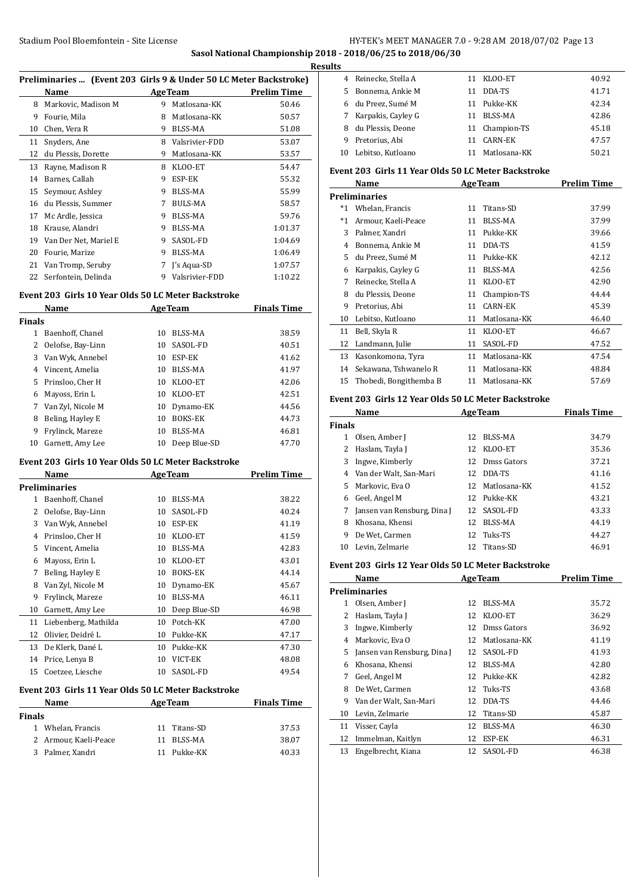## Sasol National Championship 2018 - 2018/06/25 to 2018/06/30

### Results

**Preliminaries ... (Event 203 Girls 9 & Under 50 LC Meter Backstroke)**

| | Name | Age | Team | Prelim Time |
|---|---|---|---|---|
| 8 | Markovic, Madison M | 9 | Matlosana-KK | 50.46 |
| 9 | Fourie, Mila | 8 | Matlosana-KK | 50.57 |
| 10 | Chen, Vera R | 9 | BLSS-MA | 51.08 |
| 11 | Snyders, Ane | 8 | Valsrivier-FDD | 53.07 |
| 12 | du Plessis, Dorette | 9 | Matlosana-KK | 53.57 |
| 13 | Rayne, Madison R | 8 | KLOO-ET | 54.47 |
| 14 | Barnes, Callah | 9 | ESP-EK | 55.32 |
| 15 | Seymour, Ashley | 9 | BLSS-MA | 55.99 |
| 16 | du Plessis, Summer | 7 | BULS-MA | 58.57 |
| 17 | Mc Ardle, Jessica | 9 | BLSS-MA | 59.76 |
| 18 | Krause, Alandri | 9 | BLSS-MA | 1:01.37 |
| 19 | Van Der Net, Mariel E | 9 | SASOL-FD | 1:04.69 |
| 20 | Fourie, Marize | 9 | BLSS-MA | 1:06.49 |
| 21 | Van Tromp, Seruby | 7 | J's Aqua-SD | 1:07.57 |
| 22 | Serfontein, Delinda | 9 | Valsrivier-FDD | 1:10.22 |

**Event 203 Girls 10 Year Olds 50 LC Meter Backstroke**

| | Name | Age | Team | Finals Time |
|---|---|---|---|---|
| **Finals** | | | | |
| 1 | Baenhoff, Chanel | 10 | BLSS-MA | 38.59 |
| 2 | Oelofse, Bay-Linn | 10 | SASOL-FD | 40.51 |
| 3 | Van Wyk, Annebel | 10 | ESP-EK | 41.62 |
| 4 | Vincent, Amelia | 10 | BLSS-MA | 41.97 |
| 5 | Prinsloo, Cher H | 10 | KLOO-ET | 42.06 |
| 6 | Mayoss, Erin L | 10 | KLOO-ET | 42.51 |
| 7 | Van Zyl, Nicole M | 10 | Dynamo-EK | 44.56 |
| 8 | Beling, Hayley E | 10 | BOKS-EK | 44.73 |
| 9 | Frylinck, Mareze | 10 | BLSS-MA | 46.81 |
| 10 | Garnett, Amy Lee | 10 | Deep Blue-SD | 47.70 |

**Event 203 Girls 10 Year Olds 50 LC Meter Backstroke**

| | Name | Age | Team | Prelim Time |
|---|---|---|---|---|
| **Preliminaries** | | | | |
| 1 | Baenhoff, Chanel | 10 | BLSS-MA | 38.22 |
| 2 | Oelofse, Bay-Linn | 10 | SASOL-FD | 40.24 |
| 3 | Van Wyk, Annebel | 10 | ESP-EK | 41.19 |
| 4 | Prinsloo, Cher H | 10 | KLOO-ET | 41.59 |
| 5 | Vincent, Amelia | 10 | BLSS-MA | 42.83 |
| 6 | Mayoss, Erin L | 10 | KLOO-ET | 43.01 |
| 7 | Beling, Hayley E | 10 | BOKS-EK | 44.14 |
| 8 | Van Zyl, Nicole M | 10 | Dynamo-EK | 45.67 |
| 9 | Frylinck, Mareze | 10 | BLSS-MA | 46.11 |
| 10 | Garnett, Amy Lee | 10 | Deep Blue-SD | 46.98 |
| 11 | Liebenberg, Mathilda | 10 | Potch-KK | 47.00 |
| 12 | Olivier, Deidré L | 10 | Pukke-KK | 47.17 |
| 13 | De Klerk, Dané L | 10 | Pukke-KK | 47.30 |
| 14 | Price, Lenya B | 10 | VICT-EK | 48.08 |
| 15 | Coetzee, Liesche | 10 | SASOL-FD | 49.54 |

**Event 203 Girls 11 Year Olds 50 LC Meter Backstroke**

| | Name | Age | Team | Finals Time |
|---|---|---|---|---|
| **Finals** | | | | |
| 1 | Whelan, Francis | 11 | Titans-SD | 37.53 |
| 2 | Armour, Kaeli-Peace | 11 | BLSS-MA | 38.07 |
| 3 | Palmer, Xandri | 11 | Pukke-KK | 40.33 |
| 4 | Reinecke, Stella A | 11 | KLOO-ET | 40.92 |
| 5 | Bonnema, Ankie M | 11 | DDA-TS | 41.71 |
| 6 | du Preez, Sumé M | 11 | Pukke-KK | 42.34 |
| 7 | Karpakis, Cayley G | 11 | BLSS-MA | 42.86 |
| 8 | du Plessis, Deone | 11 | Champion-TS | 45.18 |
| 9 | Pretorius, Abi | 11 | CARN-EK | 47.57 |
| 10 | Lebitso, Kutloano | 11 | Matlosana-KK | 50.21 |

**Event 203 Girls 11 Year Olds 50 LC Meter Backstroke**

| | Name | Age | Team | Prelim Time |
|---|---|---|---|---|
| **Preliminaries** | | | | |
| *1 | Whelan, Francis | 11 | Titans-SD | 37.99 |
| *1 | Armour, Kaeli-Peace | 11 | BLSS-MA | 37.99 |
| 3 | Palmer, Xandri | 11 | Pukke-KK | 39.66 |
| 4 | Bonnema, Ankie M | 11 | DDA-TS | 41.59 |
| 5 | du Preez, Sumé M | 11 | Pukke-KK | 42.12 |
| 6 | Karpakis, Cayley G | 11 | BLSS-MA | 42.56 |
| 7 | Reinecke, Stella A | 11 | KLOO-ET | 42.90 |
| 8 | du Plessis, Deone | 11 | Champion-TS | 44.44 |
| 9 | Pretorius, Abi | 11 | CARN-EK | 45.39 |
| 10 | Lebitso, Kutloano | 11 | Matlosana-KK | 46.40 |
| 11 | Bell, Skyla R | 11 | KLOO-ET | 46.67 |
| 12 | Landmann, Julie | 11 | SASOL-FD | 47.52 |
| 13 | Kasonkomona, Tyra | 11 | Matlosana-KK | 47.54 |
| 14 | Sekawana, Tshwanelo R | 11 | Matlosana-KK | 48.84 |
| 15 | Thobedi, Bongithemba B | 11 | Matlosana-KK | 57.69 |

**Event 203 Girls 12 Year Olds 50 LC Meter Backstroke**

| | Name | Age | Team | Finals Time |
|---|---|---|---|---|
| **Finals** | | | | |
| 1 | Olsen, Amber J | 12 | BLSS-MA | 34.79 |
| 2 | Haslam, Tayla J | 12 | KLOO-ET | 35.36 |
| 3 | Ingwe, Kimberly | 12 | Dmss Gators | 37.21 |
| 4 | Van der Walt, San-Mari | 12 | DDA-TS | 41.16 |
| 5 | Markovic, Eva O | 12 | Matlosana-KK | 41.52 |
| 6 | Geel, Angel M | 12 | Pukke-KK | 43.21 |
| 7 | Jansen van Rensburg, Dina J | 12 | SASOL-FD | 43.33 |
| 8 | Khosana, Khensi | 12 | BLSS-MA | 44.19 |
| 9 | De Wet, Carmen | 12 | Tuks-TS | 44.27 |
| 10 | Levin, Zelmarie | 12 | Titans-SD | 46.91 |

**Event 203 Girls 12 Year Olds 50 LC Meter Backstroke**

| | Name | Age | Team | Prelim Time |
|---|---|---|---|---|
| **Preliminaries** | | | | |
| 1 | Olsen, Amber J | 12 | BLSS-MA | 35.72 |
| 2 | Haslam, Tayla J | 12 | KLOO-ET | 36.29 |
| 3 | Ingwe, Kimberly | 12 | Dmss Gators | 36.92 |
| 4 | Markovic, Eva O | 12 | Matlosana-KK | 41.19 |
| 5 | Jansen van Rensburg, Dina J | 12 | SASOL-FD | 41.93 |
| 6 | Khosana, Khensi | 12 | BLSS-MA | 42.80 |
| 7 | Geel, Angel M | 12 | Pukke-KK | 42.82 |
| 8 | De Wet, Carmen | 12 | Tuks-TS | 43.68 |
| 9 | Van der Walt, San-Mari | 12 | DDA-TS | 44.46 |
| 10 | Levin, Zelmarie | 12 | Titans-SD | 45.87 |
| 11 | Visser, Cayla | 12 | BLSS-MA | 46.30 |
| 12 | Immelman, Kaitlyn | 12 | ESP-EK | 46.31 |
| 13 | Engelbrecht, Kiana | 12 | SASOL-FD | 46.38 |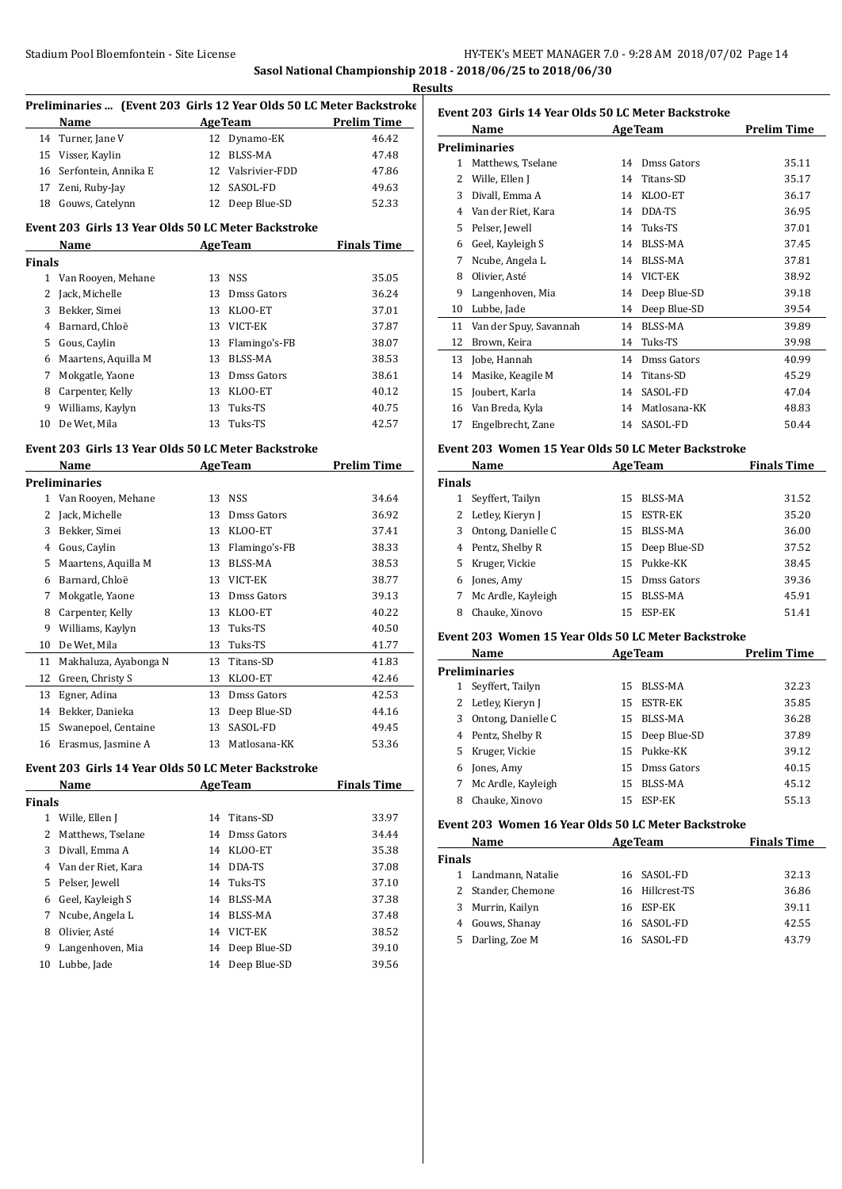**Sasol National Championship 2018 - 2018/06/25 to 2018/06/30**

**Results**

### Preliminaries ... (Event 203 Girls 12 Year Olds 50 LC Meter Backstroke)

| | Name | Age | Team | Prelim Time |
|---|---|---|---|---|
| 14 | Turner, Jane V | 12 | Dynamo-EK | 46.42 |
| 15 | Visser, Kaylin | 12 | BLSS-MA | 47.48 |
| 16 | Serfontein, Annika E | 12 | Valsrivier-FDD | 47.86 |
| 17 | Zeni, Ruby-Jay | 12 | SASOL-FD | 49.63 |
| 18 | Gouws, Catelynn | 12 | Deep Blue-SD | 52.33 |

### Event 203 Girls 13 Year Olds 50 LC Meter Backstroke

| | Name | Age | Team | Finals Time |
|---|---|---|---|---|
| **Finals** | | | | |
| 1 | Van Rooyen, Mehane | 13 | NSS | 35.05 |
| 2 | Jack, Michelle | 13 | Dmss Gators | 36.24 |
| 3 | Bekker, Simei | 13 | KLOO-ET | 37.01 |
| 4 | Barnard, Chloë | 13 | VICT-EK | 37.87 |
| 5 | Gous, Caylin | 13 | Flamingo's-FB | 38.07 |
| 6 | Maartens, Aquilla M | 13 | BLSS-MA | 38.53 |
| 7 | Mokgatle, Yaone | 13 | Dmss Gators | 38.61 |
| 8 | Carpenter, Kelly | 13 | KLOO-ET | 40.12 |
| 9 | Williams, Kaylyn | 13 | Tuks-TS | 40.75 |
| 10 | De Wet, Mila | 13 | Tuks-TS | 42.57 |

### Event 203 Girls 13 Year Olds 50 LC Meter Backstroke

| | Name | Age | Team | Prelim Time |
|---|---|---|---|---|
| **Preliminaries** | | | | |
| 1 | Van Rooyen, Mehane | 13 | NSS | 34.64 |
| 2 | Jack, Michelle | 13 | Dmss Gators | 36.92 |
| 3 | Bekker, Simei | 13 | KLOO-ET | 37.41 |
| 4 | Gous, Caylin | 13 | Flamingo's-FB | 38.33 |
| 5 | Maartens, Aquilla M | 13 | BLSS-MA | 38.53 |
| 6 | Barnard, Chloë | 13 | VICT-EK | 38.77 |
| 7 | Mokgatle, Yaone | 13 | Dmss Gators | 39.13 |
| 8 | Carpenter, Kelly | 13 | KLOO-ET | 40.22 |
| 9 | Williams, Kaylyn | 13 | Tuks-TS | 40.50 |
| 10 | De Wet, Mila | 13 | Tuks-TS | 41.77 |
| 11 | Makhaluza, Ayabonga N | 13 | Titans-SD | 41.83 |
| 12 | Green, Christy S | 13 | KLOO-ET | 42.46 |
| 13 | Egner, Adina | 13 | Dmss Gators | 42.53 |
| 14 | Bekker, Danieka | 13 | Deep Blue-SD | 44.16 |
| 15 | Swanepoel, Centaine | 13 | SASOL-FD | 49.45 |
| 16 | Erasmus, Jasmine A | 13 | Matlosana-KK | 53.36 |

### Event 203 Girls 14 Year Olds 50 LC Meter Backstroke

| | Name | Age | Team | Finals Time |
|---|---|---|---|---|
| **Finals** | | | | |
| 1 | Wille, Ellen J | 14 | Titans-SD | 33.97 |
| 2 | Matthews, Tselane | 14 | Dmss Gators | 34.44 |
| 3 | Divall, Emma A | 14 | KLOO-ET | 35.38 |
| 4 | Van der Riet, Kara | 14 | DDA-TS | 37.08 |
| 5 | Pelser, Jewell | 14 | Tuks-TS | 37.10 |
| 6 | Geel, Kayleigh S | 14 | BLSS-MA | 37.38 |
| 7 | Ncube, Angela L | 14 | BLSS-MA | 37.48 |
| 8 | Olivier, Asté | 14 | VICT-EK | 38.52 |
| 9 | Langenhoven, Mia | 14 | Deep Blue-SD | 39.10 |
| 10 | Lubbe, Jade | 14 | Deep Blue-SD | 39.56 |

### Event 203 Girls 14 Year Olds 50 LC Meter Backstroke

| | Name | Age | Team | Prelim Time |
|---|---|---|---|---|
| **Preliminaries** | | | | |
| 1 | Matthews, Tselane | 14 | Dmss Gators | 35.11 |
| 2 | Wille, Ellen J | 14 | Titans-SD | 35.17 |
| 3 | Divall, Emma A | 14 | KLOO-ET | 36.17 |
| 4 | Van der Riet, Kara | 14 | DDA-TS | 36.95 |
| 5 | Pelser, Jewell | 14 | Tuks-TS | 37.01 |
| 6 | Geel, Kayleigh S | 14 | BLSS-MA | 37.45 |
| 7 | Ncube, Angela L | 14 | BLSS-MA | 37.81 |
| 8 | Olivier, Asté | 14 | VICT-EK | 38.92 |
| 9 | Langenhoven, Mia | 14 | Deep Blue-SD | 39.18 |
| 10 | Lubbe, Jade | 14 | Deep Blue-SD | 39.54 |
| 11 | Van der Spuy, Savannah | 14 | BLSS-MA | 39.89 |
| 12 | Brown, Keira | 14 | Tuks-TS | 39.98 |
| 13 | Jobe, Hannah | 14 | Dmss Gators | 40.99 |
| 14 | Masike, Keagile M | 14 | Titans-SD | 45.29 |
| 15 | Joubert, Karla | 14 | SASOL-FD | 47.04 |
| 16 | Van Breda, Kyla | 14 | Matlosana-KK | 48.83 |
| 17 | Engelbrecht, Zane | 14 | SASOL-FD | 50.44 |

### Event 203 Women 15 Year Olds 50 LC Meter Backstroke

| | Name | Age | Team | Finals Time |
|---|---|---|---|---|
| **Finals** | | | | |
| 1 | Seyffert, Tailyn | 15 | BLSS-MA | 31.52 |
| 2 | Letley, Kieryn J | 15 | ESTR-EK | 35.20 |
| 3 | Ontong, Danielle C | 15 | BLSS-MA | 36.00 |
| 4 | Pentz, Shelby R | 15 | Deep Blue-SD | 37.52 |
| 5 | Kruger, Vickie | 15 | Pukke-KK | 38.45 |
| 6 | Jones, Amy | 15 | Dmss Gators | 39.36 |
| 7 | Mc Ardle, Kayleigh | 15 | BLSS-MA | 45.91 |
| 8 | Chauke, Xinovo | 15 | ESP-EK | 51.41 |

### Event 203 Women 15 Year Olds 50 LC Meter Backstroke

| | Name | Age | Team | Prelim Time |
|---|---|---|---|---|
| **Preliminaries** | | | | |
| 1 | Seyffert, Tailyn | 15 | BLSS-MA | 32.23 |
| 2 | Letley, Kieryn J | 15 | ESTR-EK | 35.85 |
| 3 | Ontong, Danielle C | 15 | BLSS-MA | 36.28 |
| 4 | Pentz, Shelby R | 15 | Deep Blue-SD | 37.89 |
| 5 | Kruger, Vickie | 15 | Pukke-KK | 39.12 |
| 6 | Jones, Amy | 15 | Dmss Gators | 40.15 |
| 7 | Mc Ardle, Kayleigh | 15 | BLSS-MA | 45.12 |
| 8 | Chauke, Xinovo | 15 | ESP-EK | 55.13 |

### Event 203 Women 16 Year Olds 50 LC Meter Backstroke

| | Name | Age | Team | Finals Time |
|---|---|---|---|---|
| **Finals** | | | | |
| 1 | Landmann, Natalie | 16 | SASOL-FD | 32.13 |
| 2 | Stander, Chemone | 16 | Hillcrest-TS | 36.86 |
| 3 | Murrin, Kailyn | 16 | ESP-EK | 39.11 |
| 4 | Gouws, Shanay | 16 | SASOL-FD | 42.55 |
| 5 | Darling, Zoe M | 16 | SASOL-FD | 43.79 |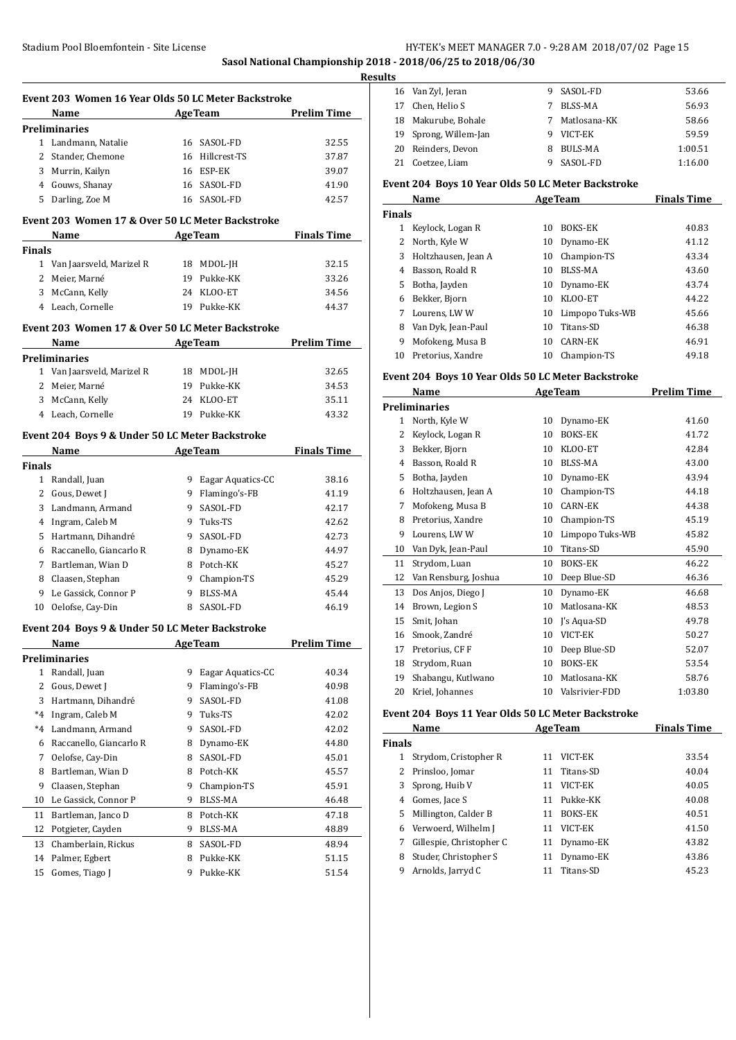## Sasol National Championship 2018 - 2018/06/25 to 2018/06/30

### Results

### Event 203 Women 16 Year Olds 50 LC Meter Backstroke

| | Name | Age | Team | Prelim Time |
|---|---|---|---|---|
| **Preliminaries** | | | | |
| 1 | Landmann, Natalie | 16 | SASOL-FD | 32.55 |
| 2 | Stander, Chemone | 16 | Hillcrest-TS | 37.87 |
| 3 | Murrin, Kailyn | 16 | ESP-EK | 39.07 |
| 4 | Gouws, Shanay | 16 | SASOL-FD | 41.90 |
| 5 | Darling, Zoe M | 16 | SASOL-FD | 42.57 |

### Event 203 Women 17 & Over 50 LC Meter Backstroke

| | Name | Age | Team | Finals Time |
|---|---|---|---|---|
| **Finals** | | | | |
| 1 | Van Jaarsveld, Marizel R | 18 | MDOL-JH | 32.15 |
| 2 | Meier, Marné | 19 | Pukke-KK | 33.26 |
| 3 | McCann, Kelly | 24 | KLOO-ET | 34.56 |
| 4 | Leach, Cornelle | 19 | Pukke-KK | 44.37 |

### Event 203 Women 17 & Over 50 LC Meter Backstroke

| | Name | Age | Team | Prelim Time |
|---|---|---|---|---|
| **Preliminaries** | | | | |
| 1 | Van Jaarsveld, Marizel R | 18 | MDOL-JH | 32.65 |
| 2 | Meier, Marné | 19 | Pukke-KK | 34.53 |
| 3 | McCann, Kelly | 24 | KLOO-ET | 35.11 |
| 4 | Leach, Cornelle | 19 | Pukke-KK | 43.32 |

### Event 204 Boys 9 & Under 50 LC Meter Backstroke

| | Name | Age | Team | Finals Time |
|---|---|---|---|---|
| **Finals** | | | | |
| 1 | Randall, Juan | 9 | Eagar Aquatics-CC | 38.16 |
| 2 | Gous, Dewet J | 9 | Flamingo's-FB | 41.19 |
| 3 | Landmann, Armand | 9 | SASOL-FD | 42.17 |
| 4 | Ingram, Caleb M | 9 | Tuks-TS | 42.62 |
| 5 | Hartmann, Dihandré | 9 | SASOL-FD | 42.73 |
| 6 | Raccanello, Giancarlo R | 8 | Dynamo-EK | 44.97 |
| 7 | Bartleman, Wian D | 8 | Potch-KK | 45.27 |
| 8 | Claasen, Stephan | 9 | Champion-TS | 45.29 |
| 9 | Le Gassick, Connor P | 9 | BLSS-MA | 45.44 |
| 10 | Oelofse, Cay-Din | 8 | SASOL-FD | 46.19 |

### Event 204 Boys 9 & Under 50 LC Meter Backstroke

| | Name | Age | Team | Prelim Time |
|---|---|---|---|---|
| **Preliminaries** | | | | |
| 1 | Randall, Juan | 9 | Eagar Aquatics-CC | 40.34 |
| 2 | Gous, Dewet J | 9 | Flamingo's-FB | 40.98 |
| 3 | Hartmann, Dihandré | 9 | SASOL-FD | 41.08 |
| *4 | Ingram, Caleb M | 9 | Tuks-TS | 42.02 |
| *4 | Landmann, Armand | 9 | SASOL-FD | 42.02 |
| 6 | Raccanello, Giancarlo R | 8 | Dynamo-EK | 44.80 |
| 7 | Oelofse, Cay-Din | 8 | SASOL-FD | 45.01 |
| 8 | Bartleman, Wian D | 8 | Potch-KK | 45.57 |
| 9 | Claasen, Stephan | 9 | Champion-TS | 45.91 |
| 10 | Le Gassick, Connor P | 9 | BLSS-MA | 46.48 |
| 11 | Bartleman, Janco D | 8 | Potch-KK | 47.18 |
| 12 | Potgieter, Cayden | 9 | BLSS-MA | 48.89 |
| 13 | Chamberlain, Rickus | 8 | SASOL-FD | 48.94 |
| 14 | Palmer, Egbert | 8 | Pukke-KK | 51.15 |
| 15 | Gomes, Tiago J | 9 | Pukke-KK | 51.54 |
| 16 | Van Zyl, Jeran | 9 | SASOL-FD | 53.66 |
| 17 | Chen, Helio S | 7 | BLSS-MA | 56.93 |
| 18 | Makurube, Bohale | 7 | Matlosana-KK | 58.66 |
| 19 | Sprong, Willem-Jan | 9 | VICT-EK | 59.59 |
| 20 | Reinders, Devon | 8 | BULS-MA | 1:00.51 |
| 21 | Coetzee, Liam | 9 | SASOL-FD | 1:16.00 |

### Event 204 Boys 10 Year Olds 50 LC Meter Backstroke

| | Name | Age | Team | Finals Time |
|---|---|---|---|---|
| **Finals** | | | | |
| 1 | Keylock, Logan R | 10 | BOKS-EK | 40.83 |
| 2 | North, Kyle W | 10 | Dynamo-EK | 41.12 |
| 3 | Holtzhausen, Jean A | 10 | Champion-TS | 43.34 |
| 4 | Basson, Roald R | 10 | BLSS-MA | 43.60 |
| 5 | Botha, Jayden | 10 | Dynamo-EK | 43.74 |
| 6 | Bekker, Bjorn | 10 | KLOO-ET | 44.22 |
| 7 | Lourens, LW W | 10 | Limpopo Tuks-WB | 45.66 |
| 8 | Van Dyk, Jean-Paul | 10 | Titans-SD | 46.38 |
| 9 | Mofokeng, Musa B | 10 | CARN-EK | 46.91 |
| 10 | Pretorius, Xandre | 10 | Champion-TS | 49.18 |

### Event 204 Boys 10 Year Olds 50 LC Meter Backstroke

| | Name | Age | Team | Prelim Time |
|---|---|---|---|---|
| **Preliminaries** | | | | |
| 1 | North, Kyle W | 10 | Dynamo-EK | 41.60 |
| 2 | Keylock, Logan R | 10 | BOKS-EK | 41.72 |
| 3 | Bekker, Bjorn | 10 | KLOO-ET | 42.84 |
| 4 | Basson, Roald R | 10 | BLSS-MA | 43.00 |
| 5 | Botha, Jayden | 10 | Dynamo-EK | 43.94 |
| 6 | Holtzhausen, Jean A | 10 | Champion-TS | 44.18 |
| 7 | Mofokeng, Musa B | 10 | CARN-EK | 44.38 |
| 8 | Pretorius, Xandre | 10 | Champion-TS | 45.19 |
| 9 | Lourens, LW W | 10 | Limpopo Tuks-WB | 45.82 |
| 10 | Van Dyk, Jean-Paul | 10 | Titans-SD | 45.90 |
| 11 | Strydom, Luan | 10 | BOKS-EK | 46.22 |
| 12 | Van Rensburg, Joshua | 10 | Deep Blue-SD | 46.36 |
| 13 | Dos Anjos, Diego J | 10 | Dynamo-EK | 46.68 |
| 14 | Brown, Legion S | 10 | Matlosana-KK | 48.53 |
| 15 | Smit, Johan | 10 | J's Aqua-SD | 49.78 |
| 16 | Smook, Zandré | 10 | VICT-EK | 50.27 |
| 17 | Pretorius, CF F | 10 | Deep Blue-SD | 52.07 |
| 18 | Strydom, Ruan | 10 | BOKS-EK | 53.54 |
| 19 | Shabangu, Kutlwano | 10 | Matlosana-KK | 58.76 |
| 20 | Kriel, Johannes | 10 | Valsrivier-FDD | 1:03.80 |

### Event 204 Boys 11 Year Olds 50 LC Meter Backstroke

| | Name | Age | Team | Finals Time |
|---|---|---|---|---|
| **Finals** | | | | |
| 1 | Strydom, Cristopher R | 11 | VICT-EK | 33.54 |
| 2 | Prinsloo, Jomar | 11 | Titans-SD | 40.04 |
| 3 | Sprong, Huib V | 11 | VICT-EK | 40.05 |
| 4 | Gomes, Jace S | 11 | Pukke-KK | 40.08 |
| 5 | Millington, Calder B | 11 | BOKS-EK | 40.51 |
| 6 | Verwoerd, Wilhelm J | 11 | VICT-EK | 41.50 |
| 7 | Gillespie, Christopher C | 11 | Dynamo-EK | 43.82 |
| 8 | Studer, Christopher S | 11 | Dynamo-EK | 43.86 |
| 9 | Arnolds, Jarryd C | 11 | Titans-SD | 45.23 |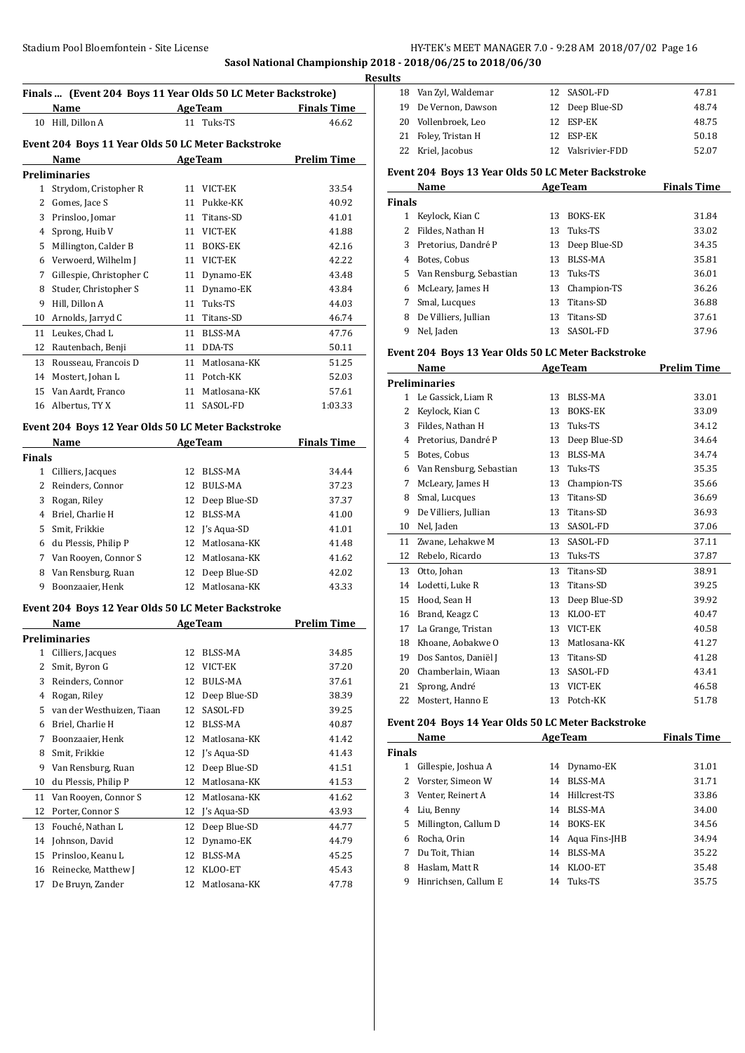## Finals ... (Event 204 Boys 11 Year Olds 50 LC Meter Backstroke)

| | Name | Age | Team | Finals Time |
|---|---|---|---|---|
| 10 | Hill, Dillon A | 11 | Tuks-TS | 46.62 |

## Event 204 Boys 11 Year Olds 50 LC Meter Backstroke

| | Name | Age | Team | Prelim Time |
|---|---|---|---|---|
| **Preliminaries** | | | | |
| 1 | Strydom, Cristopher R | 11 | VICT-EK | 33.54 |
| 2 | Gomes, Jace S | 11 | Pukke-KK | 40.92 |
| 3 | Prinsloo, Jomar | 11 | Titans-SD | 41.01 |
| 4 | Sprong, Huib V | 11 | VICT-EK | 41.88 |
| 5 | Millington, Calder B | 11 | BOKS-EK | 42.16 |
| 6 | Verwoerd, Wilhelm J | 11 | VICT-EK | 42.22 |
| 7 | Gillespie, Christopher C | 11 | Dynamo-EK | 43.48 |
| 8 | Studer, Christopher S | 11 | Dynamo-EK | 43.84 |
| 9 | Hill, Dillon A | 11 | Tuks-TS | 44.03 |
| 10 | Arnolds, Jarryd C | 11 | Titans-SD | 46.74 |
| 11 | Leukes, Chad L | 11 | BLSS-MA | 47.76 |
| 12 | Rautenbach, Benji | 11 | DDA-TS | 50.11 |
| 13 | Rousseau, Francois D | 11 | Matlosana-KK | 51.25 |
| 14 | Mostert, Johan L | 11 | Potch-KK | 52.03 |
| 15 | Van Aardt, Franco | 11 | Matlosana-KK | 57.61 |
| 16 | Albertus, TY X | 11 | SASOL-FD | 1:03.33 |

## Event 204 Boys 12 Year Olds 50 LC Meter Backstroke

| | Name | Age | Team | Finals Time |
|---|---|---|---|---|
| **Finals** | | | | |
| 1 | Cilliers, Jacques | 12 | BLSS-MA | 34.44 |
| 2 | Reinders, Connor | 12 | BULS-MA | 37.23 |
| 3 | Rogan, Riley | 12 | Deep Blue-SD | 37.37 |
| 4 | Briel, Charlie H | 12 | BLSS-MA | 41.00 |
| 5 | Smit, Frikkie | 12 | J's Aqua-SD | 41.01 |
| 6 | du Plessis, Philip P | 12 | Matlosana-KK | 41.48 |
| 7 | Van Rooyen, Connor S | 12 | Matlosana-KK | 41.62 |
| 8 | Van Rensburg, Ruan | 12 | Deep Blue-SD | 42.02 |
| 9 | Boonzaaier, Henk | 12 | Matlosana-KK | 43.33 |

## Event 204 Boys 12 Year Olds 50 LC Meter Backstroke

| | Name | Age | Team | Prelim Time |
|---|---|---|---|---|
| **Preliminaries** | | | | |
| 1 | Cilliers, Jacques | 12 | BLSS-MA | 34.85 |
| 2 | Smit, Byron G | 12 | VICT-EK | 37.20 |
| 3 | Reinders, Connor | 12 | BULS-MA | 37.61 |
| 4 | Rogan, Riley | 12 | Deep Blue-SD | 38.39 |
| 5 | van der Westhuizen, Tiaan | 12 | SASOL-FD | 39.25 |
| 6 | Briel, Charlie H | 12 | BLSS-MA | 40.87 |
| 7 | Boonzaaier, Henk | 12 | Matlosana-KK | 41.42 |
| 8 | Smit, Frikkie | 12 | J's Aqua-SD | 41.43 |
| 9 | Van Rensburg, Ruan | 12 | Deep Blue-SD | 41.51 |
| 10 | du Plessis, Philip P | 12 | Matlosana-KK | 41.53 |
| 11 | Van Rooyen, Connor S | 12 | Matlosana-KK | 41.62 |
| 12 | Porter, Connor S | 12 | J's Aqua-SD | 43.93 |
| 13 | Fouché, Nathan L | 12 | Deep Blue-SD | 44.77 |
| 14 | Johnson, David | 12 | Dynamo-EK | 44.79 |
| 15 | Prinsloo, Keanu L | 12 | BLSS-MA | 45.25 |
| 16 | Reinecke, Matthew J | 12 | KLOO-ET | 45.43 |
| 17 | De Bruyn, Zander | 12 | Matlosana-KK | 47.78 |
| 18 | Van Zyl, Waldemar | 12 | SASOL-FD | 47.81 |
| 19 | De Vernon, Dawson | 12 | Deep Blue-SD | 48.74 |
| 20 | Vollenbroek, Leo | 12 | ESP-EK | 48.75 |
| 21 | Foley, Tristan H | 12 | ESP-EK | 50.18 |
| 22 | Kriel, Jacobus | 12 | Valsrivier-FDD | 52.07 |

## Event 204 Boys 13 Year Olds 50 LC Meter Backstroke

| | Name | Age | Team | Finals Time |
|---|---|---|---|---|
| **Finals** | | | | |
| 1 | Keylock, Kian C | 13 | BOKS-EK | 31.84 |
| 2 | Fildes, Nathan H | 13 | Tuks-TS | 33.02 |
| 3 | Pretorius, Dandré P | 13 | Deep Blue-SD | 34.35 |
| 4 | Botes, Cobus | 13 | BLSS-MA | 35.81 |
| 5 | Van Rensburg, Sebastian | 13 | Tuks-TS | 36.01 |
| 6 | McLeary, James H | 13 | Champion-TS | 36.26 |
| 7 | Smal, Lucques | 13 | Titans-SD | 36.88 |
| 8 | De Villiers, Jullian | 13 | Titans-SD | 37.61 |
| 9 | Nel, Jaden | 13 | SASOL-FD | 37.96 |

## Event 204 Boys 13 Year Olds 50 LC Meter Backstroke

| | Name | Age | Team | Prelim Time |
|---|---|---|---|---|
| **Preliminaries** | | | | |
| 1 | Le Gassick, Liam R | 13 | BLSS-MA | 33.01 |
| 2 | Keylock, Kian C | 13 | BOKS-EK | 33.09 |
| 3 | Fildes, Nathan H | 13 | Tuks-TS | 34.12 |
| 4 | Pretorius, Dandré P | 13 | Deep Blue-SD | 34.64 |
| 5 | Botes, Cobus | 13 | BLSS-MA | 34.74 |
| 6 | Van Rensburg, Sebastian | 13 | Tuks-TS | 35.35 |
| 7 | McLeary, James H | 13 | Champion-TS | 35.66 |
| 8 | Smal, Lucques | 13 | Titans-SD | 36.69 |
| 9 | De Villiers, Jullian | 13 | Titans-SD | 36.93 |
| 10 | Nel, Jaden | 13 | SASOL-FD | 37.06 |
| 11 | Zwane, Lehakwe M | 13 | SASOL-FD | 37.11 |
| 12 | Rebelo, Ricardo | 13 | Tuks-TS | 37.87 |
| 13 | Otto, Johan | 13 | Titans-SD | 38.91 |
| 14 | Lodetti, Luke R | 13 | Titans-SD | 39.25 |
| 15 | Hood, Sean H | 13 | Deep Blue-SD | 39.92 |
| 16 | Brand, Keagz C | 13 | KLOO-ET | 40.47 |
| 17 | La Grange, Tristan | 13 | VICT-EK | 40.58 |
| 18 | Khoane, Aobakwe O | 13 | Matlosana-KK | 41.27 |
| 19 | Dos Santos, Daniël J | 13 | Titans-SD | 41.28 |
| 20 | Chamberlain, Wiaan | 13 | SASOL-FD | 43.41 |
| 21 | Sprong, André | 13 | VICT-EK | 46.58 |
| 22 | Mostert, Hanno E | 13 | Potch-KK | 51.78 |

## Event 204 Boys 14 Year Olds 50 LC Meter Backstroke

| | Name | Age | Team | Finals Time |
|---|---|---|---|---|
| **Finals** | | | | |
| 1 | Gillespie, Joshua A | 14 | Dynamo-EK | 31.01 |
| 2 | Vorster, Simeon W | 14 | BLSS-MA | 31.71 |
| 3 | Venter, Reinert A | 14 | Hillcrest-TS | 33.86 |
| 4 | Liu, Benny | 14 | BLSS-MA | 34.00 |
| 5 | Millington, Callum D | 14 | BOKS-EK | 34.56 |
| 6 | Rocha, Orin | 14 | Aqua Fins-JHB | 34.94 |
| 7 | Du Toit, Thian | 14 | BLSS-MA | 35.22 |
| 8 | Haslam, Matt R | 14 | KLOO-ET | 35.48 |
| 9 | Hinrichsen, Callum E | 14 | Tuks-TS | 35.75 |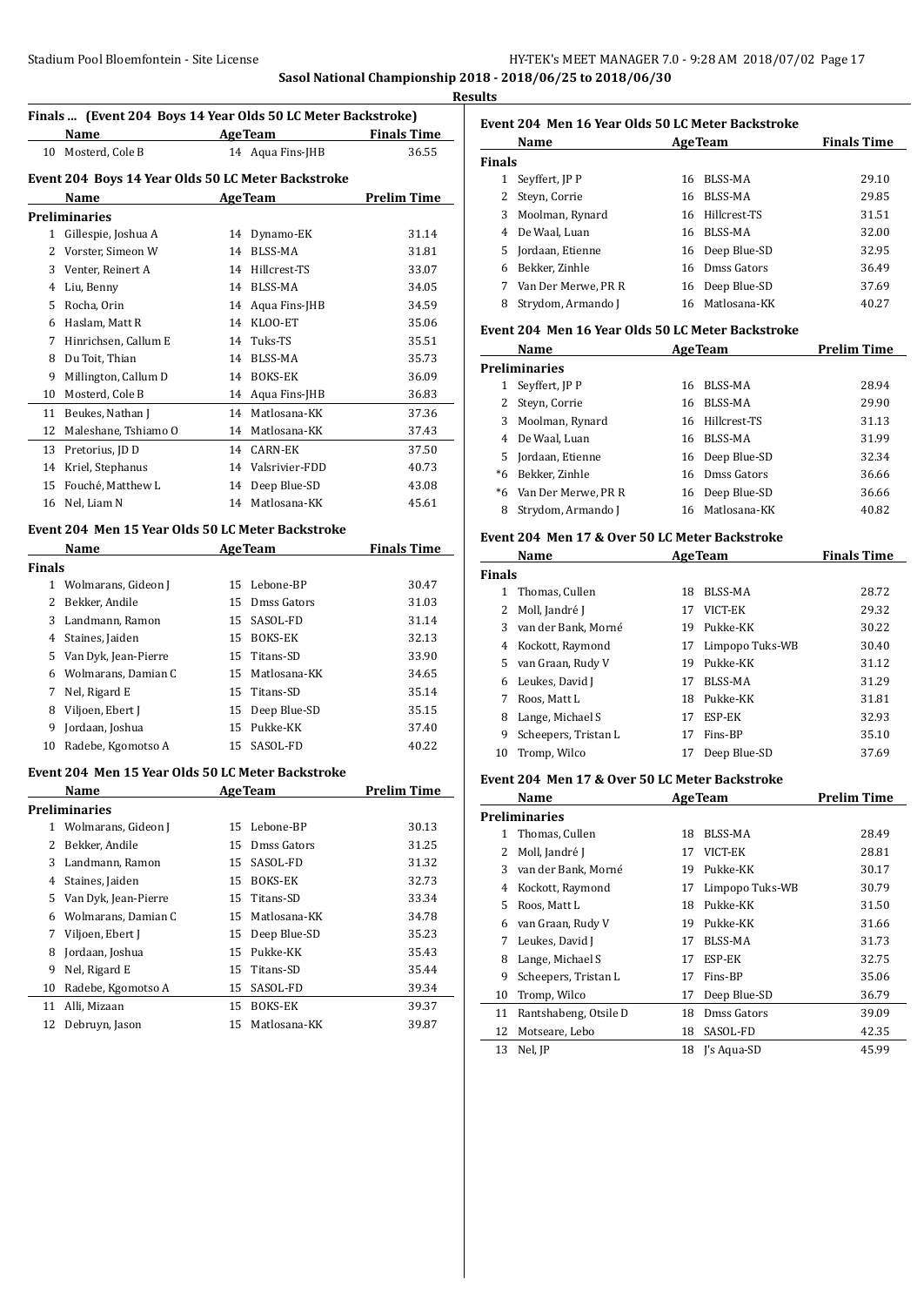## Sasol National Championship 2018 - 2018/06/25 to 2018/06/30

### Results

#### Finals ... (Event 204 Boys 14 Year Olds 50 LC Meter Backstroke)

| | Name | Age | Team | Finals Time |
|---|---|---|---|---|
| 10 | Mosterd, Cole B | 14 | Aqua Fins-JHB | 36.55 |

#### Event 204 Boys 14 Year Olds 50 LC Meter Backstroke

| | Name | Age | Team | Prelim Time |
|---|---|---|---|---|
| **Preliminaries** | | | | |
| 1 | Gillespie, Joshua A | 14 | Dynamo-EK | 31.14 |
| 2 | Vorster, Simeon W | 14 | BLSS-MA | 31.81 |
| 3 | Venter, Reinert A | 14 | Hillcrest-TS | 33.07 |
| 4 | Liu, Benny | 14 | BLSS-MA | 34.05 |
| 5 | Rocha, Orin | 14 | Aqua Fins-JHB | 34.59 |
| 6 | Haslam, Matt R | 14 | KLOO-ET | 35.06 |
| 7 | Hinrichsen, Callum E | 14 | Tuks-TS | 35.51 |
| 8 | Du Toit, Thian | 14 | BLSS-MA | 35.73 |
| 9 | Millington, Callum D | 14 | BOKS-EK | 36.09 |
| 10 | Mosterd, Cole B | 14 | Aqua Fins-JHB | 36.83 |
| 11 | Beukes, Nathan J | 14 | Matlosana-KK | 37.36 |
| 12 | Maleshane, Tshiamo O | 14 | Matlosana-KK | 37.43 |
| 13 | Pretorius, JD D | 14 | CARN-EK | 37.50 |
| 14 | Kriel, Stephanus | 14 | Valsrivier-FDD | 40.73 |
| 15 | Fouché, Matthew L | 14 | Deep Blue-SD | 43.08 |
| 16 | Nel, Liam N | 14 | Matlosana-KK | 45.61 |

#### Event 204 Men 15 Year Olds 50 LC Meter Backstroke

| | Name | Age | Team | Finals Time |
|---|---|---|---|---|
| **Finals** | | | | |
| 1 | Wolmarans, Gideon J | 15 | Lebone-BP | 30.47 |
| 2 | Bekker, Andile | 15 | Dmss Gators | 31.03 |
| 3 | Landmann, Ramon | 15 | SASOL-FD | 31.14 |
| 4 | Staines, Jaiden | 15 | BOKS-EK | 32.13 |
| 5 | Van Dyk, Jean-Pierre | 15 | Titans-SD | 33.90 |
| 6 | Wolmarans, Damian C | 15 | Matlosana-KK | 34.65 |
| 7 | Nel, Rigard E | 15 | Titans-SD | 35.14 |
| 8 | Viljoen, Ebert J | 15 | Deep Blue-SD | 35.15 |
| 9 | Jordaan, Joshua | 15 | Pukke-KK | 37.40 |
| 10 | Radebe, Kgomotso A | 15 | SASOL-FD | 40.22 |

#### Event 204 Men 15 Year Olds 50 LC Meter Backstroke

| | Name | Age | Team | Prelim Time |
|---|---|---|---|---|
| **Preliminaries** | | | | |
| 1 | Wolmarans, Gideon J | 15 | Lebone-BP | 30.13 |
| 2 | Bekker, Andile | 15 | Dmss Gators | 31.25 |
| 3 | Landmann, Ramon | 15 | SASOL-FD | 31.32 |
| 4 | Staines, Jaiden | 15 | BOKS-EK | 32.73 |
| 5 | Van Dyk, Jean-Pierre | 15 | Titans-SD | 33.34 |
| 6 | Wolmarans, Damian C | 15 | Matlosana-KK | 34.78 |
| 7 | Viljoen, Ebert J | 15 | Deep Blue-SD | 35.23 |
| 8 | Jordaan, Joshua | 15 | Pukke-KK | 35.43 |
| 9 | Nel, Rigard E | 15 | Titans-SD | 35.44 |
| 10 | Radebe, Kgomotso A | 15 | SASOL-FD | 39.34 |
| 11 | Alli, Mizaan | 15 | BOKS-EK | 39.37 |
| 12 | Debruyn, Jason | 15 | Matlosana-KK | 39.87 |

#### Event 204 Men 16 Year Olds 50 LC Meter Backstroke

| | Name | Age | Team | Finals Time |
|---|---|---|---|---|
| **Finals** | | | | |
| 1 | Seyffert, JP P | 16 | BLSS-MA | 29.10 |
| 2 | Steyn, Corrie | 16 | BLSS-MA | 29.85 |
| 3 | Moolman, Rynard | 16 | Hillcrest-TS | 31.51 |
| 4 | De Waal, Luan | 16 | BLSS-MA | 32.00 |
| 5 | Jordaan, Etienne | 16 | Deep Blue-SD | 32.95 |
| 6 | Bekker, Zinhle | 16 | Dmss Gators | 36.49 |
| 7 | Van Der Merwe, PR R | 16 | Deep Blue-SD | 37.69 |
| 8 | Strydom, Armando J | 16 | Matlosana-KK | 40.27 |

#### Event 204 Men 16 Year Olds 50 LC Meter Backstroke

| | Name | Age | Team | Prelim Time |
|---|---|---|---|---|
| **Preliminaries** | | | | |
| 1 | Seyffert, JP P | 16 | BLSS-MA | 28.94 |
| 2 | Steyn, Corrie | 16 | BLSS-MA | 29.90 |
| 3 | Moolman, Rynard | 16 | Hillcrest-TS | 31.13 |
| 4 | De Waal, Luan | 16 | BLSS-MA | 31.99 |
| 5 | Jordaan, Etienne | 16 | Deep Blue-SD | 32.34 |
| *6 | Bekker, Zinhle | 16 | Dmss Gators | 36.66 |
| *6 | Van Der Merwe, PR R | 16 | Deep Blue-SD | 36.66 |
| 8 | Strydom, Armando J | 16 | Matlosana-KK | 40.82 |

#### Event 204 Men 17 & Over 50 LC Meter Backstroke

| | Name | Age | Team | Finals Time |
|---|---|---|---|---|
| **Finals** | | | | |
| 1 | Thomas, Cullen | 18 | BLSS-MA | 28.72 |
| 2 | Moll, Jandré J | 17 | VICT-EK | 29.32 |
| 3 | van der Bank, Morné | 19 | Pukke-KK | 30.22 |
| 4 | Kockott, Raymond | 17 | Limpopo Tuks-WB | 30.40 |
| 5 | van Graan, Rudy V | 19 | Pukke-KK | 31.12 |
| 6 | Leukes, David J | 17 | BLSS-MA | 31.29 |
| 7 | Roos, Matt L | 18 | Pukke-KK | 31.81 |
| 8 | Lange, Michael S | 17 | ESP-EK | 32.93 |
| 9 | Scheepers, Tristan L | 17 | Fins-BP | 35.10 |
| 10 | Tromp, Wilco | 17 | Deep Blue-SD | 37.69 |

#### Event 204 Men 17 & Over 50 LC Meter Backstroke

| | Name | Age | Team | Prelim Time |
|---|---|---|---|---|
| **Preliminaries** | | | | |
| 1 | Thomas, Cullen | 18 | BLSS-MA | 28.49 |
| 2 | Moll, Jandré J | 17 | VICT-EK | 28.81 |
| 3 | van der Bank, Morné | 19 | Pukke-KK | 30.17 |
| 4 | Kockott, Raymond | 17 | Limpopo Tuks-WB | 30.79 |
| 5 | Roos, Matt L | 18 | Pukke-KK | 31.50 |
| 6 | van Graan, Rudy V | 19 | Pukke-KK | 31.66 |
| 7 | Leukes, David J | 17 | BLSS-MA | 31.73 |
| 8 | Lange, Michael S | 17 | ESP-EK | 32.75 |
| 9 | Scheepers, Tristan L | 17 | Fins-BP | 35.06 |
| 10 | Tromp, Wilco | 17 | Deep Blue-SD | 36.79 |
| 11 | Rantshabeng, Otsile D | 18 | Dmss Gators | 39.09 |
| 12 | Motseare, Lebo | 18 | SASOL-FD | 42.35 |
| 13 | Nel, JP | 18 | J's Aqua-SD | 45.99 |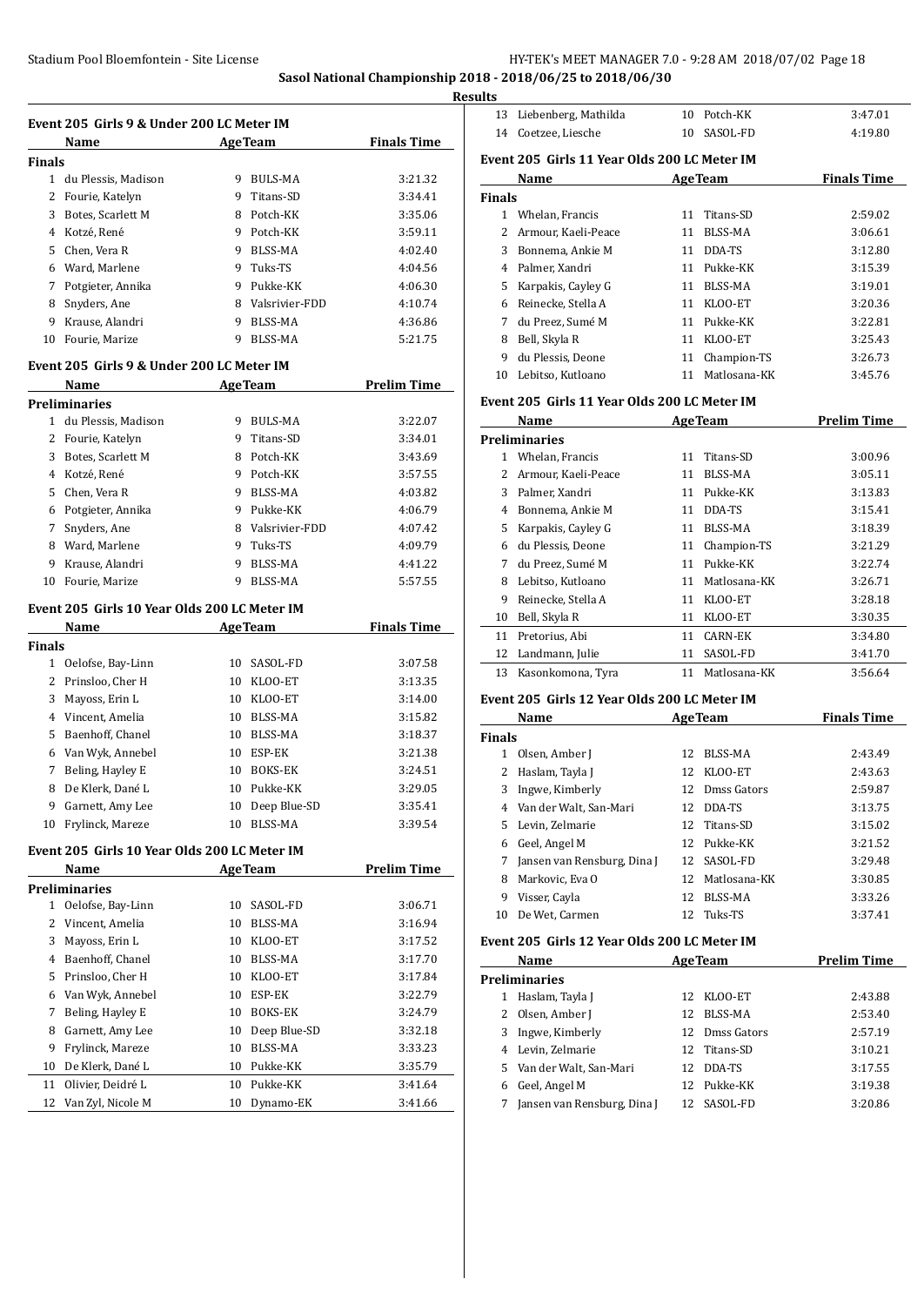Sasol National Championship 2018 - 2018/06/25 to 2018/06/30

**Results**

### Event 205 Girls 9 & Under 200 LC Meter IM

| | Name | Age | Team | Finals Time |
|---|---|---|---|---|
| **Finals** | | | | |
| 1 | du Plessis, Madison | 9 | BULS-MA | 3:21.32 |
| 2 | Fourie, Katelyn | 9 | Titans-SD | 3:34.41 |
| 3 | Botes, Scarlett M | 8 | Potch-KK | 3:35.06 |
| 4 | Kotzé, René | 9 | Potch-KK | 3:59.11 |
| 5 | Chen, Vera R | 9 | BLSS-MA | 4:02.40 |
| 6 | Ward, Marlene | 9 | Tuks-TS | 4:04.56 |
| 7 | Potgieter, Annika | 9 | Pukke-KK | 4:06.30 |
| 8 | Snyders, Ane | 8 | Valsrivier-FDD | 4:10.74 |
| 9 | Krause, Alandri | 9 | BLSS-MA | 4:36.86 |
| 10 | Fourie, Marize | 9 | BLSS-MA | 5:21.75 |

### Event 205 Girls 9 & Under 200 LC Meter IM

| | Name | Age | Team | Prelim Time |
|---|---|---|---|---|
| **Preliminaries** | | | | |
| 1 | du Plessis, Madison | 9 | BULS-MA | 3:22.07 |
| 2 | Fourie, Katelyn | 9 | Titans-SD | 3:34.01 |
| 3 | Botes, Scarlett M | 8 | Potch-KK | 3:43.69 |
| 4 | Kotzé, René | 9 | Potch-KK | 3:57.55 |
| 5 | Chen, Vera R | 9 | BLSS-MA | 4:03.82 |
| 6 | Potgieter, Annika | 9 | Pukke-KK | 4:06.79 |
| 7 | Snyders, Ane | 8 | Valsrivier-FDD | 4:07.42 |
| 8 | Ward, Marlene | 9 | Tuks-TS | 4:09.79 |
| 9 | Krause, Alandri | 9 | BLSS-MA | 4:41.22 |
| 10 | Fourie, Marize | 9 | BLSS-MA | 5:57.55 |

### Event 205 Girls 10 Year Olds 200 LC Meter IM

| | Name | Age | Team | Finals Time |
|---|---|---|---|---|
| **Finals** | | | | |
| 1 | Oelofse, Bay-Linn | 10 | SASOL-FD | 3:07.58 |
| 2 | Prinsloo, Cher H | 10 | KLOO-ET | 3:13.35 |
| 3 | Mayoss, Erin L | 10 | KLOO-ET | 3:14.00 |
| 4 | Vincent, Amelia | 10 | BLSS-MA | 3:15.82 |
| 5 | Baenhoff, Chanel | 10 | BLSS-MA | 3:18.37 |
| 6 | Van Wyk, Annebel | 10 | ESP-EK | 3:21.38 |
| 7 | Beling, Hayley E | 10 | BOKS-EK | 3:24.51 |
| 8 | De Klerk, Dané L | 10 | Pukke-KK | 3:29.05 |
| 9 | Garnett, Amy Lee | 10 | Deep Blue-SD | 3:35.41 |
| 10 | Frylinck, Mareze | 10 | BLSS-MA | 3:39.54 |

### Event 205 Girls 10 Year Olds 200 LC Meter IM

| | Name | Age | Team | Prelim Time |
|---|---|---|---|---|
| **Preliminaries** | | | | |
| 1 | Oelofse, Bay-Linn | 10 | SASOL-FD | 3:06.71 |
| 2 | Vincent, Amelia | 10 | BLSS-MA | 3:16.94 |
| 3 | Mayoss, Erin L | 10 | KLOO-ET | 3:17.52 |
| 4 | Baenhoff, Chanel | 10 | BLSS-MA | 3:17.70 |
| 5 | Prinsloo, Cher H | 10 | KLOO-ET | 3:17.84 |
| 6 | Van Wyk, Annebel | 10 | ESP-EK | 3:22.79 |
| 7 | Beling, Hayley E | 10 | BOKS-EK | 3:24.79 |
| 8 | Garnett, Amy Lee | 10 | Deep Blue-SD | 3:32.18 |
| 9 | Frylinck, Mareze | 10 | BLSS-MA | 3:33.23 |
| 10 | De Klerk, Dané L | 10 | Pukke-KK | 3:35.79 |
| 11 | Olivier, Deidré L | 10 | Pukke-KK | 3:41.64 |
| 12 | Van Zyl, Nicole M | 10 | Dynamo-EK | 3:41.66 |
| 13 | Liebenberg, Mathilda | 10 | Potch-KK | 3:47.01 |
| 14 | Coetzee, Liesche | 10 | SASOL-FD | 4:19.80 |

### Event 205 Girls 11 Year Olds 200 LC Meter IM

| | Name | Age | Team | Finals Time |
|---|---|---|---|---|
| **Finals** | | | | |
| 1 | Whelan, Francis | 11 | Titans-SD | 2:59.02 |
| 2 | Armour, Kaeli-Peace | 11 | BLSS-MA | 3:06.61 |
| 3 | Bonnema, Ankie M | 11 | DDA-TS | 3:12.80 |
| 4 | Palmer, Xandri | 11 | Pukke-KK | 3:15.39 |
| 5 | Karpakis, Cayley G | 11 | BLSS-MA | 3:19.01 |
| 6 | Reinecke, Stella A | 11 | KLOO-ET | 3:20.36 |
| 7 | du Preez, Sumé M | 11 | Pukke-KK | 3:22.81 |
| 8 | Bell, Skyla R | 11 | KLOO-ET | 3:25.43 |
| 9 | du Plessis, Deone | 11 | Champion-TS | 3:26.73 |
| 10 | Lebitso, Kutloano | 11 | Matlosana-KK | 3:45.76 |

### Event 205 Girls 11 Year Olds 200 LC Meter IM

| | Name | Age | Team | Prelim Time |
|---|---|---|---|---|
| **Preliminaries** | | | | |
| 1 | Whelan, Francis | 11 | Titans-SD | 3:00.96 |
| 2 | Armour, Kaeli-Peace | 11 | BLSS-MA | 3:05.11 |
| 3 | Palmer, Xandri | 11 | Pukke-KK | 3:13.83 |
| 4 | Bonnema, Ankie M | 11 | DDA-TS | 3:15.41 |
| 5 | Karpakis, Cayley G | 11 | BLSS-MA | 3:18.39 |
| 6 | du Plessis, Deone | 11 | Champion-TS | 3:21.29 |
| 7 | du Preez, Sumé M | 11 | Pukke-KK | 3:22.74 |
| 8 | Lebitso, Kutloano | 11 | Matlosana-KK | 3:26.71 |
| 9 | Reinecke, Stella A | 11 | KLOO-ET | 3:28.18 |
| 10 | Bell, Skyla R | 11 | KLOO-ET | 3:30.35 |
| 11 | Pretorius, Abi | 11 | CARN-EK | 3:34.80 |
| 12 | Landmann, Julie | 11 | SASOL-FD | 3:41.70 |
| 13 | Kasonkomona, Tyra | 11 | Matlosana-KK | 3:56.64 |

### Event 205 Girls 12 Year Olds 200 LC Meter IM

| | Name | Age | Team | Finals Time |
|---|---|---|---|---|
| **Finals** | | | | |
| 1 | Olsen, Amber J | 12 | BLSS-MA | 2:43.49 |
| 2 | Haslam, Tayla J | 12 | KLOO-ET | 2:43.63 |
| 3 | Ingwe, Kimberly | 12 | Dmss Gators | 2:59.87 |
| 4 | Van der Walt, San-Mari | 12 | DDA-TS | 3:13.75 |
| 5 | Levin, Zelmarie | 12 | Titans-SD | 3:15.02 |
| 6 | Geel, Angel M | 12 | Pukke-KK | 3:21.52 |
| 7 | Jansen van Rensburg, Dina J | 12 | SASOL-FD | 3:29.48 |
| 8 | Markovic, Eva O | 12 | Matlosana-KK | 3:30.85 |
| 9 | Visser, Cayla | 12 | BLSS-MA | 3:33.26 |
| 10 | De Wet, Carmen | 12 | Tuks-TS | 3:37.41 |

### Event 205 Girls 12 Year Olds 200 LC Meter IM

| | Name | Age | Team | Prelim Time |
|---|---|---|---|---|
| **Preliminaries** | | | | |
| 1 | Haslam, Tayla J | 12 | KLOO-ET | 2:43.88 |
| 2 | Olsen, Amber J | 12 | BLSS-MA | 2:53.40 |
| 3 | Ingwe, Kimberly | 12 | Dmss Gators | 2:57.19 |
| 4 | Levin, Zelmarie | 12 | Titans-SD | 3:10.21 |
| 5 | Van der Walt, San-Mari | 12 | DDA-TS | 3:17.55 |
| 6 | Geel, Angel M | 12 | Pukke-KK | 3:19.38 |
| 7 | Jansen van Rensburg, Dina J | 12 | SASOL-FD | 3:20.86 |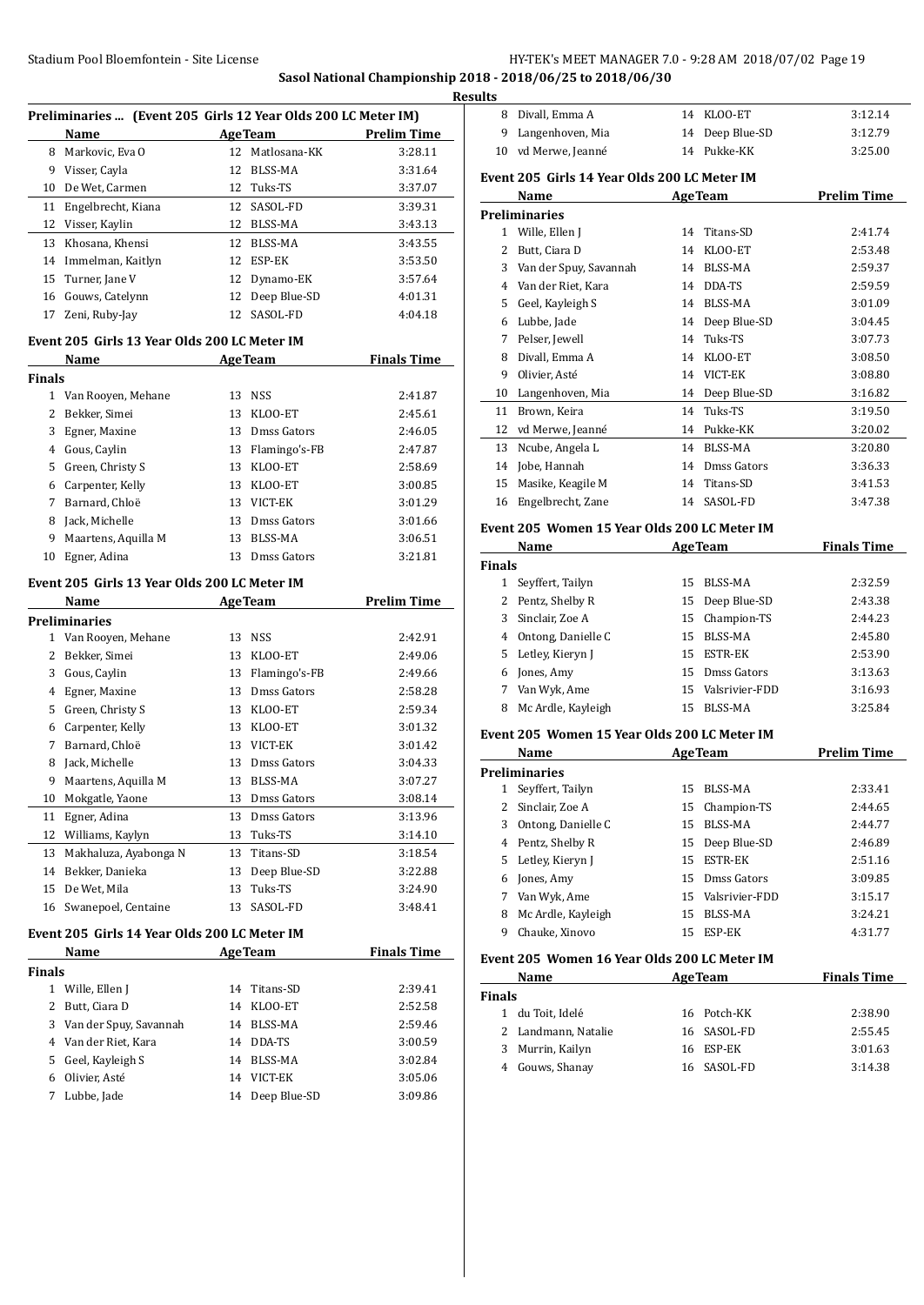**Sasol National Championship 2018 - 2018/06/25 to 2018/06/30**

**Results**

### Preliminaries ... (Event 205 Girls 12 Year Olds 200 LC Meter IM)

| | Name | Age | Team | Prelim Time |
|---|---|---|---|---|
| 8 | Markovic, Eva O | 12 | Matlosana-KK | 3:28.11 |
| 9 | Visser, Cayla | 12 | BLSS-MA | 3:31.64 |
| 10 | De Wet, Carmen | 12 | Tuks-TS | 3:37.07 |
| 11 | Engelbrecht, Kiana | 12 | SASOL-FD | 3:39.31 |
| 12 | Visser, Kaylin | 12 | BLSS-MA | 3:43.13 |
| 13 | Khosana, Khensi | 12 | BLSS-MA | 3:43.55 |
| 14 | Immelman, Kaitlyn | 12 | ESP-EK | 3:53.50 |
| 15 | Turner, Jane V | 12 | Dynamo-EK | 3:57.64 |
| 16 | Gouws, Catelynn | 12 | Deep Blue-SD | 4:01.31 |
| 17 | Zeni, Ruby-Jay | 12 | SASOL-FD | 4:04.18 |

### Event 205 Girls 13 Year Olds 200 LC Meter IM

| | Name | Age | Team | Finals Time |
|---|---|---|---|---|
| **Finals** | | | | |
| 1 | Van Rooyen, Mehane | 13 | NSS | 2:41.87 |
| 2 | Bekker, Simei | 13 | KLOO-ET | 2:45.61 |
| 3 | Egner, Maxine | 13 | Dmss Gators | 2:46.05 |
| 4 | Gous, Caylin | 13 | Flamingo's-FB | 2:47.87 |
| 5 | Green, Christy S | 13 | KLOO-ET | 2:58.69 |
| 6 | Carpenter, Kelly | 13 | KLOO-ET | 3:00.85 |
| 7 | Barnard, Chloë | 13 | VICT-EK | 3:01.29 |
| 8 | Jack, Michelle | 13 | Dmss Gators | 3:01.66 |
| 9 | Maartens, Aquilla M | 13 | BLSS-MA | 3:06.51 |
| 10 | Egner, Adina | 13 | Dmss Gators | 3:21.81 |

### Event 205 Girls 13 Year Olds 200 LC Meter IM

| | Name | Age | Team | Prelim Time |
|---|---|---|---|---|
| **Preliminaries** | | | | |
| 1 | Van Rooyen, Mehane | 13 | NSS | 2:42.91 |
| 2 | Bekker, Simei | 13 | KLOO-ET | 2:49.06 |
| 3 | Gous, Caylin | 13 | Flamingo's-FB | 2:49.66 |
| 4 | Egner, Maxine | 13 | Dmss Gators | 2:58.28 |
| 5 | Green, Christy S | 13 | KLOO-ET | 2:59.34 |
| 6 | Carpenter, Kelly | 13 | KLOO-ET | 3:01.32 |
| 7 | Barnard, Chloë | 13 | VICT-EK | 3:01.42 |
| 8 | Jack, Michelle | 13 | Dmss Gators | 3:04.33 |
| 9 | Maartens, Aquilla M | 13 | BLSS-MA | 3:07.27 |
| 10 | Mokgatle, Yaone | 13 | Dmss Gators | 3:08.14 |
| 11 | Egner, Adina | 13 | Dmss Gators | 3:13.96 |
| 12 | Williams, Kaylyn | 13 | Tuks-TS | 3:14.10 |
| 13 | Makhaluza, Ayabonga N | 13 | Titans-SD | 3:18.54 |
| 14 | Bekker, Danieka | 13 | Deep Blue-SD | 3:22.88 |
| 15 | De Wet, Mila | 13 | Tuks-TS | 3:24.90 |
| 16 | Swanepoel, Centaine | 13 | SASOL-FD | 3:48.41 |

### Event 205 Girls 14 Year Olds 200 LC Meter IM

| | Name | Age | Team | Finals Time |
|---|---|---|---|---|
| **Finals** | | | | |
| 1 | Wille, Ellen J | 14 | Titans-SD | 2:39.41 |
| 2 | Butt, Ciara D | 14 | KLOO-ET | 2:52.58 |
| 3 | Van der Spuy, Savannah | 14 | BLSS-MA | 2:59.46 |
| 4 | Van der Riet, Kara | 14 | DDA-TS | 3:00.59 |
| 5 | Geel, Kayleigh S | 14 | BLSS-MA | 3:02.84 |
| 6 | Olivier, Asté | 14 | VICT-EK | 3:05.06 |
| 7 | Lubbe, Jade | 14 | Deep Blue-SD | 3:09.86 |
| 8 | Divall, Emma A | 14 | KLOO-ET | 3:12.14 |
| 9 | Langenhoven, Mia | 14 | Deep Blue-SD | 3:12.79 |
| 10 | vd Merwe, Jeanné | 14 | Pukke-KK | 3:25.00 |

### Event 205 Girls 14 Year Olds 200 LC Meter IM

| | Name | Age | Team | Prelim Time |
|---|---|---|---|---|
| **Preliminaries** | | | | |
| 1 | Wille, Ellen J | 14 | Titans-SD | 2:41.74 |
| 2 | Butt, Ciara D | 14 | KLOO-ET | 2:53.48 |
| 3 | Van der Spuy, Savannah | 14 | BLSS-MA | 2:59.37 |
| 4 | Van der Riet, Kara | 14 | DDA-TS | 2:59.59 |
| 5 | Geel, Kayleigh S | 14 | BLSS-MA | 3:01.09 |
| 6 | Lubbe, Jade | 14 | Deep Blue-SD | 3:04.45 |
| 7 | Pelser, Jewell | 14 | Tuks-TS | 3:07.73 |
| 8 | Divall, Emma A | 14 | KLOO-ET | 3:08.50 |
| 9 | Olivier, Asté | 14 | VICT-EK | 3:08.80 |
| 10 | Langenhoven, Mia | 14 | Deep Blue-SD | 3:16.82 |
| 11 | Brown, Keira | 14 | Tuks-TS | 3:19.50 |
| 12 | vd Merwe, Jeanné | 14 | Pukke-KK | 3:20.02 |
| 13 | Ncube, Angela L | 14 | BLSS-MA | 3:20.80 |
| 14 | Jobe, Hannah | 14 | Dmss Gators | 3:36.33 |
| 15 | Masike, Keagile M | 14 | Titans-SD | 3:41.53 |
| 16 | Engelbrecht, Zane | 14 | SASOL-FD | 3:47.38 |

### Event 205 Women 15 Year Olds 200 LC Meter IM

| | Name | Age | Team | Finals Time |
|---|---|---|---|---|
| **Finals** | | | | |
| 1 | Seyffert, Tailyn | 15 | BLSS-MA | 2:32.59 |
| 2 | Pentz, Shelby R | 15 | Deep Blue-SD | 2:43.38 |
| 3 | Sinclair, Zoe A | 15 | Champion-TS | 2:44.23 |
| 4 | Ontong, Danielle C | 15 | BLSS-MA | 2:45.80 |
| 5 | Letley, Kieryn J | 15 | ESTR-EK | 2:53.90 |
| 6 | Jones, Amy | 15 | Dmss Gators | 3:13.63 |
| 7 | Van Wyk, Ame | 15 | Valsrivier-FDD | 3:16.93 |
| 8 | Mc Ardle, Kayleigh | 15 | BLSS-MA | 3:25.84 |

### Event 205 Women 15 Year Olds 200 LC Meter IM

| | Name | Age | Team | Prelim Time |
|---|---|---|---|---|
| **Preliminaries** | | | | |
| 1 | Seyffert, Tailyn | 15 | BLSS-MA | 2:33.41 |
| 2 | Sinclair, Zoe A | 15 | Champion-TS | 2:44.65 |
| 3 | Ontong, Danielle C | 15 | BLSS-MA | 2:44.77 |
| 4 | Pentz, Shelby R | 15 | Deep Blue-SD | 2:46.89 |
| 5 | Letley, Kieryn J | 15 | ESTR-EK | 2:51.16 |
| 6 | Jones, Amy | 15 | Dmss Gators | 3:09.85 |
| 7 | Van Wyk, Ame | 15 | Valsrivier-FDD | 3:15.17 |
| 8 | Mc Ardle, Kayleigh | 15 | BLSS-MA | 3:24.21 |
| 9 | Chauke, Xinovo | 15 | ESP-EK | 4:31.77 |

### Event 205 Women 16 Year Olds 200 LC Meter IM

| | Name | Age | Team | Finals Time |
|---|---|---|---|---|
| **Finals** | | | | |
| 1 | du Toit, Idelé | 16 | Potch-KK | 2:38.90 |
| 2 | Landmann, Natalie | 16 | SASOL-FD | 2:55.45 |
| 3 | Murrin, Kailyn | 16 | ESP-EK | 3:01.63 |
| 4 | Gouws, Shanay | 16 | SASOL-FD | 3:14.38 |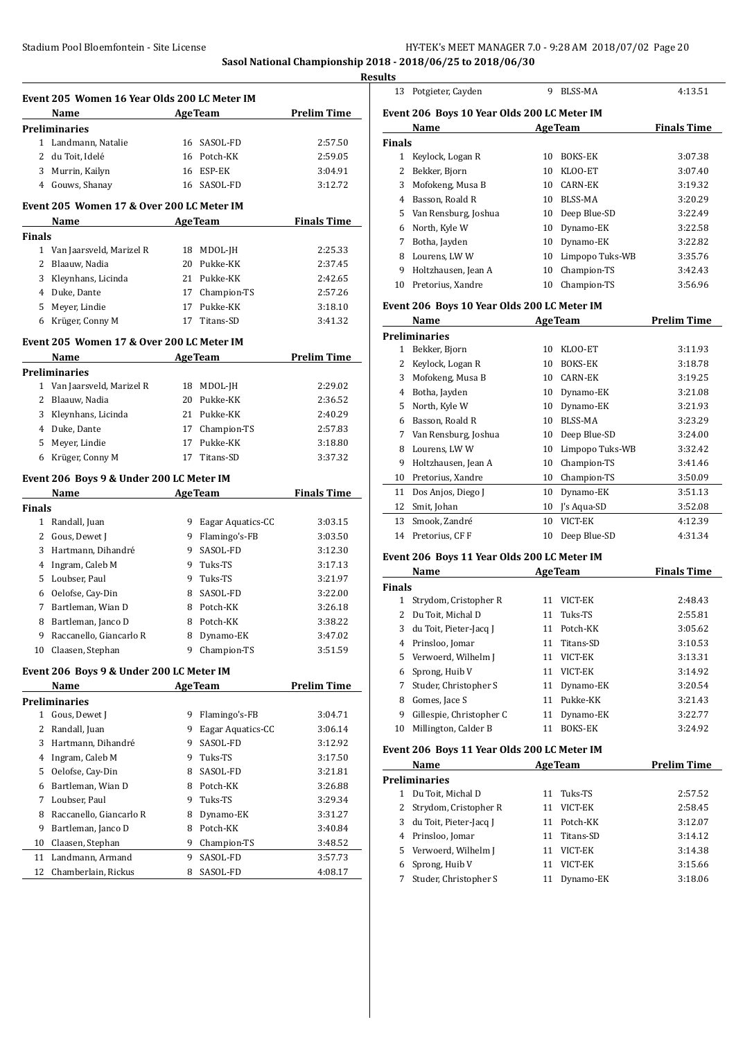## Results

### Event 205 Women 16 Year Olds 200 LC Meter IM

| | Name | Age | Team | Prelim Time |
|---|---|---|---|---|
| **Preliminaries** | | | | |
| 1 | Landmann, Natalie | 16 | SASOL-FD | 2:57.50 |
| 2 | du Toit, Idelé | 16 | Potch-KK | 2:59.05 |
| 3 | Murrin, Kailyn | 16 | ESP-EK | 3:04.91 |
| 4 | Gouws, Shanay | 16 | SASOL-FD | 3:12.72 |

### Event 205 Women 17 & Over 200 LC Meter IM

| | Name | Age | Team | Finals Time |
|---|---|---|---|---|
| **Finals** | | | | |
| 1 | Van Jaarsveld, Marizel R | 18 | MDOL-JH | 2:25.33 |
| 2 | Blaauw, Nadia | 20 | Pukke-KK | 2:37.45 |
| 3 | Kleynhans, Licinda | 21 | Pukke-KK | 2:42.65 |
| 4 | Duke, Dante | 17 | Champion-TS | 2:57.26 |
| 5 | Meyer, Lindie | 17 | Pukke-KK | 3:18.10 |
| 6 | Krüger, Conny M | 17 | Titans-SD | 3:41.32 |

### Event 205 Women 17 & Over 200 LC Meter IM

| | Name | Age | Team | Prelim Time |
|---|---|---|---|---|
| **Preliminaries** | | | | |
| 1 | Van Jaarsveld, Marizel R | 18 | MDOL-JH | 2:29.02 |
| 2 | Blaauw, Nadia | 20 | Pukke-KK | 2:36.52 |
| 3 | Kleynhans, Licinda | 21 | Pukke-KK | 2:40.29 |
| 4 | Duke, Dante | 17 | Champion-TS | 2:57.83 |
| 5 | Meyer, Lindie | 17 | Pukke-KK | 3:18.80 |
| 6 | Krüger, Conny M | 17 | Titans-SD | 3:37.32 |

### Event 206 Boys 9 & Under 200 LC Meter IM

| | Name | Age | Team | Finals Time |
|---|---|---|---|---|
| **Finals** | | | | |
| 1 | Randall, Juan | 9 | Eagar Aquatics-CC | 3:03.15 |
| 2 | Gous, Dewet J | 9 | Flamingo's-FB | 3:03.50 |
| 3 | Hartmann, Dihandré | 9 | SASOL-FD | 3:12.30 |
| 4 | Ingram, Caleb M | 9 | Tuks-TS | 3:17.13 |
| 5 | Loubser, Paul | 9 | Tuks-TS | 3:21.97 |
| 6 | Oelofse, Cay-Din | 8 | SASOL-FD | 3:22.00 |
| 7 | Bartleman, Wian D | 8 | Potch-KK | 3:26.18 |
| 8 | Bartleman, Janco D | 8 | Potch-KK | 3:38.22 |
| 9 | Raccanello, Giancarlo R | 8 | Dynamo-EK | 3:47.02 |
| 10 | Claasen, Stephan | 9 | Champion-TS | 3:51.59 |

### Event 206 Boys 9 & Under 200 LC Meter IM

| | Name | Age | Team | Prelim Time |
|---|---|---|---|---|
| **Preliminaries** | | | | |
| 1 | Gous, Dewet J | 9 | Flamingo's-FB | 3:04.71 |
| 2 | Randall, Juan | 9 | Eagar Aquatics-CC | 3:06.14 |
| 3 | Hartmann, Dihandré | 9 | SASOL-FD | 3:12.92 |
| 4 | Ingram, Caleb M | 9 | Tuks-TS | 3:17.50 |
| 5 | Oelofse, Cay-Din | 8 | SASOL-FD | 3:21.81 |
| 6 | Bartleman, Wian D | 8 | Potch-KK | 3:26.88 |
| 7 | Loubser, Paul | 9 | Tuks-TS | 3:29.34 |
| 8 | Raccanello, Giancarlo R | 8 | Dynamo-EK | 3:31.27 |
| 9 | Bartleman, Janco D | 8 | Potch-KK | 3:40.84 |
| 10 | Claasen, Stephan | 9 | Champion-TS | 3:48.52 |
| 11 | Landmann, Armand | 9 | SASOL-FD | 3:57.73 |
| 12 | Chamberlain, Rickus | 8 | SASOL-FD | 4:08.17 |
| 13 | Potgieter, Cayden | 9 | BLSS-MA | 4:13.51 |

### Event 206 Boys 10 Year Olds 200 LC Meter IM

| | Name | Age | Team | Finals Time |
|---|---|---|---|---|
| **Finals** | | | | |
| 1 | Keylock, Logan R | 10 | BOKS-EK | 3:07.38 |
| 2 | Bekker, Bjorn | 10 | KLOO-ET | 3:07.40 |
| 3 | Mofokeng, Musa B | 10 | CARN-EK | 3:19.32 |
| 4 | Basson, Roald R | 10 | BLSS-MA | 3:20.29 |
| 5 | Van Rensburg, Joshua | 10 | Deep Blue-SD | 3:22.49 |
| 6 | North, Kyle W | 10 | Dynamo-EK | 3:22.58 |
| 7 | Botha, Jayden | 10 | Dynamo-EK | 3:22.82 |
| 8 | Lourens, LW W | 10 | Limpopo Tuks-WB | 3:35.76 |
| 9 | Holtzhausen, Jean A | 10 | Champion-TS | 3:42.43 |
| 10 | Pretorius, Xandre | 10 | Champion-TS | 3:56.96 |

### Event 206 Boys 10 Year Olds 200 LC Meter IM

| | Name | Age | Team | Prelim Time |
|---|---|---|---|---|
| **Preliminaries** | | | | |
| 1 | Bekker, Bjorn | 10 | KLOO-ET | 3:11.93 |
| 2 | Keylock, Logan R | 10 | BOKS-EK | 3:18.78 |
| 3 | Mofokeng, Musa B | 10 | CARN-EK | 3:19.25 |
| 4 | Botha, Jayden | 10 | Dynamo-EK | 3:21.08 |
| 5 | North, Kyle W | 10 | Dynamo-EK | 3:21.93 |
| 6 | Basson, Roald R | 10 | BLSS-MA | 3:23.29 |
| 7 | Van Rensburg, Joshua | 10 | Deep Blue-SD | 3:24.00 |
| 8 | Lourens, LW W | 10 | Limpopo Tuks-WB | 3:32.42 |
| 9 | Holtzhausen, Jean A | 10 | Champion-TS | 3:41.46 |
| 10 | Pretorius, Xandre | 10 | Champion-TS | 3:50.09 |
| 11 | Dos Anjos, Diego J | 10 | Dynamo-EK | 3:51.13 |
| 12 | Smit, Johan | 10 | J's Aqua-SD | 3:52.08 |
| 13 | Smook, Zandré | 10 | VICT-EK | 4:12.39 |
| 14 | Pretorius, CF F | 10 | Deep Blue-SD | 4:31.34 |

### Event 206 Boys 11 Year Olds 200 LC Meter IM

| | Name | Age | Team | Finals Time |
|---|---|---|---|---|
| **Finals** | | | | |
| 1 | Strydom, Cristopher R | 11 | VICT-EK | 2:48.43 |
| 2 | Du Toit, Michal D | 11 | Tuks-TS | 2:55.81 |
| 3 | du Toit, Pieter-Jacq J | 11 | Potch-KK | 3:05.62 |
| 4 | Prinsloo, Jomar | 11 | Titans-SD | 3:10.53 |
| 5 | Verwoerd, Wilhelm J | 11 | VICT-EK | 3:13.31 |
| 6 | Sprong, Huib V | 11 | VICT-EK | 3:14.92 |
| 7 | Studer, Christopher S | 11 | Dynamo-EK | 3:20.54 |
| 8 | Gomes, Jace S | 11 | Pukke-KK | 3:21.43 |
| 9 | Gillespie, Christopher C | 11 | Dynamo-EK | 3:22.77 |
| 10 | Millington, Calder B | 11 | BOKS-EK | 3:24.92 |

### Event 206 Boys 11 Year Olds 200 LC Meter IM

| | Name | Age | Team | Prelim Time |
|---|---|---|---|---|
| **Preliminaries** | | | | |
| 1 | Du Toit, Michal D | 11 | Tuks-TS | 2:57.52 |
| 2 | Strydom, Cristopher R | 11 | VICT-EK | 2:58.45 |
| 3 | du Toit, Pieter-Jacq J | 11 | Potch-KK | 3:12.07 |
| 4 | Prinsloo, Jomar | 11 | Titans-SD | 3:14.12 |
| 5 | Verwoerd, Wilhelm J | 11 | VICT-EK | 3:14.38 |
| 6 | Sprong, Huib V | 11 | VICT-EK | 3:15.66 |
| 7 | Studer, Christopher S | 11 | Dynamo-EK | 3:18.06 |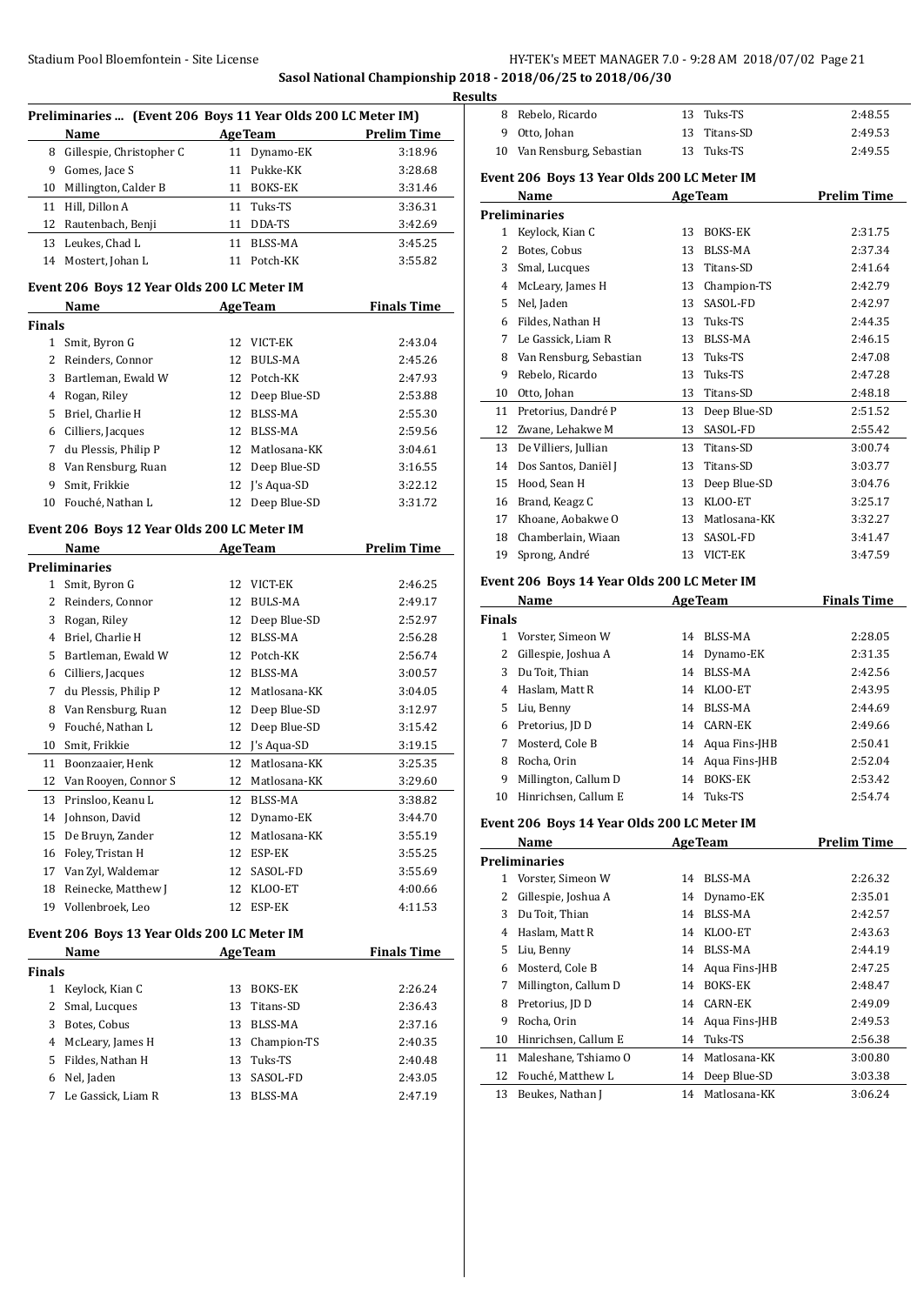**Sasol National Championship 2018 - 2018/06/25 to 2018/06/30**

**Results**

### Preliminaries ... (Event 206 Boys 11 Year Olds 200 LC Meter IM)

| | Name | Age | Team | Prelim Time |
|---|---|---|---|---|
| 8 | Gillespie, Christopher C | 11 | Dynamo-EK | 3:18.96 |
| 9 | Gomes, Jace S | 11 | Pukke-KK | 3:28.68 |
| 10 | Millington, Calder B | 11 | BOKS-EK | 3:31.46 |
| 11 | Hill, Dillon A | 11 | Tuks-TS | 3:36.31 |
| 12 | Rautenbach, Benji | 11 | DDA-TS | 3:42.69 |
| 13 | Leukes, Chad L | 11 | BLSS-MA | 3:45.25 |
| 14 | Mostert, Johan L | 11 | Potch-KK | 3:55.82 |

### Event 206 Boys 12 Year Olds 200 LC Meter IM

| | Name | Age | Team | Finals Time |
|---|---|---|---|---|
| **Finals** | | | | |
| 1 | Smit, Byron G | 12 | VICT-EK | 2:43.04 |
| 2 | Reinders, Connor | 12 | BULS-MA | 2:45.26 |
| 3 | Bartleman, Ewald W | 12 | Potch-KK | 2:47.93 |
| 4 | Rogan, Riley | 12 | Deep Blue-SD | 2:53.88 |
| 5 | Briel, Charlie H | 12 | BLSS-MA | 2:55.30 |
| 6 | Cilliers, Jacques | 12 | BLSS-MA | 2:59.56 |
| 7 | du Plessis, Philip P | 12 | Matlosana-KK | 3:04.61 |
| 8 | Van Rensburg, Ruan | 12 | Deep Blue-SD | 3:16.55 |
| 9 | Smit, Frikkie | 12 | J's Aqua-SD | 3:22.12 |
| 10 | Fouché, Nathan L | 12 | Deep Blue-SD | 3:31.72 |

### Event 206 Boys 12 Year Olds 200 LC Meter IM

| | Name | Age | Team | Prelim Time |
|---|---|---|---|---|
| **Preliminaries** | | | | |
| 1 | Smit, Byron G | 12 | VICT-EK | 2:46.25 |
| 2 | Reinders, Connor | 12 | BULS-MA | 2:49.17 |
| 3 | Rogan, Riley | 12 | Deep Blue-SD | 2:52.97 |
| 4 | Briel, Charlie H | 12 | BLSS-MA | 2:56.28 |
| 5 | Bartleman, Ewald W | 12 | Potch-KK | 2:56.74 |
| 6 | Cilliers, Jacques | 12 | BLSS-MA | 3:00.57 |
| 7 | du Plessis, Philip P | 12 | Matlosana-KK | 3:04.05 |
| 8 | Van Rensburg, Ruan | 12 | Deep Blue-SD | 3:12.97 |
| 9 | Fouché, Nathan L | 12 | Deep Blue-SD | 3:15.42 |
| 10 | Smit, Frikkie | 12 | J's Aqua-SD | 3:19.15 |
| 11 | Boonzaaier, Henk | 12 | Matlosana-KK | 3:25.35 |
| 12 | Van Rooyen, Connor S | 12 | Matlosana-KK | 3:29.60 |
| 13 | Prinsloo, Keanu L | 12 | BLSS-MA | 3:38.82 |
| 14 | Johnson, David | 12 | Dynamo-EK | 3:44.70 |
| 15 | De Bruyn, Zander | 12 | Matlosana-KK | 3:55.19 |
| 16 | Foley, Tristan H | 12 | ESP-EK | 3:55.25 |
| 17 | Van Zyl, Waldemar | 12 | SASOL-FD | 3:55.69 |
| 18 | Reinecke, Matthew J | 12 | KLOO-ET | 4:00.66 |
| 19 | Vollenbroek, Leo | 12 | ESP-EK | 4:11.53 |

### Event 206 Boys 13 Year Olds 200 LC Meter IM

| | Name | Age | Team | Finals Time |
|---|---|---|---|---|
| **Finals** | | | | |
| 1 | Keylock, Kian C | 13 | BOKS-EK | 2:26.24 |
| 2 | Smal, Lucques | 13 | Titans-SD | 2:36.43 |
| 3 | Botes, Cobus | 13 | BLSS-MA | 2:37.16 |
| 4 | McLeary, James H | 13 | Champion-TS | 2:40.35 |
| 5 | Fildes, Nathan H | 13 | Tuks-TS | 2:40.48 |
| 6 | Nel, Jaden | 13 | SASOL-FD | 2:43.05 |
| 7 | Le Gassick, Liam R | 13 | BLSS-MA | 2:47.19 |
| 8 | Rebelo, Ricardo | 13 | Tuks-TS | 2:48.55 |
| 9 | Otto, Johan | 13 | Titans-SD | 2:49.53 |
| 10 | Van Rensburg, Sebastian | 13 | Tuks-TS | 2:49.55 |

### Event 206 Boys 13 Year Olds 200 LC Meter IM

| | Name | Age | Team | Prelim Time |
|---|---|---|---|---|
| **Preliminaries** | | | | |
| 1 | Keylock, Kian C | 13 | BOKS-EK | 2:31.75 |
| 2 | Botes, Cobus | 13 | BLSS-MA | 2:37.34 |
| 3 | Smal, Lucques | 13 | Titans-SD | 2:41.64 |
| 4 | McLeary, James H | 13 | Champion-TS | 2:42.79 |
| 5 | Nel, Jaden | 13 | SASOL-FD | 2:42.97 |
| 6 | Fildes, Nathan H | 13 | Tuks-TS | 2:44.35 |
| 7 | Le Gassick, Liam R | 13 | BLSS-MA | 2:46.15 |
| 8 | Van Rensburg, Sebastian | 13 | Tuks-TS | 2:47.08 |
| 9 | Rebelo, Ricardo | 13 | Tuks-TS | 2:47.28 |
| 10 | Otto, Johan | 13 | Titans-SD | 2:48.18 |
| 11 | Pretorius, Dandré P | 13 | Deep Blue-SD | 2:51.52 |
| 12 | Zwane, Lehakwe M | 13 | SASOL-FD | 2:55.42 |
| 13 | De Villiers, Jullian | 13 | Titans-SD | 3:00.74 |
| 14 | Dos Santos, Daniël J | 13 | Titans-SD | 3:03.77 |
| 15 | Hood, Sean H | 13 | Deep Blue-SD | 3:04.76 |
| 16 | Brand, Keagz C | 13 | KLOO-ET | 3:25.17 |
| 17 | Khoane, Aobakwe O | 13 | Matlosana-KK | 3:32.27 |
| 18 | Chamberlain, Wiaan | 13 | SASOL-FD | 3:41.47 |
| 19 | Sprong, André | 13 | VICT-EK | 3:47.59 |

### Event 206 Boys 14 Year Olds 200 LC Meter IM

| | Name | Age | Team | Finals Time |
|---|---|---|---|---|
| **Finals** | | | | |
| 1 | Vorster, Simeon W | 14 | BLSS-MA | 2:28.05 |
| 2 | Gillespie, Joshua A | 14 | Dynamo-EK | 2:31.35 |
| 3 | Du Toit, Thian | 14 | BLSS-MA | 2:42.56 |
| 4 | Haslam, Matt R | 14 | KLOO-ET | 2:43.95 |
| 5 | Liu, Benny | 14 | BLSS-MA | 2:44.69 |
| 6 | Pretorius, JD D | 14 | CARN-EK | 2:49.66 |
| 7 | Mosterd, Cole B | 14 | Aqua Fins-JHB | 2:50.41 |
| 8 | Rocha, Orin | 14 | Aqua Fins-JHB | 2:52.04 |
| 9 | Millington, Callum D | 14 | BOKS-EK | 2:53.42 |
| 10 | Hinrichsen, Callum E | 14 | Tuks-TS | 2:54.74 |

### Event 206 Boys 14 Year Olds 200 LC Meter IM

| | Name | Age | Team | Prelim Time |
|---|---|---|---|---|
| **Preliminaries** | | | | |
| 1 | Vorster, Simeon W | 14 | BLSS-MA | 2:26.32 |
| 2 | Gillespie, Joshua A | 14 | Dynamo-EK | 2:35.01 |
| 3 | Du Toit, Thian | 14 | BLSS-MA | 2:42.57 |
| 4 | Haslam, Matt R | 14 | KLOO-ET | 2:43.63 |
| 5 | Liu, Benny | 14 | BLSS-MA | 2:44.19 |
| 6 | Mosterd, Cole B | 14 | Aqua Fins-JHB | 2:47.25 |
| 7 | Millington, Callum D | 14 | BOKS-EK | 2:48.47 |
| 8 | Pretorius, JD D | 14 | CARN-EK | 2:49.09 |
| 9 | Rocha, Orin | 14 | Aqua Fins-JHB | 2:49.53 |
| 10 | Hinrichsen, Callum E | 14 | Tuks-TS | 2:56.38 |
| 11 | Maleshane, Tshiamo O | 14 | Matlosana-KK | 3:00.80 |
| 12 | Fouché, Matthew L | 14 | Deep Blue-SD | 3:03.38 |
| 13 | Beukes, Nathan J | 14 | Matlosana-KK | 3:06.24 |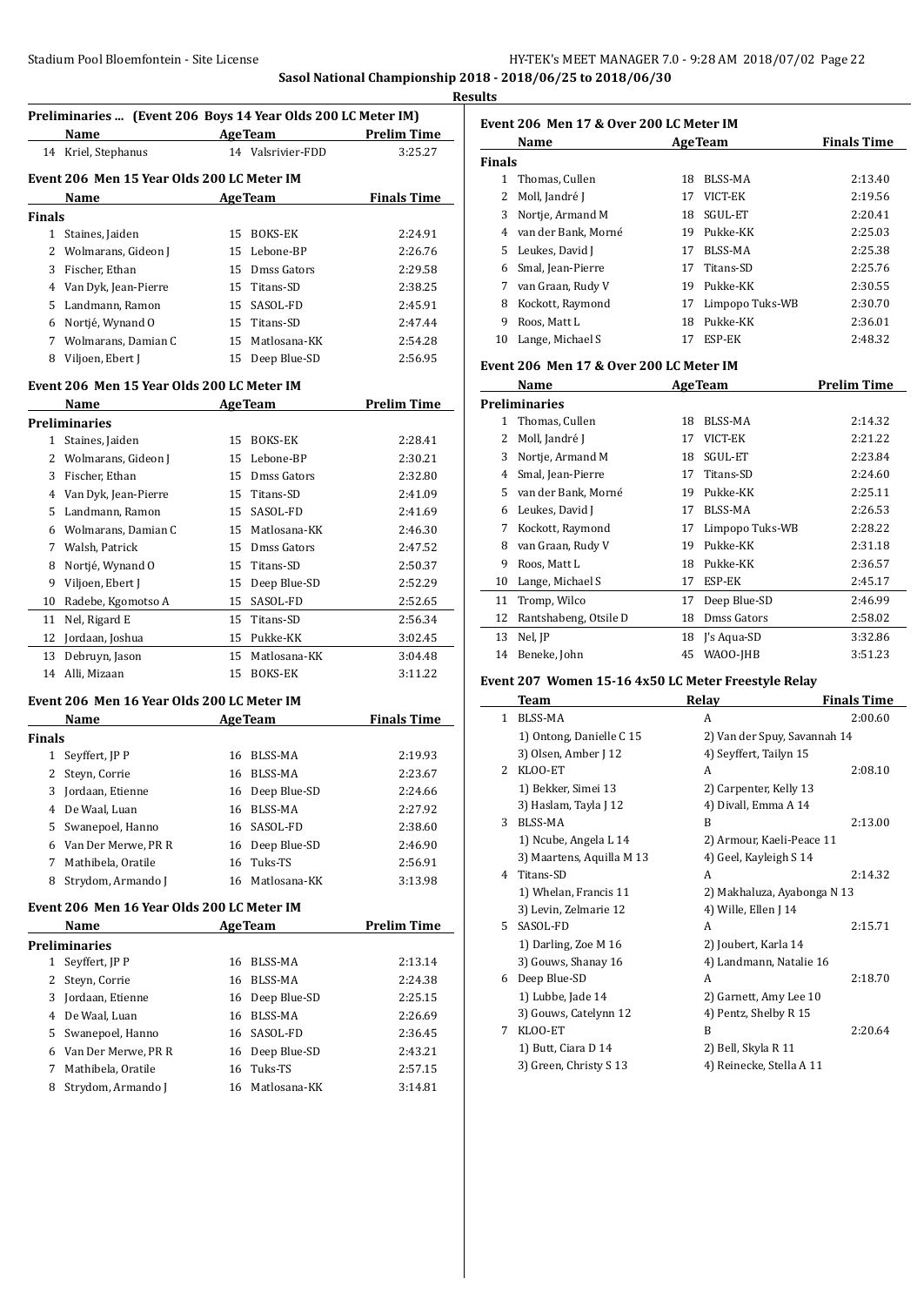**Sasol National Championship 2018 - 2018/06/25 to 2018/06/30**

**Results**

### Preliminaries ... (Event 206 Boys 14 Year Olds 200 LC Meter IM)

| | Name | Age | Team | Prelim Time |
|---|---|---|---|---|
| 14 | Kriel, Stephanus | 14 | Valsrivier-FDD | 3:25.27 |

### Event 206 Men 15 Year Olds 200 LC Meter IM

| | Name | Age | Team | Finals Time |
|---|---|---|---|---|
| **Finals** | | | | |
| 1 | Staines, Jaiden | 15 | BOKS-EK | 2:24.91 |
| 2 | Wolmarans, Gideon J | 15 | Lebone-BP | 2:26.76 |
| 3 | Fischer, Ethan | 15 | Dmss Gators | 2:29.58 |
| 4 | Van Dyk, Jean-Pierre | 15 | Titans-SD | 2:38.25 |
| 5 | Landmann, Ramon | 15 | SASOL-FD | 2:45.91 |
| 6 | Nortjé, Wynand O | 15 | Titans-SD | 2:47.44 |
| 7 | Wolmarans, Damian C | 15 | Matlosana-KK | 2:54.28 |
| 8 | Viljoen, Ebert J | 15 | Deep Blue-SD | 2:56.95 |

### Event 206 Men 15 Year Olds 200 LC Meter IM

| | Name | Age | Team | Prelim Time |
|---|---|---|---|---|
| **Preliminaries** | | | | |
| 1 | Staines, Jaiden | 15 | BOKS-EK | 2:28.41 |
| 2 | Wolmarans, Gideon J | 15 | Lebone-BP | 2:30.21 |
| 3 | Fischer, Ethan | 15 | Dmss Gators | 2:32.80 |
| 4 | Van Dyk, Jean-Pierre | 15 | Titans-SD | 2:41.09 |
| 5 | Landmann, Ramon | 15 | SASOL-FD | 2:41.69 |
| 6 | Wolmarans, Damian C | 15 | Matlosana-KK | 2:46.30 |
| 7 | Walsh, Patrick | 15 | Dmss Gators | 2:47.52 |
| 8 | Nortjé, Wynand O | 15 | Titans-SD | 2:50.37 |
| 9 | Viljoen, Ebert J | 15 | Deep Blue-SD | 2:52.29 |
| 10 | Radebe, Kgomotso A | 15 | SASOL-FD | 2:52.65 |
| 11 | Nel, Rigard E | 15 | Titans-SD | 2:56.34 |
| 12 | Jordaan, Joshua | 15 | Pukke-KK | 3:02.45 |
| 13 | Debruyn, Jason | 15 | Matlosana-KK | 3:04.48 |
| 14 | Alli, Mizaan | 15 | BOKS-EK | 3:11.22 |

### Event 206 Men 16 Year Olds 200 LC Meter IM

| | Name | Age | Team | Finals Time |
|---|---|---|---|---|
| **Finals** | | | | |
| 1 | Seyffert, JP P | 16 | BLSS-MA | 2:19.93 |
| 2 | Steyn, Corrie | 16 | BLSS-MA | 2:23.67 |
| 3 | Jordaan, Etienne | 16 | Deep Blue-SD | 2:24.66 |
| 4 | De Waal, Luan | 16 | BLSS-MA | 2:27.92 |
| 5 | Swanepoel, Hanno | 16 | SASOL-FD | 2:38.60 |
| 6 | Van Der Merwe, PR R | 16 | Deep Blue-SD | 2:46.90 |
| 7 | Mathibela, Oratile | 16 | Tuks-TS | 2:56.91 |
| 8 | Strydom, Armando J | 16 | Matlosana-KK | 3:13.98 |

### Event 206 Men 16 Year Olds 200 LC Meter IM

| | Name | Age | Team | Prelim Time |
|---|---|---|---|---|
| **Preliminaries** | | | | |
| 1 | Seyffert, JP P | 16 | BLSS-MA | 2:13.14 |
| 2 | Steyn, Corrie | 16 | BLSS-MA | 2:24.38 |
| 3 | Jordaan, Etienne | 16 | Deep Blue-SD | 2:25.15 |
| 4 | De Waal, Luan | 16 | BLSS-MA | 2:26.69 |
| 5 | Swanepoel, Hanno | 16 | SASOL-FD | 2:36.45 |
| 6 | Van Der Merwe, PR R | 16 | Deep Blue-SD | 2:43.21 |
| 7 | Mathibela, Oratile | 16 | Tuks-TS | 2:57.15 |
| 8 | Strydom, Armando J | 16 | Matlosana-KK | 3:14.81 |

### Event 206 Men 17 & Over 200 LC Meter IM

| | Name | Age | Team | Finals Time |
|---|---|---|---|---|
| **Finals** | | | | |
| 1 | Thomas, Cullen | 18 | BLSS-MA | 2:13.40 |
| 2 | Moll, Jandré J | 17 | VICT-EK | 2:19.56 |
| 3 | Nortje, Armand M | 18 | SGUL-ET | 2:20.41 |
| 4 | van der Bank, Morné | 19 | Pukke-KK | 2:25.03 |
| 5 | Leukes, David J | 17 | BLSS-MA | 2:25.38 |
| 6 | Smal, Jean-Pierre | 17 | Titans-SD | 2:25.76 |
| 7 | van Graan, Rudy V | 19 | Pukke-KK | 2:30.55 |
| 8 | Kockott, Raymond | 17 | Limpopo Tuks-WB | 2:30.70 |
| 9 | Roos, Matt L | 18 | Pukke-KK | 2:36.01 |
| 10 | Lange, Michael S | 17 | ESP-EK | 2:48.32 |

### Event 206 Men 17 & Over 200 LC Meter IM

| | Name | Age | Team | Prelim Time |
|---|---|---|---|---|
| **Preliminaries** | | | | |
| 1 | Thomas, Cullen | 18 | BLSS-MA | 2:14.32 |
| 2 | Moll, Jandré J | 17 | VICT-EK | 2:21.22 |
| 3 | Nortje, Armand M | 18 | SGUL-ET | 2:23.84 |
| 4 | Smal, Jean-Pierre | 17 | Titans-SD | 2:24.60 |
| 5 | van der Bank, Morné | 19 | Pukke-KK | 2:25.11 |
| 6 | Leukes, David J | 17 | BLSS-MA | 2:26.53 |
| 7 | Kockott, Raymond | 17 | Limpopo Tuks-WB | 2:28.22 |
| 8 | van Graan, Rudy V | 19 | Pukke-KK | 2:31.18 |
| 9 | Roos, Matt L | 18 | Pukke-KK | 2:36.57 |
| 10 | Lange, Michael S | 17 | ESP-EK | 2:45.17 |
| 11 | Tromp, Wilco | 17 | Deep Blue-SD | 2:46.99 |
| 12 | Rantshabeng, Otsile D | 18 | Dmss Gators | 2:58.02 |
| 13 | Nel, JP | 18 | J's Aqua-SD | 3:32.86 |
| 14 | Beneke, John | 45 | WAOO-JHB | 3:51.23 |

### Event 207 Women 15-16 4x50 LC Meter Freestyle Relay

| | Team | Relay | Finals Time |
|---|---|---|---|
| 1 | BLSS-MA | A | 2:00.60 |
| | 1) Ontong, Danielle C 15 | 2) Van der Spuy, Savannah 14 | |
| | 3) Olsen, Amber J 12 | 4) Seyffert, Tailyn 15 | |
| 2 | KLOO-ET | A | 2:08.10 |
| | 1) Bekker, Simei 13 | 2) Carpenter, Kelly 13 | |
| | 3) Haslam, Tayla J 12 | 4) Divall, Emma A 14 | |
| 3 | BLSS-MA | B | 2:13.00 |
| | 1) Ncube, Angela L 14 | 2) Armour, Kaeli-Peace 11 | |
| | 3) Maartens, Aquilla M 13 | 4) Geel, Kayleigh S 14 | |
| 4 | Titans-SD | A | 2:14.32 |
| | 1) Whelan, Francis 11 | 2) Makhaluza, Ayabonga N 13 | |
| | 3) Levin, Zelmarie 12 | 4) Wille, Ellen J 14 | |
| 5 | SASOL-FD | A | 2:15.71 |
| | 1) Darling, Zoe M 16 | 2) Joubert, Karla 14 | |
| | 3) Gouws, Shanay 16 | 4) Landmann, Natalie 16 | |
| 6 | Deep Blue-SD | A | 2:18.70 |
| | 1) Lubbe, Jade 14 | 2) Garnett, Amy Lee 10 | |
| | 3) Gouws, Catelynn 12 | 4) Pentz, Shelby R 15 | |
| 7 | KLOO-ET | B | 2:20.64 |
| | 1) Butt, Ciara D 14 | 2) Bell, Skyla R 11 | |
| | 3) Green, Christy S 13 | 4) Reinecke, Stella A 11 | |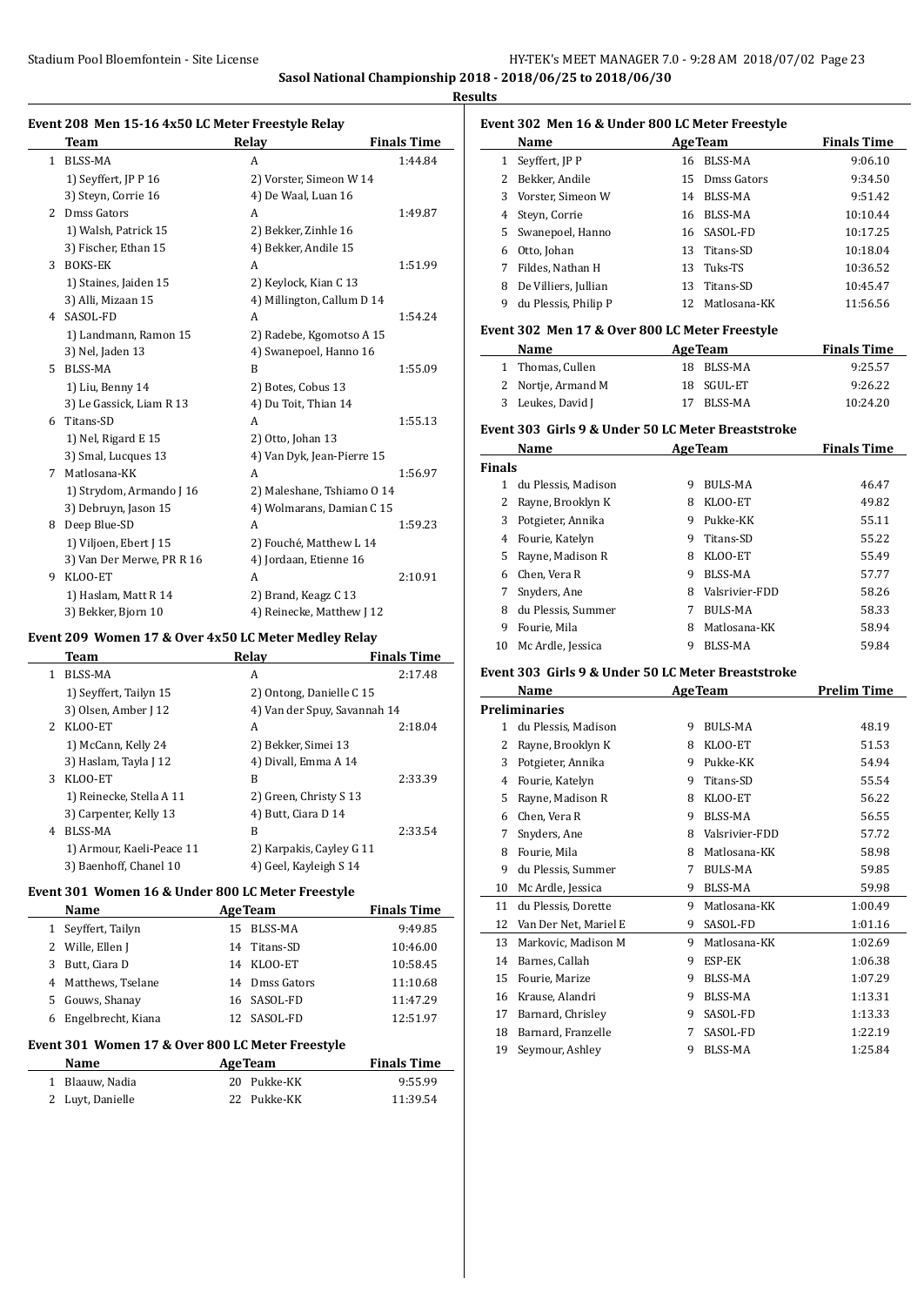**Sasol National Championship 2018 - 2018/06/25 to 2018/06/30**

**Results**

### Event 208 Men 15-16 4x50 LC Meter Freestyle Relay

| | Team | Relay | Finals Time |
|---|---|---|---|
| 1 | BLSS-MA | A | 1:44.84 |
| | 1) Seyffert, JP P 16 | 2) Vorster, Simeon W 14 | |
| | 3) Steyn, Corrie 16 | 4) De Waal, Luan 16 | |
| 2 | Dmss Gators | A | 1:49.87 |
| | 1) Walsh, Patrick 15 | 2) Bekker, Zinhle 16 | |
| | 3) Fischer, Ethan 15 | 4) Bekker, Andile 15 | |
| 3 | BOKS-EK | A | 1:51.99 |
| | 1) Staines, Jaiden 15 | 2) Keylock, Kian C 13 | |
| | 3) Alli, Mizaan 15 | 4) Millington, Callum D 14 | |
| 4 | SASOL-FD | A | 1:54.24 |
| | 1) Landmann, Ramon 15 | 2) Radebe, Kgomotso A 15 | |
| | 3) Nel, Jaden 13 | 4) Swanepoel, Hanno 16 | |
| 5 | BLSS-MA | B | 1:55.09 |
| | 1) Liu, Benny 14 | 2) Botes, Cobus 13 | |
| | 3) Le Gassick, Liam R 13 | 4) Du Toit, Thian 14 | |
| 6 | Titans-SD | A | 1:55.13 |
| | 1) Nel, Rigard E 15 | 2) Otto, Johan 13 | |
| | 3) Smal, Lucques 13 | 4) Van Dyk, Jean-Pierre 15 | |
| 7 | Matlosana-KK | A | 1:56.97 |
| | 1) Strydom, Armando J 16 | 2) Maleshane, Tshiamo O 14 | |
| | 3) Debruyn, Jason 15 | 4) Wolmarans, Damian C 15 | |
| 8 | Deep Blue-SD | A | 1:59.23 |
| | 1) Viljoen, Ebert J 15 | 2) Fouché, Matthew L 14 | |
| | 3) Van Der Merwe, PR R 16 | 4) Jordaan, Etienne 16 | |
| 9 | KLOO-ET | A | 2:10.91 |
| | 1) Haslam, Matt R 14 | 2) Brand, Keagz C 13 | |
| | 3) Bekker, Bjorn 10 | 4) Reinecke, Matthew J 12 | |

### Event 209 Women 17 & Over 4x50 LC Meter Medley Relay

| | Team | Relay | Finals Time |
|---|---|---|---|
| 1 | BLSS-MA | A | 2:17.48 |
| | 1) Seyffert, Tailyn 15 | 2) Ontong, Danielle C 15 | |
| | 3) Olsen, Amber J 12 | 4) Van der Spuy, Savannah 14 | |
| 2 | KLOO-ET | A | 2:18.04 |
| | 1) McCann, Kelly 24 | 2) Bekker, Simei 13 | |
| | 3) Haslam, Tayla J 12 | 4) Divall, Emma A 14 | |
| 3 | KLOO-ET | B | 2:33.39 |
| | 1) Reinecke, Stella A 11 | 2) Green, Christy S 13 | |
| | 3) Carpenter, Kelly 13 | 4) Butt, Ciara D 14 | |
| 4 | BLSS-MA | B | 2:33.54 |
| | 1) Armour, Kaeli-Peace 11 | 2) Karpakis, Cayley G 11 | |
| | 3) Baenhoff, Chanel 10 | 4) Geel, Kayleigh S 14 | |

### Event 301 Women 16 & Under 800 LC Meter Freestyle

| | Name | Age | Team | Finals Time |
|---|---|---|---|---|
| 1 | Seyffert, Tailyn | 15 | BLSS-MA | 9:49.85 |
| 2 | Wille, Ellen J | 14 | Titans-SD | 10:46.00 |
| 3 | Butt, Ciara D | 14 | KLOO-ET | 10:58.45 |
| 4 | Matthews, Tselane | 14 | Dmss Gators | 11:10.68 |
| 5 | Gouws, Shanay | 16 | SASOL-FD | 11:47.29 |
| 6 | Engelbrecht, Kiana | 12 | SASOL-FD | 12:51.97 |

### Event 301 Women 17 & Over 800 LC Meter Freestyle

| | Name | Age | Team | Finals Time |
|---|---|---|---|---|
| 1 | Blaauw, Nadia | 20 | Pukke-KK | 9:55.99 |
| 2 | Luyt, Danielle | 22 | Pukke-KK | 11:39.54 |

### Event 302 Men 16 & Under 800 LC Meter Freestyle

| | Name | Age | Team | Finals Time |
|---|---|---|---|---|
| 1 | Seyffert, JP P | 16 | BLSS-MA | 9:06.10 |
| 2 | Bekker, Andile | 15 | Dmss Gators | 9:34.50 |
| 3 | Vorster, Simeon W | 14 | BLSS-MA | 9:51.42 |
| 4 | Steyn, Corrie | 16 | BLSS-MA | 10:10.44 |
| 5 | Swanepoel, Hanno | 16 | SASOL-FD | 10:17.25 |
| 6 | Otto, Johan | 13 | Titans-SD | 10:18.04 |
| 7 | Fildes, Nathan H | 13 | Tuks-TS | 10:36.52 |
| 8 | De Villiers, Jullian | 13 | Titans-SD | 10:45.47 |
| 9 | du Plessis, Philip P | 12 | Matlosana-KK | 11:56.56 |

### Event 302 Men 17 & Over 800 LC Meter Freestyle

| | Name | Age | Team | Finals Time |
|---|---|---|---|---|
| 1 | Thomas, Cullen | 18 | BLSS-MA | 9:25.57 |
| 2 | Nortje, Armand M | 18 | SGUL-ET | 9:26.22 |
| 3 | Leukes, David J | 17 | BLSS-MA | 10:24.20 |

### Event 303 Girls 9 & Under 50 LC Meter Breaststroke

| | Name | Age | Team | Finals Time |
|---|---|---|---|---|
| **Finals** | | | | |
| 1 | du Plessis, Madison | 9 | BULS-MA | 46.47 |
| 2 | Rayne, Brooklyn K | 8 | KLOO-ET | 49.82 |
| 3 | Potgieter, Annika | 9 | Pukke-KK | 55.11 |
| 4 | Fourie, Katelyn | 9 | Titans-SD | 55.22 |
| 5 | Rayne, Madison R | 8 | KLOO-ET | 55.49 |
| 6 | Chen, Vera R | 9 | BLSS-MA | 57.77 |
| 7 | Snyders, Ane | 8 | Valsrivier-FDD | 58.26 |
| 8 | du Plessis, Summer | 7 | BULS-MA | 58.33 |
| 9 | Fourie, Mila | 8 | Matlosana-KK | 58.94 |
| 10 | Mc Ardle, Jessica | 9 | BLSS-MA | 59.84 |

### Event 303 Girls 9 & Under 50 LC Meter Breaststroke

| | Name | Age | Team | Prelim Time |
|---|---|---|---|---|
| **Preliminaries** | | | | |
| 1 | du Plessis, Madison | 9 | BULS-MA | 48.19 |
| 2 | Rayne, Brooklyn K | 8 | KLOO-ET | 51.53 |
| 3 | Potgieter, Annika | 9 | Pukke-KK | 54.94 |
| 4 | Fourie, Katelyn | 9 | Titans-SD | 55.54 |
| 5 | Rayne, Madison R | 8 | KLOO-ET | 56.22 |
| 6 | Chen, Vera R | 9 | BLSS-MA | 56.55 |
| 7 | Snyders, Ane | 8 | Valsrivier-FDD | 57.72 |
| 8 | Fourie, Mila | 8 | Matlosana-KK | 58.98 |
| 9 | du Plessis, Summer | 7 | BULS-MA | 59.85 |
| 10 | Mc Ardle, Jessica | 9 | BLSS-MA | 59.98 |
| 11 | du Plessis, Dorette | 9 | Matlosana-KK | 1:00.49 |
| 12 | Van Der Net, Mariel E | 9 | SASOL-FD | 1:01.16 |
| 13 | Markovic, Madison M | 9 | Matlosana-KK | 1:02.69 |
| 14 | Barnes, Callah | 9 | ESP-EK | 1:06.38 |
| 15 | Fourie, Marize | 9 | BLSS-MA | 1:07.29 |
| 16 | Krause, Alandri | 9 | BLSS-MA | 1:13.31 |
| 17 | Barnard, Chrisley | 9 | SASOL-FD | 1:13.33 |
| 18 | Barnard, Franzelle | 7 | SASOL-FD | 1:22.19 |
| 19 | Seymour, Ashley | 9 | BLSS-MA | 1:25.84 |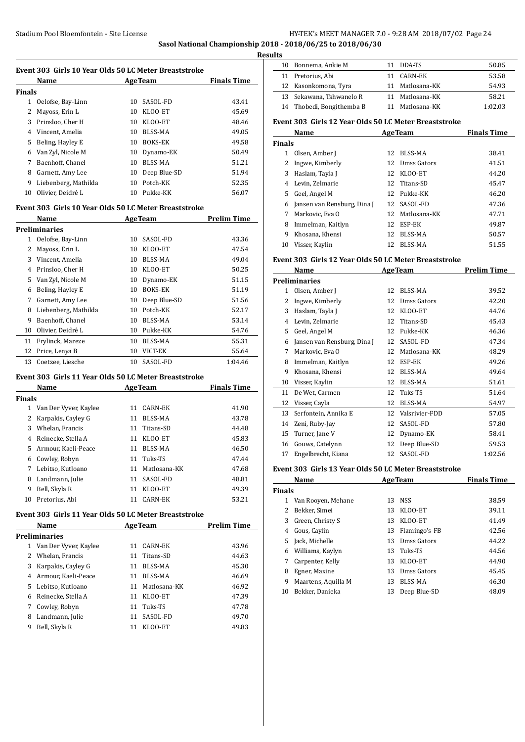**Sasol National Championship 2018 - 2018/06/25 to 2018/06/30**

**Results**

### Event 303 Girls 10 Year Olds 50 LC Meter Breaststroke

| | Name | Age | Team | Finals Time |
|---|---|---|---|---|
| **Finals** | | | | |
| 1 | Oelofse, Bay-Linn | 10 | SASOL-FD | 43.41 |
| 2 | Mayoss, Erin L | 10 | KLOO-ET | 45.69 |
| 3 | Prinsloo, Cher H | 10 | KLOO-ET | 48.46 |
| 4 | Vincent, Amelia | 10 | BLSS-MA | 49.05 |
| 5 | Beling, Hayley E | 10 | BOKS-EK | 49.58 |
| 6 | Van Zyl, Nicole M | 10 | Dynamo-EK | 50.49 |
| 7 | Baenhoff, Chanel | 10 | BLSS-MA | 51.21 |
| 8 | Garnett, Amy Lee | 10 | Deep Blue-SD | 51.94 |
| 9 | Liebenberg, Mathilda | 10 | Potch-KK | 52.35 |
| 10 | Olivier, Deidré L | 10 | Pukke-KK | 56.07 |

### Event 303 Girls 10 Year Olds 50 LC Meter Breaststroke

| | Name | Age | Team | Prelim Time |
|---|---|---|---|---|
| **Preliminaries** | | | | |
| 1 | Oelofse, Bay-Linn | 10 | SASOL-FD | 43.36 |
| 2 | Mayoss, Erin L | 10 | KLOO-ET | 47.54 |
| 3 | Vincent, Amelia | 10 | BLSS-MA | 49.04 |
| 4 | Prinsloo, Cher H | 10 | KLOO-ET | 50.25 |
| 5 | Van Zyl, Nicole M | 10 | Dynamo-EK | 51.15 |
| 6 | Beling, Hayley E | 10 | BOKS-EK | 51.19 |
| 7 | Garnett, Amy Lee | 10 | Deep Blue-SD | 51.56 |
| 8 | Liebenberg, Mathilda | 10 | Potch-KK | 52.17 |
| 9 | Baenhoff, Chanel | 10 | BLSS-MA | 53.14 |
| 10 | Olivier, Deidré L | 10 | Pukke-KK | 54.76 |
| 11 | Frylinck, Mareze | 10 | BLSS-MA | 55.31 |
| 12 | Price, Lenya B | 10 | VICT-EK | 55.64 |
| 13 | Coetzee, Liesche | 10 | SASOL-FD | 1:04.46 |

### Event 303 Girls 11 Year Olds 50 LC Meter Breaststroke

| | Name | Age | Team | Finals Time |
|---|---|---|---|---|
| **Finals** | | | | |
| 1 | Van Der Vyver, Kaylee | 11 | CARN-EK | 41.90 |
| 2 | Karpakis, Cayley G | 11 | BLSS-MA | 43.78 |
| 3 | Whelan, Francis | 11 | Titans-SD | 44.48 |
| 4 | Reinecke, Stella A | 11 | KLOO-ET | 45.83 |
| 5 | Armour, Kaeli-Peace | 11 | BLSS-MA | 46.50 |
| 6 | Cowley, Robyn | 11 | Tuks-TS | 47.44 |
| 7 | Lebitso, Kutloano | 11 | Matlosana-KK | 47.68 |
| 8 | Landmann, Julie | 11 | SASOL-FD | 48.81 |
| 9 | Bell, Skyla R | 11 | KLOO-ET | 49.39 |
| 10 | Pretorius, Abi | 11 | CARN-EK | 53.21 |

### Event 303 Girls 11 Year Olds 50 LC Meter Breaststroke

| | Name | Age | Team | Prelim Time |
|---|---|---|---|---|
| **Preliminaries** | | | | |
| 1 | Van Der Vyver, Kaylee | 11 | CARN-EK | 43.96 |
| 2 | Whelan, Francis | 11 | Titans-SD | 44.63 |
| 3 | Karpakis, Cayley G | 11 | BLSS-MA | 45.30 |
| 4 | Armour, Kaeli-Peace | 11 | BLSS-MA | 46.69 |
| 5 | Lebitso, Kutloano | 11 | Matlosana-KK | 46.92 |
| 6 | Reinecke, Stella A | 11 | KLOO-ET | 47.39 |
| 7 | Cowley, Robyn | 11 | Tuks-TS | 47.78 |
| 8 | Landmann, Julie | 11 | SASOL-FD | 49.70 |
| 9 | Bell, Skyla R | 11 | KLOO-ET | 49.83 |
| 10 | Bonnema, Ankie M | 11 | DDA-TS | 50.85 |
| 11 | Pretorius, Abi | 11 | CARN-EK | 53.58 |
| 12 | Kasonkomona, Tyra | 11 | Matlosana-KK | 54.93 |
| 13 | Sekawana, Tshwanelo R | 11 | Matlosana-KK | 58.21 |
| 14 | Thobedi, Bongithemba B | 11 | Matlosana-KK | 1:02.03 |

### Event 303 Girls 12 Year Olds 50 LC Meter Breaststroke

| | Name | Age | Team | Finals Time |
|---|---|---|---|---|
| **Finals** | | | | |
| 1 | Olsen, Amber J | 12 | BLSS-MA | 38.41 |
| 2 | Ingwe, Kimberly | 12 | Dmss Gators | 41.51 |
| 3 | Haslam, Tayla J | 12 | KLOO-ET | 44.20 |
| 4 | Levin, Zelmarie | 12 | Titans-SD | 45.47 |
| 5 | Geel, Angel M | 12 | Pukke-KK | 46.20 |
| 6 | Jansen van Rensburg, Dina J | 12 | SASOL-FD | 47.36 |
| 7 | Markovic, Eva O | 12 | Matlosana-KK | 47.71 |
| 8 | Immelman, Kaitlyn | 12 | ESP-EK | 49.87 |
| 9 | Khosana, Khensi | 12 | BLSS-MA | 50.57 |
| 10 | Visser, Kaylin | 12 | BLSS-MA | 51.55 |

### Event 303 Girls 12 Year Olds 50 LC Meter Breaststroke

| | Name | Age | Team | Prelim Time |
|---|---|---|---|---|
| **Preliminaries** | | | | |
| 1 | Olsen, Amber J | 12 | BLSS-MA | 39.52 |
| 2 | Ingwe, Kimberly | 12 | Dmss Gators | 42.20 |
| 3 | Haslam, Tayla J | 12 | KLOO-ET | 44.76 |
| 4 | Levin, Zelmarie | 12 | Titans-SD | 45.43 |
| 5 | Geel, Angel M | 12 | Pukke-KK | 46.36 |
| 6 | Jansen van Rensburg, Dina J | 12 | SASOL-FD | 47.34 |
| 7 | Markovic, Eva O | 12 | Matlosana-KK | 48.29 |
| 8 | Immelman, Kaitlyn | 12 | ESP-EK | 49.26 |
| 9 | Khosana, Khensi | 12 | BLSS-MA | 49.64 |
| 10 | Visser, Kaylin | 12 | BLSS-MA | 51.61 |
| 11 | De Wet, Carmen | 12 | Tuks-TS | 51.64 |
| 12 | Visser, Cayla | 12 | BLSS-MA | 54.97 |
| 13 | Serfontein, Annika E | 12 | Valsrivier-FDD | 57.05 |
| 14 | Zeni, Ruby-Jay | 12 | SASOL-FD | 57.80 |
| 15 | Turner, Jane V | 12 | Dynamo-EK | 58.41 |
| 16 | Gouws, Catelynn | 12 | Deep Blue-SD | 59.53 |
| 17 | Engelbrecht, Kiana | 12 | SASOL-FD | 1:02.56 |

### Event 303 Girls 13 Year Olds 50 LC Meter Breaststroke

| | Name | Age | Team | Finals Time |
|---|---|---|---|---|
| **Finals** | | | | |
| 1 | Van Rooyen, Mehane | 13 | NSS | 38.59 |
| 2 | Bekker, Simei | 13 | KLOO-ET | 39.11 |
| 3 | Green, Christy S | 13 | KLOO-ET | 41.49 |
| 4 | Gous, Caylin | 13 | Flamingo's-FB | 42.56 |
| 5 | Jack, Michelle | 13 | Dmss Gators | 44.22 |
| 6 | Williams, Kaylyn | 13 | Tuks-TS | 44.56 |
| 7 | Carpenter, Kelly | 13 | KLOO-ET | 44.90 |
| 8 | Egner, Maxine | 13 | Dmss Gators | 45.45 |
| 9 | Maartens, Aquilla M | 13 | BLSS-MA | 46.30 |
| 10 | Bekker, Danieka | 13 | Deep Blue-SD | 48.09 |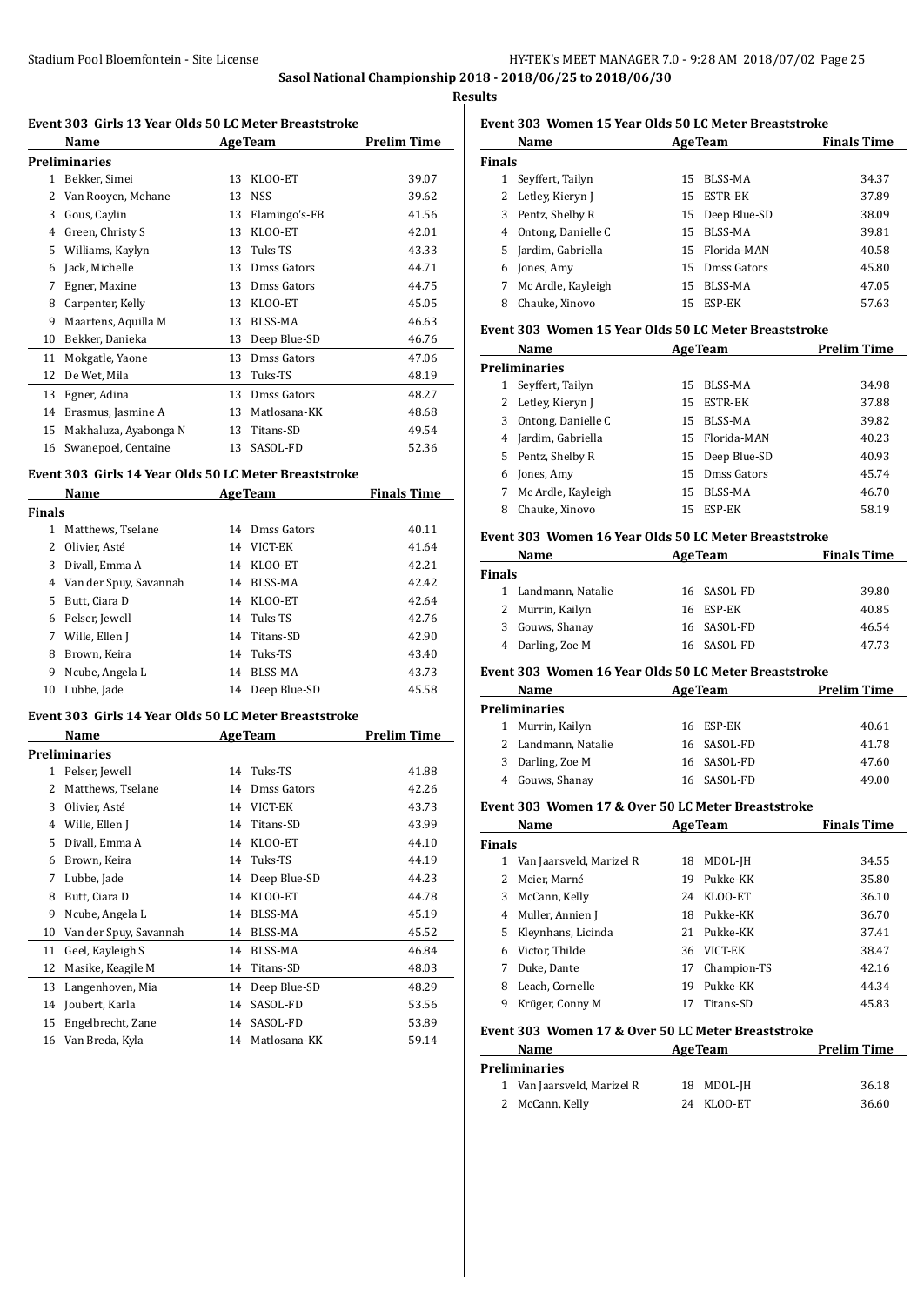**Sasol National Championship 2018 - 2018/06/25 to 2018/06/30**

**Results**

### Event 303 Girls 13 Year Olds 50 LC Meter Breaststroke

| | Name | Age | Team | Prelim Time |
|---|---|---|---|---|
| **Preliminaries** | | | | |
| 1 | Bekker, Simei | 13 | KLOO-ET | 39.07 |
| 2 | Van Rooyen, Mehane | 13 | NSS | 39.62 |
| 3 | Gous, Caylin | 13 | Flamingo's-FB | 41.56 |
| 4 | Green, Christy S | 13 | KLOO-ET | 42.01 |
| 5 | Williams, Kaylyn | 13 | Tuks-TS | 43.33 |
| 6 | Jack, Michelle | 13 | Dmss Gators | 44.71 |
| 7 | Egner, Maxine | 13 | Dmss Gators | 44.75 |
| 8 | Carpenter, Kelly | 13 | KLOO-ET | 45.05 |
| 9 | Maartens, Aquilla M | 13 | BLSS-MA | 46.63 |
| 10 | Bekker, Danieka | 13 | Deep Blue-SD | 46.76 |
| 11 | Mokgatle, Yaone | 13 | Dmss Gators | 47.06 |
| 12 | De Wet, Mila | 13 | Tuks-TS | 48.19 |
| 13 | Egner, Adina | 13 | Dmss Gators | 48.27 |
| 14 | Erasmus, Jasmine A | 13 | Matlosana-KK | 48.68 |
| 15 | Makhaluza, Ayabonga N | 13 | Titans-SD | 49.54 |
| 16 | Swanepoel, Centaine | 13 | SASOL-FD | 52.36 |

### Event 303 Girls 14 Year Olds 50 LC Meter Breaststroke

| | Name | Age | Team | Finals Time |
|---|---|---|---|---|
| **Finals** | | | | |
| 1 | Matthews, Tselane | 14 | Dmss Gators | 40.11 |
| 2 | Olivier, Asté | 14 | VICT-EK | 41.64 |
| 3 | Divall, Emma A | 14 | KLOO-ET | 42.21 |
| 4 | Van der Spuy, Savannah | 14 | BLSS-MA | 42.42 |
| 5 | Butt, Ciara D | 14 | KLOO-ET | 42.64 |
| 6 | Pelser, Jewell | 14 | Tuks-TS | 42.76 |
| 7 | Wille, Ellen J | 14 | Titans-SD | 42.90 |
| 8 | Brown, Keira | 14 | Tuks-TS | 43.40 |
| 9 | Ncube, Angela L | 14 | BLSS-MA | 43.73 |
| 10 | Lubbe, Jade | 14 | Deep Blue-SD | 45.58 |

### Event 303 Girls 14 Year Olds 50 LC Meter Breaststroke

| | Name | Age | Team | Prelim Time |
|---|---|---|---|---|
| **Preliminaries** | | | | |
| 1 | Pelser, Jewell | 14 | Tuks-TS | 41.88 |
| 2 | Matthews, Tselane | 14 | Dmss Gators | 42.26 |
| 3 | Olivier, Asté | 14 | VICT-EK | 43.73 |
| 4 | Wille, Ellen J | 14 | Titans-SD | 43.99 |
| 5 | Divall, Emma A | 14 | KLOO-ET | 44.10 |
| 6 | Brown, Keira | 14 | Tuks-TS | 44.19 |
| 7 | Lubbe, Jade | 14 | Deep Blue-SD | 44.23 |
| 8 | Butt, Ciara D | 14 | KLOO-ET | 44.78 |
| 9 | Ncube, Angela L | 14 | BLSS-MA | 45.19 |
| 10 | Van der Spuy, Savannah | 14 | BLSS-MA | 45.52 |
| 11 | Geel, Kayleigh S | 14 | BLSS-MA | 46.84 |
| 12 | Masike, Keagile M | 14 | Titans-SD | 48.03 |
| 13 | Langenhoven, Mia | 14 | Deep Blue-SD | 48.29 |
| 14 | Joubert, Karla | 14 | SASOL-FD | 53.56 |
| 15 | Engelbrecht, Zane | 14 | SASOL-FD | 53.89 |
| 16 | Van Breda, Kyla | 14 | Matlosana-KK | 59.14 |

### Event 303 Women 15 Year Olds 50 LC Meter Breaststroke

| | Name | Age | Team | Finals Time |
|---|---|---|---|---|
| **Finals** | | | | |
| 1 | Seyffert, Tailyn | 15 | BLSS-MA | 34.37 |
| 2 | Letley, Kieryn J | 15 | ESTR-EK | 37.89 |
| 3 | Pentz, Shelby R | 15 | Deep Blue-SD | 38.09 |
| 4 | Ontong, Danielle C | 15 | BLSS-MA | 39.81 |
| 5 | Jardim, Gabriella | 15 | Florida-MAN | 40.58 |
| 6 | Jones, Amy | 15 | Dmss Gators | 45.80 |
| 7 | Mc Ardle, Kayleigh | 15 | BLSS-MA | 47.05 |
| 8 | Chauke, Xinovo | 15 | ESP-EK | 57.63 |

### Event 303 Women 15 Year Olds 50 LC Meter Breaststroke

| | Name | Age | Team | Prelim Time |
|---|---|---|---|---|
| **Preliminaries** | | | | |
| 1 | Seyffert, Tailyn | 15 | BLSS-MA | 34.98 |
| 2 | Letley, Kieryn J | 15 | ESTR-EK | 37.88 |
| 3 | Ontong, Danielle C | 15 | BLSS-MA | 39.82 |
| 4 | Jardim, Gabriella | 15 | Florida-MAN | 40.23 |
| 5 | Pentz, Shelby R | 15 | Deep Blue-SD | 40.93 |
| 6 | Jones, Amy | 15 | Dmss Gators | 45.74 |
| 7 | Mc Ardle, Kayleigh | 15 | BLSS-MA | 46.70 |
| 8 | Chauke, Xinovo | 15 | ESP-EK | 58.19 |

### Event 303 Women 16 Year Olds 50 LC Meter Breaststroke

| | Name | Age | Team | Finals Time |
|---|---|---|---|---|
| **Finals** | | | | |
| 1 | Landmann, Natalie | 16 | SASOL-FD | 39.80 |
| 2 | Murrin, Kailyn | 16 | ESP-EK | 40.85 |
| 3 | Gouws, Shanay | 16 | SASOL-FD | 46.54 |
| 4 | Darling, Zoe M | 16 | SASOL-FD | 47.73 |

### Event 303 Women 16 Year Olds 50 LC Meter Breaststroke

| | Name | Age | Team | Prelim Time |
|---|---|---|---|---|
| **Preliminaries** | | | | |
| 1 | Murrin, Kailyn | 16 | ESP-EK | 40.61 |
| 2 | Landmann, Natalie | 16 | SASOL-FD | 41.78 |
| 3 | Darling, Zoe M | 16 | SASOL-FD | 47.60 |
| 4 | Gouws, Shanay | 16 | SASOL-FD | 49.00 |

### Event 303 Women 17 & Over 50 LC Meter Breaststroke

| | Name | Age | Team | Finals Time |
|---|---|---|---|---|
| **Finals** | | | | |
| 1 | Van Jaarsveld, Marizel R | 18 | MDOL-JH | 34.55 |
| 2 | Meier, Marné | 19 | Pukke-KK | 35.80 |
| 3 | McCann, Kelly | 24 | KLOO-ET | 36.10 |
| 4 | Muller, Annien J | 18 | Pukke-KK | 36.70 |
| 5 | Kleynhans, Licinda | 21 | Pukke-KK | 37.41 |
| 6 | Victor, Thilde | 36 | VICT-EK | 38.47 |
| 7 | Duke, Dante | 17 | Champion-TS | 42.16 |
| 8 | Leach, Cornelle | 19 | Pukke-KK | 44.34 |
| 9 | Krüger, Conny M | 17 | Titans-SD | 45.83 |

### Event 303 Women 17 & Over 50 LC Meter Breaststroke

| | Name | Age | Team | Prelim Time |
|---|---|---|---|---|
| **Preliminaries** | | | | |
| 1 | Van Jaarsveld, Marizel R | 18 | MDOL-JH | 36.18 |
| 2 | McCann, Kelly | 24 | KLOO-ET | 36.60 |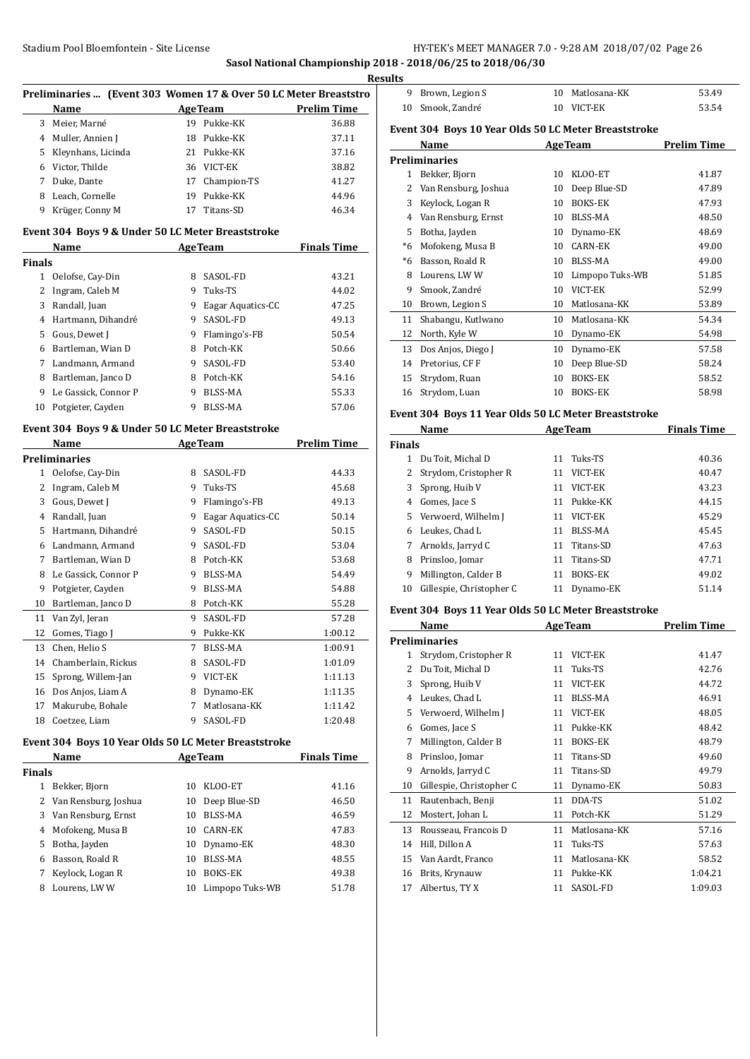**Sasol National Championship 2018 - 2018/06/25 to 2018/06/30**

**Results**

### Preliminaries ... (Event 303 Women 17 & Over 50 LC Meter Breaststroke)

| | Name | Age | Team | Prelim Time |
|---|---|---|---|---|
| 3 | Meier, Marné | 19 | Pukke-KK | 36.88 |
| 4 | Muller, Annien J | 18 | Pukke-KK | 37.11 |
| 5 | Kleynhans, Licinda | 21 | Pukke-KK | 37.16 |
| 6 | Victor, Thilde | 36 | VICT-EK | 38.82 |
| 7 | Duke, Dante | 17 | Champion-TS | 41.27 |
| 8 | Leach, Cornelle | 19 | Pukke-KK | 44.96 |
| 9 | Krüger, Conny M | 17 | Titans-SD | 46.34 |

### Event 304 Boys 9 & Under 50 LC Meter Breaststroke

| | Name | Age | Team | Finals Time |
|---|---|---|---|---|
| **Finals** | | | | |
| 1 | Oelofse, Cay-Din | 8 | SASOL-FD | 43.21 |
| 2 | Ingram, Caleb M | 9 | Tuks-TS | 44.02 |
| 3 | Randall, Juan | 9 | Eagar Aquatics-CC | 47.25 |
| 4 | Hartmann, Dihandré | 9 | SASOL-FD | 49.13 |
| 5 | Gous, Dewet J | 9 | Flamingo's-FB | 50.54 |
| 6 | Bartleman, Wian D | 8 | Potch-KK | 50.66 |
| 7 | Landmann, Armand | 9 | SASOL-FD | 53.40 |
| 8 | Bartleman, Janco D | 8 | Potch-KK | 54.16 |
| 9 | Le Gassick, Connor P | 9 | BLSS-MA | 55.33 |
| 10 | Potgieter, Cayden | 9 | BLSS-MA | 57.06 |

### Event 304 Boys 9 & Under 50 LC Meter Breaststroke

| | Name | Age | Team | Prelim Time |
|---|---|---|---|---|
| **Preliminaries** | | | | |
| 1 | Oelofse, Cay-Din | 8 | SASOL-FD | 44.33 |
| 2 | Ingram, Caleb M | 9 | Tuks-TS | 45.68 |
| 3 | Gous, Dewet J | 9 | Flamingo's-FB | 49.13 |
| 4 | Randall, Juan | 9 | Eagar Aquatics-CC | 50.14 |
| 5 | Hartmann, Dihandré | 9 | SASOL-FD | 50.15 |
| 6 | Landmann, Armand | 9 | SASOL-FD | 53.04 |
| 7 | Bartleman, Wian D | 8 | Potch-KK | 53.68 |
| 8 | Le Gassick, Connor P | 9 | BLSS-MA | 54.49 |
| 9 | Potgieter, Cayden | 9 | BLSS-MA | 54.88 |
| 10 | Bartleman, Janco D | 8 | Potch-KK | 55.28 |
| 11 | Van Zyl, Jeran | 9 | SASOL-FD | 57.28 |
| 12 | Gomes, Tiago J | 9 | Pukke-KK | 1:00.12 |
| 13 | Chen, Helio S | 7 | BLSS-MA | 1:00.91 |
| 14 | Chamberlain, Rickus | 8 | SASOL-FD | 1:01.09 |
| 15 | Sprong, Willem-Jan | 9 | VICT-EK | 1:11.13 |
| 16 | Dos Anjos, Liam A | 8 | Dynamo-EK | 1:11.35 |
| 17 | Makurube, Bohale | 7 | Matlosana-KK | 1:11.42 |
| 18 | Coetzee, Liam | 9 | SASOL-FD | 1:20.48 |

### Event 304 Boys 10 Year Olds 50 LC Meter Breaststroke

| | Name | Age | Team | Finals Time |
|---|---|---|---|---|
| **Finals** | | | | |
| 1 | Bekker, Bjorn | 10 | KLOO-ET | 41.16 |
| 2 | Van Rensburg, Joshua | 10 | Deep Blue-SD | 46.50 |
| 3 | Van Rensburg, Ernst | 10 | BLSS-MA | 46.59 |
| 4 | Mofokeng, Musa B | 10 | CARN-EK | 47.83 |
| 5 | Botha, Jayden | 10 | Dynamo-EK | 48.30 |
| 6 | Basson, Roald R | 10 | BLSS-MA | 48.55 |
| 7 | Keylock, Logan R | 10 | BOKS-EK | 49.38 |
| 8 | Lourens, LW W | 10 | Limpopo Tuks-WB | 51.78 |
| 9 | Brown, Legion S | 10 | Matlosana-KK | 53.49 |
| 10 | Smook, Zandré | 10 | VICT-EK | 53.54 |

### Event 304 Boys 10 Year Olds 50 LC Meter Breaststroke

| | Name | Age | Team | Prelim Time |
|---|---|---|---|---|
| **Preliminaries** | | | | |
| 1 | Bekker, Bjorn | 10 | KLOO-ET | 41.87 |
| 2 | Van Rensburg, Joshua | 10 | Deep Blue-SD | 47.89 |
| 3 | Keylock, Logan R | 10 | BOKS-EK | 47.93 |
| 4 | Van Rensburg, Ernst | 10 | BLSS-MA | 48.50 |
| 5 | Botha, Jayden | 10 | Dynamo-EK | 48.69 |
| *6 | Mofokeng, Musa B | 10 | CARN-EK | 49.00 |
| *6 | Basson, Roald R | 10 | BLSS-MA | 49.00 |
| 8 | Lourens, LW W | 10 | Limpopo Tuks-WB | 51.85 |
| 9 | Smook, Zandré | 10 | VICT-EK | 52.99 |
| 10 | Brown, Legion S | 10 | Matlosana-KK | 53.89 |
| 11 | Shabangu, Kutlwano | 10 | Matlosana-KK | 54.34 |
| 12 | North, Kyle W | 10 | Dynamo-EK | 54.98 |
| 13 | Dos Anjos, Diego J | 10 | Dynamo-EK | 57.58 |
| 14 | Pretorius, CF F | 10 | Deep Blue-SD | 58.24 |
| 15 | Strydom, Ruan | 10 | BOKS-EK | 58.52 |
| 16 | Strydom, Luan | 10 | BOKS-EK | 58.98 |

### Event 304 Boys 11 Year Olds 50 LC Meter Breaststroke

| | Name | Age | Team | Finals Time |
|---|---|---|---|---|
| **Finals** | | | | |
| 1 | Du Toit, Michal D | 11 | Tuks-TS | 40.36 |
| 2 | Strydom, Cristopher R | 11 | VICT-EK | 40.47 |
| 3 | Sprong, Huib V | 11 | VICT-EK | 43.23 |
| 4 | Gomes, Jace S | 11 | Pukke-KK | 44.15 |
| 5 | Verwoerd, Wilhelm J | 11 | VICT-EK | 45.29 |
| 6 | Leukes, Chad L | 11 | BLSS-MA | 45.45 |
| 7 | Arnolds, Jarryd C | 11 | Titans-SD | 47.63 |
| 8 | Prinsloo, Jomar | 11 | Titans-SD | 47.71 |
| 9 | Millington, Calder B | 11 | BOKS-EK | 49.02 |
| 10 | Gillespie, Christopher C | 11 | Dynamo-EK | 51.14 |

### Event 304 Boys 11 Year Olds 50 LC Meter Breaststroke

| | Name | Age | Team | Prelim Time |
|---|---|---|---|---|
| **Preliminaries** | | | | |
| 1 | Strydom, Cristopher R | 11 | VICT-EK | 41.47 |
| 2 | Du Toit, Michal D | 11 | Tuks-TS | 42.76 |
| 3 | Sprong, Huib V | 11 | VICT-EK | 44.72 |
| 4 | Leukes, Chad L | 11 | BLSS-MA | 46.91 |
| 5 | Verwoerd, Wilhelm J | 11 | VICT-EK | 48.05 |
| 6 | Gomes, Jace S | 11 | Pukke-KK | 48.42 |
| 7 | Millington, Calder B | 11 | BOKS-EK | 48.79 |
| 8 | Prinsloo, Jomar | 11 | Titans-SD | 49.60 |
| 9 | Arnolds, Jarryd C | 11 | Titans-SD | 49.79 |
| 10 | Gillespie, Christopher C | 11 | Dynamo-EK | 50.83 |
| 11 | Rautenbach, Benji | 11 | DDA-TS | 51.02 |
| 12 | Mostert, Johan L | 11 | Potch-KK | 51.29 |
| 13 | Rousseau, Francois D | 11 | Matlosana-KK | 57.16 |
| 14 | Hill, Dillon A | 11 | Tuks-TS | 57.63 |
| 15 | Van Aardt, Franco | 11 | Matlosana-KK | 58.52 |
| 16 | Brits, Krynauw | 11 | Pukke-KK | 1:04.21 |
| 17 | Albertus, TY X | 11 | SASOL-FD | 1:09.03 |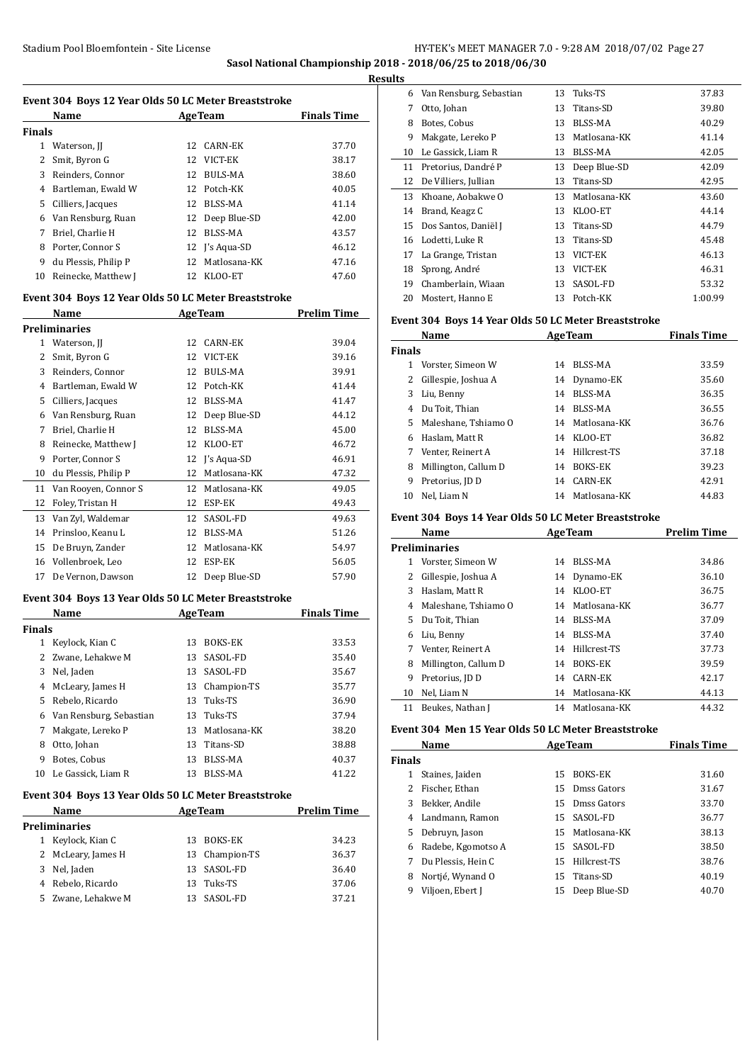## Event 304 Boys 12 Year Olds 50 LC Meter Breaststroke

| | Name | Age | Team | Finals Time |
|---|---|---|---|---|
| **Finals** | | | | |
| 1 | Waterson, JJ | 12 | CARN-EK | 37.70 |
| 2 | Smit, Byron G | 12 | VICT-EK | 38.17 |
| 3 | Reinders, Connor | 12 | BULS-MA | 38.60 |
| 4 | Bartleman, Ewald W | 12 | Potch-KK | 40.05 |
| 5 | Cilliers, Jacques | 12 | BLSS-MA | 41.14 |
| 6 | Van Rensburg, Ruan | 12 | Deep Blue-SD | 42.00 |
| 7 | Briel, Charlie H | 12 | BLSS-MA | 43.57 |
| 8 | Porter, Connor S | 12 | J's Aqua-SD | 46.12 |
| 9 | du Plessis, Philip P | 12 | Matlosana-KK | 47.16 |
| 10 | Reinecke, Matthew J | 12 | KLOO-ET | 47.60 |

## Event 304 Boys 12 Year Olds 50 LC Meter Breaststroke

| | Name | Age | Team | Prelim Time |
|---|---|---|---|---|
| **Preliminaries** | | | | |
| 1 | Waterson, JJ | 12 | CARN-EK | 39.04 |
| 2 | Smit, Byron G | 12 | VICT-EK | 39.16 |
| 3 | Reinders, Connor | 12 | BULS-MA | 39.91 |
| 4 | Bartleman, Ewald W | 12 | Potch-KK | 41.44 |
| 5 | Cilliers, Jacques | 12 | BLSS-MA | 41.47 |
| 6 | Van Rensburg, Ruan | 12 | Deep Blue-SD | 44.12 |
| 7 | Briel, Charlie H | 12 | BLSS-MA | 45.00 |
| 8 | Reinecke, Matthew J | 12 | KLOO-ET | 46.72 |
| 9 | Porter, Connor S | 12 | J's Aqua-SD | 46.91 |
| 10 | du Plessis, Philip P | 12 | Matlosana-KK | 47.32 |
| 11 | Van Rooyen, Connor S | 12 | Matlosana-KK | 49.05 |
| 12 | Foley, Tristan H | 12 | ESP-EK | 49.43 |
| 13 | Van Zyl, Waldemar | 12 | SASOL-FD | 49.63 |
| 14 | Prinsloo, Keanu L | 12 | BLSS-MA | 51.26 |
| 15 | De Bruyn, Zander | 12 | Matlosana-KK | 54.97 |
| 16 | Vollenbroek, Leo | 12 | ESP-EK | 56.05 |
| 17 | De Vernon, Dawson | 12 | Deep Blue-SD | 57.90 |

## Event 304 Boys 13 Year Olds 50 LC Meter Breaststroke

| | Name | Age | Team | Finals Time |
|---|---|---|---|---|
| **Finals** | | | | |
| 1 | Keylock, Kian C | 13 | BOKS-EK | 33.53 |
| 2 | Zwane, Lehakwe M | 13 | SASOL-FD | 35.40 |
| 3 | Nel, Jaden | 13 | SASOL-FD | 35.67 |
| 4 | McLeary, James H | 13 | Champion-TS | 35.77 |
| 5 | Rebelo, Ricardo | 13 | Tuks-TS | 36.90 |
| 6 | Van Rensburg, Sebastian | 13 | Tuks-TS | 37.94 |
| 7 | Makgate, Lereko P | 13 | Matlosana-KK | 38.20 |
| 8 | Otto, Johan | 13 | Titans-SD | 38.88 |
| 9 | Botes, Cobus | 13 | BLSS-MA | 40.37 |
| 10 | Le Gassick, Liam R | 13 | BLSS-MA | 41.22 |

## Event 304 Boys 13 Year Olds 50 LC Meter Breaststroke

| | Name | Age | Team | Prelim Time |
|---|---|---|---|---|
| **Preliminaries** | | | | |
| 1 | Keylock, Kian C | 13 | BOKS-EK | 34.23 |
| 2 | McLeary, James H | 13 | Champion-TS | 36.37 |
| 3 | Nel, Jaden | 13 | SASOL-FD | 36.40 |
| 4 | Rebelo, Ricardo | 13 | Tuks-TS | 37.06 |
| 5 | Zwane, Lehakwe M | 13 | SASOL-FD | 37.21 |
| 6 | Van Rensburg, Sebastian | 13 | Tuks-TS | 37.83 |
| 7 | Otto, Johan | 13 | Titans-SD | 39.80 |
| 8 | Botes, Cobus | 13 | BLSS-MA | 40.29 |
| 9 | Makgate, Lereko P | 13 | Matlosana-KK | 41.14 |
| 10 | Le Gassick, Liam R | 13 | BLSS-MA | 42.05 |
| 11 | Pretorius, Dandré P | 13 | Deep Blue-SD | 42.09 |
| 12 | De Villiers, Jullian | 13 | Titans-SD | 42.95 |
| 13 | Khoane, Aobakwe O | 13 | Matlosana-KK | 43.60 |
| 14 | Brand, Keagz C | 13 | KLOO-ET | 44.14 |
| 15 | Dos Santos, Daniël J | 13 | Titans-SD | 44.79 |
| 16 | Lodetti, Luke R | 13 | Titans-SD | 45.48 |
| 17 | La Grange, Tristan | 13 | VICT-EK | 46.13 |
| 18 | Sprong, André | 13 | VICT-EK | 46.31 |
| 19 | Chamberlain, Wiaan | 13 | SASOL-FD | 53.32 |
| 20 | Mostert, Hanno E | 13 | Potch-KK | 1:00.99 |

## Event 304 Boys 14 Year Olds 50 LC Meter Breaststroke

| | Name | Age | Team | Finals Time |
|---|---|---|---|---|
| **Finals** | | | | |
| 1 | Vorster, Simeon W | 14 | BLSS-MA | 33.59 |
| 2 | Gillespie, Joshua A | 14 | Dynamo-EK | 35.60 |
| 3 | Liu, Benny | 14 | BLSS-MA | 36.35 |
| 4 | Du Toit, Thian | 14 | BLSS-MA | 36.55 |
| 5 | Maleshane, Tshiamo O | 14 | Matlosana-KK | 36.76 |
| 6 | Haslam, Matt R | 14 | KLOO-ET | 36.82 |
| 7 | Venter, Reinert A | 14 | Hillcrest-TS | 37.18 |
| 8 | Millington, Callum D | 14 | BOKS-EK | 39.23 |
| 9 | Pretorius, JD D | 14 | CARN-EK | 42.91 |
| 10 | Nel, Liam N | 14 | Matlosana-KK | 44.83 |

## Event 304 Boys 14 Year Olds 50 LC Meter Breaststroke

| | Name | Age | Team | Prelim Time |
|---|---|---|---|---|
| **Preliminaries** | | | | |
| 1 | Vorster, Simeon W | 14 | BLSS-MA | 34.86 |
| 2 | Gillespie, Joshua A | 14 | Dynamo-EK | 36.10 |
| 3 | Haslam, Matt R | 14 | KLOO-ET | 36.75 |
| 4 | Maleshane, Tshiamo O | 14 | Matlosana-KK | 36.77 |
| 5 | Du Toit, Thian | 14 | BLSS-MA | 37.09 |
| 6 | Liu, Benny | 14 | BLSS-MA | 37.40 |
| 7 | Venter, Reinert A | 14 | Hillcrest-TS | 37.73 |
| 8 | Millington, Callum D | 14 | BOKS-EK | 39.59 |
| 9 | Pretorius, JD D | 14 | CARN-EK | 42.17 |
| 10 | Nel, Liam N | 14 | Matlosana-KK | 44.13 |
| 11 | Beukes, Nathan J | 14 | Matlosana-KK | 44.32 |

## Event 304 Men 15 Year Olds 50 LC Meter Breaststroke

| | Name | Age | Team | Finals Time |
|---|---|---|---|---|
| **Finals** | | | | |
| 1 | Staines, Jaiden | 15 | BOKS-EK | 31.60 |
| 2 | Fischer, Ethan | 15 | Dmss Gators | 31.67 |
| 3 | Bekker, Andile | 15 | Dmss Gators | 33.70 |
| 4 | Landmann, Ramon | 15 | SASOL-FD | 36.77 |
| 5 | Debruyn, Jason | 15 | Matlosana-KK | 38.13 |
| 6 | Radebe, Kgomotso A | 15 | SASOL-FD | 38.50 |
| 7 | Du Plessis, Hein C | 15 | Hillcrest-TS | 38.76 |
| 8 | Nortjé, Wynand O | 15 | Titans-SD | 40.19 |
| 9 | Viljoen, Ebert J | 15 | Deep Blue-SD | 40.70 |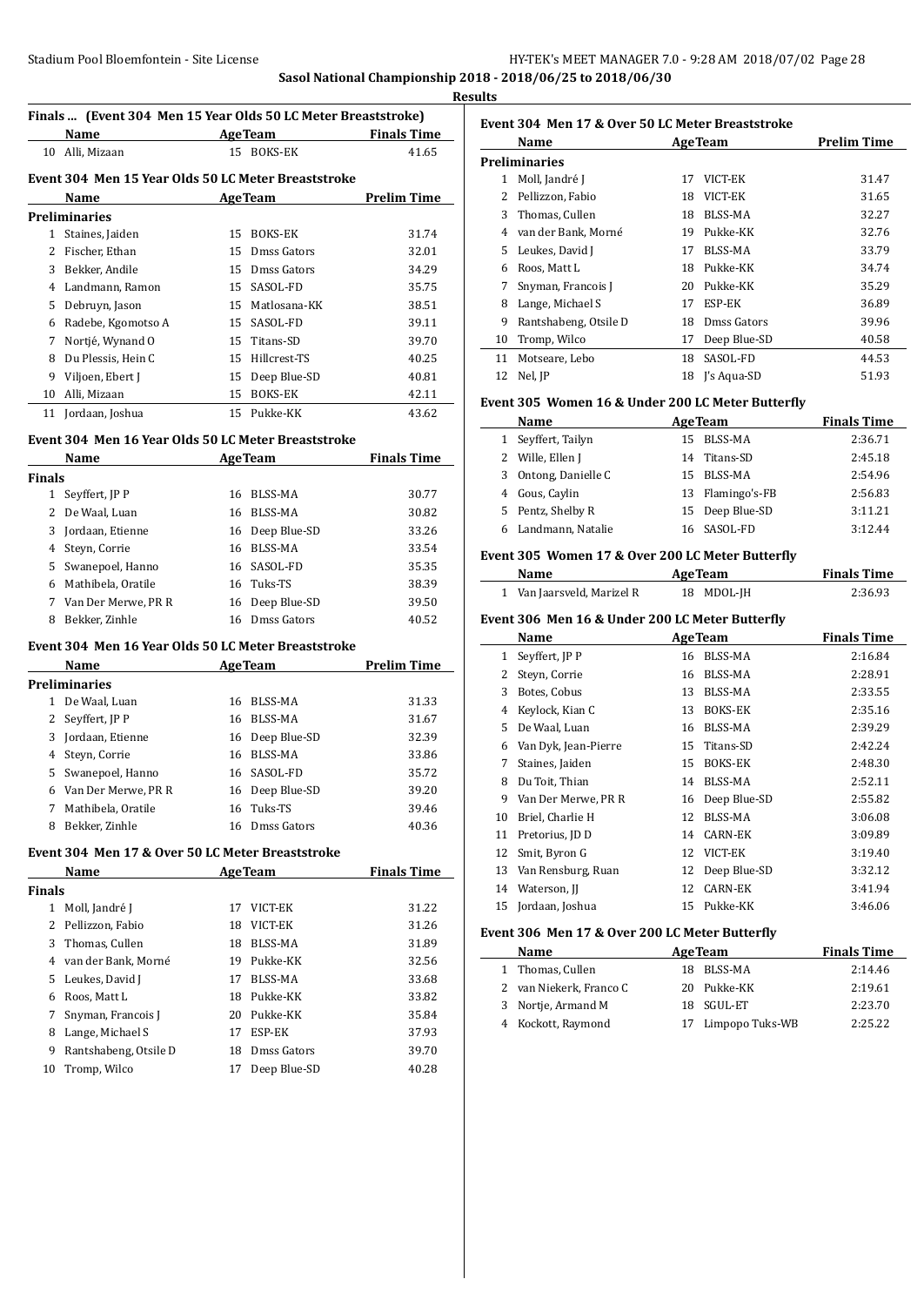**Sasol National Championship 2018 - 2018/06/25 to 2018/06/30**

**Results**

### Finals ... (Event 304 Men 15 Year Olds 50 LC Meter Breaststroke)

| | Name | Age | Team | Finals Time |
|---|---|---|---|---|
| 10 | Alli, Mizaan | 15 | BOKS-EK | 41.65 |

### Event 304 Men 15 Year Olds 50 LC Meter Breaststroke

| | Name | Age | Team | Prelim Time |
|---|---|---|---|---|
| **Preliminaries** | | | | |
| 1 | Staines, Jaiden | 15 | BOKS-EK | 31.74 |
| 2 | Fischer, Ethan | 15 | Dmss Gators | 32.01 |
| 3 | Bekker, Andile | 15 | Dmss Gators | 34.29 |
| 4 | Landmann, Ramon | 15 | SASOL-FD | 35.75 |
| 5 | Debruyn, Jason | 15 | Matlosana-KK | 38.51 |
| 6 | Radebe, Kgomotso A | 15 | SASOL-FD | 39.11 |
| 7 | Nortjé, Wynand O | 15 | Titans-SD | 39.70 |
| 8 | Du Plessis, Hein C | 15 | Hillcrest-TS | 40.25 |
| 9 | Viljoen, Ebert J | 15 | Deep Blue-SD | 40.81 |
| 10 | Alli, Mizaan | 15 | BOKS-EK | 42.11 |
| 11 | Jordaan, Joshua | 15 | Pukke-KK | 43.62 |

### Event 304 Men 16 Year Olds 50 LC Meter Breaststroke

| | Name | Age | Team | Finals Time |
|---|---|---|---|---|
| **Finals** | | | | |
| 1 | Seyffert, JP P | 16 | BLSS-MA | 30.77 |
| 2 | De Waal, Luan | 16 | BLSS-MA | 30.82 |
| 3 | Jordaan, Etienne | 16 | Deep Blue-SD | 33.26 |
| 4 | Steyn, Corrie | 16 | BLSS-MA | 33.54 |
| 5 | Swanepoel, Hanno | 16 | SASOL-FD | 35.35 |
| 6 | Mathibela, Oratile | 16 | Tuks-TS | 38.39 |
| 7 | Van Der Merwe, PR R | 16 | Deep Blue-SD | 39.50 |
| 8 | Bekker, Zinhle | 16 | Dmss Gators | 40.52 |

### Event 304 Men 16 Year Olds 50 LC Meter Breaststroke

| | Name | Age | Team | Prelim Time |
|---|---|---|---|---|
| **Preliminaries** | | | | |
| 1 | De Waal, Luan | 16 | BLSS-MA | 31.33 |
| 2 | Seyffert, JP P | 16 | BLSS-MA | 31.67 |
| 3 | Jordaan, Etienne | 16 | Deep Blue-SD | 32.39 |
| 4 | Steyn, Corrie | 16 | BLSS-MA | 33.86 |
| 5 | Swanepoel, Hanno | 16 | SASOL-FD | 35.72 |
| 6 | Van Der Merwe, PR R | 16 | Deep Blue-SD | 39.20 |
| 7 | Mathibela, Oratile | 16 | Tuks-TS | 39.46 |
| 8 | Bekker, Zinhle | 16 | Dmss Gators | 40.36 |

### Event 304 Men 17 & Over 50 LC Meter Breaststroke

| | Name | Age | Team | Finals Time |
|---|---|---|---|---|
| **Finals** | | | | |
| 1 | Moll, Jandré J | 17 | VICT-EK | 31.22 |
| 2 | Pellizzon, Fabio | 18 | VICT-EK | 31.26 |
| 3 | Thomas, Cullen | 18 | BLSS-MA | 31.89 |
| 4 | van der Bank, Morné | 19 | Pukke-KK | 32.56 |
| 5 | Leukes, David J | 17 | BLSS-MA | 33.68 |
| 6 | Roos, Matt L | 18 | Pukke-KK | 33.82 |
| 7 | Snyman, Francois J | 20 | Pukke-KK | 35.84 |
| 8 | Lange, Michael S | 17 | ESP-EK | 37.93 |
| 9 | Rantshabeng, Otsile D | 18 | Dmss Gators | 39.70 |
| 10 | Tromp, Wilco | 17 | Deep Blue-SD | 40.28 |

### Event 304 Men 17 & Over 50 LC Meter Breaststroke

| | Name | Age | Team | Prelim Time |
|---|---|---|---|---|
| **Preliminaries** | | | | |
| 1 | Moll, Jandré J | 17 | VICT-EK | 31.47 |
| 2 | Pellizzon, Fabio | 18 | VICT-EK | 31.65 |
| 3 | Thomas, Cullen | 18 | BLSS-MA | 32.27 |
| 4 | van der Bank, Morné | 19 | Pukke-KK | 32.76 |
| 5 | Leukes, David J | 17 | BLSS-MA | 33.79 |
| 6 | Roos, Matt L | 18 | Pukke-KK | 34.74 |
| 7 | Snyman, Francois J | 20 | Pukke-KK | 35.29 |
| 8 | Lange, Michael S | 17 | ESP-EK | 36.89 |
| 9 | Rantshabeng, Otsile D | 18 | Dmss Gators | 39.96 |
| 10 | Tromp, Wilco | 17 | Deep Blue-SD | 40.58 |
| 11 | Motseare, Lebo | 18 | SASOL-FD | 44.53 |
| 12 | Nel, JP | 18 | J's Aqua-SD | 51.93 |

### Event 305 Women 16 & Under 200 LC Meter Butterfly

| | Name | Age | Team | Finals Time |
|---|---|---|---|---|
| 1 | Seyffert, Tailyn | 15 | BLSS-MA | 2:36.71 |
| 2 | Wille, Ellen J | 14 | Titans-SD | 2:45.18 |
| 3 | Ontong, Danielle C | 15 | BLSS-MA | 2:54.96 |
| 4 | Gous, Caylin | 13 | Flamingo's-FB | 2:56.83 |
| 5 | Pentz, Shelby R | 15 | Deep Blue-SD | 3:11.21 |
| 6 | Landmann, Natalie | 16 | SASOL-FD | 3:12.44 |

### Event 305 Women 17 & Over 200 LC Meter Butterfly

| | Name | Age | Team | Finals Time |
|---|---|---|---|---|
| 1 | Van Jaarsveld, Marizel R | 18 | MDOL-JH | 2:36.93 |

### Event 306 Men 16 & Under 200 LC Meter Butterfly

| | Name | Age | Team | Finals Time |
|---|---|---|---|---|
| 1 | Seyffert, JP P | 16 | BLSS-MA | 2:16.84 |
| 2 | Steyn, Corrie | 16 | BLSS-MA | 2:28.91 |
| 3 | Botes, Cobus | 13 | BLSS-MA | 2:33.55 |
| 4 | Keylock, Kian C | 13 | BOKS-EK | 2:35.16 |
| 5 | De Waal, Luan | 16 | BLSS-MA | 2:39.29 |
| 6 | Van Dyk, Jean-Pierre | 15 | Titans-SD | 2:42.24 |
| 7 | Staines, Jaiden | 15 | BOKS-EK | 2:48.30 |
| 8 | Du Toit, Thian | 14 | BLSS-MA | 2:52.11 |
| 9 | Van Der Merwe, PR R | 16 | Deep Blue-SD | 2:55.82 |
| 10 | Briel, Charlie H | 12 | BLSS-MA | 3:06.08 |
| 11 | Pretorius, JD D | 14 | CARN-EK | 3:09.89 |
| 12 | Smit, Byron G | 12 | VICT-EK | 3:19.40 |
| 13 | Van Rensburg, Ruan | 12 | Deep Blue-SD | 3:32.12 |
| 14 | Waterson, JJ | 12 | CARN-EK | 3:41.94 |
| 15 | Jordaan, Joshua | 15 | Pukke-KK | 3:46.06 |

### Event 306 Men 17 & Over 200 LC Meter Butterfly

| | Name | Age | Team | Finals Time |
|---|---|---|---|---|
| 1 | Thomas, Cullen | 18 | BLSS-MA | 2:14.46 |
| 2 | van Niekerk, Franco C | 20 | Pukke-KK | 2:19.61 |
| 3 | Nortje, Armand M | 18 | SGUL-ET | 2:23.70 |
| 4 | Kockott, Raymond | 17 | Limpopo Tuks-WB | 2:25.22 |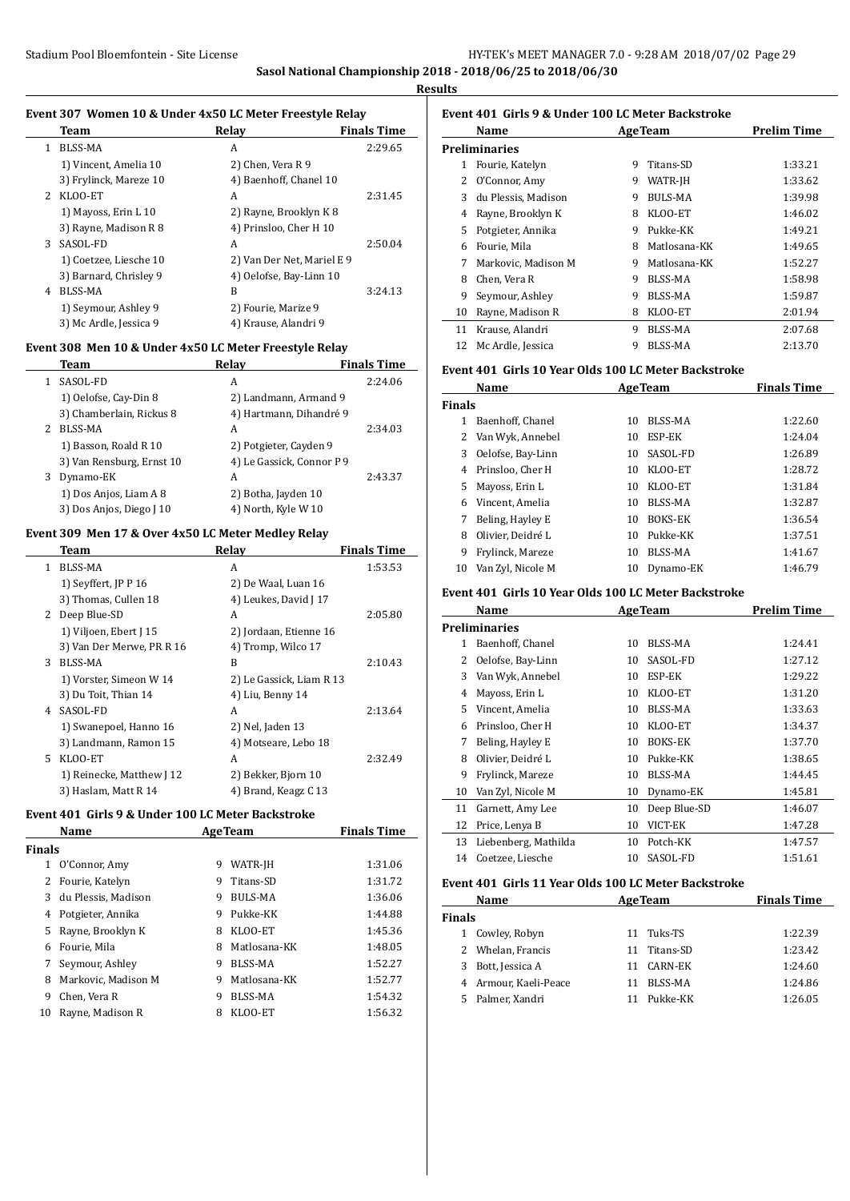**Sasol National Championship 2018 - 2018/06/25 to 2018/06/30**

**Results**

### Event 307 Women 10 & Under 4x50 LC Meter Freestyle Relay

| | Team | Relay | Finals Time |
|---|---|---|---|
| 1 | BLSS-MA | A | 2:29.65 |
| | 1) Vincent, Amelia 10 | 2) Chen, Vera R 9 | |
| | 3) Frylinck, Mareze 10 | 4) Baenhoff, Chanel 10 | |
| 2 | KLOO-ET | A | 2:31.45 |
| | 1) Mayoss, Erin L 10 | 2) Rayne, Brooklyn K 8 | |
| | 3) Rayne, Madison R 8 | 4) Prinsloo, Cher H 10 | |
| 3 | SASOL-FD | A | 2:50.04 |
| | 1) Coetzee, Liesche 10 | 2) Van Der Net, Mariel E 9 | |
| | 3) Barnard, Chrisley 9 | 4) Oelofse, Bay-Linn 10 | |
| 4 | BLSS-MA | B | 3:24.13 |
| | 1) Seymour, Ashley 9 | 2) Fourie, Marize 9 | |
| | 3) Mc Ardle, Jessica 9 | 4) Krause, Alandri 9 | |

### Event 308 Men 10 & Under 4x50 LC Meter Freestyle Relay

| | Team | Relay | Finals Time |
|---|---|---|---|
| 1 | SASOL-FD | A | 2:24.06 |
| | 1) Oelofse, Cay-Din 8 | 2) Landmann, Armand 9 | |
| | 3) Chamberlain, Rickus 8 | 4) Hartmann, Dihandré 9 | |
| 2 | BLSS-MA | A | 2:34.03 |
| | 1) Basson, Roald R 10 | 2) Potgieter, Cayden 9 | |
| | 3) Van Rensburg, Ernst 10 | 4) Le Gassick, Connor P 9 | |
| 3 | Dynamo-EK | A | 2:43.37 |
| | 1) Dos Anjos, Liam A 8 | 2) Botha, Jayden 10 | |
| | 3) Dos Anjos, Diego J 10 | 4) North, Kyle W 10 | |

### Event 309 Men 17 & Over 4x50 LC Meter Medley Relay

| | Team | Relay | Finals Time |
|---|---|---|---|
| 1 | BLSS-MA | A | 1:53.53 |
| | 1) Seyffert, JP P 16 | 2) De Waal, Luan 16 | |
| | 3) Thomas, Cullen 18 | 4) Leukes, David J 17 | |
| 2 | Deep Blue-SD | A | 2:05.80 |
| | 1) Viljoen, Ebert J 15 | 2) Jordaan, Etienne 16 | |
| | 3) Van Der Merwe, PR R 16 | 4) Tromp, Wilco 17 | |
| 3 | BLSS-MA | B | 2:10.43 |
| | 1) Vorster, Simeon W 14 | 2) Le Gassick, Liam R 13 | |
| | 3) Du Toit, Thian 14 | 4) Liu, Benny 14 | |
| 4 | SASOL-FD | A | 2:13.64 |
| | 1) Swanepoel, Hanno 16 | 2) Nel, Jaden 13 | |
| | 3) Landmann, Ramon 15 | 4) Motseare, Lebo 18 | |
| 5 | KLOO-ET | A | 2:32.49 |
| | 1) Reinecke, Matthew J 12 | 2) Bekker, Bjorn 10 | |
| | 3) Haslam, Matt R 14 | 4) Brand, Keagz C 13 | |

### Event 401 Girls 9 & Under 100 LC Meter Backstroke

| | Name | Age | Team | Finals Time |
|---|---|---|---|---|
| **Finals** | | | | |
| 1 | O'Connor, Amy | 9 | WATR-JH | 1:31.06 |
| 2 | Fourie, Katelyn | 9 | Titans-SD | 1:31.72 |
| 3 | du Plessis, Madison | 9 | BULS-MA | 1:36.06 |
| 4 | Potgieter, Annika | 9 | Pukke-KK | 1:44.88 |
| 5 | Rayne, Brooklyn K | 8 | KLOO-ET | 1:45.36 |
| 6 | Fourie, Mila | 8 | Matlosana-KK | 1:48.05 |
| 7 | Seymour, Ashley | 9 | BLSS-MA | 1:52.27 |
| 8 | Markovic, Madison M | 9 | Matlosana-KK | 1:52.77 |
| 9 | Chen, Vera R | 9 | BLSS-MA | 1:54.32 |
| 10 | Rayne, Madison R | 8 | KLOO-ET | 1:56.32 |

### Event 401 Girls 9 & Under 100 LC Meter Backstroke

| | Name | Age | Team | Prelim Time |
|---|---|---|---|---|
| **Preliminaries** | | | | |
| 1 | Fourie, Katelyn | 9 | Titans-SD | 1:33.21 |
| 2 | O'Connor, Amy | 9 | WATR-JH | 1:33.62 |
| 3 | du Plessis, Madison | 9 | BULS-MA | 1:39.98 |
| 4 | Rayne, Brooklyn K | 8 | KLOO-ET | 1:46.02 |
| 5 | Potgieter, Annika | 9 | Pukke-KK | 1:49.21 |
| 6 | Fourie, Mila | 8 | Matlosana-KK | 1:49.65 |
| 7 | Markovic, Madison M | 9 | Matlosana-KK | 1:52.27 |
| 8 | Chen, Vera R | 9 | BLSS-MA | 1:58.98 |
| 9 | Seymour, Ashley | 9 | BLSS-MA | 1:59.87 |
| 10 | Rayne, Madison R | 8 | KLOO-ET | 2:01.94 |
| 11 | Krause, Alandri | 9 | BLSS-MA | 2:07.68 |
| 12 | Mc Ardle, Jessica | 9 | BLSS-MA | 2:13.70 |

### Event 401 Girls 10 Year Olds 100 LC Meter Backstroke

| | Name | Age | Team | Finals Time |
|---|---|---|---|---|
| **Finals** | | | | |
| 1 | Baenhoff, Chanel | 10 | BLSS-MA | 1:22.60 |
| 2 | Van Wyk, Annebel | 10 | ESP-EK | 1:24.04 |
| 3 | Oelofse, Bay-Linn | 10 | SASOL-FD | 1:26.89 |
| 4 | Prinsloo, Cher H | 10 | KLOO-ET | 1:28.72 |
| 5 | Mayoss, Erin L | 10 | KLOO-ET | 1:31.84 |
| 6 | Vincent, Amelia | 10 | BLSS-MA | 1:32.87 |
| 7 | Beling, Hayley E | 10 | BOKS-EK | 1:36.54 |
| 8 | Olivier, Deidré L | 10 | Pukke-KK | 1:37.51 |
| 9 | Frylinck, Mareze | 10 | BLSS-MA | 1:41.67 |
| 10 | Van Zyl, Nicole M | 10 | Dynamo-EK | 1:46.79 |

### Event 401 Girls 10 Year Olds 100 LC Meter Backstroke

| | Name | Age | Team | Prelim Time |
|---|---|---|---|---|
| **Preliminaries** | | | | |
| 1 | Baenhoff, Chanel | 10 | BLSS-MA | 1:24.41 |
| 2 | Oelofse, Bay-Linn | 10 | SASOL-FD | 1:27.12 |
| 3 | Van Wyk, Annebel | 10 | ESP-EK | 1:29.22 |
| 4 | Mayoss, Erin L | 10 | KLOO-ET | 1:31.20 |
| 5 | Vincent, Amelia | 10 | BLSS-MA | 1:33.63 |
| 6 | Prinsloo, Cher H | 10 | KLOO-ET | 1:34.37 |
| 7 | Beling, Hayley E | 10 | BOKS-EK | 1:37.70 |
| 8 | Olivier, Deidré L | 10 | Pukke-KK | 1:38.65 |
| 9 | Frylinck, Mareze | 10 | BLSS-MA | 1:44.45 |
| 10 | Van Zyl, Nicole M | 10 | Dynamo-EK | 1:45.81 |
| 11 | Garnett, Amy Lee | 10 | Deep Blue-SD | 1:46.07 |
| 12 | Price, Lenya B | 10 | VICT-EK | 1:47.28 |
| 13 | Liebenberg, Mathilda | 10 | Potch-KK | 1:47.57 |
| 14 | Coetzee, Liesche | 10 | SASOL-FD | 1:51.61 |

### Event 401 Girls 11 Year Olds 100 LC Meter Backstroke

| | Name | Age | Team | Finals Time |
|---|---|---|---|---|
| **Finals** | | | | |
| 1 | Cowley, Robyn | 11 | Tuks-TS | 1:22.39 |
| 2 | Whelan, Francis | 11 | Titans-SD | 1:23.42 |
| 3 | Bott, Jessica A | 11 | CARN-EK | 1:24.60 |
| 4 | Armour, Kaeli-Peace | 11 | BLSS-MA | 1:24.86 |
| 5 | Palmer, Xandri | 11 | Pukke-KK | 1:26.05 |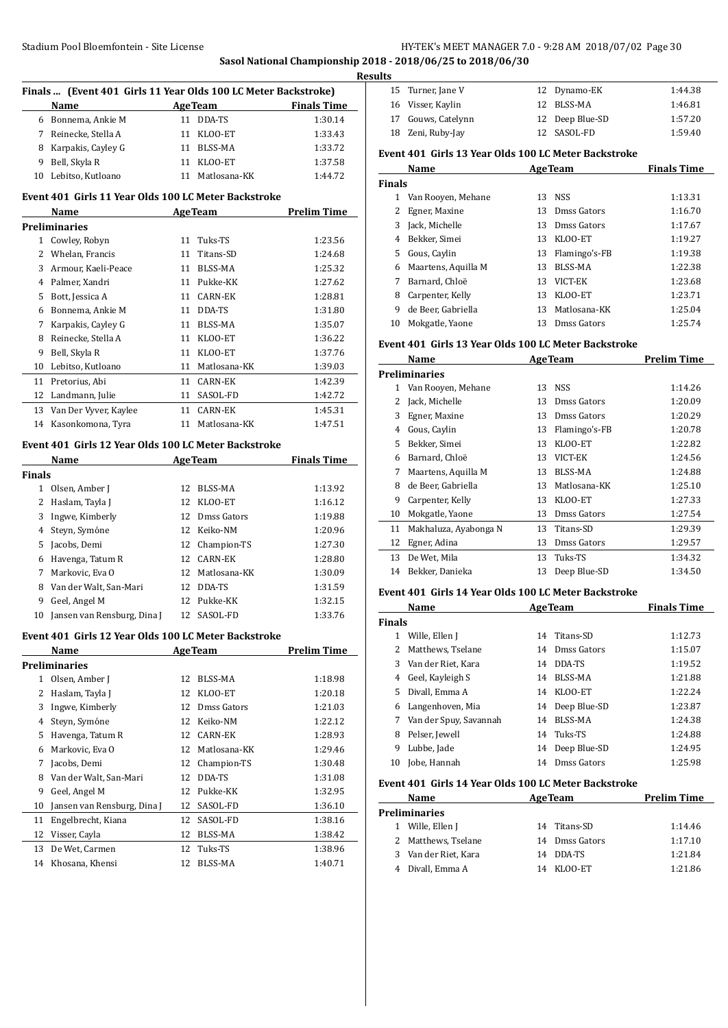**Results**

### Finals ... (Event 401 Girls 11 Year Olds 100 LC Meter Backstroke)

| | Name | Age | Team | Finals Time |
|---|---|---|---|---|
| 6 | Bonnema, Ankie M | 11 | DDA-TS | 1:30.14 |
| 7 | Reinecke, Stella A | 11 | KLOO-ET | 1:33.43 |
| 8 | Karpakis, Cayley G | 11 | BLSS-MA | 1:33.72 |
| 9 | Bell, Skyla R | 11 | KLOO-ET | 1:37.58 |
| 10 | Lebitso, Kutloano | 11 | Matlosana-KK | 1:44.72 |

### Event 401 Girls 11 Year Olds 100 LC Meter Backstroke

| | Name | Age | Team | Prelim Time |
|---|---|---|---|---|
| **Preliminaries** | | | | |
| 1 | Cowley, Robyn | 11 | Tuks-TS | 1:23.56 |
| 2 | Whelan, Francis | 11 | Titans-SD | 1:24.68 |
| 3 | Armour, Kaeli-Peace | 11 | BLSS-MA | 1:25.32 |
| 4 | Palmer, Xandri | 11 | Pukke-KK | 1:27.62 |
| 5 | Bott, Jessica A | 11 | CARN-EK | 1:28.81 |
| 6 | Bonnema, Ankie M | 11 | DDA-TS | 1:31.80 |
| 7 | Karpakis, Cayley G | 11 | BLSS-MA | 1:35.07 |
| 8 | Reinecke, Stella A | 11 | KLOO-ET | 1:36.22 |
| 9 | Bell, Skyla R | 11 | KLOO-ET | 1:37.76 |
| 10 | Lebitso, Kutloano | 11 | Matlosana-KK | 1:39.03 |
| 11 | Pretorius, Abi | 11 | CARN-EK | 1:42.39 |
| 12 | Landmann, Julie | 11 | SASOL-FD | 1:42.72 |
| 13 | Van Der Vyver, Kaylee | 11 | CARN-EK | 1:45.31 |
| 14 | Kasonkomona, Tyra | 11 | Matlosana-KK | 1:47.51 |

### Event 401 Girls 12 Year Olds 100 LC Meter Backstroke

| | Name | Age | Team | Finals Time |
|---|---|---|---|---|
| **Finals** | | | | |
| 1 | Olsen, Amber J | 12 | BLSS-MA | 1:13.92 |
| 2 | Haslam, Tayla J | 12 | KLOO-ET | 1:16.12 |
| 3 | Ingwe, Kimberly | 12 | Dmss Gators | 1:19.88 |
| 4 | Steyn, Symóne | 12 | Keiko-NM | 1:20.96 |
| 5 | Jacobs, Demi | 12 | Champion-TS | 1:27.30 |
| 6 | Havenga, Tatum R | 12 | CARN-EK | 1:28.80 |
| 7 | Markovic, Eva O | 12 | Matlosana-KK | 1:30.09 |
| 8 | Van der Walt, San-Mari | 12 | DDA-TS | 1:31.59 |
| 9 | Geel, Angel M | 12 | Pukke-KK | 1:32.15 |
| 10 | Jansen van Rensburg, Dina J | 12 | SASOL-FD | 1:33.76 |

### Event 401 Girls 12 Year Olds 100 LC Meter Backstroke

| | Name | Age | Team | Prelim Time |
|---|---|---|---|---|
| **Preliminaries** | | | | |
| 1 | Olsen, Amber J | 12 | BLSS-MA | 1:18.98 |
| 2 | Haslam, Tayla J | 12 | KLOO-ET | 1:20.18 |
| 3 | Ingwe, Kimberly | 12 | Dmss Gators | 1:21.03 |
| 4 | Steyn, Symóne | 12 | Keiko-NM | 1:22.12 |
| 5 | Havenga, Tatum R | 12 | CARN-EK | 1:28.93 |
| 6 | Markovic, Eva O | 12 | Matlosana-KK | 1:29.46 |
| 7 | Jacobs, Demi | 12 | Champion-TS | 1:30.48 |
| 8 | Van der Walt, San-Mari | 12 | DDA-TS | 1:31.08 |
| 9 | Geel, Angel M | 12 | Pukke-KK | 1:32.95 |
| 10 | Jansen van Rensburg, Dina J | 12 | SASOL-FD | 1:36.10 |
| 11 | Engelbrecht, Kiana | 12 | SASOL-FD | 1:38.16 |
| 12 | Visser, Cayla | 12 | BLSS-MA | 1:38.42 |
| 13 | De Wet, Carmen | 12 | Tuks-TS | 1:38.96 |
| 14 | Khosana, Khensi | 12 | BLSS-MA | 1:40.71 |
| 15 | Turner, Jane V | 12 | Dynamo-EK | 1:44.38 |
| 16 | Visser, Kaylin | 12 | BLSS-MA | 1:46.81 |
| 17 | Gouws, Catelynn | 12 | Deep Blue-SD | 1:57.20 |
| 18 | Zeni, Ruby-Jay | 12 | SASOL-FD | 1:59.40 |

### Event 401 Girls 13 Year Olds 100 LC Meter Backstroke

| | Name | Age | Team | Finals Time |
|---|---|---|---|---|
| **Finals** | | | | |
| 1 | Van Rooyen, Mehane | 13 | NSS | 1:13.31 |
| 2 | Egner, Maxine | 13 | Dmss Gators | 1:16.70 |
| 3 | Jack, Michelle | 13 | Dmss Gators | 1:17.67 |
| 4 | Bekker, Simei | 13 | KLOO-ET | 1:19.27 |
| 5 | Gous, Caylin | 13 | Flamingo's-FB | 1:19.38 |
| 6 | Maartens, Aquilla M | 13 | BLSS-MA | 1:22.38 |
| 7 | Barnard, Chloë | 13 | VICT-EK | 1:23.68 |
| 8 | Carpenter, Kelly | 13 | KLOO-ET | 1:23.71 |
| 9 | de Beer, Gabriella | 13 | Matlosana-KK | 1:25.04 |
| 10 | Mokgatle, Yaone | 13 | Dmss Gators | 1:25.74 |

### Event 401 Girls 13 Year Olds 100 LC Meter Backstroke

| | Name | Age | Team | Prelim Time |
|---|---|---|---|---|
| **Preliminaries** | | | | |
| 1 | Van Rooyen, Mehane | 13 | NSS | 1:14.26 |
| 2 | Jack, Michelle | 13 | Dmss Gators | 1:20.09 |
| 3 | Egner, Maxine | 13 | Dmss Gators | 1:20.29 |
| 4 | Gous, Caylin | 13 | Flamingo's-FB | 1:20.78 |
| 5 | Bekker, Simei | 13 | KLOO-ET | 1:22.82 |
| 6 | Barnard, Chloë | 13 | VICT-EK | 1:24.56 |
| 7 | Maartens, Aquilla M | 13 | BLSS-MA | 1:24.88 |
| 8 | de Beer, Gabriella | 13 | Matlosana-KK | 1:25.10 |
| 9 | Carpenter, Kelly | 13 | KLOO-ET | 1:27.33 |
| 10 | Mokgatle, Yaone | 13 | Dmss Gators | 1:27.54 |
| 11 | Makhaluza, Ayabonga N | 13 | Titans-SD | 1:29.39 |
| 12 | Egner, Adina | 13 | Dmss Gators | 1:29.57 |
| 13 | De Wet, Mila | 13 | Tuks-TS | 1:34.32 |
| 14 | Bekker, Danieka | 13 | Deep Blue-SD | 1:34.50 |

### Event 401 Girls 14 Year Olds 100 LC Meter Backstroke

| | Name | Age | Team | Finals Time |
|---|---|---|---|---|
| **Finals** | | | | |
| 1 | Wille, Ellen J | 14 | Titans-SD | 1:12.73 |
| 2 | Matthews, Tselane | 14 | Dmss Gators | 1:15.07 |
| 3 | Van der Riet, Kara | 14 | DDA-TS | 1:19.52 |
| 4 | Geel, Kayleigh S | 14 | BLSS-MA | 1:21.88 |
| 5 | Divall, Emma A | 14 | KLOO-ET | 1:22.24 |
| 6 | Langenhoven, Mia | 14 | Deep Blue-SD | 1:23.87 |
| 7 | Van der Spuy, Savannah | 14 | BLSS-MA | 1:24.38 |
| 8 | Pelser, Jewell | 14 | Tuks-TS | 1:24.88 |
| 9 | Lubbe, Jade | 14 | Deep Blue-SD | 1:24.95 |
| 10 | Jobe, Hannah | 14 | Dmss Gators | 1:25.98 |

### Event 401 Girls 14 Year Olds 100 LC Meter Backstroke

| | Name | Age | Team | Prelim Time |
|---|---|---|---|---|
| **Preliminaries** | | | | |
| 1 | Wille, Ellen J | 14 | Titans-SD | 1:14.46 |
| 2 | Matthews, Tselane | 14 | Dmss Gators | 1:17.10 |
| 3 | Van der Riet, Kara | 14 | DDA-TS | 1:21.84 |
| 4 | Divall, Emma A | 14 | KLOO-ET | 1:21.86 |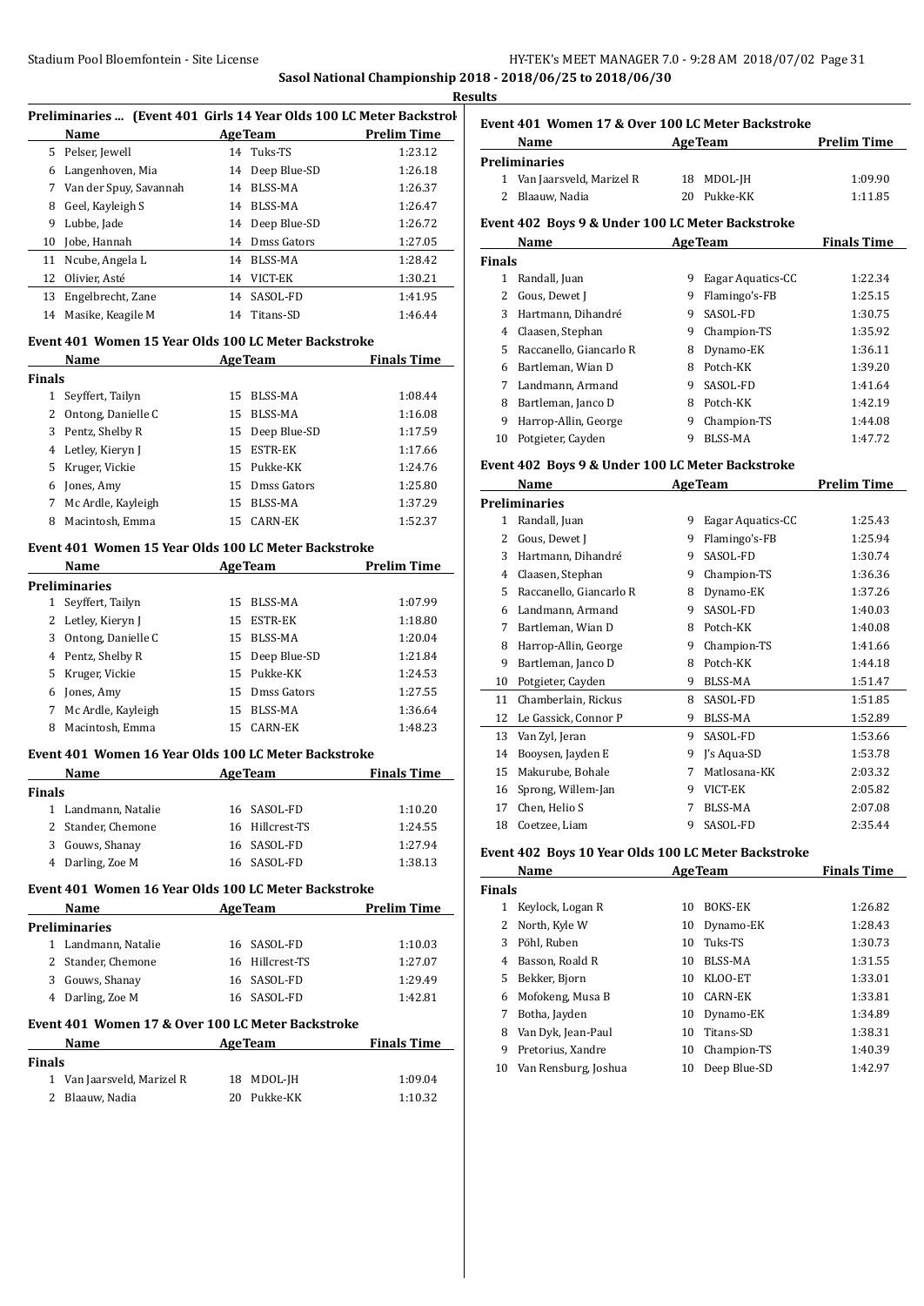**Sasol National Championship 2018 - 2018/06/25 to 2018/06/30**

**Results**

### Preliminaries ... (Event 401 Girls 14 Year Olds 100 LC Meter Backstroke)

| | Name | Age | Team | Prelim Time |
|---|---|---|---|---|
| 5 | Pelser, Jewell | 14 | Tuks-TS | 1:23.12 |
| 6 | Langenhoven, Mia | 14 | Deep Blue-SD | 1:26.18 |
| 7 | Van der Spuy, Savannah | 14 | BLSS-MA | 1:26.37 |
| 8 | Geel, Kayleigh S | 14 | BLSS-MA | 1:26.47 |
| 9 | Lubbe, Jade | 14 | Deep Blue-SD | 1:26.72 |
| 10 | Jobe, Hannah | 14 | Dmss Gators | 1:27.05 |
| 11 | Ncube, Angela L | 14 | BLSS-MA | 1:28.42 |
| 12 | Olivier, Asté | 14 | VICT-EK | 1:30.21 |
| 13 | Engelbrecht, Zane | 14 | SASOL-FD | 1:41.95 |
| 14 | Masike, Keagile M | 14 | Titans-SD | 1:46.44 |

### Event 401 Women 15 Year Olds 100 LC Meter Backstroke

| | Name | Age | Team | Finals Time |
|---|---|---|---|---|
| **Finals** | | | | |
| 1 | Seyffert, Tailyn | 15 | BLSS-MA | 1:08.44 |
| 2 | Ontong, Danielle C | 15 | BLSS-MA | 1:16.08 |
| 3 | Pentz, Shelby R | 15 | Deep Blue-SD | 1:17.59 |
| 4 | Letley, Kieryn J | 15 | ESTR-EK | 1:17.66 |
| 5 | Kruger, Vickie | 15 | Pukke-KK | 1:24.76 |
| 6 | Jones, Amy | 15 | Dmss Gators | 1:25.80 |
| 7 | Mc Ardle, Kayleigh | 15 | BLSS-MA | 1:37.29 |
| 8 | Macintosh, Emma | 15 | CARN-EK | 1:52.37 |

### Event 401 Women 15 Year Olds 100 LC Meter Backstroke

| | Name | Age | Team | Prelim Time |
|---|---|---|---|---|
| **Preliminaries** | | | | |
| 1 | Seyffert, Tailyn | 15 | BLSS-MA | 1:07.99 |
| 2 | Letley, Kieryn J | 15 | ESTR-EK | 1:18.80 |
| 3 | Ontong, Danielle C | 15 | BLSS-MA | 1:20.04 |
| 4 | Pentz, Shelby R | 15 | Deep Blue-SD | 1:21.84 |
| 5 | Kruger, Vickie | 15 | Pukke-KK | 1:24.53 |
| 6 | Jones, Amy | 15 | Dmss Gators | 1:27.55 |
| 7 | Mc Ardle, Kayleigh | 15 | BLSS-MA | 1:36.64 |
| 8 | Macintosh, Emma | 15 | CARN-EK | 1:48.23 |

### Event 401 Women 16 Year Olds 100 LC Meter Backstroke

| | Name | Age | Team | Finals Time |
|---|---|---|---|---|
| **Finals** | | | | |
| 1 | Landmann, Natalie | 16 | SASOL-FD | 1:10.20 |
| 2 | Stander, Chemone | 16 | Hillcrest-TS | 1:24.55 |
| 3 | Gouws, Shanay | 16 | SASOL-FD | 1:27.94 |
| 4 | Darling, Zoe M | 16 | SASOL-FD | 1:38.13 |

### Event 401 Women 16 Year Olds 100 LC Meter Backstroke

| | Name | Age | Team | Prelim Time |
|---|---|---|---|---|
| **Preliminaries** | | | | |
| 1 | Landmann, Natalie | 16 | SASOL-FD | 1:10.03 |
| 2 | Stander, Chemone | 16 | Hillcrest-TS | 1:27.07 |
| 3 | Gouws, Shanay | 16 | SASOL-FD | 1:29.49 |
| 4 | Darling, Zoe M | 16 | SASOL-FD | 1:42.81 |

### Event 401 Women 17 & Over 100 LC Meter Backstroke

| | Name | Age | Team | Finals Time |
|---|---|---|---|---|
| **Finals** | | | | |
| 1 | Van Jaarsveld, Marizel R | 18 | MDOL-JH | 1:09.04 |
| 2 | Blaauw, Nadia | 20 | Pukke-KK | 1:10.32 |

### Event 401 Women 17 & Over 100 LC Meter Backstroke

| | Name | Age | Team | Prelim Time |
|---|---|---|---|---|
| **Preliminaries** | | | | |
| 1 | Van Jaarsveld, Marizel R | 18 | MDOL-JH | 1:09.90 |
| 2 | Blaauw, Nadia | 20 | Pukke-KK | 1:11.85 |

### Event 402 Boys 9 & Under 100 LC Meter Backstroke

| | Name | Age | Team | Finals Time |
|---|---|---|---|---|
| **Finals** | | | | |
| 1 | Randall, Juan | 9 | Eagar Aquatics-CC | 1:22.34 |
| 2 | Gous, Dewet J | 9 | Flamingo's-FB | 1:25.15 |
| 3 | Hartmann, Dihandré | 9 | SASOL-FD | 1:30.75 |
| 4 | Claasen, Stephan | 9 | Champion-TS | 1:35.92 |
| 5 | Raccanello, Giancarlo R | 8 | Dynamo-EK | 1:36.11 |
| 6 | Bartleman, Wian D | 8 | Potch-KK | 1:39.20 |
| 7 | Landmann, Armand | 9 | SASOL-FD | 1:41.64 |
| 8 | Bartleman, Janco D | 8 | Potch-KK | 1:42.19 |
| 9 | Harrop-Allin, George | 9 | Champion-TS | 1:44.08 |
| 10 | Potgieter, Cayden | 9 | BLSS-MA | 1:47.72 |

### Event 402 Boys 9 & Under 100 LC Meter Backstroke

| | Name | Age | Team | Prelim Time |
|---|---|---|---|---|
| **Preliminaries** | | | | |
| 1 | Randall, Juan | 9 | Eagar Aquatics-CC | 1:25.43 |
| 2 | Gous, Dewet J | 9 | Flamingo's-FB | 1:25.94 |
| 3 | Hartmann, Dihandré | 9 | SASOL-FD | 1:30.74 |
| 4 | Claasen, Stephan | 9 | Champion-TS | 1:36.36 |
| 5 | Raccanello, Giancarlo R | 8 | Dynamo-EK | 1:37.26 |
| 6 | Landmann, Armand | 9 | SASOL-FD | 1:40.03 |
| 7 | Bartleman, Wian D | 8 | Potch-KK | 1:40.08 |
| 8 | Harrop-Allin, George | 9 | Champion-TS | 1:41.66 |
| 9 | Bartleman, Janco D | 8 | Potch-KK | 1:44.18 |
| 10 | Potgieter, Cayden | 9 | BLSS-MA | 1:51.47 |
| 11 | Chamberlain, Rickus | 8 | SASOL-FD | 1:51.85 |
| 12 | Le Gassick, Connor P | 9 | BLSS-MA | 1:52.89 |
| 13 | Van Zyl, Jeran | 9 | SASOL-FD | 1:53.66 |
| 14 | Booysen, Jayden E | 9 | J's Aqua-SD | 1:53.78 |
| 15 | Makurube, Bohale | 7 | Matlosana-KK | 2:03.32 |
| 16 | Sprong, Willem-Jan | 9 | VICT-EK | 2:05.82 |
| 17 | Chen, Helio S | 7 | BLSS-MA | 2:07.08 |
| 18 | Coetzee, Liam | 9 | SASOL-FD | 2:35.44 |

### Event 402 Boys 10 Year Olds 100 LC Meter Backstroke

| | Name | Age | Team | Finals Time |
|---|---|---|---|---|
| **Finals** | | | | |
| 1 | Keylock, Logan R | 10 | BOKS-EK | 1:26.82 |
| 2 | North, Kyle W | 10 | Dynamo-EK | 1:28.43 |
| 3 | Pöhl, Ruben | 10 | Tuks-TS | 1:30.73 |
| 4 | Basson, Roald R | 10 | BLSS-MA | 1:31.55 |
| 5 | Bekker, Bjorn | 10 | KLOO-ET | 1:33.01 |
| 6 | Mofokeng, Musa B | 10 | CARN-EK | 1:33.81 |
| 7 | Botha, Jayden | 10 | Dynamo-EK | 1:34.89 |
| 8 | Van Dyk, Jean-Paul | 10 | Titans-SD | 1:38.31 |
| 9 | Pretorius, Xandre | 10 | Champion-TS | 1:40.39 |
| 10 | Van Rensburg, Joshua | 10 | Deep Blue-SD | 1:42.97 |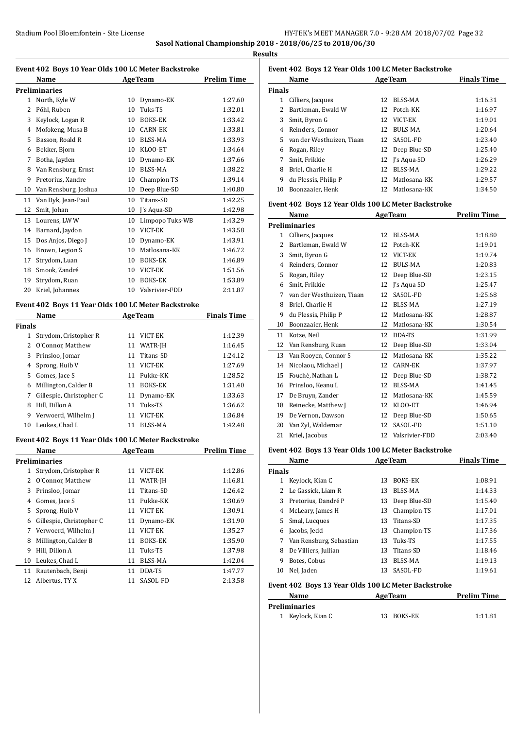**Sasol National Championship 2018 - 2018/06/25 to 2018/06/30**

**Results**

### Event 402 Boys 10 Year Olds 100 LC Meter Backstroke

| | Name | Age | Team | Prelim Time |
|---|---|---|---|---|
| **Preliminaries** | | | | |
| 1 | North, Kyle W | 10 | Dynamo-EK | 1:27.60 |
| 2 | Pöhl, Ruben | 10 | Tuks-TS | 1:32.01 |
| 3 | Keylock, Logan R | 10 | BOKS-EK | 1:33.42 |
| 4 | Mofokeng, Musa B | 10 | CARN-EK | 1:33.81 |
| 5 | Basson, Roald R | 10 | BLSS-MA | 1:33.93 |
| 6 | Bekker, Bjorn | 10 | KLOO-ET | 1:34.64 |
| 7 | Botha, Jayden | 10 | Dynamo-EK | 1:37.66 |
| 8 | Van Rensburg, Ernst | 10 | BLSS-MA | 1:38.22 |
| 9 | Pretorius, Xandre | 10 | Champion-TS | 1:39.14 |
| 10 | Van Rensburg, Joshua | 10 | Deep Blue-SD | 1:40.80 |
| 11 | Van Dyk, Jean-Paul | 10 | Titans-SD | 1:42.25 |
| 12 | Smit, Johan | 10 | J's Aqua-SD | 1:42.98 |
| 13 | Lourens, LW W | 10 | Limpopo Tuks-WB | 1:43.29 |
| 14 | Barnard, Jaydon | 10 | VICT-EK | 1:43.58 |
| 15 | Dos Anjos, Diego J | 10 | Dynamo-EK | 1:43.91 |
| 16 | Brown, Legion S | 10 | Matlosana-KK | 1:46.72 |
| 17 | Strydom, Luan | 10 | BOKS-EK | 1:46.89 |
| 18 | Smook, Zandré | 10 | VICT-EK | 1:51.56 |
| 19 | Strydom, Ruan | 10 | BOKS-EK | 1:53.89 |
| 20 | Kriel, Johannes | 10 | Valsrivier-FDD | 2:11.87 |

### Event 402 Boys 11 Year Olds 100 LC Meter Backstroke

| | Name | Age | Team | Finals Time |
|---|---|---|---|---|
| **Finals** | | | | |
| 1 | Strydom, Cristopher R | 11 | VICT-EK | 1:12.39 |
| 2 | O'Connor, Matthew | 11 | WATR-JH | 1:16.45 |
| 3 | Prinsloo, Jomar | 11 | Titans-SD | 1:24.12 |
| 4 | Sprong, Huib V | 11 | VICT-EK | 1:27.69 |
| 5 | Gomes, Jace S | 11 | Pukke-KK | 1:28.52 |
| 6 | Millington, Calder B | 11 | BOKS-EK | 1:31.40 |
| 7 | Gillespie, Christopher C | 11 | Dynamo-EK | 1:33.63 |
| 8 | Hill, Dillon A | 11 | Tuks-TS | 1:36.62 |
| 9 | Verwoerd, Wilhelm J | 11 | VICT-EK | 1:36.84 |
| 10 | Leukes, Chad L | 11 | BLSS-MA | 1:42.48 |

### Event 402 Boys 11 Year Olds 100 LC Meter Backstroke

| | Name | Age | Team | Prelim Time |
|---|---|---|---|---|
| **Preliminaries** | | | | |
| 1 | Strydom, Cristopher R | 11 | VICT-EK | 1:12.86 |
| 2 | O'Connor, Matthew | 11 | WATR-JH | 1:16.81 |
| 3 | Prinsloo, Jomar | 11 | Titans-SD | 1:26.42 |
| 4 | Gomes, Jace S | 11 | Pukke-KK | 1:30.69 |
| 5 | Sprong, Huib V | 11 | VICT-EK | 1:30.91 |
| 6 | Gillespie, Christopher C | 11 | Dynamo-EK | 1:31.90 |
| 7 | Verwoerd, Wilhelm J | 11 | VICT-EK | 1:35.27 |
| 8 | Millington, Calder B | 11 | BOKS-EK | 1:35.90 |
| 9 | Hill, Dillon A | 11 | Tuks-TS | 1:37.98 |
| 10 | Leukes, Chad L | 11 | BLSS-MA | 1:42.04 |
| 11 | Rautenbach, Benji | 11 | DDA-TS | 1:47.77 |
| 12 | Albertus, TY X | 11 | SASOL-FD | 2:13.58 |

### Event 402 Boys 12 Year Olds 100 LC Meter Backstroke

| | Name | Age | Team | Finals Time |
|---|---|---|---|---|
| **Finals** | | | | |
| 1 | Cilliers, Jacques | 12 | BLSS-MA | 1:16.31 |
| 2 | Bartleman, Ewald W | 12 | Potch-KK | 1:16.97 |
| 3 | Smit, Byron G | 12 | VICT-EK | 1:19.01 |
| 4 | Reinders, Connor | 12 | BULS-MA | 1:20.64 |
| 5 | van der Westhuizen, Tiaan | 12 | SASOL-FD | 1:23.40 |
| 6 | Rogan, Riley | 12 | Deep Blue-SD | 1:25.40 |
| 7 | Smit, Frikkie | 12 | J's Aqua-SD | 1:26.29 |
| 8 | Briel, Charlie H | 12 | BLSS-MA | 1:29.22 |
| 9 | du Plessis, Philip P | 12 | Matlosana-KK | 1:29.57 |
| 10 | Boonzaaier, Henk | 12 | Matlosana-KK | 1:34.50 |

### Event 402 Boys 12 Year Olds 100 LC Meter Backstroke

| | Name | Age | Team | Prelim Time |
|---|---|---|---|---|
| **Preliminaries** | | | | |
| 1 | Cilliers, Jacques | 12 | BLSS-MA | 1:18.80 |
| 2 | Bartleman, Ewald W | 12 | Potch-KK | 1:19.01 |
| 3 | Smit, Byron G | 12 | VICT-EK | 1:19.74 |
| 4 | Reinders, Connor | 12 | BULS-MA | 1:20.83 |
| 5 | Rogan, Riley | 12 | Deep Blue-SD | 1:23.15 |
| 6 | Smit, Frikkie | 12 | J's Aqua-SD | 1:25.47 |
| 7 | van der Westhuizen, Tiaan | 12 | SASOL-FD | 1:25.68 |
| 8 | Briel, Charlie H | 12 | BLSS-MA | 1:27.19 |
| 9 | du Plessis, Philip P | 12 | Matlosana-KK | 1:28.87 |
| 10 | Boonzaaier, Henk | 12 | Matlosana-KK | 1:30.54 |
| 11 | Kotze, Neil | 12 | DDA-TS | 1:31.99 |
| 12 | Van Rensburg, Ruan | 12 | Deep Blue-SD | 1:33.04 |
| 13 | Van Rooyen, Connor S | 12 | Matlosana-KK | 1:35.22 |
| 14 | Nicolaou, Michael J | 12 | CARN-EK | 1:37.97 |
| 15 | Fouché, Nathan L | 12 | Deep Blue-SD | 1:38.72 |
| 16 | Prinsloo, Keanu L | 12 | BLSS-MA | 1:41.45 |
| 17 | De Bruyn, Zander | 12 | Matlosana-KK | 1:45.59 |
| 18 | Reinecke, Matthew J | 12 | KLOO-ET | 1:46.94 |
| 19 | De Vernon, Dawson | 12 | Deep Blue-SD | 1:50.65 |
| 20 | Van Zyl, Waldemar | 12 | SASOL-FD | 1:51.10 |
| 21 | Kriel, Jacobus | 12 | Valsrivier-FDD | 2:03.40 |

### Event 402 Boys 13 Year Olds 100 LC Meter Backstroke

| | Name | Age | Team | Finals Time |
|---|---|---|---|---|
| **Finals** | | | | |
| 1 | Keylock, Kian C | 13 | BOKS-EK | 1:08.91 |
| 2 | Le Gassick, Liam R | 13 | BLSS-MA | 1:14.33 |
| 3 | Pretorius, Dandré P | 13 | Deep Blue-SD | 1:15.40 |
| 4 | McLeary, James H | 13 | Champion-TS | 1:17.01 |
| 5 | Smal, Lucques | 13 | Titans-SD | 1:17.35 |
| 6 | Jacobs, Jedd | 13 | Champion-TS | 1:17.36 |
| 7 | Van Rensburg, Sebastian | 13 | Tuks-TS | 1:17.55 |
| 8 | De Villiers, Jullian | 13 | Titans-SD | 1:18.46 |
| 9 | Botes, Cobus | 13 | BLSS-MA | 1:19.13 |
| 10 | Nel, Jaden | 13 | SASOL-FD | 1:19.61 |

### Event 402 Boys 13 Year Olds 100 LC Meter Backstroke

| | Name | Age | Team | Prelim Time |
|---|---|---|---|---|
| **Preliminaries** | | | | |
| 1 | Keylock, Kian C | 13 | BOKS-EK | 1:11.81 |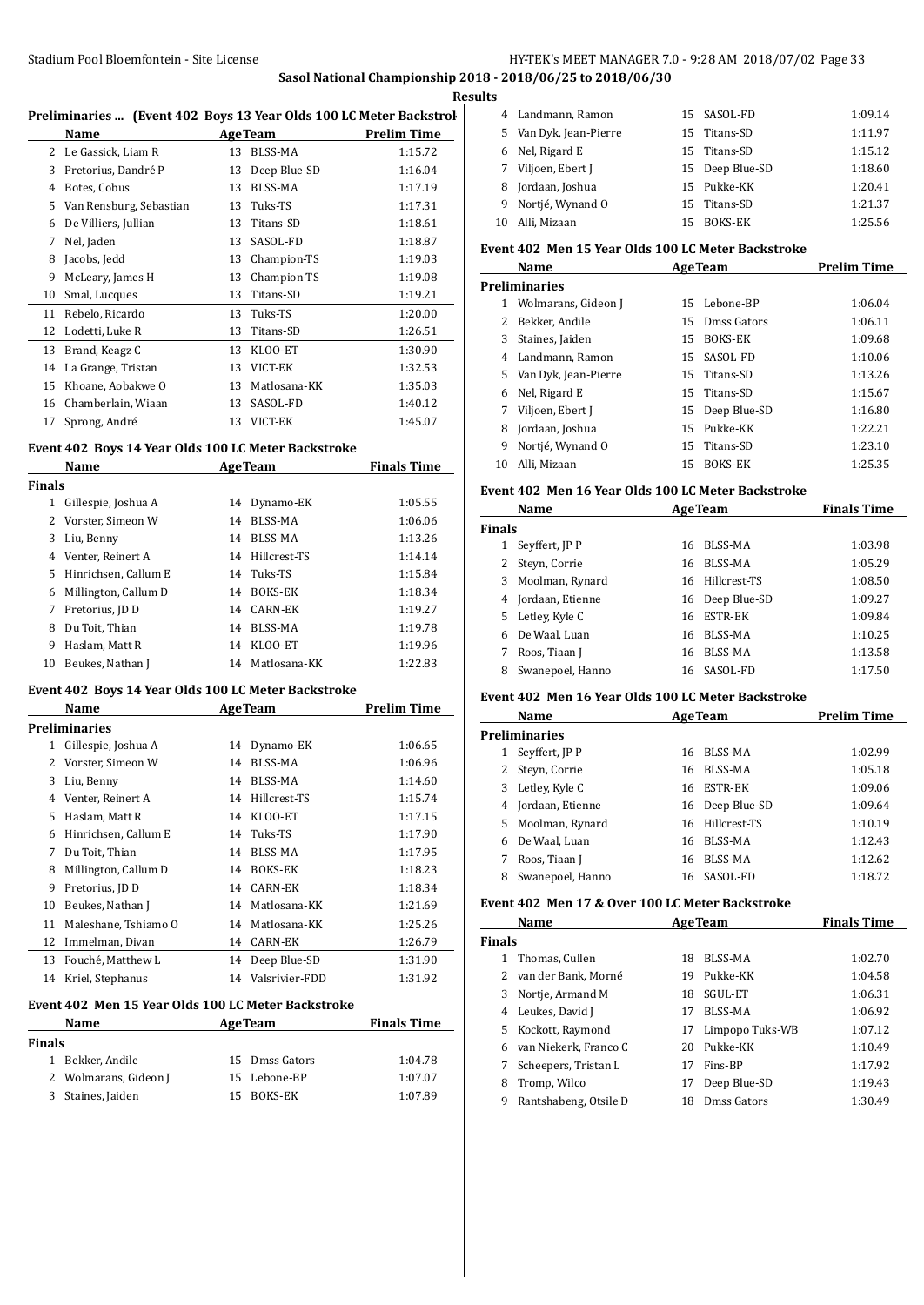## Sasol National Championship 2018 - 2018/06/25 to 2018/06/30

### Results

**Preliminaries ... (Event 402 Boys 13 Year Olds 100 LC Meter Backstroke)**

| | Name | Age | Team | Prelim Time |
|---|---|---|---|---|
| 2 | Le Gassick, Liam R | 13 | BLSS-MA | 1:15.72 |
| 3 | Pretorius, Dandré P | 13 | Deep Blue-SD | 1:16.04 |
| 4 | Botes, Cobus | 13 | BLSS-MA | 1:17.19 |
| 5 | Van Rensburg, Sebastian | 13 | Tuks-TS | 1:17.31 |
| 6 | De Villiers, Jullian | 13 | Titans-SD | 1:18.61 |
| 7 | Nel, Jaden | 13 | SASOL-FD | 1:18.87 |
| 8 | Jacobs, Jedd | 13 | Champion-TS | 1:19.03 |
| 9 | McLeary, James H | 13 | Champion-TS | 1:19.08 |
| 10 | Smal, Lucques | 13 | Titans-SD | 1:19.21 |
| 11 | Rebelo, Ricardo | 13 | Tuks-TS | 1:20.00 |
| 12 | Lodetti, Luke R | 13 | Titans-SD | 1:26.51 |
| 13 | Brand, Keagz C | 13 | KLOO-ET | 1:30.90 |
| 14 | La Grange, Tristan | 13 | VICT-EK | 1:32.53 |
| 15 | Khoane, Aobakwe O | 13 | Matlosana-KK | 1:35.03 |
| 16 | Chamberlain, Wiaan | 13 | SASOL-FD | 1:40.12 |
| 17 | Sprong, André | 13 | VICT-EK | 1:45.07 |

**Event 402 Boys 14 Year Olds 100 LC Meter Backstroke**

| | Name | Age | Team | Finals Time |
|---|---|---|---|---|
| **Finals** | | | | |
| 1 | Gillespie, Joshua A | 14 | Dynamo-EK | 1:05.55 |
| 2 | Vorster, Simeon W | 14 | BLSS-MA | 1:06.06 |
| 3 | Liu, Benny | 14 | BLSS-MA | 1:13.26 |
| 4 | Venter, Reinert A | 14 | Hillcrest-TS | 1:14.14 |
| 5 | Hinrichsen, Callum E | 14 | Tuks-TS | 1:15.84 |
| 6 | Millington, Callum D | 14 | BOKS-EK | 1:18.34 |
| 7 | Pretorius, JD D | 14 | CARN-EK | 1:19.27 |
| 8 | Du Toit, Thian | 14 | BLSS-MA | 1:19.78 |
| 9 | Haslam, Matt R | 14 | KLOO-ET | 1:19.96 |
| 10 | Beukes, Nathan J | 14 | Matlosana-KK | 1:22.83 |

**Event 402 Boys 14 Year Olds 100 LC Meter Backstroke**

| | Name | Age | Team | Prelim Time |
|---|---|---|---|---|
| **Preliminaries** | | | | |
| 1 | Gillespie, Joshua A | 14 | Dynamo-EK | 1:06.65 |
| 2 | Vorster, Simeon W | 14 | BLSS-MA | 1:06.96 |
| 3 | Liu, Benny | 14 | BLSS-MA | 1:14.60 |
| 4 | Venter, Reinert A | 14 | Hillcrest-TS | 1:15.74 |
| 5 | Haslam, Matt R | 14 | KLOO-ET | 1:17.15 |
| 6 | Hinrichsen, Callum E | 14 | Tuks-TS | 1:17.90 |
| 7 | Du Toit, Thian | 14 | BLSS-MA | 1:17.95 |
| 8 | Millington, Callum D | 14 | BOKS-EK | 1:18.23 |
| 9 | Pretorius, JD D | 14 | CARN-EK | 1:18.34 |
| 10 | Beukes, Nathan J | 14 | Matlosana-KK | 1:21.69 |
| 11 | Maleshane, Tshiamo O | 14 | Matlosana-KK | 1:25.26 |
| 12 | Immelman, Divan | 14 | CARN-EK | 1:26.79 |
| 13 | Fouché, Matthew L | 14 | Deep Blue-SD | 1:31.90 |
| 14 | Kriel, Stephanus | 14 | Valsrivier-FDD | 1:31.92 |

**Event 402 Men 15 Year Olds 100 LC Meter Backstroke**

| | Name | Age | Team | Finals Time |
|---|---|---|---|---|
| **Finals** | | | | |
| 1 | Bekker, Andile | 15 | Dmss Gators | 1:04.78 |
| 2 | Wolmarans, Gideon J | 15 | Lebone-BP | 1:07.07 |
| 3 | Staines, Jaiden | 15 | BOKS-EK | 1:07.89 |
| 4 | Landmann, Ramon | 15 | SASOL-FD | 1:09.14 |
| 5 | Van Dyk, Jean-Pierre | 15 | Titans-SD | 1:11.97 |
| 6 | Nel, Rigard E | 15 | Titans-SD | 1:15.12 |
| 7 | Viljoen, Ebert J | 15 | Deep Blue-SD | 1:18.60 |
| 8 | Jordaan, Joshua | 15 | Pukke-KK | 1:20.41 |
| 9 | Nortjé, Wynand O | 15 | Titans-SD | 1:21.37 |
| 10 | Alli, Mizaan | 15 | BOKS-EK | 1:25.56 |

**Event 402 Men 15 Year Olds 100 LC Meter Backstroke**

| | Name | Age | Team | Prelim Time |
|---|---|---|---|---|
| **Preliminaries** | | | | |
| 1 | Wolmarans, Gideon J | 15 | Lebone-BP | 1:06.04 |
| 2 | Bekker, Andile | 15 | Dmss Gators | 1:06.11 |
| 3 | Staines, Jaiden | 15 | BOKS-EK | 1:09.68 |
| 4 | Landmann, Ramon | 15 | SASOL-FD | 1:10.06 |
| 5 | Van Dyk, Jean-Pierre | 15 | Titans-SD | 1:13.26 |
| 6 | Nel, Rigard E | 15 | Titans-SD | 1:15.67 |
| 7 | Viljoen, Ebert J | 15 | Deep Blue-SD | 1:16.80 |
| 8 | Jordaan, Joshua | 15 | Pukke-KK | 1:22.21 |
| 9 | Nortjé, Wynand O | 15 | Titans-SD | 1:23.10 |
| 10 | Alli, Mizaan | 15 | BOKS-EK | 1:25.35 |

**Event 402 Men 16 Year Olds 100 LC Meter Backstroke**

| | Name | Age | Team | Finals Time |
|---|---|---|---|---|
| **Finals** | | | | |
| 1 | Seyffert, JP P | 16 | BLSS-MA | 1:03.98 |
| 2 | Steyn, Corrie | 16 | BLSS-MA | 1:05.29 |
| 3 | Moolman, Rynard | 16 | Hillcrest-TS | 1:08.50 |
| 4 | Jordaan, Etienne | 16 | Deep Blue-SD | 1:09.27 |
| 5 | Letley, Kyle C | 16 | ESTR-EK | 1:09.84 |
| 6 | De Waal, Luan | 16 | BLSS-MA | 1:10.25 |
| 7 | Roos, Tiaan J | 16 | BLSS-MA | 1:13.58 |
| 8 | Swanepoel, Hanno | 16 | SASOL-FD | 1:17.50 |

**Event 402 Men 16 Year Olds 100 LC Meter Backstroke**

| | Name | Age | Team | Prelim Time |
|---|---|---|---|---|
| **Preliminaries** | | | | |
| 1 | Seyffert, JP P | 16 | BLSS-MA | 1:02.99 |
| 2 | Steyn, Corrie | 16 | BLSS-MA | 1:05.18 |
| 3 | Letley, Kyle C | 16 | ESTR-EK | 1:09.06 |
| 4 | Jordaan, Etienne | 16 | Deep Blue-SD | 1:09.64 |
| 5 | Moolman, Rynard | 16 | Hillcrest-TS | 1:10.19 |
| 6 | De Waal, Luan | 16 | BLSS-MA | 1:12.43 |
| 7 | Roos, Tiaan J | 16 | BLSS-MA | 1:12.62 |
| 8 | Swanepoel, Hanno | 16 | SASOL-FD | 1:18.72 |

**Event 402 Men 17 & Over 100 LC Meter Backstroke**

| | Name | Age | Team | Finals Time |
|---|---|---|---|---|
| **Finals** | | | | |
| 1 | Thomas, Cullen | 18 | BLSS-MA | 1:02.70 |
| 2 | van der Bank, Morné | 19 | Pukke-KK | 1:04.58 |
| 3 | Nortje, Armand M | 18 | SGUL-ET | 1:06.31 |
| 4 | Leukes, David J | 17 | BLSS-MA | 1:06.92 |
| 5 | Kockott, Raymond | 17 | Limpopo Tuks-WB | 1:07.12 |
| 6 | van Niekerk, Franco C | 20 | Pukke-KK | 1:10.49 |
| 7 | Scheepers, Tristan L | 17 | Fins-BP | 1:17.92 |
| 8 | Tromp, Wilco | 17 | Deep Blue-SD | 1:19.43 |
| 9 | Rantshabeng, Otsile D | 18 | Dmss Gators | 1:30.49 |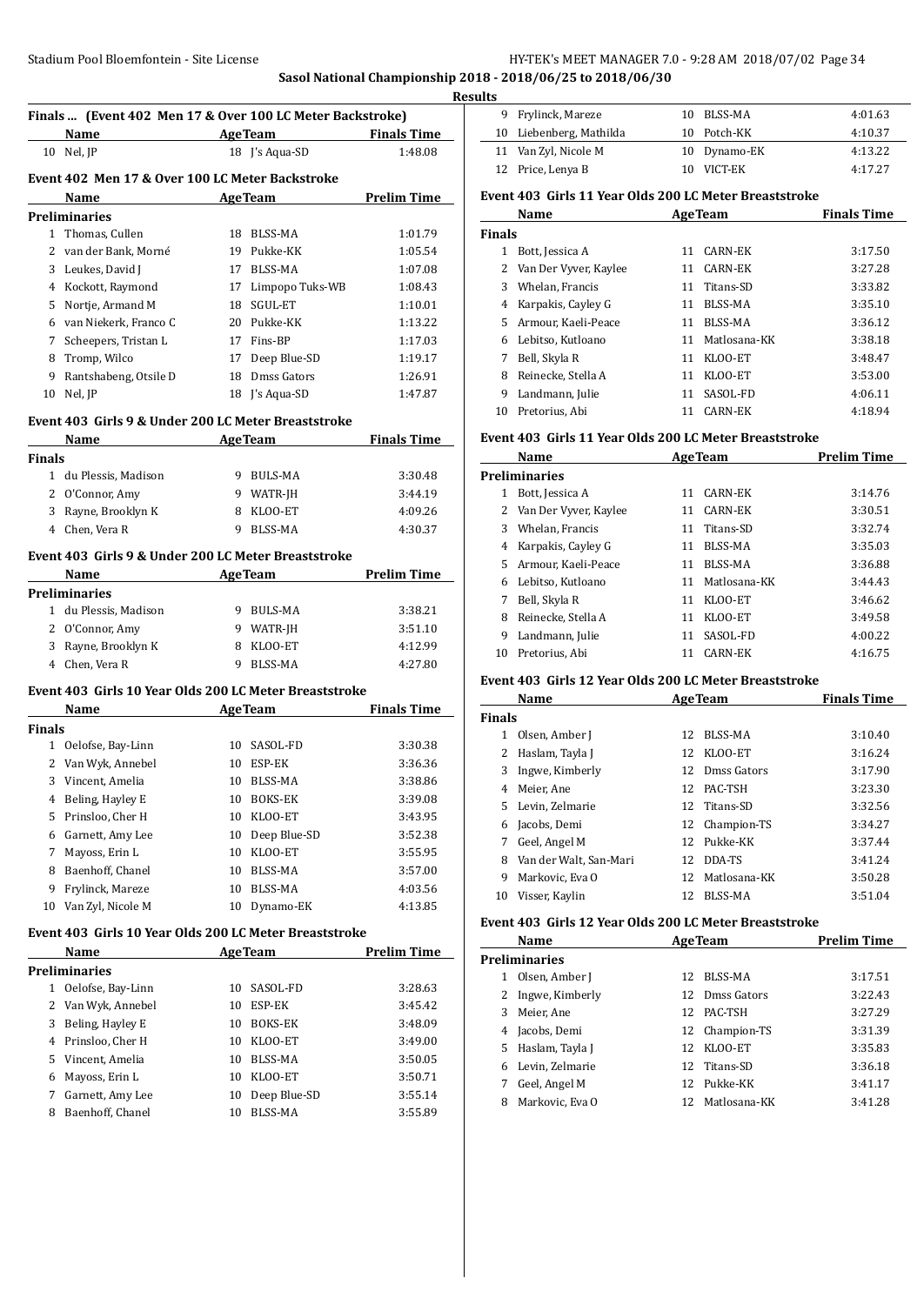**Sasol National Championship 2018 - 2018/06/25 to 2018/06/30**

**Results**

## Finals ... (Event 402 Men 17 & Over 100 LC Meter Backstroke)

| | Name | Age | Team | Finals Time |
|---|---|---|---|---|
| 10 | Nel, JP | 18 | J's Aqua-SD | 1:48.08 |

## Event 402 Men 17 & Over 100 LC Meter Backstroke

| | Name | Age | Team | Prelim Time |
|---|---|---|---|---|
| **Preliminaries** | | | | |
| 1 | Thomas, Cullen | 18 | BLSS-MA | 1:01.79 |
| 2 | van der Bank, Morné | 19 | Pukke-KK | 1:05.54 |
| 3 | Leukes, David J | 17 | BLSS-MA | 1:07.08 |
| 4 | Kockott, Raymond | 17 | Limpopo Tuks-WB | 1:08.43 |
| 5 | Nortje, Armand M | 18 | SGUL-ET | 1:10.01 |
| 6 | van Niekerk, Franco C | 20 | Pukke-KK | 1:13.22 |
| 7 | Scheepers, Tristan L | 17 | Fins-BP | 1:17.03 |
| 8 | Tromp, Wilco | 17 | Deep Blue-SD | 1:19.17 |
| 9 | Rantshabeng, Otsile D | 18 | Dmss Gators | 1:26.91 |
| 10 | Nel, JP | 18 | J's Aqua-SD | 1:47.87 |

## Event 403 Girls 9 & Under 200 LC Meter Breaststroke

| | Name | Age | Team | Finals Time |
|---|---|---|---|---|
| **Finals** | | | | |
| 1 | du Plessis, Madison | 9 | BULS-MA | 3:30.48 |
| 2 | O'Connor, Amy | 9 | WATR-JH | 3:44.19 |
| 3 | Rayne, Brooklyn K | 8 | KLOO-ET | 4:09.26 |
| 4 | Chen, Vera R | 9 | BLSS-MA | 4:30.37 |

## Event 403 Girls 9 & Under 200 LC Meter Breaststroke

| | Name | Age | Team | Prelim Time |
|---|---|---|---|---|
| **Preliminaries** | | | | |
| 1 | du Plessis, Madison | 9 | BULS-MA | 3:38.21 |
| 2 | O'Connor, Amy | 9 | WATR-JH | 3:51.10 |
| 3 | Rayne, Brooklyn K | 8 | KLOO-ET | 4:12.99 |
| 4 | Chen, Vera R | 9 | BLSS-MA | 4:27.80 |

## Event 403 Girls 10 Year Olds 200 LC Meter Breaststroke

| | Name | Age | Team | Finals Time |
|---|---|---|---|---|
| **Finals** | | | | |
| 1 | Oelofse, Bay-Linn | 10 | SASOL-FD | 3:30.38 |
| 2 | Van Wyk, Annebel | 10 | ESP-EK | 3:36.36 |
| 3 | Vincent, Amelia | 10 | BLSS-MA | 3:38.86 |
| 4 | Beling, Hayley E | 10 | BOKS-EK | 3:39.08 |
| 5 | Prinsloo, Cher H | 10 | KLOO-ET | 3:43.95 |
| 6 | Garnett, Amy Lee | 10 | Deep Blue-SD | 3:52.38 |
| 7 | Mayoss, Erin L | 10 | KLOO-ET | 3:55.95 |
| 8 | Baenhoff, Chanel | 10 | BLSS-MA | 3:57.00 |
| 9 | Frylinck, Mareze | 10 | BLSS-MA | 4:03.56 |
| 10 | Van Zyl, Nicole M | 10 | Dynamo-EK | 4:13.85 |

## Event 403 Girls 10 Year Olds 200 LC Meter Breaststroke

| | Name | Age | Team | Prelim Time |
|---|---|---|---|---|
| **Preliminaries** | | | | |
| 1 | Oelofse, Bay-Linn | 10 | SASOL-FD | 3:28.63 |
| 2 | Van Wyk, Annebel | 10 | ESP-EK | 3:45.42 |
| 3 | Beling, Hayley E | 10 | BOKS-EK | 3:48.09 |
| 4 | Prinsloo, Cher H | 10 | KLOO-ET | 3:49.00 |
| 5 | Vincent, Amelia | 10 | BLSS-MA | 3:50.05 |
| 6 | Mayoss, Erin L | 10 | KLOO-ET | 3:50.71 |
| 7 | Garnett, Amy Lee | 10 | Deep Blue-SD | 3:55.14 |
| 8 | Baenhoff, Chanel | 10 | BLSS-MA | 3:55.89 |
| 9 | Frylinck, Mareze | 10 | BLSS-MA | 4:01.63 |
| 10 | Liebenberg, Mathilda | 10 | Potch-KK | 4:10.37 |
| 11 | Van Zyl, Nicole M | 10 | Dynamo-EK | 4:13.22 |
| 12 | Price, Lenya B | 10 | VICT-EK | 4:17.27 |

## Event 403 Girls 11 Year Olds 200 LC Meter Breaststroke

| | Name | Age | Team | Finals Time |
|---|---|---|---|---|
| **Finals** | | | | |
| 1 | Bott, Jessica A | 11 | CARN-EK | 3:17.50 |
| 2 | Van Der Vyver, Kaylee | 11 | CARN-EK | 3:27.28 |
| 3 | Whelan, Francis | 11 | Titans-SD | 3:33.82 |
| 4 | Karpakis, Cayley G | 11 | BLSS-MA | 3:35.10 |
| 5 | Armour, Kaeli-Peace | 11 | BLSS-MA | 3:36.12 |
| 6 | Lebitso, Kutloano | 11 | Matlosana-KK | 3:38.18 |
| 7 | Bell, Skyla R | 11 | KLOO-ET | 3:48.47 |
| 8 | Reinecke, Stella A | 11 | KLOO-ET | 3:53.00 |
| 9 | Landmann, Julie | 11 | SASOL-FD | 4:06.11 |
| 10 | Pretorius, Abi | 11 | CARN-EK | 4:18.94 |

## Event 403 Girls 11 Year Olds 200 LC Meter Breaststroke

| | Name | Age | Team | Prelim Time |
|---|---|---|---|---|
| **Preliminaries** | | | | |
| 1 | Bott, Jessica A | 11 | CARN-EK | 3:14.76 |
| 2 | Van Der Vyver, Kaylee | 11 | CARN-EK | 3:30.51 |
| 3 | Whelan, Francis | 11 | Titans-SD | 3:32.74 |
| 4 | Karpakis, Cayley G | 11 | BLSS-MA | 3:35.03 |
| 5 | Armour, Kaeli-Peace | 11 | BLSS-MA | 3:36.88 |
| 6 | Lebitso, Kutloano | 11 | Matlosana-KK | 3:44.43 |
| 7 | Bell, Skyla R | 11 | KLOO-ET | 3:46.62 |
| 8 | Reinecke, Stella A | 11 | KLOO-ET | 3:49.58 |
| 9 | Landmann, Julie | 11 | SASOL-FD | 4:00.22 |
| 10 | Pretorius, Abi | 11 | CARN-EK | 4:16.75 |

## Event 403 Girls 12 Year Olds 200 LC Meter Breaststroke

| | Name | Age | Team | Finals Time |
|---|---|---|---|---|
| **Finals** | | | | |
| 1 | Olsen, Amber J | 12 | BLSS-MA | 3:10.40 |
| 2 | Haslam, Tayla J | 12 | KLOO-ET | 3:16.24 |
| 3 | Ingwe, Kimberly | 12 | Dmss Gators | 3:17.90 |
| 4 | Meier, Ane | 12 | PAC-TSH | 3:23.30 |
| 5 | Levin, Zelmarie | 12 | Titans-SD | 3:32.56 |
| 6 | Jacobs, Demi | 12 | Champion-TS | 3:34.27 |
| 7 | Geel, Angel M | 12 | Pukke-KK | 3:37.44 |
| 8 | Van der Walt, San-Mari | 12 | DDA-TS | 3:41.24 |
| 9 | Markovic, Eva O | 12 | Matlosana-KK | 3:50.28 |
| 10 | Visser, Kaylin | 12 | BLSS-MA | 3:51.04 |

## Event 403 Girls 12 Year Olds 200 LC Meter Breaststroke

| | Name | Age | Team | Prelim Time |
|---|---|---|---|---|
| **Preliminaries** | | | | |
| 1 | Olsen, Amber J | 12 | BLSS-MA | 3:17.51 |
| 2 | Ingwe, Kimberly | 12 | Dmss Gators | 3:22.43 |
| 3 | Meier, Ane | 12 | PAC-TSH | 3:27.29 |
| 4 | Jacobs, Demi | 12 | Champion-TS | 3:31.39 |
| 5 | Haslam, Tayla J | 12 | KLOO-ET | 3:35.83 |
| 6 | Levin, Zelmarie | 12 | Titans-SD | 3:36.18 |
| 7 | Geel, Angel M | 12 | Pukke-KK | 3:41.17 |
| 8 | Markovic, Eva O | 12 | Matlosana-KK | 3:41.28 |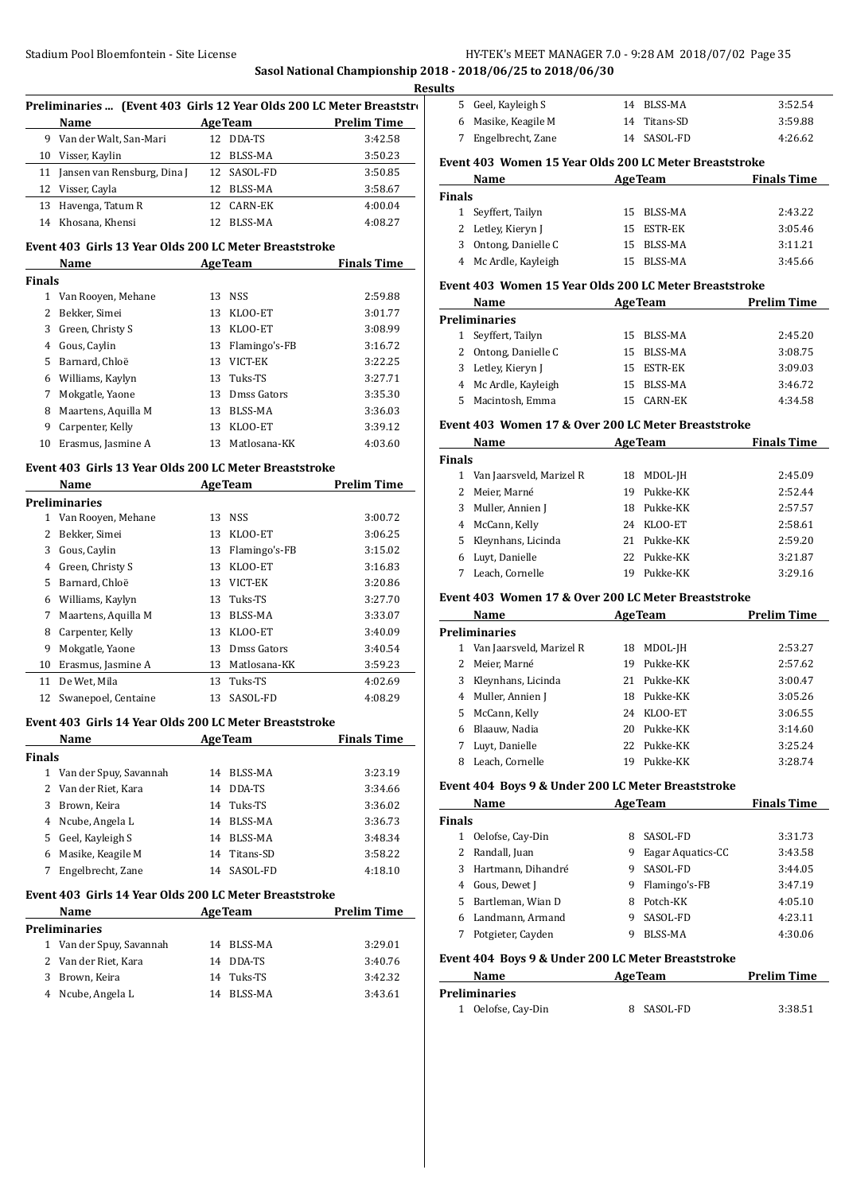## Sasol National Championship 2018 - 2018/06/25 to 2018/06/30

### Results

#### Preliminaries ... (Event 403 Girls 12 Year Olds 200 LC Meter Breaststroke)

| | Name | Age | Team | Prelim Time |
|---|---|---|---|---|
| 9 | Van der Walt, San-Mari | 12 | DDA-TS | 3:42.58 |
| 10 | Visser, Kaylin | 12 | BLSS-MA | 3:50.23 |
| 11 | Jansen van Rensburg, Dina J | 12 | SASOL-FD | 3:50.85 |
| 12 | Visser, Cayla | 12 | BLSS-MA | 3:58.67 |
| 13 | Havenga, Tatum R | 12 | CARN-EK | 4:00.04 |
| 14 | Khosana, Khensi | 12 | BLSS-MA | 4:08.27 |

#### Event 403 Girls 13 Year Olds 200 LC Meter Breaststroke

| | Name | Age | Team | Finals Time |
|---|---|---|---|---|
| **Finals** | | | | |
| 1 | Van Rooyen, Mehane | 13 | NSS | 2:59.88 |
| 2 | Bekker, Simei | 13 | KLOO-ET | 3:01.77 |
| 3 | Green, Christy S | 13 | KLOO-ET | 3:08.99 |
| 4 | Gous, Caylin | 13 | Flamingo's-FB | 3:16.72 |
| 5 | Barnard, Chloë | 13 | VICT-EK | 3:22.25 |
| 6 | Williams, Kaylyn | 13 | Tuks-TS | 3:27.71 |
| 7 | Mokgatle, Yaone | 13 | Dmss Gators | 3:35.30 |
| 8 | Maartens, Aquilla M | 13 | BLSS-MA | 3:36.03 |
| 9 | Carpenter, Kelly | 13 | KLOO-ET | 3:39.12 |
| 10 | Erasmus, Jasmine A | 13 | Matlosana-KK | 4:03.60 |

#### Event 403 Girls 13 Year Olds 200 LC Meter Breaststroke

| | Name | Age | Team | Prelim Time |
|---|---|---|---|---|
| **Preliminaries** | | | | |
| 1 | Van Rooyen, Mehane | 13 | NSS | 3:00.72 |
| 2 | Bekker, Simei | 13 | KLOO-ET | 3:06.25 |
| 3 | Gous, Caylin | 13 | Flamingo's-FB | 3:15.02 |
| 4 | Green, Christy S | 13 | KLOO-ET | 3:16.83 |
| 5 | Barnard, Chloë | 13 | VICT-EK | 3:20.86 |
| 6 | Williams, Kaylyn | 13 | Tuks-TS | 3:27.70 |
| 7 | Maartens, Aquilla M | 13 | BLSS-MA | 3:33.07 |
| 8 | Carpenter, Kelly | 13 | KLOO-ET | 3:40.09 |
| 9 | Mokgatle, Yaone | 13 | Dmss Gators | 3:40.54 |
| 10 | Erasmus, Jasmine A | 13 | Matlosana-KK | 3:59.23 |
| 11 | De Wet, Mila | 13 | Tuks-TS | 4:02.69 |
| 12 | Swanepoel, Centaine | 13 | SASOL-FD | 4:08.29 |

#### Event 403 Girls 14 Year Olds 200 LC Meter Breaststroke

| | Name | Age | Team | Finals Time |
|---|---|---|---|---|
| **Finals** | | | | |
| 1 | Van der Spuy, Savannah | 14 | BLSS-MA | 3:23.19 |
| 2 | Van der Riet, Kara | 14 | DDA-TS | 3:34.66 |
| 3 | Brown, Keira | 14 | Tuks-TS | 3:36.02 |
| 4 | Ncube, Angela L | 14 | BLSS-MA | 3:36.73 |
| 5 | Geel, Kayleigh S | 14 | BLSS-MA | 3:48.34 |
| 6 | Masike, Keagile M | 14 | Titans-SD | 3:58.22 |
| 7 | Engelbrecht, Zane | 14 | SASOL-FD | 4:18.10 |

#### Event 403 Girls 14 Year Olds 200 LC Meter Breaststroke

| | Name | Age | Team | Prelim Time |
|---|---|---|---|---|
| **Preliminaries** | | | | |
| 1 | Van der Spuy, Savannah | 14 | BLSS-MA | 3:29.01 |
| 2 | Van der Riet, Kara | 14 | DDA-TS | 3:40.76 |
| 3 | Brown, Keira | 14 | Tuks-TS | 3:42.32 |
| 4 | Ncube, Angela L | 14 | BLSS-MA | 3:43.61 |
| 5 | Geel, Kayleigh S | 14 | BLSS-MA | 3:52.54 |
| 6 | Masike, Keagile M | 14 | Titans-SD | 3:59.88 |
| 7 | Engelbrecht, Zane | 14 | SASOL-FD | 4:26.62 |

#### Event 403 Women 15 Year Olds 200 LC Meter Breaststroke

| | Name | Age | Team | Finals Time |
|---|---|---|---|---|
| **Finals** | | | | |
| 1 | Seyffert, Tailyn | 15 | BLSS-MA | 2:43.22 |
| 2 | Letley, Kieryn J | 15 | ESTR-EK | 3:05.46 |
| 3 | Ontong, Danielle C | 15 | BLSS-MA | 3:11.21 |
| 4 | Mc Ardle, Kayleigh | 15 | BLSS-MA | 3:45.66 |

#### Event 403 Women 15 Year Olds 200 LC Meter Breaststroke

| | Name | Age | Team | Prelim Time |
|---|---|---|---|---|
| **Preliminaries** | | | | |
| 1 | Seyffert, Tailyn | 15 | BLSS-MA | 2:45.20 |
| 2 | Ontong, Danielle C | 15 | BLSS-MA | 3:08.75 |
| 3 | Letley, Kieryn J | 15 | ESTR-EK | 3:09.03 |
| 4 | Mc Ardle, Kayleigh | 15 | BLSS-MA | 3:46.72 |
| 5 | Macintosh, Emma | 15 | CARN-EK | 4:34.58 |

#### Event 403 Women 17 & Over 200 LC Meter Breaststroke

| | Name | Age | Team | Finals Time |
|---|---|---|---|---|
| **Finals** | | | | |
| 1 | Van Jaarsveld, Marizel R | 18 | MDOL-JH | 2:45.09 |
| 2 | Meier, Marné | 19 | Pukke-KK | 2:52.44 |
| 3 | Muller, Annien J | 18 | Pukke-KK | 2:57.57 |
| 4 | McCann, Kelly | 24 | KLOO-ET | 2:58.61 |
| 5 | Kleynhans, Licinda | 21 | Pukke-KK | 2:59.20 |
| 6 | Luyt, Danielle | 22 | Pukke-KK | 3:21.87 |
| 7 | Leach, Cornelle | 19 | Pukke-KK | 3:29.16 |

#### Event 403 Women 17 & Over 200 LC Meter Breaststroke

| | Name | Age | Team | Prelim Time |
|---|---|---|---|---|
| **Preliminaries** | | | | |
| 1 | Van Jaarsveld, Marizel R | 18 | MDOL-JH | 2:53.27 |
| 2 | Meier, Marné | 19 | Pukke-KK | 2:57.62 |
| 3 | Kleynhans, Licinda | 21 | Pukke-KK | 3:00.47 |
| 4 | Muller, Annien J | 18 | Pukke-KK | 3:05.26 |
| 5 | McCann, Kelly | 24 | KLOO-ET | 3:06.55 |
| 6 | Blaauw, Nadia | 20 | Pukke-KK | 3:14.60 |
| 7 | Luyt, Danielle | 22 | Pukke-KK | 3:25.24 |
| 8 | Leach, Cornelle | 19 | Pukke-KK | 3:28.74 |

#### Event 404 Boys 9 & Under 200 LC Meter Breaststroke

| | Name | Age | Team | Finals Time |
|---|---|---|---|---|
| **Finals** | | | | |
| 1 | Oelofse, Cay-Din | 8 | SASOL-FD | 3:31.73 |
| 2 | Randall, Juan | 9 | Eagar Aquatics-CC | 3:43.58 |
| 3 | Hartmann, Dihandré | 9 | SASOL-FD | 3:44.05 |
| 4 | Gous, Dewet J | 9 | Flamingo's-FB | 3:47.19 |
| 5 | Bartleman, Wian D | 8 | Potch-KK | 4:05.10 |
| 6 | Landmann, Armand | 9 | SASOL-FD | 4:23.11 |
| 7 | Potgieter, Cayden | 9 | BLSS-MA | 4:30.06 |

#### Event 404 Boys 9 & Under 200 LC Meter Breaststroke

| | Name | Age | Team | Prelim Time |
|---|---|---|---|---|
| **Preliminaries** | | | | |
| 1 | Oelofse, Cay-Din | 8 | SASOL-FD | 3:38.51 |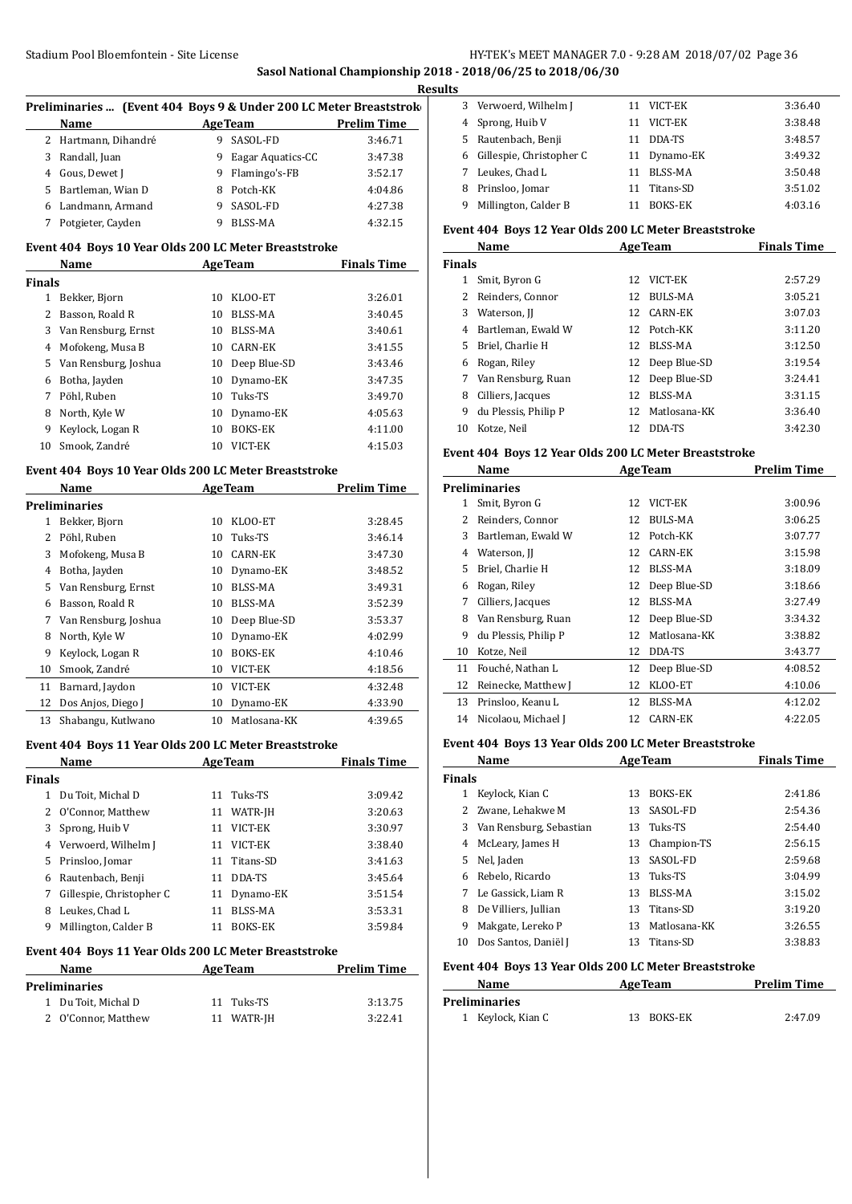**Sasol National Championship 2018 - 2018/06/25 to 2018/06/30**

**Results**

### Preliminaries ... (Event 404 Boys 9 & Under 200 LC Meter Breaststroke)

| | Name | Age | Team | Prelim Time |
|---|---|---|---|---|
| 2 | Hartmann, Dihandré | 9 | SASOL-FD | 3:46.71 |
| 3 | Randall, Juan | 9 | Eagar Aquatics-CC | 3:47.38 |
| 4 | Gous, Dewet J | 9 | Flamingo's-FB | 3:52.17 |
| 5 | Bartleman, Wian D | 8 | Potch-KK | 4:04.86 |
| 6 | Landmann, Armand | 9 | SASOL-FD | 4:27.38 |
| 7 | Potgieter, Cayden | 9 | BLSS-MA | 4:32.15 |

### Event 404 Boys 10 Year Olds 200 LC Meter Breaststroke

| | Name | Age | Team | Finals Time |
|---|---|---|---|---|
| **Finals** | | | | |
| 1 | Bekker, Bjorn | 10 | KLOO-ET | 3:26.01 |
| 2 | Basson, Roald R | 10 | BLSS-MA | 3:40.45 |
| 3 | Van Rensburg, Ernst | 10 | BLSS-MA | 3:40.61 |
| 4 | Mofokeng, Musa B | 10 | CARN-EK | 3:41.55 |
| 5 | Van Rensburg, Joshua | 10 | Deep Blue-SD | 3:43.46 |
| 6 | Botha, Jayden | 10 | Dynamo-EK | 3:47.35 |
| 7 | Pöhl, Ruben | 10 | Tuks-TS | 3:49.70 |
| 8 | North, Kyle W | 10 | Dynamo-EK | 4:05.63 |
| 9 | Keylock, Logan R | 10 | BOKS-EK | 4:11.00 |
| 10 | Smook, Zandré | 10 | VICT-EK | 4:15.03 |

### Event 404 Boys 10 Year Olds 200 LC Meter Breaststroke

| | Name | Age | Team | Prelim Time |
|---|---|---|---|---|
| **Preliminaries** | | | | |
| 1 | Bekker, Bjorn | 10 | KLOO-ET | 3:28.45 |
| 2 | Pöhl, Ruben | 10 | Tuks-TS | 3:46.14 |
| 3 | Mofokeng, Musa B | 10 | CARN-EK | 3:47.30 |
| 4 | Botha, Jayden | 10 | Dynamo-EK | 3:48.52 |
| 5 | Van Rensburg, Ernst | 10 | BLSS-MA | 3:49.31 |
| 6 | Basson, Roald R | 10 | BLSS-MA | 3:52.39 |
| 7 | Van Rensburg, Joshua | 10 | Deep Blue-SD | 3:53.37 |
| 8 | North, Kyle W | 10 | Dynamo-EK | 4:02.99 |
| 9 | Keylock, Logan R | 10 | BOKS-EK | 4:10.46 |
| 10 | Smook, Zandré | 10 | VICT-EK | 4:18.56 |
| 11 | Barnard, Jaydon | 10 | VICT-EK | 4:32.48 |
| 12 | Dos Anjos, Diego J | 10 | Dynamo-EK | 4:33.90 |
| 13 | Shabangu, Kutlwano | 10 | Matlosana-KK | 4:39.65 |

### Event 404 Boys 11 Year Olds 200 LC Meter Breaststroke

| | Name | Age | Team | Finals Time |
|---|---|---|---|---|
| **Finals** | | | | |
| 1 | Du Toit, Michal D | 11 | Tuks-TS | 3:09.42 |
| 2 | O'Connor, Matthew | 11 | WATR-JH | 3:20.63 |
| 3 | Sprong, Huib V | 11 | VICT-EK | 3:30.97 |
| 4 | Verwoerd, Wilhelm J | 11 | VICT-EK | 3:38.40 |
| 5 | Prinsloo, Jomar | 11 | Titans-SD | 3:41.63 |
| 6 | Rautenbach, Benji | 11 | DDA-TS | 3:45.64 |
| 7 | Gillespie, Christopher C | 11 | Dynamo-EK | 3:51.54 |
| 8 | Leukes, Chad L | 11 | BLSS-MA | 3:53.31 |
| 9 | Millington, Calder B | 11 | BOKS-EK | 3:59.84 |

### Event 404 Boys 11 Year Olds 200 LC Meter Breaststroke

| | Name | Age | Team | Prelim Time |
|---|---|---|---|---|
| **Preliminaries** | | | | |
| 1 | Du Toit, Michal D | 11 | Tuks-TS | 3:13.75 |
| 2 | O'Connor, Matthew | 11 | WATR-JH | 3:22.41 |
| 3 | Verwoerd, Wilhelm J | 11 | VICT-EK | 3:36.40 |
| 4 | Sprong, Huib V | 11 | VICT-EK | 3:38.48 |
| 5 | Rautenbach, Benji | 11 | DDA-TS | 3:48.57 |
| 6 | Gillespie, Christopher C | 11 | Dynamo-EK | 3:49.32 |
| 7 | Leukes, Chad L | 11 | BLSS-MA | 3:50.48 |
| 8 | Prinsloo, Jomar | 11 | Titans-SD | 3:51.02 |
| 9 | Millington, Calder B | 11 | BOKS-EK | 4:03.16 |

### Event 404 Boys 12 Year Olds 200 LC Meter Breaststroke

| | Name | Age | Team | Finals Time |
|---|---|---|---|---|
| **Finals** | | | | |
| 1 | Smit, Byron G | 12 | VICT-EK | 2:57.29 |
| 2 | Reinders, Connor | 12 | BULS-MA | 3:05.21 |
| 3 | Waterson, JJ | 12 | CARN-EK | 3:07.03 |
| 4 | Bartleman, Ewald W | 12 | Potch-KK | 3:11.20 |
| 5 | Briel, Charlie H | 12 | BLSS-MA | 3:12.50 |
| 6 | Rogan, Riley | 12 | Deep Blue-SD | 3:19.54 |
| 7 | Van Rensburg, Ruan | 12 | Deep Blue-SD | 3:24.41 |
| 8 | Cilliers, Jacques | 12 | BLSS-MA | 3:31.15 |
| 9 | du Plessis, Philip P | 12 | Matlosana-KK | 3:36.40 |
| 10 | Kotze, Neil | 12 | DDA-TS | 3:42.30 |

### Event 404 Boys 12 Year Olds 200 LC Meter Breaststroke

| | Name | Age | Team | Prelim Time |
|---|---|---|---|---|
| **Preliminaries** | | | | |
| 1 | Smit, Byron G | 12 | VICT-EK | 3:00.96 |
| 2 | Reinders, Connor | 12 | BULS-MA | 3:06.25 |
| 3 | Bartleman, Ewald W | 12 | Potch-KK | 3:07.77 |
| 4 | Waterson, JJ | 12 | CARN-EK | 3:15.98 |
| 5 | Briel, Charlie H | 12 | BLSS-MA | 3:18.09 |
| 6 | Rogan, Riley | 12 | Deep Blue-SD | 3:18.66 |
| 7 | Cilliers, Jacques | 12 | BLSS-MA | 3:27.49 |
| 8 | Van Rensburg, Ruan | 12 | Deep Blue-SD | 3:34.32 |
| 9 | du Plessis, Philip P | 12 | Matlosana-KK | 3:38.82 |
| 10 | Kotze, Neil | 12 | DDA-TS | 3:43.77 |
| 11 | Fouché, Nathan L | 12 | Deep Blue-SD | 4:08.52 |
| 12 | Reinecke, Matthew J | 12 | KLOO-ET | 4:10.06 |
| 13 | Prinsloo, Keanu L | 12 | BLSS-MA | 4:12.02 |
| 14 | Nicolaou, Michael J | 12 | CARN-EK | 4:22.05 |

### Event 404 Boys 13 Year Olds 200 LC Meter Breaststroke

| | Name | Age | Team | Finals Time |
|---|---|---|---|---|
| **Finals** | | | | |
| 1 | Keylock, Kian C | 13 | BOKS-EK | 2:41.86 |
| 2 | Zwane, Lehakwe M | 13 | SASOL-FD | 2:54.36 |
| 3 | Van Rensburg, Sebastian | 13 | Tuks-TS | 2:54.40 |
| 4 | McLeary, James H | 13 | Champion-TS | 2:56.15 |
| 5 | Nel, Jaden | 13 | SASOL-FD | 2:59.68 |
| 6 | Rebelo, Ricardo | 13 | Tuks-TS | 3:04.99 |
| 7 | Le Gassick, Liam R | 13 | BLSS-MA | 3:15.02 |
| 8 | De Villiers, Jullian | 13 | Titans-SD | 3:19.20 |
| 9 | Makgate, Lereko P | 13 | Matlosana-KK | 3:26.55 |
| 10 | Dos Santos, Daniël J | 13 | Titans-SD | 3:38.83 |

### Event 404 Boys 13 Year Olds 200 LC Meter Breaststroke

| | Name | Age | Team | Prelim Time |
|---|---|---|---|---|
| **Preliminaries** | | | | |
| 1 | Keylock, Kian C | 13 | BOKS-EK | 2:47.09 |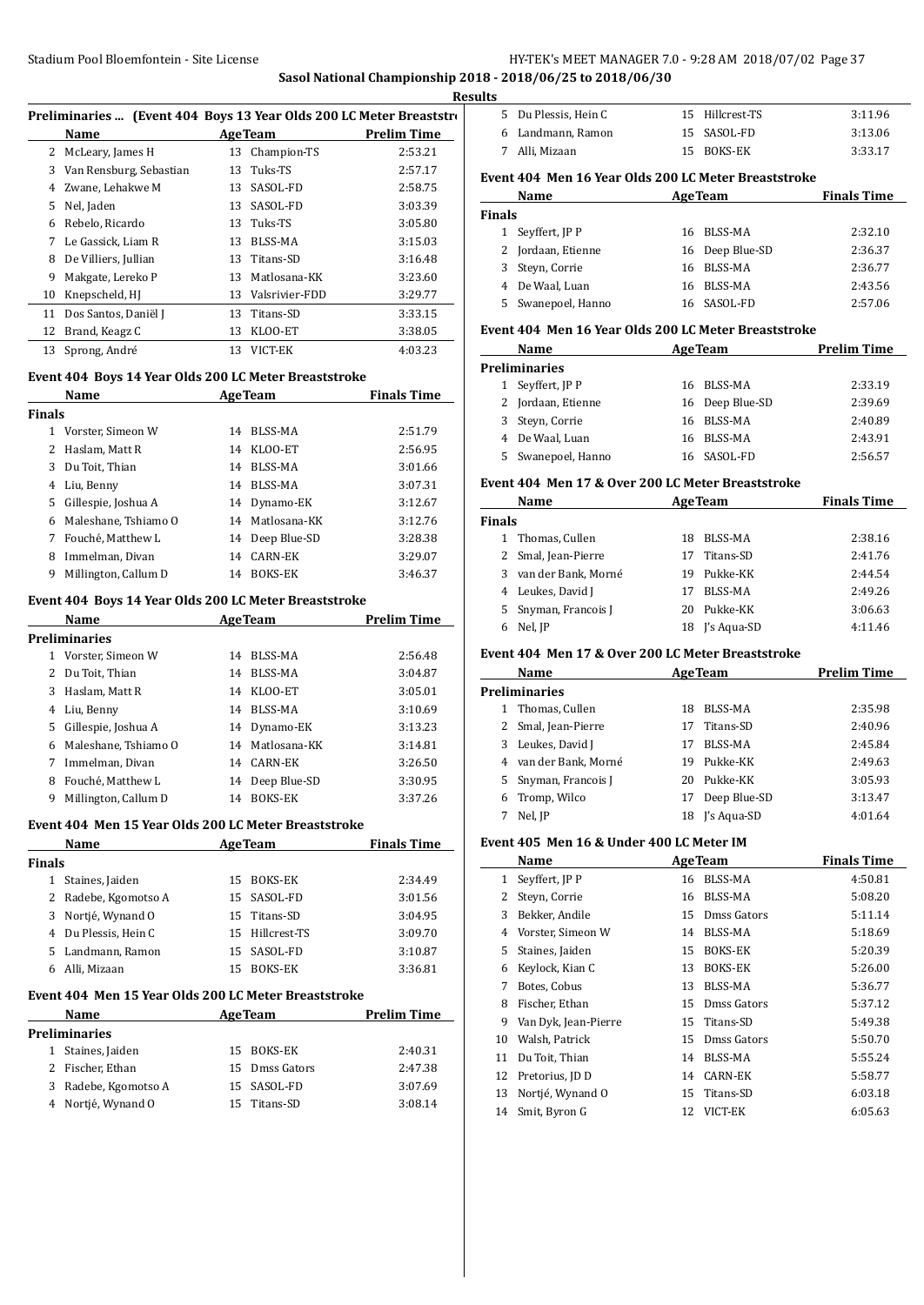**Sasol National Championship 2018 - 2018/06/25 to 2018/06/30**

**Results**

## Preliminaries ... (Event 404 Boys 13 Year Olds 200 LC Meter Breaststroke)

| | Name | Age | Team | Prelim Time |
|---|---|---|---|---|
| 2 | McLeary, James H | 13 | Champion-TS | 2:53.21 |
| 3 | Van Rensburg, Sebastian | 13 | Tuks-TS | 2:57.17 |
| 4 | Zwane, Lehakwe M | 13 | SASOL-FD | 2:58.75 |
| 5 | Nel, Jaden | 13 | SASOL-FD | 3:03.39 |
| 6 | Rebelo, Ricardo | 13 | Tuks-TS | 3:05.80 |
| 7 | Le Gassick, Liam R | 13 | BLSS-MA | 3:15.03 |
| 8 | De Villiers, Jullian | 13 | Titans-SD | 3:16.48 |
| 9 | Makgate, Lereko P | 13 | Matlosana-KK | 3:23.60 |
| 10 | Knepscheld, HJ | 13 | Valsrivier-FDD | 3:29.77 |
| 11 | Dos Santos, Daniël J | 13 | Titans-SD | 3:33.15 |
| 12 | Brand, Keagz C | 13 | KLOO-ET | 3:38.05 |
| 13 | Sprong, André | 13 | VICT-EK | 4:03.23 |

## Event 404 Boys 14 Year Olds 200 LC Meter Breaststroke

| | Name | Age | Team | Finals Time |
|---|---|---|---|---|
| **Finals** | | | | |
| 1 | Vorster, Simeon W | 14 | BLSS-MA | 2:51.79 |
| 2 | Haslam, Matt R | 14 | KLOO-ET | 2:56.95 |
| 3 | Du Toit, Thian | 14 | BLSS-MA | 3:01.66 |
| 4 | Liu, Benny | 14 | BLSS-MA | 3:07.31 |
| 5 | Gillespie, Joshua A | 14 | Dynamo-EK | 3:12.67 |
| 6 | Maleshane, Tshiamo O | 14 | Matlosana-KK | 3:12.76 |
| 7 | Fouché, Matthew L | 14 | Deep Blue-SD | 3:28.38 |
| 8 | Immelman, Divan | 14 | CARN-EK | 3:29.07 |
| 9 | Millington, Callum D | 14 | BOKS-EK | 3:46.37 |

## Event 404 Boys 14 Year Olds 200 LC Meter Breaststroke

| | Name | Age | Team | Prelim Time |
|---|---|---|---|---|
| **Preliminaries** | | | | |
| 1 | Vorster, Simeon W | 14 | BLSS-MA | 2:56.48 |
| 2 | Du Toit, Thian | 14 | BLSS-MA | 3:04.87 |
| 3 | Haslam, Matt R | 14 | KLOO-ET | 3:05.01 |
| 4 | Liu, Benny | 14 | BLSS-MA | 3:10.69 |
| 5 | Gillespie, Joshua A | 14 | Dynamo-EK | 3:13.23 |
| 6 | Maleshane, Tshiamo O | 14 | Matlosana-KK | 3:14.81 |
| 7 | Immelman, Divan | 14 | CARN-EK | 3:26.50 |
| 8 | Fouché, Matthew L | 14 | Deep Blue-SD | 3:30.95 |
| 9 | Millington, Callum D | 14 | BOKS-EK | 3:37.26 |

## Event 404 Men 15 Year Olds 200 LC Meter Breaststroke

| | Name | Age | Team | Finals Time |
|---|---|---|---|---|
| **Finals** | | | | |
| 1 | Staines, Jaiden | 15 | BOKS-EK | 2:34.49 |
| 2 | Radebe, Kgomotso A | 15 | SASOL-FD | 3:01.56 |
| 3 | Nortjé, Wynand O | 15 | Titans-SD | 3:04.95 |
| 4 | Du Plessis, Hein C | 15 | Hillcrest-TS | 3:09.70 |
| 5 | Landmann, Ramon | 15 | SASOL-FD | 3:10.87 |
| 6 | Alli, Mizaan | 15 | BOKS-EK | 3:36.81 |

## Event 404 Men 15 Year Olds 200 LC Meter Breaststroke

| | Name | Age | Team | Prelim Time |
|---|---|---|---|---|
| **Preliminaries** | | | | |
| 1 | Staines, Jaiden | 15 | BOKS-EK | 2:40.31 |
| 2 | Fischer, Ethan | 15 | Dmss Gators | 2:47.38 |
| 3 | Radebe, Kgomotso A | 15 | SASOL-FD | 3:07.69 |
| 4 | Nortjé, Wynand O | 15 | Titans-SD | 3:08.14 |
| 5 | Du Plessis, Hein C | 15 | Hillcrest-TS | 3:11.96 |
| 6 | Landmann, Ramon | 15 | SASOL-FD | 3:13.06 |
| 7 | Alli, Mizaan | 15 | BOKS-EK | 3:33.17 |

## Event 404 Men 16 Year Olds 200 LC Meter Breaststroke

| | Name | Age | Team | Finals Time |
|---|---|---|---|---|
| **Finals** | | | | |
| 1 | Seyffert, JP P | 16 | BLSS-MA | 2:32.10 |
| 2 | Jordaan, Etienne | 16 | Deep Blue-SD | 2:36.37 |
| 3 | Steyn, Corrie | 16 | BLSS-MA | 2:36.77 |
| 4 | De Waal, Luan | 16 | BLSS-MA | 2:43.56 |
| 5 | Swanepoel, Hanno | 16 | SASOL-FD | 2:57.06 |

## Event 404 Men 16 Year Olds 200 LC Meter Breaststroke

| | Name | Age | Team | Prelim Time |
|---|---|---|---|---|
| **Preliminaries** | | | | |
| 1 | Seyffert, JP P | 16 | BLSS-MA | 2:33.19 |
| 2 | Jordaan, Etienne | 16 | Deep Blue-SD | 2:39.69 |
| 3 | Steyn, Corrie | 16 | BLSS-MA | 2:40.89 |
| 4 | De Waal, Luan | 16 | BLSS-MA | 2:43.91 |
| 5 | Swanepoel, Hanno | 16 | SASOL-FD | 2:56.57 |

## Event 404 Men 17 & Over 200 LC Meter Breaststroke

| | Name | Age | Team | Finals Time |
|---|---|---|---|---|
| **Finals** | | | | |
| 1 | Thomas, Cullen | 18 | BLSS-MA | 2:38.16 |
| 2 | Smal, Jean-Pierre | 17 | Titans-SD | 2:41.76 |
| 3 | van der Bank, Morné | 19 | Pukke-KK | 2:44.54 |
| 4 | Leukes, David J | 17 | BLSS-MA | 2:49.26 |
| 5 | Snyman, Francois J | 20 | Pukke-KK | 3:06.63 |
| 6 | Nel, JP | 18 | J's Aqua-SD | 4:11.46 |

## Event 404 Men 17 & Over 200 LC Meter Breaststroke

| | Name | Age | Team | Prelim Time |
|---|---|---|---|---|
| **Preliminaries** | | | | |
| 1 | Thomas, Cullen | 18 | BLSS-MA | 2:35.98 |
| 2 | Smal, Jean-Pierre | 17 | Titans-SD | 2:40.96 |
| 3 | Leukes, David J | 17 | BLSS-MA | 2:45.84 |
| 4 | van der Bank, Morné | 19 | Pukke-KK | 2:49.63 |
| 5 | Snyman, Francois J | 20 | Pukke-KK | 3:05.93 |
| 6 | Tromp, Wilco | 17 | Deep Blue-SD | 3:13.47 |
| 7 | Nel, JP | 18 | J's Aqua-SD | 4:01.64 |

## Event 405 Men 16 & Under 400 LC Meter IM

| | Name | Age | Team | Finals Time |
|---|---|---|---|---|
| 1 | Seyffert, JP P | 16 | BLSS-MA | 4:50.81 |
| 2 | Steyn, Corrie | 16 | BLSS-MA | 5:08.20 |
| 3 | Bekker, Andile | 15 | Dmss Gators | 5:11.14 |
| 4 | Vorster, Simeon W | 14 | BLSS-MA | 5:18.69 |
| 5 | Staines, Jaiden | 15 | BOKS-EK | 5:20.39 |
| 6 | Keylock, Kian C | 13 | BOKS-EK | 5:26.00 |
| 7 | Botes, Cobus | 13 | BLSS-MA | 5:36.77 |
| 8 | Fischer, Ethan | 15 | Dmss Gators | 5:37.12 |
| 9 | Van Dyk, Jean-Pierre | 15 | Titans-SD | 5:49.38 |
| 10 | Walsh, Patrick | 15 | Dmss Gators | 5:50.70 |
| 11 | Du Toit, Thian | 14 | BLSS-MA | 5:55.24 |
| 12 | Pretorius, JD D | 14 | CARN-EK | 5:58.77 |
| 13 | Nortjé, Wynand O | 15 | Titans-SD | 6:03.18 |
| 14 | Smit, Byron G | 12 | VICT-EK | 6:05.63 |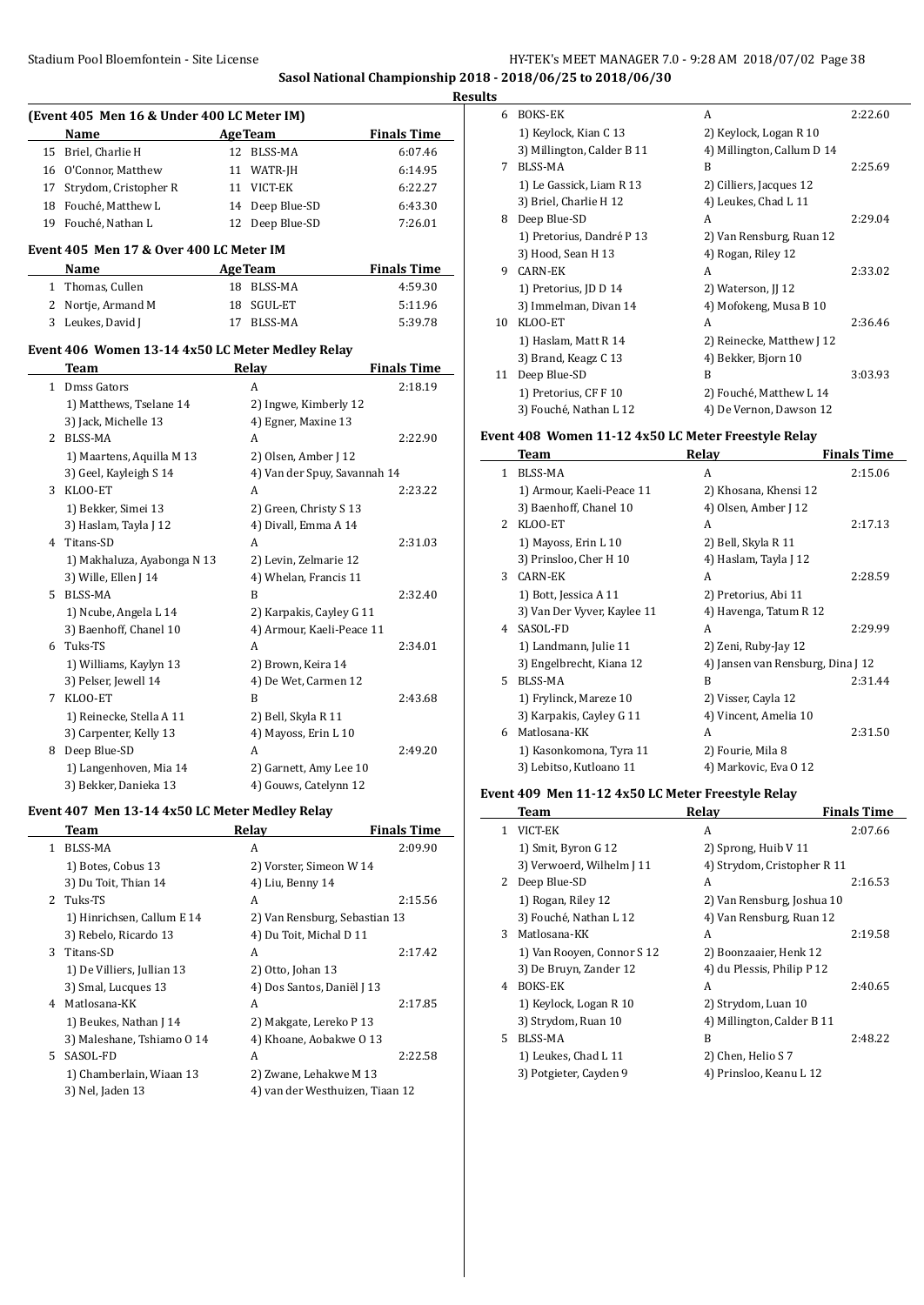**Sasol National Championship 2018 - 2018/06/25 to 2018/06/30**

**Results**

### (Event 405 Men 16 & Under 400 LC Meter IM)

| | Name | Age | Team | Finals Time |
|---|---|---|---|---|
| 15 | Briel, Charlie H | 12 | BLSS-MA | 6:07.46 |
| 16 | O'Connor, Matthew | 11 | WATR-JH | 6:14.95 |
| 17 | Strydom, Cristopher R | 11 | VICT-EK | 6:22.27 |
| 18 | Fouché, Matthew L | 14 | Deep Blue-SD | 6:43.30 |
| 19 | Fouché, Nathan L | 12 | Deep Blue-SD | 7:26.01 |

### Event 405 Men 17 & Over 400 LC Meter IM

| | Name | Age | Team | Finals Time |
|---|---|---|---|---|
| 1 | Thomas, Cullen | 18 | BLSS-MA | 4:59.30 |
| 2 | Nortje, Armand M | 18 | SGUL-ET | 5:11.96 |
| 3 | Leukes, David J | 17 | BLSS-MA | 5:39.78 |

### Event 406 Women 13-14 4x50 LC Meter Medley Relay

| | Team | Relay | Finals Time |
|---|---|---|---|
| 1 | Dmss Gators | A | 2:18.19 |
| | 1) Matthews, Tselane 14 | 2) Ingwe, Kimberly 12 | |
| | 3) Jack, Michelle 13 | 4) Egner, Maxine 13 | |
| 2 | BLSS-MA | A | 2:22.90 |
| | 1) Maartens, Aquilla M 13 | 2) Olsen, Amber J 12 | |
| | 3) Geel, Kayleigh S 14 | 4) Van der Spuy, Savannah 14 | |
| 3 | KLOO-ET | A | 2:23.22 |
| | 1) Bekker, Simei 13 | 2) Green, Christy S 13 | |
| | 3) Haslam, Tayla J 12 | 4) Divall, Emma A 14 | |
| 4 | Titans-SD | A | 2:31.03 |
| | 1) Makhaluza, Ayabonga N 13 | 2) Levin, Zelmarie 12 | |
| | 3) Wille, Ellen J 14 | 4) Whelan, Francis 11 | |
| 5 | BLSS-MA | B | 2:32.40 |
| | 1) Ncube, Angela L 14 | 2) Karpakis, Cayley G 11 | |
| | 3) Baenhoff, Chanel 10 | 4) Armour, Kaeli-Peace 11 | |
| 6 | Tuks-TS | A | 2:34.01 |
| | 1) Williams, Kaylyn 13 | 2) Brown, Keira 14 | |
| | 3) Pelser, Jewell 14 | 4) De Wet, Carmen 12 | |
| 7 | KLOO-ET | B | 2:43.68 |
| | 1) Reinecke, Stella A 11 | 2) Bell, Skyla R 11 | |
| | 3) Carpenter, Kelly 13 | 4) Mayoss, Erin L 10 | |
| 8 | Deep Blue-SD | A | 2:49.20 |
| | 1) Langenhoven, Mia 14 | 2) Garnett, Amy Lee 10 | |
| | 3) Bekker, Danieka 13 | 4) Gouws, Catelynn 12 | |

### Event 407 Men 13-14 4x50 LC Meter Medley Relay

| | Team | Relay | Finals Time |
|---|---|---|---|
| 1 | BLSS-MA | A | 2:09.90 |
| | 1) Botes, Cobus 13 | 2) Vorster, Simeon W 14 | |
| | 3) Du Toit, Thian 14 | 4) Liu, Benny 14 | |
| 2 | Tuks-TS | A | 2:15.56 |
| | 1) Hinrichsen, Callum E 14 | 2) Van Rensburg, Sebastian 13 | |
| | 3) Rebelo, Ricardo 13 | 4) Du Toit, Michal D 11 | |
| 3 | Titans-SD | A | 2:17.42 |
| | 1) De Villiers, Jullian 13 | 2) Otto, Johan 13 | |
| | 3) Smal, Lucques 13 | 4) Dos Santos, Daniël J 13 | |
| 4 | Matlosana-KK | A | 2:17.85 |
| | 1) Beukes, Nathan J 14 | 2) Makgate, Lereko P 13 | |
| | 3) Maleshane, Tshiamo O 14 | 4) Khoane, Aobakwe O 13 | |
| 5 | SASOL-FD | A | 2:22.58 |
| | 1) Chamberlain, Wiaan 13 | 2) Zwane, Lehakwe M 13 | |
| | 3) Nel, Jaden 13 | 4) van der Westhuizen, Tiaan 12 | |
| 6 | BOKS-EK | A | 2:22.60 |
| | 1) Keylock, Kian C 13 | 2) Keylock, Logan R 10 | |
| | 3) Millington, Calder B 11 | 4) Millington, Callum D 14 | |
| 7 | BLSS-MA | B | 2:25.69 |
| | 1) Le Gassick, Liam R 13 | 2) Cilliers, Jacques 12 | |
| | 3) Briel, Charlie H 12 | 4) Leukes, Chad L 11 | |
| 8 | Deep Blue-SD | A | 2:29.04 |
| | 1) Pretorius, Dandré P 13 | 2) Van Rensburg, Ruan 12 | |
| | 3) Hood, Sean H 13 | 4) Rogan, Riley 12 | |
| 9 | CARN-EK | A | 2:33.02 |
| | 1) Pretorius, JD D 14 | 2) Waterson, JJ 12 | |
| | 3) Immelman, Divan 14 | 4) Mofokeng, Musa B 10 | |
| 10 | KLOO-ET | A | 2:36.46 |
| | 1) Haslam, Matt R 14 | 2) Reinecke, Matthew J 12 | |
| | 3) Brand, Keagz C 13 | 4) Bekker, Bjorn 10 | |
| 11 | Deep Blue-SD | B | 3:03.93 |
| | 1) Pretorius, CF F 10 | 2) Fouché, Matthew L 14 | |
| | 3) Fouché, Nathan L 12 | 4) De Vernon, Dawson 12 | |

### Event 408 Women 11-12 4x50 LC Meter Freestyle Relay

| | Team | Relay | Finals Time |
|---|---|---|---|
| 1 | BLSS-MA | A | 2:15.06 |
| | 1) Armour, Kaeli-Peace 11 | 2) Khosana, Khensi 12 | |
| | 3) Baenhoff, Chanel 10 | 4) Olsen, Amber J 12 | |
| 2 | KLOO-ET | A | 2:17.13 |
| | 1) Mayoss, Erin L 10 | 2) Bell, Skyla R 11 | |
| | 3) Prinsloo, Cher H 10 | 4) Haslam, Tayla J 12 | |
| 3 | CARN-EK | A | 2:28.59 |
| | 1) Bott, Jessica A 11 | 2) Pretorius, Abi 11 | |
| | 3) Van Der Vyver, Kaylee 11 | 4) Havenga, Tatum R 12 | |
| 4 | SASOL-FD | A | 2:29.99 |
| | 1) Landmann, Julie 11 | 2) Zeni, Ruby-Jay 12 | |
| | 3) Engelbrecht, Kiana 12 | 4) Jansen van Rensburg, Dina J 12 | |
| 5 | BLSS-MA | B | 2:31.44 |
| | 1) Frylinck, Mareze 10 | 2) Visser, Cayla 12 | |
| | 3) Karpakis, Cayley G 11 | 4) Vincent, Amelia 10 | |
| 6 | Matlosana-KK | A | 2:31.50 |
| | 1) Kasonkomona, Tyra 11 | 2) Fourie, Mila 8 | |
| | 3) Lebitso, Kutloano 11 | 4) Markovic, Eva O 12 | |

### Event 409 Men 11-12 4x50 LC Meter Freestyle Relay

| | Team | Relay | Finals Time |
|---|---|---|---|
| 1 | VICT-EK | A | 2:07.66 |
| | 1) Smit, Byron G 12 | 2) Sprong, Huib V 11 | |
| | 3) Verwoerd, Wilhelm J 11 | 4) Strydom, Cristopher R 11 | |
| 2 | Deep Blue-SD | A | 2:16.53 |
| | 1) Rogan, Riley 12 | 2) Van Rensburg, Joshua 10 | |
| | 3) Fouché, Nathan L 12 | 4) Van Rensburg, Ruan 12 | |
| 3 | Matlosana-KK | A | 2:19.58 |
| | 1) Van Rooyen, Connor S 12 | 2) Boonzaaier, Henk 12 | |
| | 3) De Bruyn, Zander 12 | 4) du Plessis, Philip P 12 | |
| 4 | BOKS-EK | A | 2:40.65 |
| | 1) Keylock, Logan R 10 | 2) Strydom, Luan 10 | |
| | 3) Strydom, Ruan 10 | 4) Millington, Calder B 11 | |
| 5 | BLSS-MA | B | 2:48.22 |
| | 1) Leukes, Chad L 11 | 2) Chen, Helio S 7 | |
| | 3) Potgieter, Cayden 9 | 4) Prinsloo, Keanu L 12 | |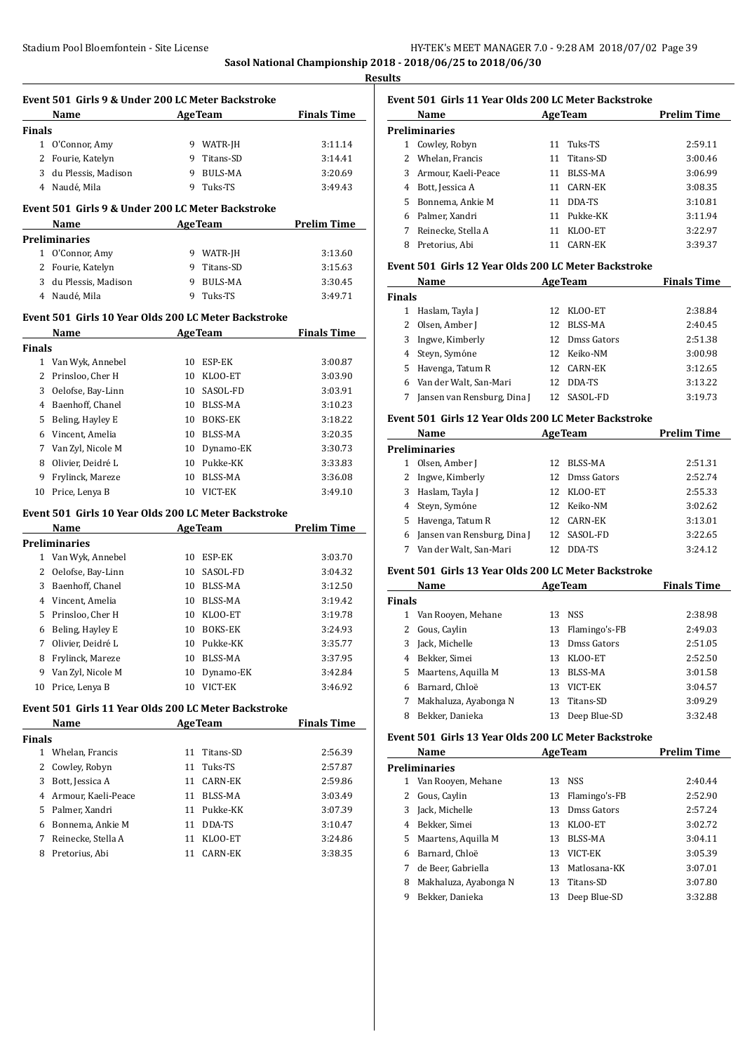**Sasol National Championship 2018 - 2018/06/25 to 2018/06/30**

**Results**

### Event 501 Girls 9 & Under 200 LC Meter Backstroke

| | Name | Age | Team | Finals Time |
|---|---|---|---|---|
| **Finals** | | | | |
| 1 | O'Connor, Amy | 9 | WATR-JH | 3:11.14 |
| 2 | Fourie, Katelyn | 9 | Titans-SD | 3:14.41 |
| 3 | du Plessis, Madison | 9 | BULS-MA | 3:20.69 |
| 4 | Naudé, Mila | 9 | Tuks-TS | 3:49.43 |

### Event 501 Girls 9 & Under 200 LC Meter Backstroke

| | Name | Age | Team | Prelim Time |
|---|---|---|---|---|
| **Preliminaries** | | | | |
| 1 | O'Connor, Amy | 9 | WATR-JH | 3:13.60 |
| 2 | Fourie, Katelyn | 9 | Titans-SD | 3:15.63 |
| 3 | du Plessis, Madison | 9 | BULS-MA | 3:30.45 |
| 4 | Naudé, Mila | 9 | Tuks-TS | 3:49.71 |

### Event 501 Girls 10 Year Olds 200 LC Meter Backstroke

| | Name | Age | Team | Finals Time |
|---|---|---|---|---|
| **Finals** | | | | |
| 1 | Van Wyk, Annebel | 10 | ESP-EK | 3:00.87 |
| 2 | Prinsloo, Cher H | 10 | KLOO-ET | 3:03.90 |
| 3 | Oelofse, Bay-Linn | 10 | SASOL-FD | 3:03.91 |
| 4 | Baenhoff, Chanel | 10 | BLSS-MA | 3:10.23 |
| 5 | Beling, Hayley E | 10 | BOKS-EK | 3:18.22 |
| 6 | Vincent, Amelia | 10 | BLSS-MA | 3:20.35 |
| 7 | Van Zyl, Nicole M | 10 | Dynamo-EK | 3:30.73 |
| 8 | Olivier, Deidré L | 10 | Pukke-KK | 3:33.83 |
| 9 | Frylinck, Mareze | 10 | BLSS-MA | 3:36.08 |
| 10 | Price, Lenya B | 10 | VICT-EK | 3:49.10 |

### Event 501 Girls 10 Year Olds 200 LC Meter Backstroke

| | Name | Age | Team | Prelim Time |
|---|---|---|---|---|
| **Preliminaries** | | | | |
| 1 | Van Wyk, Annebel | 10 | ESP-EK | 3:03.70 |
| 2 | Oelofse, Bay-Linn | 10 | SASOL-FD | 3:04.32 |
| 3 | Baenhoff, Chanel | 10 | BLSS-MA | 3:12.50 |
| 4 | Vincent, Amelia | 10 | BLSS-MA | 3:19.42 |
| 5 | Prinsloo, Cher H | 10 | KLOO-ET | 3:19.78 |
| 6 | Beling, Hayley E | 10 | BOKS-EK | 3:24.93 |
| 7 | Olivier, Deidré L | 10 | Pukke-KK | 3:35.77 |
| 8 | Frylinck, Mareze | 10 | BLSS-MA | 3:37.95 |
| 9 | Van Zyl, Nicole M | 10 | Dynamo-EK | 3:42.84 |
| 10 | Price, Lenya B | 10 | VICT-EK | 3:46.92 |

### Event 501 Girls 11 Year Olds 200 LC Meter Backstroke

| | Name | Age | Team | Finals Time |
|---|---|---|---|---|
| **Finals** | | | | |
| 1 | Whelan, Francis | 11 | Titans-SD | 2:56.39 |
| 2 | Cowley, Robyn | 11 | Tuks-TS | 2:57.87 |
| 3 | Bott, Jessica A | 11 | CARN-EK | 2:59.86 |
| 4 | Armour, Kaeli-Peace | 11 | BLSS-MA | 3:03.49 |
| 5 | Palmer, Xandri | 11 | Pukke-KK | 3:07.39 |
| 6 | Bonnema, Ankie M | 11 | DDA-TS | 3:10.47 |
| 7 | Reinecke, Stella A | 11 | KLOO-ET | 3:24.86 |
| 8 | Pretorius, Abi | 11 | CARN-EK | 3:38.35 |

### Event 501 Girls 11 Year Olds 200 LC Meter Backstroke

| | Name | Age | Team | Prelim Time |
|---|---|---|---|---|
| **Preliminaries** | | | | |
| 1 | Cowley, Robyn | 11 | Tuks-TS | 2:59.11 |
| 2 | Whelan, Francis | 11 | Titans-SD | 3:00.46 |
| 3 | Armour, Kaeli-Peace | 11 | BLSS-MA | 3:06.99 |
| 4 | Bott, Jessica A | 11 | CARN-EK | 3:08.35 |
| 5 | Bonnema, Ankie M | 11 | DDA-TS | 3:10.81 |
| 6 | Palmer, Xandri | 11 | Pukke-KK | 3:11.94 |
| 7 | Reinecke, Stella A | 11 | KLOO-ET | 3:22.97 |
| 8 | Pretorius, Abi | 11 | CARN-EK | 3:39.37 |

### Event 501 Girls 12 Year Olds 200 LC Meter Backstroke

| | Name | Age | Team | Finals Time |
|---|---|---|---|---|
| **Finals** | | | | |
| 1 | Haslam, Tayla J | 12 | KLOO-ET | 2:38.84 |
| 2 | Olsen, Amber J | 12 | BLSS-MA | 2:40.45 |
| 3 | Ingwe, Kimberly | 12 | Dmss Gators | 2:51.38 |
| 4 | Steyn, Symóne | 12 | Keiko-NM | 3:00.98 |
| 5 | Havenga, Tatum R | 12 | CARN-EK | 3:12.65 |
| 6 | Van der Walt, San-Mari | 12 | DDA-TS | 3:13.22 |
| 7 | Jansen van Rensburg, Dina J | 12 | SASOL-FD | 3:19.73 |

### Event 501 Girls 12 Year Olds 200 LC Meter Backstroke

| | Name | Age | Team | Prelim Time |
|---|---|---|---|---|
| **Preliminaries** | | | | |
| 1 | Olsen, Amber J | 12 | BLSS-MA | 2:51.31 |
| 2 | Ingwe, Kimberly | 12 | Dmss Gators | 2:52.74 |
| 3 | Haslam, Tayla J | 12 | KLOO-ET | 2:55.33 |
| 4 | Steyn, Symóne | 12 | Keiko-NM | 3:02.62 |
| 5 | Havenga, Tatum R | 12 | CARN-EK | 3:13.01 |
| 6 | Jansen van Rensburg, Dina J | 12 | SASOL-FD | 3:22.65 |
| 7 | Van der Walt, San-Mari | 12 | DDA-TS | 3:24.12 |

### Event 501 Girls 13 Year Olds 200 LC Meter Backstroke

| | Name | Age | Team | Finals Time |
|---|---|---|---|---|
| **Finals** | | | | |
| 1 | Van Rooyen, Mehane | 13 | NSS | 2:38.98 |
| 2 | Gous, Caylin | 13 | Flamingo's-FB | 2:49.03 |
| 3 | Jack, Michelle | 13 | Dmss Gators | 2:51.05 |
| 4 | Bekker, Simei | 13 | KLOO-ET | 2:52.50 |
| 5 | Maartens, Aquilla M | 13 | BLSS-MA | 3:01.58 |
| 6 | Barnard, Chloë | 13 | VICT-EK | 3:04.57 |
| 7 | Makhaluza, Ayabonga N | 13 | Titans-SD | 3:09.29 |
| 8 | Bekker, Danieka | 13 | Deep Blue-SD | 3:32.48 |

### Event 501 Girls 13 Year Olds 200 LC Meter Backstroke

| | Name | Age | Team | Prelim Time |
|---|---|---|---|---|
| **Preliminaries** | | | | |
| 1 | Van Rooyen, Mehane | 13 | NSS | 2:40.44 |
| 2 | Gous, Caylin | 13 | Flamingo's-FB | 2:52.90 |
| 3 | Jack, Michelle | 13 | Dmss Gators | 2:57.24 |
| 4 | Bekker, Simei | 13 | KLOO-ET | 3:02.72 |
| 5 | Maartens, Aquilla M | 13 | BLSS-MA | 3:04.11 |
| 6 | Barnard, Chloë | 13 | VICT-EK | 3:05.39 |
| 7 | de Beer, Gabriella | 13 | Matlosana-KK | 3:07.01 |
| 8 | Makhaluza, Ayabonga N | 13 | Titans-SD | 3:07.80 |
| 9 | Bekker, Danieka | 13 | Deep Blue-SD | 3:32.88 |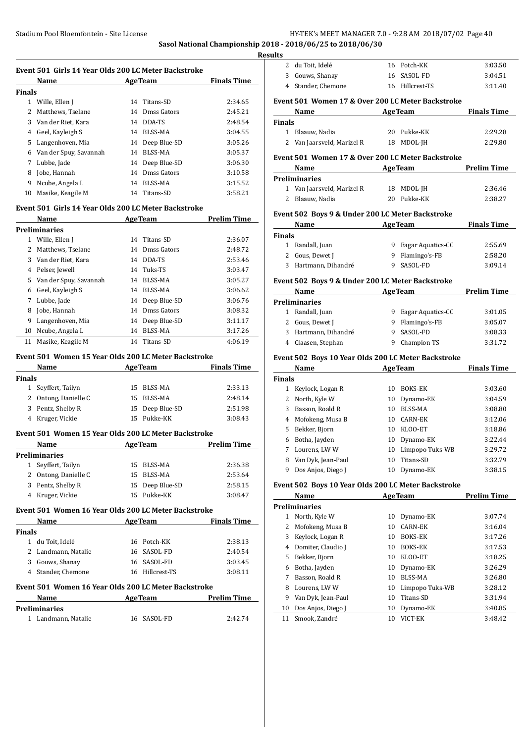**Sasol National Championship 2018 - 2018/06/25 to 2018/06/30**

**Results**

### Event 501 Girls 14 Year Olds 200 LC Meter Backstroke

| | Name | Age | Team | Finals Time |
|---|---|---|---|---|
| **Finals** | | | | |
| 1 | Wille, Ellen J | 14 | Titans-SD | 2:34.65 |
| 2 | Matthews, Tselane | 14 | Dmss Gators | 2:45.21 |
| 3 | Van der Riet, Kara | 14 | DDA-TS | 2:48.54 |
| 4 | Geel, Kayleigh S | 14 | BLSS-MA | 3:04.55 |
| 5 | Langenhoven, Mia | 14 | Deep Blue-SD | 3:05.26 |
| 6 | Van der Spuy, Savannah | 14 | BLSS-MA | 3:05.37 |
| 7 | Lubbe, Jade | 14 | Deep Blue-SD | 3:06.30 |
| 8 | Jobe, Hannah | 14 | Dmss Gators | 3:10.58 |
| 9 | Ncube, Angela L | 14 | BLSS-MA | 3:15.52 |
| 10 | Masike, Keagile M | 14 | Titans-SD | 3:58.21 |

### Event 501 Girls 14 Year Olds 200 LC Meter Backstroke

| | Name | Age | Team | Prelim Time |
|---|---|---|---|---|
| **Preliminaries** | | | | |
| 1 | Wille, Ellen J | 14 | Titans-SD | 2:36.07 |
| 2 | Matthews, Tselane | 14 | Dmss Gators | 2:48.72 |
| 3 | Van der Riet, Kara | 14 | DDA-TS | 2:53.46 |
| 4 | Pelser, Jewell | 14 | Tuks-TS | 3:03.47 |
| 5 | Van der Spuy, Savannah | 14 | BLSS-MA | 3:05.27 |
| 6 | Geel, Kayleigh S | 14 | BLSS-MA | 3:06.62 |
| 7 | Lubbe, Jade | 14 | Deep Blue-SD | 3:06.76 |
| 8 | Jobe, Hannah | 14 | Dmss Gators | 3:08.32 |
| 9 | Langenhoven, Mia | 14 | Deep Blue-SD | 3:11.17 |
| 10 | Ncube, Angela L | 14 | BLSS-MA | 3:17.26 |
| 11 | Masike, Keagile M | 14 | Titans-SD | 4:06.19 |

### Event 501 Women 15 Year Olds 200 LC Meter Backstroke

| | Name | Age | Team | Finals Time |
|---|---|---|---|---|
| **Finals** | | | | |
| 1 | Seyffert, Tailyn | 15 | BLSS-MA | 2:33.13 |
| 2 | Ontong, Danielle C | 15 | BLSS-MA | 2:48.14 |
| 3 | Pentz, Shelby R | 15 | Deep Blue-SD | 2:51.98 |
| 4 | Kruger, Vickie | 15 | Pukke-KK | 3:08.43 |

### Event 501 Women 15 Year Olds 200 LC Meter Backstroke

| | Name | Age | Team | Prelim Time |
|---|---|---|---|---|
| **Preliminaries** | | | | |
| 1 | Seyffert, Tailyn | 15 | BLSS-MA | 2:36.38 |
| 2 | Ontong, Danielle C | 15 | BLSS-MA | 2:53.64 |
| 3 | Pentz, Shelby R | 15 | Deep Blue-SD | 2:58.15 |
| 4 | Kruger, Vickie | 15 | Pukke-KK | 3:08.47 |

### Event 501 Women 16 Year Olds 200 LC Meter Backstroke

| | Name | Age | Team | Finals Time |
|---|---|---|---|---|
| **Finals** | | | | |
| 1 | du Toit, Idelé | 16 | Potch-KK | 2:38.13 |
| 2 | Landmann, Natalie | 16 | SASOL-FD | 2:40.54 |
| 3 | Gouws, Shanay | 16 | SASOL-FD | 3:03.45 |
| 4 | Stander, Chemone | 16 | Hillcrest-TS | 3:08.11 |

### Event 501 Women 16 Year Olds 200 LC Meter Backstroke

| | Name | Age | Team | Prelim Time |
|---|---|---|---|---|
| **Preliminaries** | | | | |
| 1 | Landmann, Natalie | 16 | SASOL-FD | 2:42.74 |
| 2 | du Toit, Idelé | 16 | Potch-KK | 3:03.50 |
| 3 | Gouws, Shanay | 16 | SASOL-FD | 3:04.51 |
| 4 | Stander, Chemone | 16 | Hillcrest-TS | 3:11.40 |

### Event 501 Women 17 & Over 200 LC Meter Backstroke

| | Name | Age | Team | Finals Time |
|---|---|---|---|---|
| **Finals** | | | | |
| 1 | Blaauw, Nadia | 20 | Pukke-KK | 2:29.28 |
| 2 | Van Jaarsveld, Marizel R | 18 | MDOL-JH | 2:29.80 |

### Event 501 Women 17 & Over 200 LC Meter Backstroke

| | Name | Age | Team | Prelim Time |
|---|---|---|---|---|
| **Preliminaries** | | | | |
| 1 | Van Jaarsveld, Marizel R | 18 | MDOL-JH | 2:36.46 |
| 2 | Blaauw, Nadia | 20 | Pukke-KK | 2:38.27 |

### Event 502 Boys 9 & Under 200 LC Meter Backstroke

| | Name | Age | Team | Finals Time |
|---|---|---|---|---|
| **Finals** | | | | |
| 1 | Randall, Juan | 9 | Eagar Aquatics-CC | 2:55.69 |
| 2 | Gous, Dewet J | 9 | Flamingo's-FB | 2:58.20 |
| 3 | Hartmann, Dihandré | 9 | SASOL-FD | 3:09.14 |

### Event 502 Boys 9 & Under 200 LC Meter Backstroke

| | Name | Age | Team | Prelim Time |
|---|---|---|---|---|
| **Preliminaries** | | | | |
| 1 | Randall, Juan | 9 | Eagar Aquatics-CC | 3:01.05 |
| 2 | Gous, Dewet J | 9 | Flamingo's-FB | 3:05.07 |
| 3 | Hartmann, Dihandré | 9 | SASOL-FD | 3:08.33 |
| 4 | Claasen, Stephan | 9 | Champion-TS | 3:31.72 |

### Event 502 Boys 10 Year Olds 200 LC Meter Backstroke

| | Name | Age | Team | Finals Time |
|---|---|---|---|---|
| **Finals** | | | | |
| 1 | Keylock, Logan R | 10 | BOKS-EK | 3:03.60 |
| 2 | North, Kyle W | 10 | Dynamo-EK | 3:04.59 |
| 3 | Basson, Roald R | 10 | BLSS-MA | 3:08.80 |
| 4 | Mofokeng, Musa B | 10 | CARN-EK | 3:12.06 |
| 5 | Bekker, Bjorn | 10 | KLOO-ET | 3:18.86 |
| 6 | Botha, Jayden | 10 | Dynamo-EK | 3:22.44 |
| 7 | Lourens, LW W | 10 | Limpopo Tuks-WB | 3:29.72 |
| 8 | Van Dyk, Jean-Paul | 10 | Titans-SD | 3:32.79 |
| 9 | Dos Anjos, Diego J | 10 | Dynamo-EK | 3:38.15 |

### Event 502 Boys 10 Year Olds 200 LC Meter Backstroke

| | Name | Age | Team | Prelim Time |
|---|---|---|---|---|
| **Preliminaries** | | | | |
| 1 | North, Kyle W | 10 | Dynamo-EK | 3:07.74 |
| 2 | Mofokeng, Musa B | 10 | CARN-EK | 3:16.04 |
| 3 | Keylock, Logan R | 10 | BOKS-EK | 3:17.26 |
| 4 | Domiter, Claudio J | 10 | BOKS-EK | 3:17.53 |
| 5 | Bekker, Bjorn | 10 | KLOO-ET | 3:18.25 |
| 6 | Botha, Jayden | 10 | Dynamo-EK | 3:26.29 |
| 7 | Basson, Roald R | 10 | BLSS-MA | 3:26.80 |
| 8 | Lourens, LW W | 10 | Limpopo Tuks-WB | 3:28.12 |
| 9 | Van Dyk, Jean-Paul | 10 | Titans-SD | 3:31.94 |
| 10 | Dos Anjos, Diego J | 10 | Dynamo-EK | 3:40.85 |
| 11 | Smook, Zandré | 10 | VICT-EK | 3:48.42 |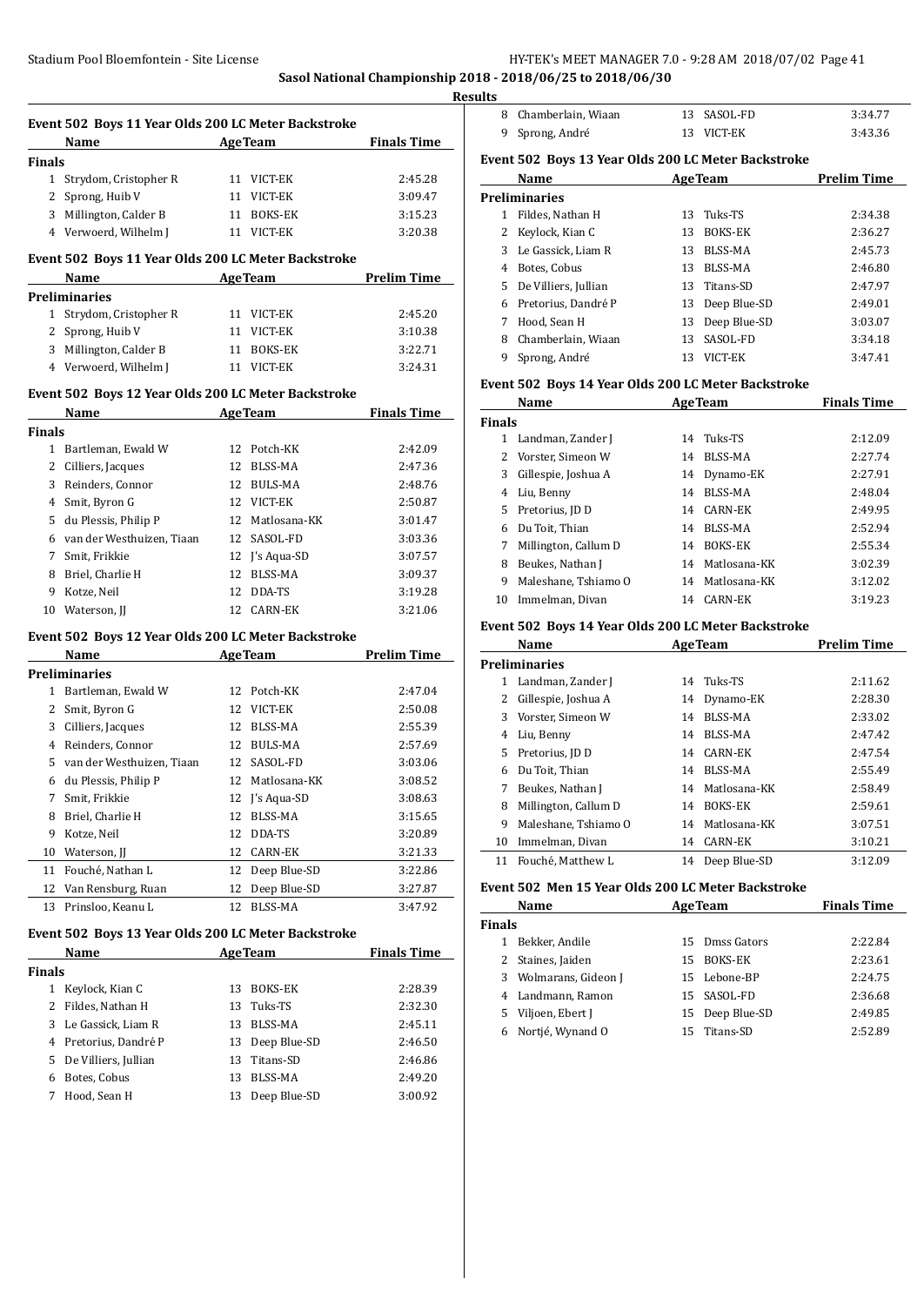**Sasol National Championship 2018 - 2018/06/25 to 2018/06/30**

**Results**

### Event 502 Boys 11 Year Olds 200 LC Meter Backstroke

| | Name | Age | Team | Finals Time |
|---|---|---|---|---|
| **Finals** | | | | |
| 1 | Strydom, Cristopher R | 11 | VICT-EK | 2:45.28 |
| 2 | Sprong, Huib V | 11 | VICT-EK | 3:09.47 |
| 3 | Millington, Calder B | 11 | BOKS-EK | 3:15.23 |
| 4 | Verwoerd, Wilhelm J | 11 | VICT-EK | 3:20.38 |

### Event 502 Boys 11 Year Olds 200 LC Meter Backstroke

| | Name | Age | Team | Prelim Time |
|---|---|---|---|---|
| **Preliminaries** | | | | |
| 1 | Strydom, Cristopher R | 11 | VICT-EK | 2:45.20 |
| 2 | Sprong, Huib V | 11 | VICT-EK | 3:10.38 |
| 3 | Millington, Calder B | 11 | BOKS-EK | 3:22.71 |
| 4 | Verwoerd, Wilhelm J | 11 | VICT-EK | 3:24.31 |

### Event 502 Boys 12 Year Olds 200 LC Meter Backstroke

| | Name | Age | Team | Finals Time |
|---|---|---|---|---|
| **Finals** | | | | |
| 1 | Bartleman, Ewald W | 12 | Potch-KK | 2:42.09 |
| 2 | Cilliers, Jacques | 12 | BLSS-MA | 2:47.36 |
| 3 | Reinders, Connor | 12 | BULS-MA | 2:48.76 |
| 4 | Smit, Byron G | 12 | VICT-EK | 2:50.87 |
| 5 | du Plessis, Philip P | 12 | Matlosana-KK | 3:01.47 |
| 6 | van der Westhuizen, Tiaan | 12 | SASOL-FD | 3:03.36 |
| 7 | Smit, Frikkie | 12 | J's Aqua-SD | 3:07.57 |
| 8 | Briel, Charlie H | 12 | BLSS-MA | 3:09.37 |
| 9 | Kotze, Neil | 12 | DDA-TS | 3:19.28 |
| 10 | Waterson, JJ | 12 | CARN-EK | 3:21.06 |

### Event 502 Boys 12 Year Olds 200 LC Meter Backstroke

| | Name | Age | Team | Prelim Time |
|---|---|---|---|---|
| **Preliminaries** | | | | |
| 1 | Bartleman, Ewald W | 12 | Potch-KK | 2:47.04 |
| 2 | Smit, Byron G | 12 | VICT-EK | 2:50.08 |
| 3 | Cilliers, Jacques | 12 | BLSS-MA | 2:55.39 |
| 4 | Reinders, Connor | 12 | BULS-MA | 2:57.69 |
| 5 | van der Westhuizen, Tiaan | 12 | SASOL-FD | 3:03.06 |
| 6 | du Plessis, Philip P | 12 | Matlosana-KK | 3:08.52 |
| 7 | Smit, Frikkie | 12 | J's Aqua-SD | 3:08.63 |
| 8 | Briel, Charlie H | 12 | BLSS-MA | 3:15.65 |
| 9 | Kotze, Neil | 12 | DDA-TS | 3:20.89 |
| 10 | Waterson, JJ | 12 | CARN-EK | 3:21.33 |
| 11 | Fouché, Nathan L | 12 | Deep Blue-SD | 3:22.86 |
| 12 | Van Rensburg, Ruan | 12 | Deep Blue-SD | 3:27.87 |
| 13 | Prinsloo, Keanu L | 12 | BLSS-MA | 3:47.92 |

### Event 502 Boys 13 Year Olds 200 LC Meter Backstroke

| | Name | Age | Team | Finals Time |
|---|---|---|---|---|
| **Finals** | | | | |
| 1 | Keylock, Kian C | 13 | BOKS-EK | 2:28.39 |
| 2 | Fildes, Nathan H | 13 | Tuks-TS | 2:32.30 |
| 3 | Le Gassick, Liam R | 13 | BLSS-MA | 2:45.11 |
| 4 | Pretorius, Dandré P | 13 | Deep Blue-SD | 2:46.50 |
| 5 | De Villiers, Jullian | 13 | Titans-SD | 2:46.86 |
| 6 | Botes, Cobus | 13 | BLSS-MA | 2:49.20 |
| 7 | Hood, Sean H | 13 | Deep Blue-SD | 3:00.92 |
| 8 | Chamberlain, Wiaan | 13 | SASOL-FD | 3:34.77 |
| 9 | Sprong, André | 13 | VICT-EK | 3:43.36 |

### Event 502 Boys 13 Year Olds 200 LC Meter Backstroke

| | Name | Age | Team | Prelim Time |
|---|---|---|---|---|
| **Preliminaries** | | | | |
| 1 | Fildes, Nathan H | 13 | Tuks-TS | 2:34.38 |
| 2 | Keylock, Kian C | 13 | BOKS-EK | 2:36.27 |
| 3 | Le Gassick, Liam R | 13 | BLSS-MA | 2:45.73 |
| 4 | Botes, Cobus | 13 | BLSS-MA | 2:46.80 |
| 5 | De Villiers, Jullian | 13 | Titans-SD | 2:47.97 |
| 6 | Pretorius, Dandré P | 13 | Deep Blue-SD | 2:49.01 |
| 7 | Hood, Sean H | 13 | Deep Blue-SD | 3:03.07 |
| 8 | Chamberlain, Wiaan | 13 | SASOL-FD | 3:34.18 |
| 9 | Sprong, André | 13 | VICT-EK | 3:47.41 |

### Event 502 Boys 14 Year Olds 200 LC Meter Backstroke

| | Name | Age | Team | Finals Time |
|---|---|---|---|---|
| **Finals** | | | | |
| 1 | Landman, Zander J | 14 | Tuks-TS | 2:12.09 |
| 2 | Vorster, Simeon W | 14 | BLSS-MA | 2:27.74 |
| 3 | Gillespie, Joshua A | 14 | Dynamo-EK | 2:27.91 |
| 4 | Liu, Benny | 14 | BLSS-MA | 2:48.04 |
| 5 | Pretorius, JD D | 14 | CARN-EK | 2:49.95 |
| 6 | Du Toit, Thian | 14 | BLSS-MA | 2:52.94 |
| 7 | Millington, Callum D | 14 | BOKS-EK | 2:55.34 |
| 8 | Beukes, Nathan J | 14 | Matlosana-KK | 3:02.39 |
| 9 | Maleshane, Tshiamo O | 14 | Matlosana-KK | 3:12.02 |
| 10 | Immelman, Divan | 14 | CARN-EK | 3:19.23 |

### Event 502 Boys 14 Year Olds 200 LC Meter Backstroke

| | Name | Age | Team | Prelim Time |
|---|---|---|---|---|
| **Preliminaries** | | | | |
| 1 | Landman, Zander J | 14 | Tuks-TS | 2:11.62 |
| 2 | Gillespie, Joshua A | 14 | Dynamo-EK | 2:28.30 |
| 3 | Vorster, Simeon W | 14 | BLSS-MA | 2:33.02 |
| 4 | Liu, Benny | 14 | BLSS-MA | 2:47.42 |
| 5 | Pretorius, JD D | 14 | CARN-EK | 2:47.54 |
| 6 | Du Toit, Thian | 14 | BLSS-MA | 2:55.49 |
| 7 | Beukes, Nathan J | 14 | Matlosana-KK | 2:58.49 |
| 8 | Millington, Callum D | 14 | BOKS-EK | 2:59.61 |
| 9 | Maleshane, Tshiamo O | 14 | Matlosana-KK | 3:07.51 |
| 10 | Immelman, Divan | 14 | CARN-EK | 3:10.21 |
| 11 | Fouché, Matthew L | 14 | Deep Blue-SD | 3:12.09 |

### Event 502 Men 15 Year Olds 200 LC Meter Backstroke

| | Name | Age | Team | Finals Time |
|---|---|---|---|---|
| **Finals** | | | | |
| 1 | Bekker, Andile | 15 | Dmss Gators | 2:22.84 |
| 2 | Staines, Jaiden | 15 | BOKS-EK | 2:23.61 |
| 3 | Wolmarans, Gideon J | 15 | Lebone-BP | 2:24.75 |
| 4 | Landmann, Ramon | 15 | SASOL-FD | 2:36.68 |
| 5 | Viljoen, Ebert J | 15 | Deep Blue-SD | 2:49.85 |
| 6 | Nortjé, Wynand O | 15 | Titans-SD | 2:52.89 |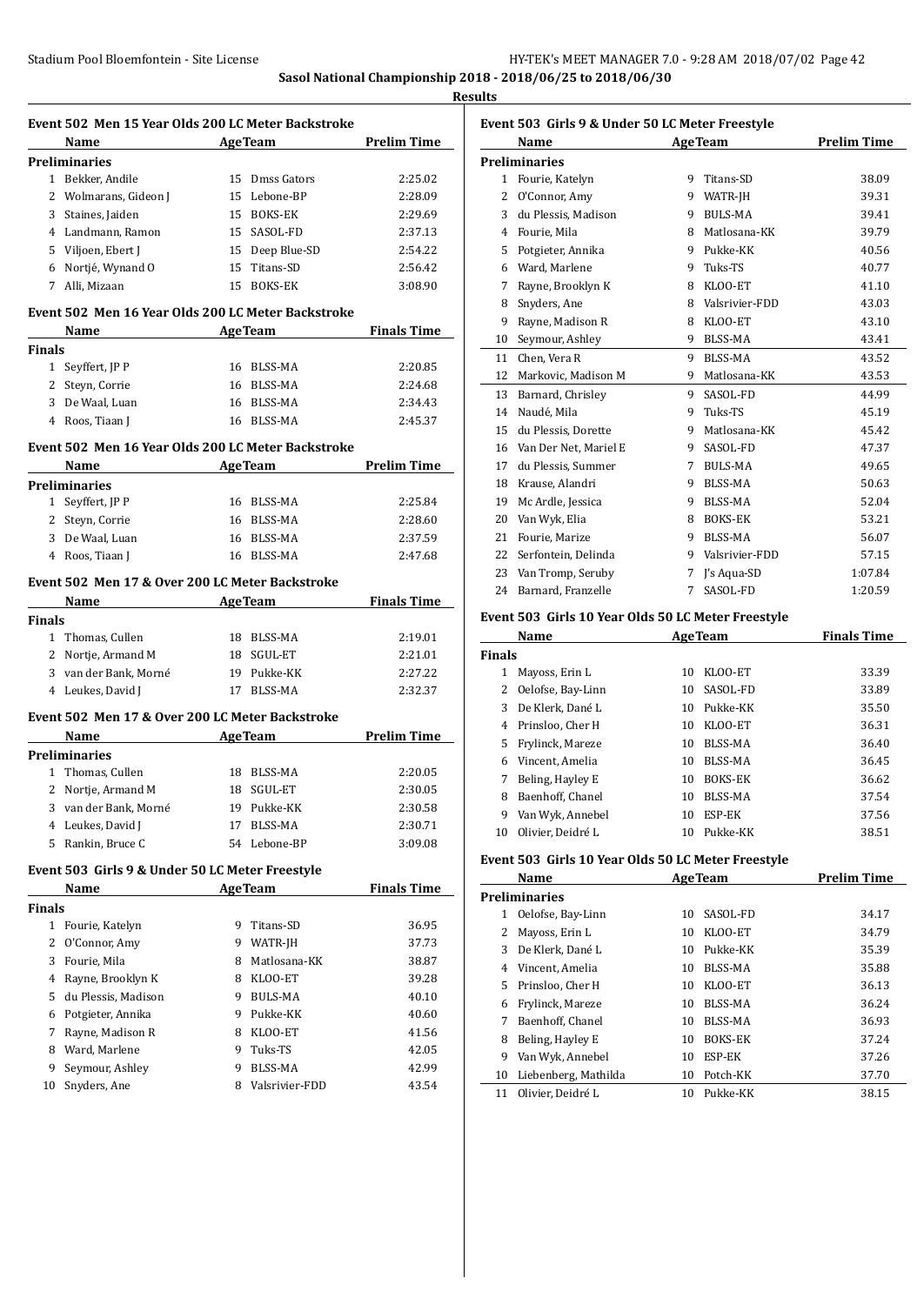**Sasol National Championship 2018 - 2018/06/25 to 2018/06/30**

**Results**

### Event 502 Men 15 Year Olds 200 LC Meter Backstroke

| | Name | Age | Team | Prelim Time |
|---|---|---|---|---|
| **Preliminaries** | | | | |
| 1 | Bekker, Andile | 15 | Dmss Gators | 2:25.02 |
| 2 | Wolmarans, Gideon J | 15 | Lebone-BP | 2:28.09 |
| 3 | Staines, Jaiden | 15 | BOKS-EK | 2:29.69 |
| 4 | Landmann, Ramon | 15 | SASOL-FD | 2:37.13 |
| 5 | Viljoen, Ebert J | 15 | Deep Blue-SD | 2:54.22 |
| 6 | Nortjé, Wynand O | 15 | Titans-SD | 2:56.42 |
| 7 | Alli, Mizaan | 15 | BOKS-EK | 3:08.90 |

### Event 502 Men 16 Year Olds 200 LC Meter Backstroke

| | Name | Age | Team | Finals Time |
|---|---|---|---|---|
| **Finals** | | | | |
| 1 | Seyffert, JP P | 16 | BLSS-MA | 2:20.85 |
| 2 | Steyn, Corrie | 16 | BLSS-MA | 2:24.68 |
| 3 | De Waal, Luan | 16 | BLSS-MA | 2:34.43 |
| 4 | Roos, Tiaan J | 16 | BLSS-MA | 2:45.37 |

### Event 502 Men 16 Year Olds 200 LC Meter Backstroke

| | Name | Age | Team | Prelim Time |
|---|---|---|---|---|
| **Preliminaries** | | | | |
| 1 | Seyffert, JP P | 16 | BLSS-MA | 2:25.84 |
| 2 | Steyn, Corrie | 16 | BLSS-MA | 2:28.60 |
| 3 | De Waal, Luan | 16 | BLSS-MA | 2:37.59 |
| 4 | Roos, Tiaan J | 16 | BLSS-MA | 2:47.68 |

### Event 502 Men 17 & Over 200 LC Meter Backstroke

| | Name | Age | Team | Finals Time |
|---|---|---|---|---|
| **Finals** | | | | |
| 1 | Thomas, Cullen | 18 | BLSS-MA | 2:19.01 |
| 2 | Nortje, Armand M | 18 | SGUL-ET | 2:21.01 |
| 3 | van der Bank, Morné | 19 | Pukke-KK | 2:27.22 |
| 4 | Leukes, David J | 17 | BLSS-MA | 2:32.37 |

### Event 502 Men 17 & Over 200 LC Meter Backstroke

| | Name | Age | Team | Prelim Time |
|---|---|---|---|---|
| **Preliminaries** | | | | |
| 1 | Thomas, Cullen | 18 | BLSS-MA | 2:20.05 |
| 2 | Nortje, Armand M | 18 | SGUL-ET | 2:30.05 |
| 3 | van der Bank, Morné | 19 | Pukke-KK | 2:30.58 |
| 4 | Leukes, David J | 17 | BLSS-MA | 2:30.71 |
| 5 | Rankin, Bruce C | 54 | Lebone-BP | 3:09.08 |

### Event 503 Girls 9 & Under 50 LC Meter Freestyle

| | Name | Age | Team | Finals Time |
|---|---|---|---|---|
| **Finals** | | | | |
| 1 | Fourie, Katelyn | 9 | Titans-SD | 36.95 |
| 2 | O'Connor, Amy | 9 | WATR-JH | 37.73 |
| 3 | Fourie, Mila | 8 | Matlosana-KK | 38.87 |
| 4 | Rayne, Brooklyn K | 8 | KLOO-ET | 39.28 |
| 5 | du Plessis, Madison | 9 | BULS-MA | 40.10 |
| 6 | Potgieter, Annika | 9 | Pukke-KK | 40.60 |
| 7 | Rayne, Madison R | 8 | KLOO-ET | 41.56 |
| 8 | Ward, Marlene | 9 | Tuks-TS | 42.05 |
| 9 | Seymour, Ashley | 9 | BLSS-MA | 42.99 |
| 10 | Snyders, Ane | 8 | Valsrivier-FDD | 43.54 |

### Event 503 Girls 9 & Under 50 LC Meter Freestyle

| | Name | Age | Team | Prelim Time |
|---|---|---|---|---|
| **Preliminaries** | | | | |
| 1 | Fourie, Katelyn | 9 | Titans-SD | 38.09 |
| 2 | O'Connor, Amy | 9 | WATR-JH | 39.31 |
| 3 | du Plessis, Madison | 9 | BULS-MA | 39.41 |
| 4 | Fourie, Mila | 8 | Matlosana-KK | 39.79 |
| 5 | Potgieter, Annika | 9 | Pukke-KK | 40.56 |
| 6 | Ward, Marlene | 9 | Tuks-TS | 40.77 |
| 7 | Rayne, Brooklyn K | 8 | KLOO-ET | 41.10 |
| 8 | Snyders, Ane | 8 | Valsrivier-FDD | 43.03 |
| 9 | Rayne, Madison R | 8 | KLOO-ET | 43.10 |
| 10 | Seymour, Ashley | 9 | BLSS-MA | 43.41 |
| 11 | Chen, Vera R | 9 | BLSS-MA | 43.52 |
| 12 | Markovic, Madison M | 9 | Matlosana-KK | 43.53 |
| 13 | Barnard, Chrisley | 9 | SASOL-FD | 44.99 |
| 14 | Naudé, Mila | 9 | Tuks-TS | 45.19 |
| 15 | du Plessis, Dorette | 9 | Matlosana-KK | 45.42 |
| 16 | Van Der Net, Mariel E | 9 | SASOL-FD | 47.37 |
| 17 | du Plessis, Summer | 7 | BULS-MA | 49.65 |
| 18 | Krause, Alandri | 9 | BLSS-MA | 50.63 |
| 19 | Mc Ardle, Jessica | 9 | BLSS-MA | 52.04 |
| 20 | Van Wyk, Elia | 8 | BOKS-EK | 53.21 |
| 21 | Fourie, Marize | 9 | BLSS-MA | 56.07 |
| 22 | Serfontein, Delinda | 9 | Valsrivier-FDD | 57.15 |
| 23 | Van Tromp, Seruby | 7 | J's Aqua-SD | 1:07.84 |
| 24 | Barnard, Franzelle | 7 | SASOL-FD | 1:20.59 |

### Event 503 Girls 10 Year Olds 50 LC Meter Freestyle

| | Name | Age | Team | Finals Time |
|---|---|---|---|---|
| **Finals** | | | | |
| 1 | Mayoss, Erin L | 10 | KLOO-ET | 33.39 |
| 2 | Oelofse, Bay-Linn | 10 | SASOL-FD | 33.89 |
| 3 | De Klerk, Dané L | 10 | Pukke-KK | 35.50 |
| 4 | Prinsloo, Cher H | 10 | KLOO-ET | 36.31 |
| 5 | Frylinck, Mareze | 10 | BLSS-MA | 36.40 |
| 6 | Vincent, Amelia | 10 | BLSS-MA | 36.45 |
| 7 | Beling, Hayley E | 10 | BOKS-EK | 36.62 |
| 8 | Baenhoff, Chanel | 10 | BLSS-MA | 37.54 |
| 9 | Van Wyk, Annebel | 10 | ESP-EK | 37.56 |
| 10 | Olivier, Deidré L | 10 | Pukke-KK | 38.51 |

### Event 503 Girls 10 Year Olds 50 LC Meter Freestyle

| | Name | Age | Team | Prelim Time |
|---|---|---|---|---|
| **Preliminaries** | | | | |
| 1 | Oelofse, Bay-Linn | 10 | SASOL-FD | 34.17 |
| 2 | Mayoss, Erin L | 10 | KLOO-ET | 34.79 |
| 3 | De Klerk, Dané L | 10 | Pukke-KK | 35.39 |
| 4 | Vincent, Amelia | 10 | BLSS-MA | 35.88 |
| 5 | Prinsloo, Cher H | 10 | KLOO-ET | 36.13 |
| 6 | Frylinck, Mareze | 10 | BLSS-MA | 36.24 |
| 7 | Baenhoff, Chanel | 10 | BLSS-MA | 36.93 |
| 8 | Beling, Hayley E | 10 | BOKS-EK | 37.24 |
| 9 | Van Wyk, Annebel | 10 | ESP-EK | 37.26 |
| 10 | Liebenberg, Mathilda | 10 | Potch-KK | 37.70 |
| 11 | Olivier, Deidré L | 10 | Pukke-KK | 38.15 |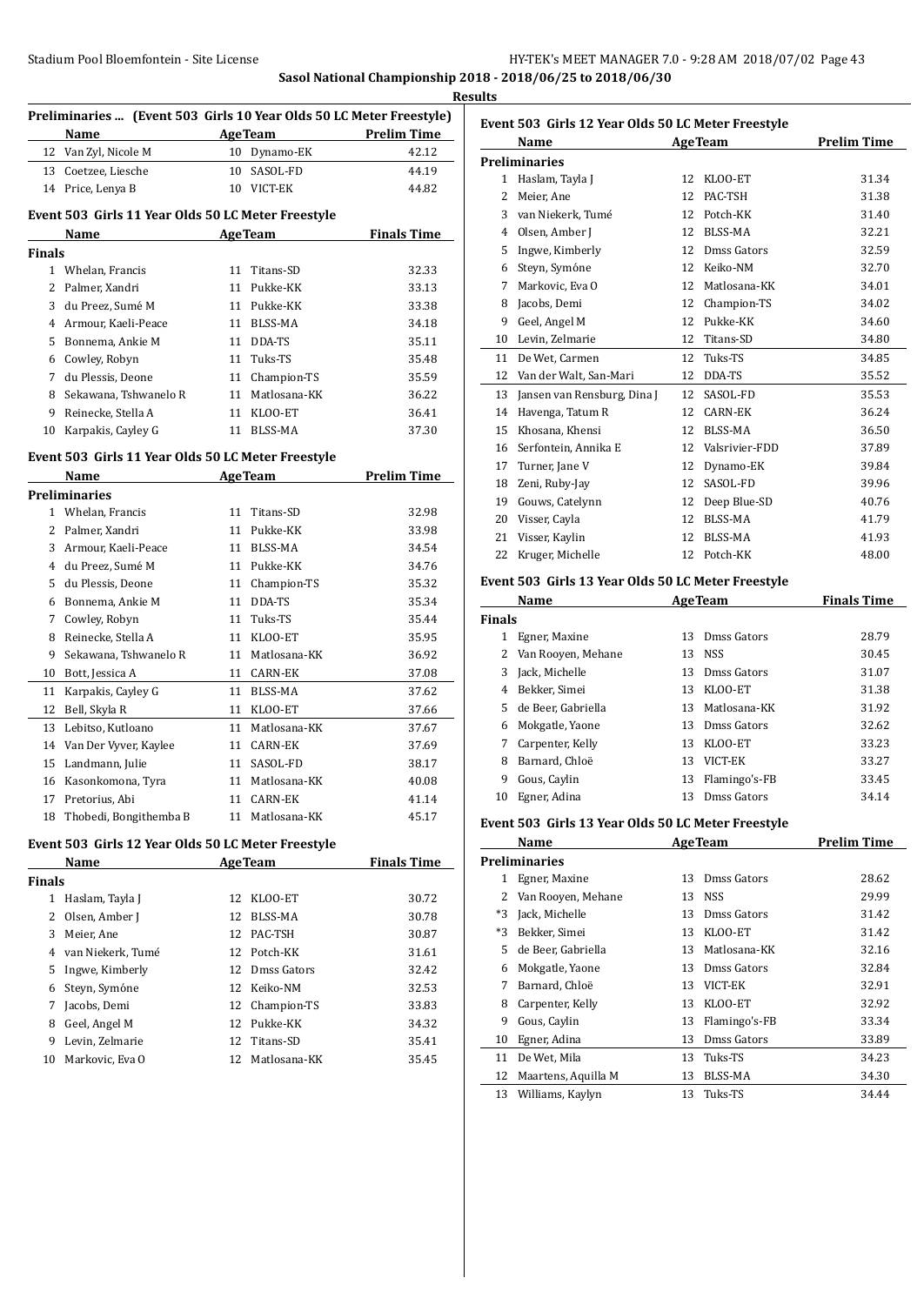Sasol National Championship 2018 - 2018/06/25 to 2018/06/30

**Results**

### Preliminaries ... (Event 503 Girls 10 Year Olds 50 LC Meter Freestyle)

| | Name | Age | Team | Prelim Time |
|---|---|---|---|---|
| 12 | Van Zyl, Nicole M | 10 | Dynamo-EK | 42.12 |
| 13 | Coetzee, Liesche | 10 | SASOL-FD | 44.19 |
| 14 | Price, Lenya B | 10 | VICT-EK | 44.82 |

### Event 503 Girls 11 Year Olds 50 LC Meter Freestyle

| | Name | Age | Team | Finals Time |
|---|---|---|---|---|
| **Finals** | | | | |
| 1 | Whelan, Francis | 11 | Titans-SD | 32.33 |
| 2 | Palmer, Xandri | 11 | Pukke-KK | 33.13 |
| 3 | du Preez, Sumé M | 11 | Pukke-KK | 33.38 |
| 4 | Armour, Kaeli-Peace | 11 | BLSS-MA | 34.18 |
| 5 | Bonnema, Ankie M | 11 | DDA-TS | 35.11 |
| 6 | Cowley, Robyn | 11 | Tuks-TS | 35.48 |
| 7 | du Plessis, Deone | 11 | Champion-TS | 35.59 |
| 8 | Sekawana, Tshwanelo R | 11 | Matlosana-KK | 36.22 |
| 9 | Reinecke, Stella A | 11 | KLOO-ET | 36.41 |
| 10 | Karpakis, Cayley G | 11 | BLSS-MA | 37.30 |

### Event 503 Girls 11 Year Olds 50 LC Meter Freestyle

| | Name | Age | Team | Prelim Time |
|---|---|---|---|---|
| **Preliminaries** | | | | |
| 1 | Whelan, Francis | 11 | Titans-SD | 32.98 |
| 2 | Palmer, Xandri | 11 | Pukke-KK | 33.98 |
| 3 | Armour, Kaeli-Peace | 11 | BLSS-MA | 34.54 |
| 4 | du Preez, Sumé M | 11 | Pukke-KK | 34.76 |
| 5 | du Plessis, Deone | 11 | Champion-TS | 35.32 |
| 6 | Bonnema, Ankie M | 11 | DDA-TS | 35.34 |
| 7 | Cowley, Robyn | 11 | Tuks-TS | 35.44 |
| 8 | Reinecke, Stella A | 11 | KLOO-ET | 35.95 |
| 9 | Sekawana, Tshwanelo R | 11 | Matlosana-KK | 36.92 |
| 10 | Bott, Jessica A | 11 | CARN-EK | 37.08 |
| 11 | Karpakis, Cayley G | 11 | BLSS-MA | 37.62 |
| 12 | Bell, Skyla R | 11 | KLOO-ET | 37.66 |
| 13 | Lebitso, Kutloano | 11 | Matlosana-KK | 37.67 |
| 14 | Van Der Vyver, Kaylee | 11 | CARN-EK | 37.69 |
| 15 | Landmann, Julie | 11 | SASOL-FD | 38.17 |
| 16 | Kasonkomona, Tyra | 11 | Matlosana-KK | 40.08 |
| 17 | Pretorius, Abi | 11 | CARN-EK | 41.14 |
| 18 | Thobedi, Bongithemba B | 11 | Matlosana-KK | 45.17 |

### Event 503 Girls 12 Year Olds 50 LC Meter Freestyle

| | Name | Age | Team | Finals Time |
|---|---|---|---|---|
| **Finals** | | | | |
| 1 | Haslam, Tayla J | 12 | KLOO-ET | 30.72 |
| 2 | Olsen, Amber J | 12 | BLSS-MA | 30.78 |
| 3 | Meier, Ane | 12 | PAC-TSH | 30.87 |
| 4 | van Niekerk, Tumé | 12 | Potch-KK | 31.61 |
| 5 | Ingwe, Kimberly | 12 | Dmss Gators | 32.42 |
| 6 | Steyn, Symóne | 12 | Keiko-NM | 32.53 |
| 7 | Jacobs, Demi | 12 | Champion-TS | 33.83 |
| 8 | Geel, Angel M | 12 | Pukke-KK | 34.32 |
| 9 | Levin, Zelmarie | 12 | Titans-SD | 35.41 |
| 10 | Markovic, Eva O | 12 | Matlosana-KK | 35.45 |

### Event 503 Girls 12 Year Olds 50 LC Meter Freestyle

| | Name | Age | Team | Prelim Time |
|---|---|---|---|---|
| **Preliminaries** | | | | |
| 1 | Haslam, Tayla J | 12 | KLOO-ET | 31.34 |
| 2 | Meier, Ane | 12 | PAC-TSH | 31.38 |
| 3 | van Niekerk, Tumé | 12 | Potch-KK | 31.40 |
| 4 | Olsen, Amber J | 12 | BLSS-MA | 32.21 |
| 5 | Ingwe, Kimberly | 12 | Dmss Gators | 32.59 |
| 6 | Steyn, Symóne | 12 | Keiko-NM | 32.70 |
| 7 | Markovic, Eva O | 12 | Matlosana-KK | 34.01 |
| 8 | Jacobs, Demi | 12 | Champion-TS | 34.02 |
| 9 | Geel, Angel M | 12 | Pukke-KK | 34.60 |
| 10 | Levin, Zelmarie | 12 | Titans-SD | 34.80 |
| 11 | De Wet, Carmen | 12 | Tuks-TS | 34.85 |
| 12 | Van der Walt, San-Mari | 12 | DDA-TS | 35.52 |
| 13 | Jansen van Rensburg, Dina J | 12 | SASOL-FD | 35.53 |
| 14 | Havenga, Tatum R | 12 | CARN-EK | 36.24 |
| 15 | Khosana, Khensi | 12 | BLSS-MA | 36.50 |
| 16 | Serfontein, Annika E | 12 | Valsrivier-FDD | 37.89 |
| 17 | Turner, Jane V | 12 | Dynamo-EK | 39.84 |
| 18 | Zeni, Ruby-Jay | 12 | SASOL-FD | 39.96 |
| 19 | Gouws, Catelynn | 12 | Deep Blue-SD | 40.76 |
| 20 | Visser, Cayla | 12 | BLSS-MA | 41.79 |
| 21 | Visser, Kaylin | 12 | BLSS-MA | 41.93 |
| 22 | Kruger, Michelle | 12 | Potch-KK | 48.00 |

### Event 503 Girls 13 Year Olds 50 LC Meter Freestyle

| | Name | Age | Team | Finals Time |
|---|---|---|---|---|
| **Finals** | | | | |
| 1 | Egner, Maxine | 13 | Dmss Gators | 28.79 |
| 2 | Van Rooyen, Mehane | 13 | NSS | 30.45 |
| 3 | Jack, Michelle | 13 | Dmss Gators | 31.07 |
| 4 | Bekker, Simei | 13 | KLOO-ET | 31.38 |
| 5 | de Beer, Gabriella | 13 | Matlosana-KK | 31.92 |
| 6 | Mokgatle, Yaone | 13 | Dmss Gators | 32.62 |
| 7 | Carpenter, Kelly | 13 | KLOO-ET | 33.23 |
| 8 | Barnard, Chloë | 13 | VICT-EK | 33.27 |
| 9 | Gous, Caylin | 13 | Flamingo's-FB | 33.45 |
| 10 | Egner, Adina | 13 | Dmss Gators | 34.14 |

### Event 503 Girls 13 Year Olds 50 LC Meter Freestyle

| | Name | Age | Team | Prelim Time |
|---|---|---|---|---|
| **Preliminaries** | | | | |
| 1 | Egner, Maxine | 13 | Dmss Gators | 28.62 |
| 2 | Van Rooyen, Mehane | 13 | NSS | 29.99 |
| *3 | Jack, Michelle | 13 | Dmss Gators | 31.42 |
| *3 | Bekker, Simei | 13 | KLOO-ET | 31.42 |
| 5 | de Beer, Gabriella | 13 | Matlosana-KK | 32.16 |
| 6 | Mokgatle, Yaone | 13 | Dmss Gators | 32.84 |
| 7 | Barnard, Chloë | 13 | VICT-EK | 32.91 |
| 8 | Carpenter, Kelly | 13 | KLOO-ET | 32.92 |
| 9 | Gous, Caylin | 13 | Flamingo's-FB | 33.34 |
| 10 | Egner, Adina | 13 | Dmss Gators | 33.89 |
| 11 | De Wet, Mila | 13 | Tuks-TS | 34.23 |
| 12 | Maartens, Aquilla M | 13 | BLSS-MA | 34.30 |
| 13 | Williams, Kaylyn | 13 | Tuks-TS | 34.44 |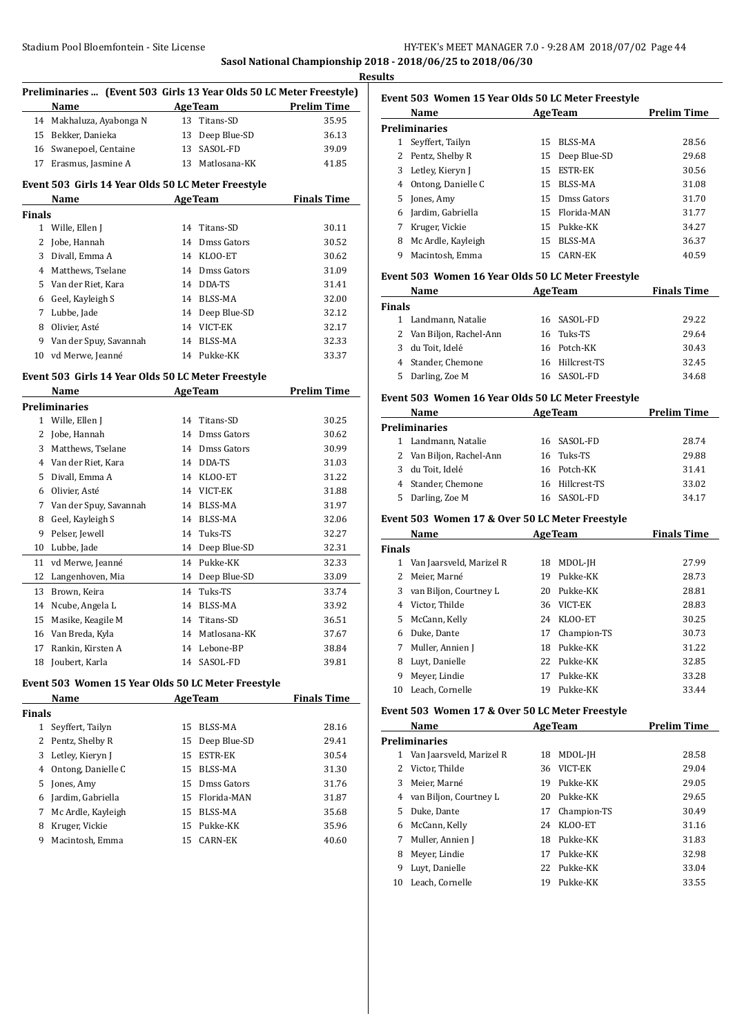**Sasol National Championship 2018 - 2018/06/25 to 2018/06/30**

**Results**

### Preliminaries ... (Event 503 Girls 13 Year Olds 50 LC Meter Freestyle)

| | Name | Age | Team | Prelim Time |
|---|---|---|---|---|
| 14 | Makhaluza, Ayabonga N | 13 | Titans-SD | 35.95 |
| 15 | Bekker, Danieka | 13 | Deep Blue-SD | 36.13 |
| 16 | Swanepoel, Centaine | 13 | SASOL-FD | 39.09 |
| 17 | Erasmus, Jasmine A | 13 | Matlosana-KK | 41.85 |

### Event 503 Girls 14 Year Olds 50 LC Meter Freestyle

| | Name | Age | Team | Finals Time |
|---|---|---|---|---|
| **Finals** | | | | |
| 1 | Wille, Ellen J | 14 | Titans-SD | 30.11 |
| 2 | Jobe, Hannah | 14 | Dmss Gators | 30.52 |
| 3 | Divall, Emma A | 14 | KLOO-ET | 30.62 |
| 4 | Matthews, Tselane | 14 | Dmss Gators | 31.09 |
| 5 | Van der Riet, Kara | 14 | DDA-TS | 31.41 |
| 6 | Geel, Kayleigh S | 14 | BLSS-MA | 32.00 |
| 7 | Lubbe, Jade | 14 | Deep Blue-SD | 32.12 |
| 8 | Olivier, Asté | 14 | VICT-EK | 32.17 |
| 9 | Van der Spuy, Savannah | 14 | BLSS-MA | 32.33 |
| 10 | vd Merwe, Jeanné | 14 | Pukke-KK | 33.37 |

### Event 503 Girls 14 Year Olds 50 LC Meter Freestyle

| | Name | Age | Team | Prelim Time |
|---|---|---|---|---|
| **Preliminaries** | | | | |
| 1 | Wille, Ellen J | 14 | Titans-SD | 30.25 |
| 2 | Jobe, Hannah | 14 | Dmss Gators | 30.62 |
| 3 | Matthews, Tselane | 14 | Dmss Gators | 30.99 |
| 4 | Van der Riet, Kara | 14 | DDA-TS | 31.03 |
| 5 | Divall, Emma A | 14 | KLOO-ET | 31.22 |
| 6 | Olivier, Asté | 14 | VICT-EK | 31.88 |
| 7 | Van der Spuy, Savannah | 14 | BLSS-MA | 31.97 |
| 8 | Geel, Kayleigh S | 14 | BLSS-MA | 32.06 |
| 9 | Pelser, Jewell | 14 | Tuks-TS | 32.27 |
| 10 | Lubbe, Jade | 14 | Deep Blue-SD | 32.31 |
| 11 | vd Merwe, Jeanné | 14 | Pukke-KK | 32.33 |
| 12 | Langenhoven, Mia | 14 | Deep Blue-SD | 33.09 |
| 13 | Brown, Keira | 14 | Tuks-TS | 33.74 |
| 14 | Ncube, Angela L | 14 | BLSS-MA | 33.92 |
| 15 | Masike, Keagile M | 14 | Titans-SD | 36.51 |
| 16 | Van Breda, Kyla | 14 | Matlosana-KK | 37.67 |
| 17 | Rankin, Kirsten A | 14 | Lebone-BP | 38.84 |
| 18 | Joubert, Karla | 14 | SASOL-FD | 39.81 |

### Event 503 Women 15 Year Olds 50 LC Meter Freestyle

| | Name | Age | Team | Finals Time |
|---|---|---|---|---|
| **Finals** | | | | |
| 1 | Seyffert, Tailyn | 15 | BLSS-MA | 28.16 |
| 2 | Pentz, Shelby R | 15 | Deep Blue-SD | 29.41 |
| 3 | Letley, Kieryn J | 15 | ESTR-EK | 30.54 |
| 4 | Ontong, Danielle C | 15 | BLSS-MA | 31.30 |
| 5 | Jones, Amy | 15 | Dmss Gators | 31.76 |
| 6 | Jardim, Gabriella | 15 | Florida-MAN | 31.87 |
| 7 | Mc Ardle, Kayleigh | 15 | BLSS-MA | 35.68 |
| 8 | Kruger, Vickie | 15 | Pukke-KK | 35.96 |
| 9 | Macintosh, Emma | 15 | CARN-EK | 40.60 |

### Event 503 Women 15 Year Olds 50 LC Meter Freestyle

| | Name | Age | Team | Prelim Time |
|---|---|---|---|---|
| **Preliminaries** | | | | |
| 1 | Seyffert, Tailyn | 15 | BLSS-MA | 28.56 |
| 2 | Pentz, Shelby R | 15 | Deep Blue-SD | 29.68 |
| 3 | Letley, Kieryn J | 15 | ESTR-EK | 30.56 |
| 4 | Ontong, Danielle C | 15 | BLSS-MA | 31.08 |
| 5 | Jones, Amy | 15 | Dmss Gators | 31.70 |
| 6 | Jardim, Gabriella | 15 | Florida-MAN | 31.77 |
| 7 | Kruger, Vickie | 15 | Pukke-KK | 34.27 |
| 8 | Mc Ardle, Kayleigh | 15 | BLSS-MA | 36.37 |
| 9 | Macintosh, Emma | 15 | CARN-EK | 40.59 |

### Event 503 Women 16 Year Olds 50 LC Meter Freestyle

| | Name | Age | Team | Finals Time |
|---|---|---|---|---|
| **Finals** | | | | |
| 1 | Landmann, Natalie | 16 | SASOL-FD | 29.22 |
| 2 | Van Biljon, Rachel-Ann | 16 | Tuks-TS | 29.64 |
| 3 | du Toit, Idelé | 16 | Potch-KK | 30.43 |
| 4 | Stander, Chemone | 16 | Hillcrest-TS | 32.45 |
| 5 | Darling, Zoe M | 16 | SASOL-FD | 34.68 |

### Event 503 Women 16 Year Olds 50 LC Meter Freestyle

| | Name | Age | Team | Prelim Time |
|---|---|---|---|---|
| **Preliminaries** | | | | |
| 1 | Landmann, Natalie | 16 | SASOL-FD | 28.74 |
| 2 | Van Biljon, Rachel-Ann | 16 | Tuks-TS | 29.88 |
| 3 | du Toit, Idelé | 16 | Potch-KK | 31.41 |
| 4 | Stander, Chemone | 16 | Hillcrest-TS | 33.02 |
| 5 | Darling, Zoe M | 16 | SASOL-FD | 34.17 |

### Event 503 Women 17 & Over 50 LC Meter Freestyle

| | Name | Age | Team | Finals Time |
|---|---|---|---|---|
| **Finals** | | | | |
| 1 | Van Jaarsveld, Marizel R | 18 | MDOL-JH | 27.99 |
| 2 | Meier, Marné | 19 | Pukke-KK | 28.73 |
| 3 | van Biljon, Courtney L | 20 | Pukke-KK | 28.81 |
| 4 | Victor, Thilde | 36 | VICT-EK | 28.83 |
| 5 | McCann, Kelly | 24 | KLOO-ET | 30.25 |
| 6 | Duke, Dante | 17 | Champion-TS | 30.73 |
| 7 | Muller, Annien J | 18 | Pukke-KK | 31.22 |
| 8 | Luyt, Danielle | 22 | Pukke-KK | 32.85 |
| 9 | Meyer, Lindie | 17 | Pukke-KK | 33.28 |
| 10 | Leach, Cornelle | 19 | Pukke-KK | 33.44 |

### Event 503 Women 17 & Over 50 LC Meter Freestyle

| | Name | Age | Team | Prelim Time |
|---|---|---|---|---|
| **Preliminaries** | | | | |
| 1 | Van Jaarsveld, Marizel R | 18 | MDOL-JH | 28.58 |
| 2 | Victor, Thilde | 36 | VICT-EK | 29.04 |
| 3 | Meier, Marné | 19 | Pukke-KK | 29.05 |
| 4 | van Biljon, Courtney L | 20 | Pukke-KK | 29.65 |
| 5 | Duke, Dante | 17 | Champion-TS | 30.49 |
| 6 | McCann, Kelly | 24 | KLOO-ET | 31.16 |
| 7 | Muller, Annien J | 18 | Pukke-KK | 31.83 |
| 8 | Meyer, Lindie | 17 | Pukke-KK | 32.98 |
| 9 | Luyt, Danielle | 22 | Pukke-KK | 33.04 |
| 10 | Leach, Cornelle | 19 | Pukke-KK | 33.55 |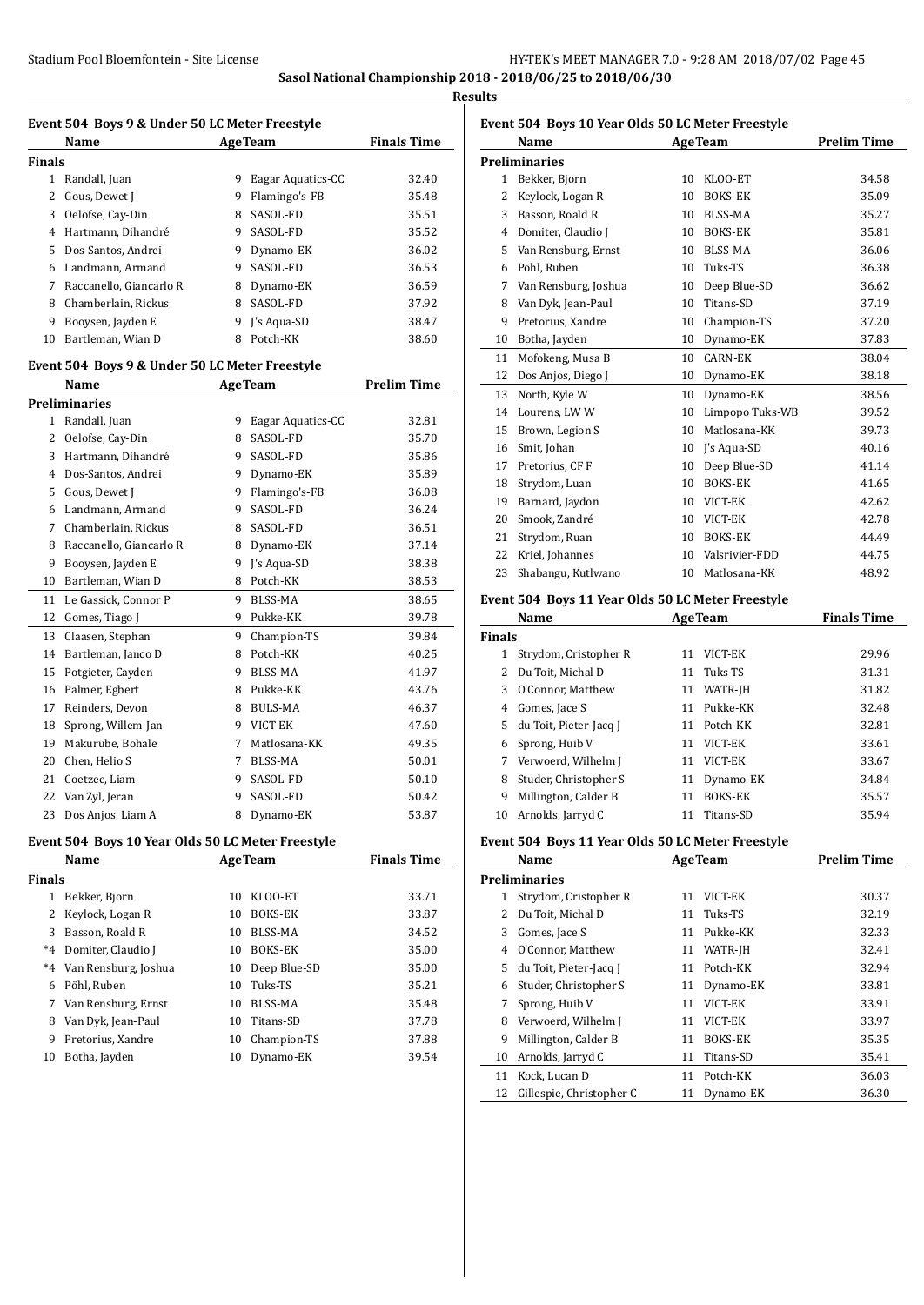**Sasol National Championship 2018 - 2018/06/25 to 2018/06/30**

**Results**

### Event 504 Boys 9 & Under 50 LC Meter Freestyle

| | Name | Age | Team | Finals Time |
|---|---|---|---|---|
| **Finals** | | | | |
| 1 | Randall, Juan | 9 | Eagar Aquatics-CC | 32.40 |
| 2 | Gous, Dewet J | 9 | Flamingo's-FB | 35.48 |
| 3 | Oelofse, Cay-Din | 8 | SASOL-FD | 35.51 |
| 4 | Hartmann, Dihandré | 9 | SASOL-FD | 35.52 |
| 5 | Dos-Santos, Andrei | 9 | Dynamo-EK | 36.02 |
| 6 | Landmann, Armand | 9 | SASOL-FD | 36.53 |
| 7 | Raccanello, Giancarlo R | 8 | Dynamo-EK | 36.59 |
| 8 | Chamberlain, Rickus | 8 | SASOL-FD | 37.92 |
| 9 | Booysen, Jayden E | 9 | J's Aqua-SD | 38.47 |
| 10 | Bartleman, Wian D | 8 | Potch-KK | 38.60 |

### Event 504 Boys 9 & Under 50 LC Meter Freestyle

| | Name | Age | Team | Prelim Time |
|---|---|---|---|---|
| **Preliminaries** | | | | |
| 1 | Randall, Juan | 9 | Eagar Aquatics-CC | 32.81 |
| 2 | Oelofse, Cay-Din | 8 | SASOL-FD | 35.70 |
| 3 | Hartmann, Dihandré | 9 | SASOL-FD | 35.86 |
| 4 | Dos-Santos, Andrei | 9 | Dynamo-EK | 35.89 |
| 5 | Gous, Dewet J | 9 | Flamingo's-FB | 36.08 |
| 6 | Landmann, Armand | 9 | SASOL-FD | 36.24 |
| 7 | Chamberlain, Rickus | 8 | SASOL-FD | 36.51 |
| 8 | Raccanello, Giancarlo R | 8 | Dynamo-EK | 37.14 |
| 9 | Booysen, Jayden E | 9 | J's Aqua-SD | 38.38 |
| 10 | Bartleman, Wian D | 8 | Potch-KK | 38.53 |
| 11 | Le Gassick, Connor P | 9 | BLSS-MA | 38.65 |
| 12 | Gomes, Tiago J | 9 | Pukke-KK | 39.78 |
| 13 | Claasen, Stephan | 9 | Champion-TS | 39.84 |
| 14 | Bartleman, Janco D | 8 | Potch-KK | 40.25 |
| 15 | Potgieter, Cayden | 9 | BLSS-MA | 41.97 |
| 16 | Palmer, Egbert | 8 | Pukke-KK | 43.76 |
| 17 | Reinders, Devon | 8 | BULS-MA | 46.37 |
| 18 | Sprong, Willem-Jan | 9 | VICT-EK | 47.60 |
| 19 | Makurube, Bohale | 7 | Matlosana-KK | 49.35 |
| 20 | Chen, Helio S | 7 | BLSS-MA | 50.01 |
| 21 | Coetzee, Liam | 9 | SASOL-FD | 50.10 |
| 22 | Van Zyl, Jeran | 9 | SASOL-FD | 50.42 |
| 23 | Dos Anjos, Liam A | 8 | Dynamo-EK | 53.87 |

### Event 504 Boys 10 Year Olds 50 LC Meter Freestyle

| | Name | Age | Team | Finals Time |
|---|---|---|---|---|
| **Finals** | | | | |
| 1 | Bekker, Bjorn | 10 | KLOO-ET | 33.71 |
| 2 | Keylock, Logan R | 10 | BOKS-EK | 33.87 |
| 3 | Basson, Roald R | 10 | BLSS-MA | 34.52 |
| *4 | Domiter, Claudio J | 10 | BOKS-EK | 35.00 |
| *4 | Van Rensburg, Joshua | 10 | Deep Blue-SD | 35.00 |
| 6 | Pöhl, Ruben | 10 | Tuks-TS | 35.21 |
| 7 | Van Rensburg, Ernst | 10 | BLSS-MA | 35.48 |
| 8 | Van Dyk, Jean-Paul | 10 | Titans-SD | 37.78 |
| 9 | Pretorius, Xandre | 10 | Champion-TS | 37.88 |
| 10 | Botha, Jayden | 10 | Dynamo-EK | 39.54 |

### Event 504 Boys 10 Year Olds 50 LC Meter Freestyle

| | Name | Age | Team | Prelim Time |
|---|---|---|---|---|
| **Preliminaries** | | | | |
| 1 | Bekker, Bjorn | 10 | KLOO-ET | 34.58 |
| 2 | Keylock, Logan R | 10 | BOKS-EK | 35.09 |
| 3 | Basson, Roald R | 10 | BLSS-MA | 35.27 |
| 4 | Domiter, Claudio J | 10 | BOKS-EK | 35.81 |
| 5 | Van Rensburg, Ernst | 10 | BLSS-MA | 36.06 |
| 6 | Pöhl, Ruben | 10 | Tuks-TS | 36.38 |
| 7 | Van Rensburg, Joshua | 10 | Deep Blue-SD | 36.62 |
| 8 | Van Dyk, Jean-Paul | 10 | Titans-SD | 37.19 |
| 9 | Pretorius, Xandre | 10 | Champion-TS | 37.20 |
| 10 | Botha, Jayden | 10 | Dynamo-EK | 37.83 |
| 11 | Mofokeng, Musa B | 10 | CARN-EK | 38.04 |
| 12 | Dos Anjos, Diego J | 10 | Dynamo-EK | 38.18 |
| 13 | North, Kyle W | 10 | Dynamo-EK | 38.56 |
| 14 | Lourens, LW W | 10 | Limpopo Tuks-WB | 39.52 |
| 15 | Brown, Legion S | 10 | Matlosana-KK | 39.73 |
| 16 | Smit, Johan | 10 | J's Aqua-SD | 40.16 |
| 17 | Pretorius, CF F | 10 | Deep Blue-SD | 41.14 |
| 18 | Strydom, Luan | 10 | BOKS-EK | 41.65 |
| 19 | Barnard, Jaydon | 10 | VICT-EK | 42.62 |
| 20 | Smook, Zandré | 10 | VICT-EK | 42.78 |
| 21 | Strydom, Ruan | 10 | BOKS-EK | 44.49 |
| 22 | Kriel, Johannes | 10 | Valsrivier-FDD | 44.75 |
| 23 | Shabangu, Kutlwano | 10 | Matlosana-KK | 48.92 |

### Event 504 Boys 11 Year Olds 50 LC Meter Freestyle

| | Name | Age | Team | Finals Time |
|---|---|---|---|---|
| **Finals** | | | | |
| 1 | Strydom, Cristopher R | 11 | VICT-EK | 29.96 |
| 2 | Du Toit, Michal D | 11 | Tuks-TS | 31.31 |
| 3 | O'Connor, Matthew | 11 | WATR-JH | 31.82 |
| 4 | Gomes, Jace S | 11 | Pukke-KK | 32.48 |
| 5 | du Toit, Pieter-Jacq J | 11 | Potch-KK | 32.81 |
| 6 | Sprong, Huib V | 11 | VICT-EK | 33.61 |
| 7 | Verwoerd, Wilhelm J | 11 | VICT-EK | 33.67 |
| 8 | Studer, Christopher S | 11 | Dynamo-EK | 34.84 |
| 9 | Millington, Calder B | 11 | BOKS-EK | 35.57 |
| 10 | Arnolds, Jarryd C | 11 | Titans-SD | 35.94 |

### Event 504 Boys 11 Year Olds 50 LC Meter Freestyle

| | Name | Age | Team | Prelim Time |
|---|---|---|---|---|
| **Preliminaries** | | | | |
| 1 | Strydom, Cristopher R | 11 | VICT-EK | 30.37 |
| 2 | Du Toit, Michal D | 11 | Tuks-TS | 32.19 |
| 3 | Gomes, Jace S | 11 | Pukke-KK | 32.33 |
| 4 | O'Connor, Matthew | 11 | WATR-JH | 32.41 |
| 5 | du Toit, Pieter-Jacq J | 11 | Potch-KK | 32.94 |
| 6 | Studer, Christopher S | 11 | Dynamo-EK | 33.81 |
| 7 | Sprong, Huib V | 11 | VICT-EK | 33.91 |
| 8 | Verwoerd, Wilhelm J | 11 | VICT-EK | 33.97 |
| 9 | Millington, Calder B | 11 | BOKS-EK | 35.35 |
| 10 | Arnolds, Jarryd C | 11 | Titans-SD | 35.41 |
| 11 | Kock, Lucan D | 11 | Potch-KK | 36.03 |
| 12 | Gillespie, Christopher C | 11 | Dynamo-EK | 36.30 |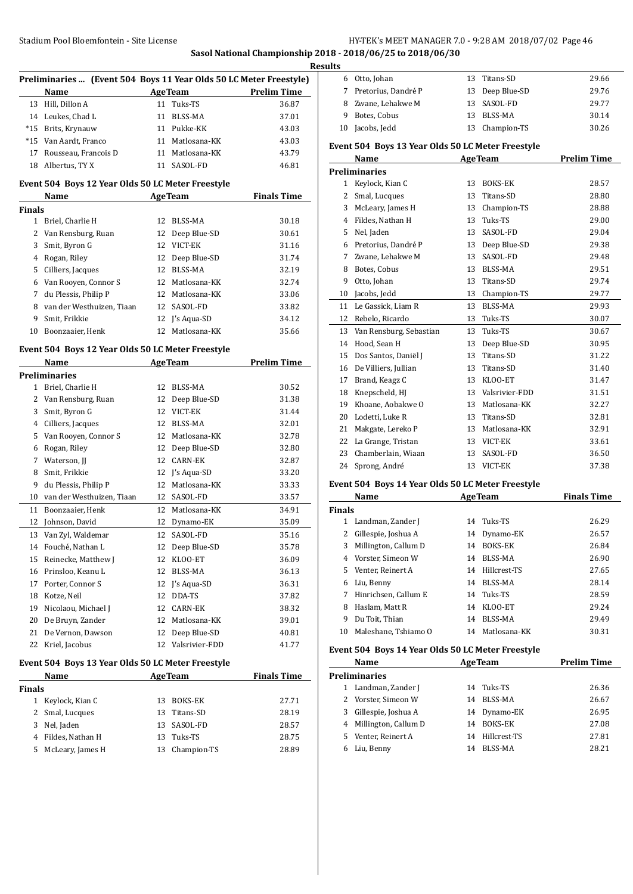## Sasol National Championship 2018 - 2018/06/25 to 2018/06/30

### Results

**Preliminaries ... (Event 504 Boys 11 Year Olds 50 LC Meter Freestyle)**

| | Name | Age | Team | Prelim Time |
|---|---|---|---|---|
| 13 | Hill, Dillon A | 11 | Tuks-TS | 36.87 |
| 14 | Leukes, Chad L | 11 | BLSS-MA | 37.01 |
| *15 | Brits, Krynauw | 11 | Pukke-KK | 43.03 |
| *15 | Van Aardt, Franco | 11 | Matlosana-KK | 43.03 |
| 17 | Rousseau, Francois D | 11 | Matlosana-KK | 43.79 |
| 18 | Albertus, TY X | 11 | SASOL-FD | 46.81 |

**Event 504 Boys 12 Year Olds 50 LC Meter Freestyle**

| | Name | Age | Team | Finals Time |
|---|---|---|---|---|
| **Finals** | | | | |
| 1 | Briel, Charlie H | 12 | BLSS-MA | 30.18 |
| 2 | Van Rensburg, Ruan | 12 | Deep Blue-SD | 30.61 |
| 3 | Smit, Byron G | 12 | VICT-EK | 31.16 |
| 4 | Rogan, Riley | 12 | Deep Blue-SD | 31.74 |
| 5 | Cilliers, Jacques | 12 | BLSS-MA | 32.19 |
| 6 | Van Rooyen, Connor S | 12 | Matlosana-KK | 32.74 |
| 7 | du Plessis, Philip P | 12 | Matlosana-KK | 33.06 |
| 8 | van der Westhuizen, Tiaan | 12 | SASOL-FD | 33.82 |
| 9 | Smit, Frikkie | 12 | J's Aqua-SD | 34.12 |
| 10 | Boonzaaier, Henk | 12 | Matlosana-KK | 35.66 |

**Event 504 Boys 12 Year Olds 50 LC Meter Freestyle**

| | Name | Age | Team | Prelim Time |
|---|---|---|---|---|
| **Preliminaries** | | | | |
| 1 | Briel, Charlie H | 12 | BLSS-MA | 30.52 |
| 2 | Van Rensburg, Ruan | 12 | Deep Blue-SD | 31.38 |
| 3 | Smit, Byron G | 12 | VICT-EK | 31.44 |
| 4 | Cilliers, Jacques | 12 | BLSS-MA | 32.01 |
| 5 | Van Rooyen, Connor S | 12 | Matlosana-KK | 32.78 |
| 6 | Rogan, Riley | 12 | Deep Blue-SD | 32.80 |
| 7 | Waterson, JJ | 12 | CARN-EK | 32.87 |
| 8 | Smit, Frikkie | 12 | J's Aqua-SD | 33.20 |
| 9 | du Plessis, Philip P | 12 | Matlosana-KK | 33.33 |
| 10 | van der Westhuizen, Tiaan | 12 | SASOL-FD | 33.57 |
| 11 | Boonzaaier, Henk | 12 | Matlosana-KK | 34.91 |
| 12 | Johnson, David | 12 | Dynamo-EK | 35.09 |
| 13 | Van Zyl, Waldemar | 12 | SASOL-FD | 35.16 |
| 14 | Fouché, Nathan L | 12 | Deep Blue-SD | 35.78 |
| 15 | Reinecke, Matthew J | 12 | KLOO-ET | 36.09 |
| 16 | Prinsloo, Keanu L | 12 | BLSS-MA | 36.13 |
| 17 | Porter, Connor S | 12 | J's Aqua-SD | 36.31 |
| 18 | Kotze, Neil | 12 | DDA-TS | 37.82 |
| 19 | Nicolaou, Michael J | 12 | CARN-EK | 38.32 |
| 20 | De Bruyn, Zander | 12 | Matlosana-KK | 39.01 |
| 21 | De Vernon, Dawson | 12 | Deep Blue-SD | 40.81 |
| 22 | Kriel, Jacobus | 12 | Valsrivier-FDD | 41.77 |

**Event 504 Boys 13 Year Olds 50 LC Meter Freestyle**

| | Name | Age | Team | Finals Time |
|---|---|---|---|---|
| **Finals** | | | | |
| 1 | Keylock, Kian C | 13 | BOKS-EK | 27.71 |
| 2 | Smal, Lucques | 13 | Titans-SD | 28.19 |
| 3 | Nel, Jaden | 13 | SASOL-FD | 28.57 |
| 4 | Fildes, Nathan H | 13 | Tuks-TS | 28.75 |
| 5 | McLeary, James H | 13 | Champion-TS | 28.89 |
| 6 | Otto, Johan | 13 | Titans-SD | 29.66 |
| 7 | Pretorius, Dandré P | 13 | Deep Blue-SD | 29.76 |
| 8 | Zwane, Lehakwe M | 13 | SASOL-FD | 29.77 |
| 9 | Botes, Cobus | 13 | BLSS-MA | 30.14 |
| 10 | Jacobs, Jedd | 13 | Champion-TS | 30.26 |

**Event 504 Boys 13 Year Olds 50 LC Meter Freestyle**

| | Name | Age | Team | Prelim Time |
|---|---|---|---|---|
| **Preliminaries** | | | | |
| 1 | Keylock, Kian C | 13 | BOKS-EK | 28.57 |
| 2 | Smal, Lucques | 13 | Titans-SD | 28.80 |
| 3 | McLeary, James H | 13 | Champion-TS | 28.88 |
| 4 | Fildes, Nathan H | 13 | Tuks-TS | 29.00 |
| 5 | Nel, Jaden | 13 | SASOL-FD | 29.04 |
| 6 | Pretorius, Dandré P | 13 | Deep Blue-SD | 29.38 |
| 7 | Zwane, Lehakwe M | 13 | SASOL-FD | 29.48 |
| 8 | Botes, Cobus | 13 | BLSS-MA | 29.51 |
| 9 | Otto, Johan | 13 | Titans-SD | 29.74 |
| 10 | Jacobs, Jedd | 13 | Champion-TS | 29.77 |
| 11 | Le Gassick, Liam R | 13 | BLSS-MA | 29.93 |
| 12 | Rebelo, Ricardo | 13 | Tuks-TS | 30.07 |
| 13 | Van Rensburg, Sebastian | 13 | Tuks-TS | 30.67 |
| 14 | Hood, Sean H | 13 | Deep Blue-SD | 30.95 |
| 15 | Dos Santos, Daniël J | 13 | Titans-SD | 31.22 |
| 16 | De Villiers, Jullian | 13 | Titans-SD | 31.40 |
| 17 | Brand, Keagz C | 13 | KLOO-ET | 31.47 |
| 18 | Knepscheld, HJ | 13 | Valsrivier-FDD | 31.51 |
| 19 | Khoane, Aobakwe O | 13 | Matlosana-KK | 32.27 |
| 20 | Lodetti, Luke R | 13 | Titans-SD | 32.81 |
| 21 | Makgate, Lereko P | 13 | Matlosana-KK | 32.91 |
| 22 | La Grange, Tristan | 13 | VICT-EK | 33.61 |
| 23 | Chamberlain, Wiaan | 13 | SASOL-FD | 36.50 |
| 24 | Sprong, André | 13 | VICT-EK | 37.38 |

**Event 504 Boys 14 Year Olds 50 LC Meter Freestyle**

| | Name | Age | Team | Finals Time |
|---|---|---|---|---|
| **Finals** | | | | |
| 1 | Landman, Zander J | 14 | Tuks-TS | 26.29 |
| 2 | Gillespie, Joshua A | 14 | Dynamo-EK | 26.57 |
| 3 | Millington, Callum D | 14 | BOKS-EK | 26.84 |
| 4 | Vorster, Simeon W | 14 | BLSS-MA | 26.90 |
| 5 | Venter, Reinert A | 14 | Hillcrest-TS | 27.65 |
| 6 | Liu, Benny | 14 | BLSS-MA | 28.14 |
| 7 | Hinrichsen, Callum E | 14 | Tuks-TS | 28.59 |
| 8 | Haslam, Matt R | 14 | KLOO-ET | 29.24 |
| 9 | Du Toit, Thian | 14 | BLSS-MA | 29.49 |
| 10 | Maleshane, Tshiamo O | 14 | Matlosana-KK | 30.31 |

**Event 504 Boys 14 Year Olds 50 LC Meter Freestyle**

| | Name | Age | Team | Prelim Time |
|---|---|---|---|---|
| **Preliminaries** | | | | |
| 1 | Landman, Zander J | 14 | Tuks-TS | 26.36 |
| 2 | Vorster, Simeon W | 14 | BLSS-MA | 26.67 |
| 3 | Gillespie, Joshua A | 14 | Dynamo-EK | 26.95 |
| 4 | Millington, Callum D | 14 | BOKS-EK | 27.08 |
| 5 | Venter, Reinert A | 14 | Hillcrest-TS | 27.81 |
| 6 | Liu, Benny | 14 | BLSS-MA | 28.21 |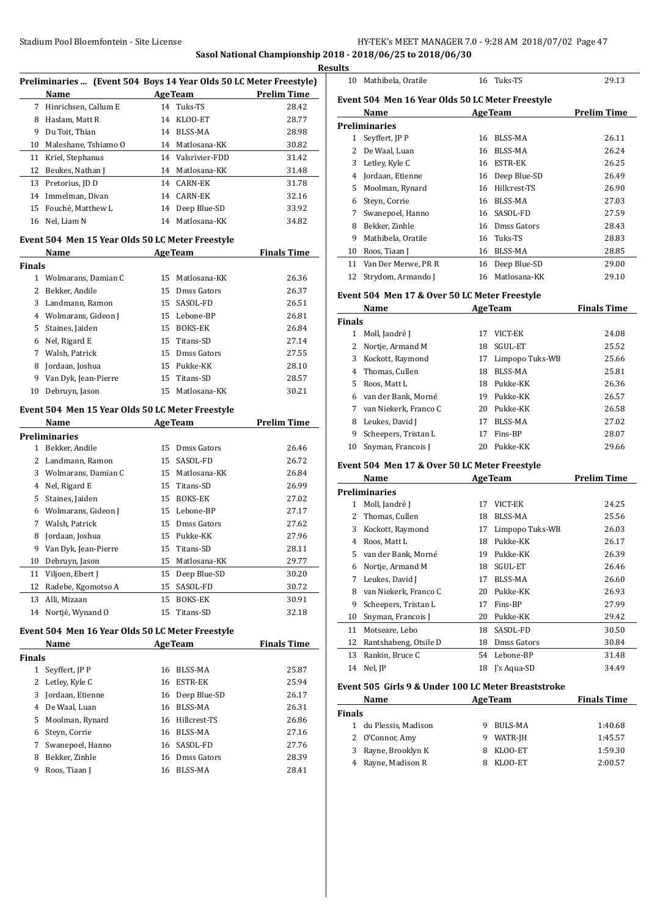**Sasol National Championship 2018 - 2018/06/25 to 2018/06/30**

**Results**

### Preliminaries ... (Event 504 Boys 14 Year Olds 50 LC Meter Freestyle)

| | Name | Age | Team | Prelim Time |
|---|---|---|---|---|
| 7 | Hinrichsen, Callum E | 14 | Tuks-TS | 28.42 |
| 8 | Haslam, Matt R | 14 | KLOO-ET | 28.77 |
| 9 | Du Toit, Thian | 14 | BLSS-MA | 28.98 |
| 10 | Maleshane, Tshiamo O | 14 | Matlosana-KK | 30.82 |
| 11 | Kriel, Stephanus | 14 | Valsrivier-FDD | 31.42 |
| 12 | Beukes, Nathan J | 14 | Matlosana-KK | 31.48 |
| 13 | Pretorius, JD D | 14 | CARN-EK | 31.78 |
| 14 | Immelman, Divan | 14 | CARN-EK | 32.16 |
| 15 | Fouché, Matthew L | 14 | Deep Blue-SD | 33.92 |
| 16 | Nel, Liam N | 14 | Matlosana-KK | 34.82 |

### Event 504 Men 15 Year Olds 50 LC Meter Freestyle

| | Name | Age | Team | Finals Time |
|---|---|---|---|---|
| **Finals** | | | | |
| 1 | Wolmarans, Damian C | 15 | Matlosana-KK | 26.36 |
| 2 | Bekker, Andile | 15 | Dmss Gators | 26.37 |
| 3 | Landmann, Ramon | 15 | SASOL-FD | 26.51 |
| 4 | Wolmarans, Gideon J | 15 | Lebone-BP | 26.81 |
| 5 | Staines, Jaiden | 15 | BOKS-EK | 26.84 |
| 6 | Nel, Rigard E | 15 | Titans-SD | 27.14 |
| 7 | Walsh, Patrick | 15 | Dmss Gators | 27.55 |
| 8 | Jordaan, Joshua | 15 | Pukke-KK | 28.10 |
| 9 | Van Dyk, Jean-Pierre | 15 | Titans-SD | 28.57 |
| 10 | Debruyn, Jason | 15 | Matlosana-KK | 30.21 |

### Event 504 Men 15 Year Olds 50 LC Meter Freestyle

| | Name | Age | Team | Prelim Time |
|---|---|---|---|---|
| **Preliminaries** | | | | |
| 1 | Bekker, Andile | 15 | Dmss Gators | 26.46 |
| 2 | Landmann, Ramon | 15 | SASOL-FD | 26.72 |
| 3 | Wolmarans, Damian C | 15 | Matlosana-KK | 26.84 |
| 4 | Nel, Rigard E | 15 | Titans-SD | 26.99 |
| 5 | Staines, Jaiden | 15 | BOKS-EK | 27.02 |
| 6 | Wolmarans, Gideon J | 15 | Lebone-BP | 27.17 |
| 7 | Walsh, Patrick | 15 | Dmss Gators | 27.62 |
| 8 | Jordaan, Joshua | 15 | Pukke-KK | 27.96 |
| 9 | Van Dyk, Jean-Pierre | 15 | Titans-SD | 28.11 |
| 10 | Debruyn, Jason | 15 | Matlosana-KK | 29.77 |
| 11 | Viljoen, Ebert J | 15 | Deep Blue-SD | 30.20 |
| 12 | Radebe, Kgomotso A | 15 | SASOL-FD | 30.72 |
| 13 | Alli, Mizaan | 15 | BOKS-EK | 30.91 |
| 14 | Nortjé, Wynand O | 15 | Titans-SD | 32.18 |

### Event 504 Men 16 Year Olds 50 LC Meter Freestyle

| | Name | Age | Team | Finals Time |
|---|---|---|---|---|
| **Finals** | | | | |
| 1 | Seyffert, JP P | 16 | BLSS-MA | 25.87 |
| 2 | Letley, Kyle C | 16 | ESTR-EK | 25.94 |
| 3 | Jordaan, Etienne | 16 | Deep Blue-SD | 26.17 |
| 4 | De Waal, Luan | 16 | BLSS-MA | 26.31 |
| 5 | Moolman, Rynard | 16 | Hillcrest-TS | 26.86 |
| 6 | Steyn, Corrie | 16 | BLSS-MA | 27.16 |
| 7 | Swanepoel, Hanno | 16 | SASOL-FD | 27.76 |
| 8 | Bekker, Zinhle | 16 | Dmss Gators | 28.39 |
| 9 | Roos, Tiaan J | 16 | BLSS-MA | 28.41 |
| 10 | Mathibela, Oratile | 16 | Tuks-TS | 29.13 |

### Event 504 Men 16 Year Olds 50 LC Meter Freestyle

| | Name | Age | Team | Prelim Time |
|---|---|---|---|---|
| **Preliminaries** | | | | |
| 1 | Seyffert, JP P | 16 | BLSS-MA | 26.11 |
| 2 | De Waal, Luan | 16 | BLSS-MA | 26.24 |
| 3 | Letley, Kyle C | 16 | ESTR-EK | 26.25 |
| 4 | Jordaan, Etienne | 16 | Deep Blue-SD | 26.49 |
| 5 | Moolman, Rynard | 16 | Hillcrest-TS | 26.90 |
| 6 | Steyn, Corrie | 16 | BLSS-MA | 27.03 |
| 7 | Swanepoel, Hanno | 16 | SASOL-FD | 27.59 |
| 8 | Bekker, Zinhle | 16 | Dmss Gators | 28.43 |
| 9 | Mathibela, Oratile | 16 | Tuks-TS | 28.83 |
| 10 | Roos, Tiaan J | 16 | BLSS-MA | 28.85 |
| 11 | Van Der Merwe, PR R | 16 | Deep Blue-SD | 29.00 |
| 12 | Strydom, Armando J | 16 | Matlosana-KK | 29.10 |

### Event 504 Men 17 & Over 50 LC Meter Freestyle

| | Name | Age | Team | Finals Time |
|---|---|---|---|---|
| **Finals** | | | | |
| 1 | Moll, Jandré J | 17 | VICT-EK | 24.08 |
| 2 | Nortje, Armand M | 18 | SGUL-ET | 25.52 |
| 3 | Kockott, Raymond | 17 | Limpopo Tuks-WB | 25.66 |
| 4 | Thomas, Cullen | 18 | BLSS-MA | 25.81 |
| 5 | Roos, Matt L | 18 | Pukke-KK | 26.36 |
| 6 | van der Bank, Morné | 19 | Pukke-KK | 26.57 |
| 7 | van Niekerk, Franco C | 20 | Pukke-KK | 26.58 |
| 8 | Leukes, David J | 17 | BLSS-MA | 27.02 |
| 9 | Scheepers, Tristan L | 17 | Fins-BP | 28.07 |
| 10 | Snyman, Francois J | 20 | Pukke-KK | 29.66 |

### Event 504 Men 17 & Over 50 LC Meter Freestyle

| | Name | Age | Team | Prelim Time |
|---|---|---|---|---|
| **Preliminaries** | | | | |
| 1 | Moll, Jandré J | 17 | VICT-EK | 24.25 |
| 2 | Thomas, Cullen | 18 | BLSS-MA | 25.56 |
| 3 | Kockott, Raymond | 17 | Limpopo Tuks-WB | 26.03 |
| 4 | Roos, Matt L | 18 | Pukke-KK | 26.17 |
| 5 | van der Bank, Morné | 19 | Pukke-KK | 26.39 |
| 6 | Nortje, Armand M | 18 | SGUL-ET | 26.46 |
| 7 | Leukes, David J | 17 | BLSS-MA | 26.60 |
| 8 | van Niekerk, Franco C | 20 | Pukke-KK | 26.93 |
| 9 | Scheepers, Tristan L | 17 | Fins-BP | 27.99 |
| 10 | Snyman, Francois J | 20 | Pukke-KK | 29.42 |
| 11 | Motseare, Lebo | 18 | SASOL-FD | 30.50 |
| 12 | Rantshabeng, Otsile D | 18 | Dmss Gators | 30.84 |
| 13 | Rankin, Bruce C | 54 | Lebone-BP | 31.48 |
| 14 | Nel, JP | 18 | J's Aqua-SD | 34.49 |

### Event 505 Girls 9 & Under 100 LC Meter Breaststroke

| | Name | Age | Team | Finals Time |
|---|---|---|---|---|
| **Finals** | | | | |
| 1 | du Plessis, Madison | 9 | BULS-MA | 1:40.68 |
| 2 | O'Connor, Amy | 9 | WATR-JH | 1:45.57 |
| 3 | Rayne, Brooklyn K | 8 | KLOO-ET | 1:59.30 |
| 4 | Rayne, Madison R | 8 | KLOO-ET | 2:00.57 |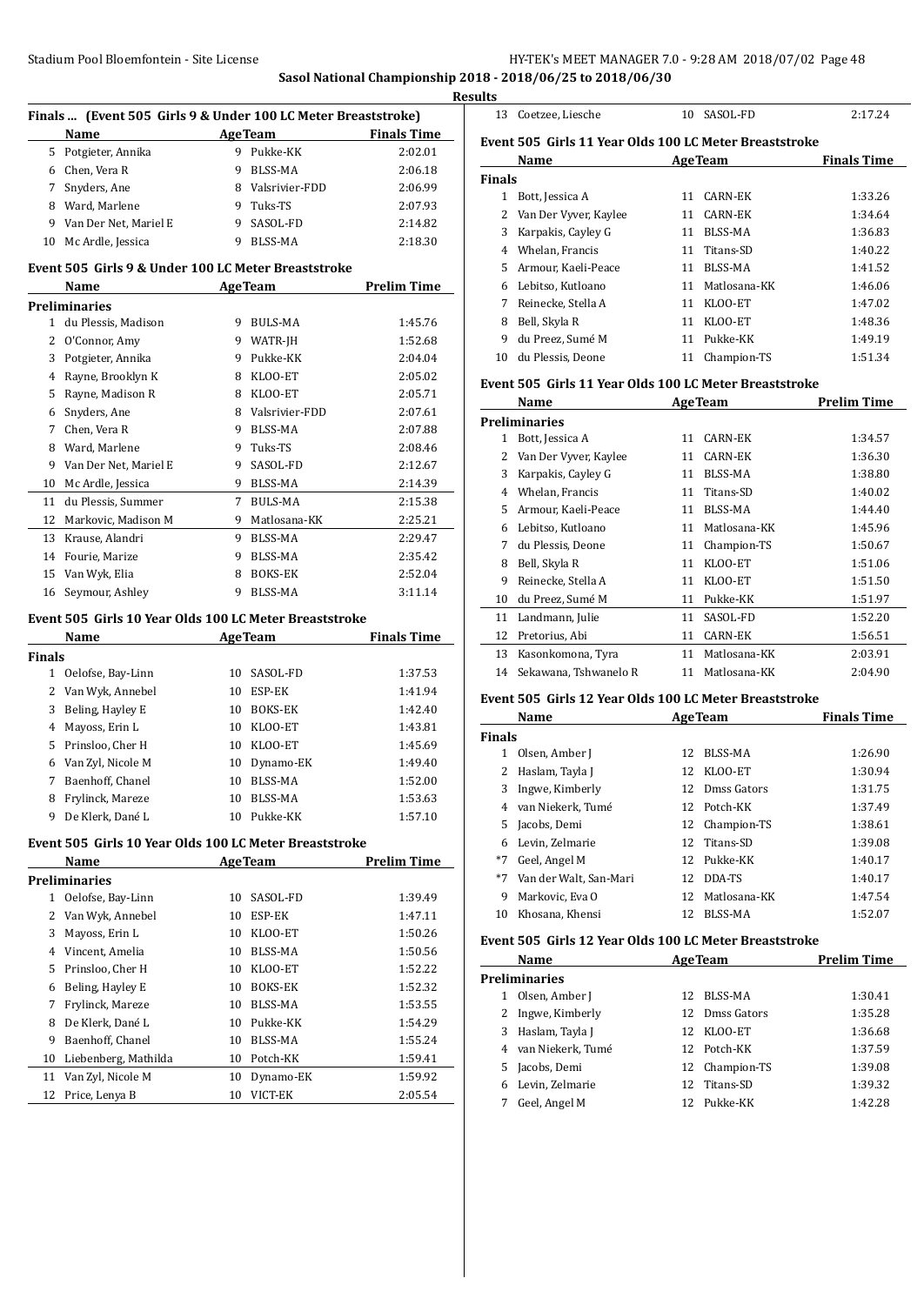## Finals ... (Event 505 Girls 9 & Under 100 LC Meter Breaststroke)

| | Name | Age | Team | Finals Time |
|---|---|---|---|---|
| 5 | Potgieter, Annika | 9 | Pukke-KK | 2:02.01 |
| 6 | Chen, Vera R | 9 | BLSS-MA | 2:06.18 |
| 7 | Snyders, Ane | 8 | Valsrivier-FDD | 2:06.99 |
| 8 | Ward, Marlene | 9 | Tuks-TS | 2:07.93 |
| 9 | Van Der Net, Mariel E | 9 | SASOL-FD | 2:14.82 |
| 10 | Mc Ardle, Jessica | 9 | BLSS-MA | 2:18.30 |

## Event 505 Girls 9 & Under 100 LC Meter Breaststroke

| | Name | Age | Team | Prelim Time |
|---|---|---|---|---|
| **Preliminaries** | | | | |
| 1 | du Plessis, Madison | 9 | BULS-MA | 1:45.76 |
| 2 | O'Connor, Amy | 9 | WATR-JH | 1:52.68 |
| 3 | Potgieter, Annika | 9 | Pukke-KK | 2:04.04 |
| 4 | Rayne, Brooklyn K | 8 | KLOO-ET | 2:05.02 |
| 5 | Rayne, Madison R | 8 | KLOO-ET | 2:05.71 |
| 6 | Snyders, Ane | 8 | Valsrivier-FDD | 2:07.61 |
| 7 | Chen, Vera R | 9 | BLSS-MA | 2:07.88 |
| 8 | Ward, Marlene | 9 | Tuks-TS | 2:08.46 |
| 9 | Van Der Net, Mariel E | 9 | SASOL-FD | 2:12.67 |
| 10 | Mc Ardle, Jessica | 9 | BLSS-MA | 2:14.39 |
| 11 | du Plessis, Summer | 7 | BULS-MA | 2:15.38 |
| 12 | Markovic, Madison M | 9 | Matlosana-KK | 2:25.21 |
| 13 | Krause, Alandri | 9 | BLSS-MA | 2:29.47 |
| 14 | Fourie, Marize | 9 | BLSS-MA | 2:35.42 |
| 15 | Van Wyk, Elia | 8 | BOKS-EK | 2:52.04 |
| 16 | Seymour, Ashley | 9 | BLSS-MA | 3:11.14 |

## Event 505 Girls 10 Year Olds 100 LC Meter Breaststroke

| | Name | Age | Team | Finals Time |
|---|---|---|---|---|
| **Finals** | | | | |
| 1 | Oelofse, Bay-Linn | 10 | SASOL-FD | 1:37.53 |
| 2 | Van Wyk, Annebel | 10 | ESP-EK | 1:41.94 |
| 3 | Beling, Hayley E | 10 | BOKS-EK | 1:42.40 |
| 4 | Mayoss, Erin L | 10 | KLOO-ET | 1:43.81 |
| 5 | Prinsloo, Cher H | 10 | KLOO-ET | 1:45.69 |
| 6 | Van Zyl, Nicole M | 10 | Dynamo-EK | 1:49.40 |
| 7 | Baenhoff, Chanel | 10 | BLSS-MA | 1:52.00 |
| 8 | Frylinck, Mareze | 10 | BLSS-MA | 1:53.63 |
| 9 | De Klerk, Dané L | 10 | Pukke-KK | 1:57.10 |

## Event 505 Girls 10 Year Olds 100 LC Meter Breaststroke

| | Name | Age | Team | Prelim Time |
|---|---|---|---|---|
| **Preliminaries** | | | | |
| 1 | Oelofse, Bay-Linn | 10 | SASOL-FD | 1:39.49 |
| 2 | Van Wyk, Annebel | 10 | ESP-EK | 1:47.11 |
| 3 | Mayoss, Erin L | 10 | KLOO-ET | 1:50.26 |
| 4 | Vincent, Amelia | 10 | BLSS-MA | 1:50.56 |
| 5 | Prinsloo, Cher H | 10 | KLOO-ET | 1:52.22 |
| 6 | Beling, Hayley E | 10 | BOKS-EK | 1:52.32 |
| 7 | Frylinck, Mareze | 10 | BLSS-MA | 1:53.55 |
| 8 | De Klerk, Dané L | 10 | Pukke-KK | 1:54.29 |
| 9 | Baenhoff, Chanel | 10 | BLSS-MA | 1:55.24 |
| 10 | Liebenberg, Mathilda | 10 | Potch-KK | 1:59.41 |
| 11 | Van Zyl, Nicole M | 10 | Dynamo-EK | 1:59.92 |
| 12 | Price, Lenya B | 10 | VICT-EK | 2:05.54 |
| 13 | Coetzee, Liesche | 10 | SASOL-FD | 2:17.24 |

## Event 505 Girls 11 Year Olds 100 LC Meter Breaststroke

| | Name | Age | Team | Finals Time |
|---|---|---|---|---|
| **Finals** | | | | |
| 1 | Bott, Jessica A | 11 | CARN-EK | 1:33.26 |
| 2 | Van Der Vyver, Kaylee | 11 | CARN-EK | 1:34.64 |
| 3 | Karpakis, Cayley G | 11 | BLSS-MA | 1:36.83 |
| 4 | Whelan, Francis | 11 | Titans-SD | 1:40.22 |
| 5 | Armour, Kaeli-Peace | 11 | BLSS-MA | 1:41.52 |
| 6 | Lebitso, Kutloano | 11 | Matlosana-KK | 1:46.06 |
| 7 | Reinecke, Stella A | 11 | KLOO-ET | 1:47.02 |
| 8 | Bell, Skyla R | 11 | KLOO-ET | 1:48.36 |
| 9 | du Preez, Sumé M | 11 | Pukke-KK | 1:49.19 |
| 10 | du Plessis, Deone | 11 | Champion-TS | 1:51.34 |

## Event 505 Girls 11 Year Olds 100 LC Meter Breaststroke

| | Name | Age | Team | Prelim Time |
|---|---|---|---|---|
| **Preliminaries** | | | | |
| 1 | Bott, Jessica A | 11 | CARN-EK | 1:34.57 |
| 2 | Van Der Vyver, Kaylee | 11 | CARN-EK | 1:36.30 |
| 3 | Karpakis, Cayley G | 11 | BLSS-MA | 1:38.80 |
| 4 | Whelan, Francis | 11 | Titans-SD | 1:40.02 |
| 5 | Armour, Kaeli-Peace | 11 | BLSS-MA | 1:44.40 |
| 6 | Lebitso, Kutloano | 11 | Matlosana-KK | 1:45.96 |
| 7 | du Plessis, Deone | 11 | Champion-TS | 1:50.67 |
| 8 | Bell, Skyla R | 11 | KLOO-ET | 1:51.06 |
| 9 | Reinecke, Stella A | 11 | KLOO-ET | 1:51.50 |
| 10 | du Preez, Sumé M | 11 | Pukke-KK | 1:51.97 |
| 11 | Landmann, Julie | 11 | SASOL-FD | 1:52.20 |
| 12 | Pretorius, Abi | 11 | CARN-EK | 1:56.51 |
| 13 | Kasonkomona, Tyra | 11 | Matlosana-KK | 2:03.91 |
| 14 | Sekawana, Tshwanelo R | 11 | Matlosana-KK | 2:04.90 |

## Event 505 Girls 12 Year Olds 100 LC Meter Breaststroke

| | Name | Age | Team | Finals Time |
|---|---|---|---|---|
| **Finals** | | | | |
| 1 | Olsen, Amber J | 12 | BLSS-MA | 1:26.90 |
| 2 | Haslam, Tayla J | 12 | KLOO-ET | 1:30.94 |
| 3 | Ingwe, Kimberly | 12 | Dmss Gators | 1:31.75 |
| 4 | van Niekerk, Tumé | 12 | Potch-KK | 1:37.49 |
| 5 | Jacobs, Demi | 12 | Champion-TS | 1:38.61 |
| 6 | Levin, Zelmarie | 12 | Titans-SD | 1:39.08 |
| *7 | Geel, Angel M | 12 | Pukke-KK | 1:40.17 |
| *7 | Van der Walt, San-Mari | 12 | DDA-TS | 1:40.17 |
| 9 | Markovic, Eva O | 12 | Matlosana-KK | 1:47.54 |
| 10 | Khosana, Khensi | 12 | BLSS-MA | 1:52.07 |

## Event 505 Girls 12 Year Olds 100 LC Meter Breaststroke

| | Name | Age | Team | Prelim Time |
|---|---|---|---|---|
| **Preliminaries** | | | | |
| 1 | Olsen, Amber J | 12 | BLSS-MA | 1:30.41 |
| 2 | Ingwe, Kimberly | 12 | Dmss Gators | 1:35.28 |
| 3 | Haslam, Tayla J | 12 | KLOO-ET | 1:36.68 |
| 4 | van Niekerk, Tumé | 12 | Potch-KK | 1:37.59 |
| 5 | Jacobs, Demi | 12 | Champion-TS | 1:39.08 |
| 6 | Levin, Zelmarie | 12 | Titans-SD | 1:39.32 |
| 7 | Geel, Angel M | 12 | Pukke-KK | 1:42.28 |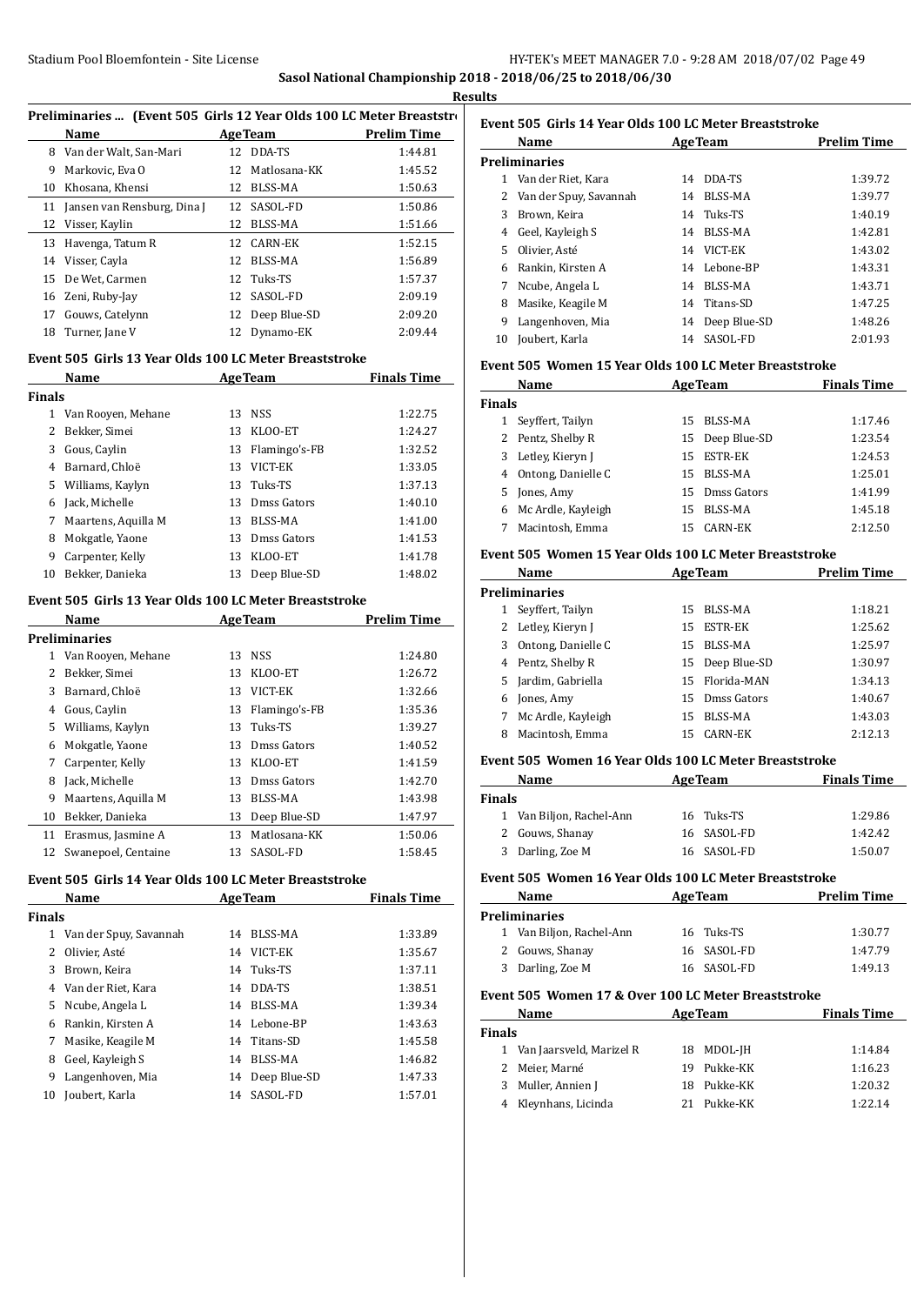**Sasol National Championship 2018 - 2018/06/25 to 2018/06/30**

**Results**

### Preliminaries ... (Event 505 Girls 12 Year Olds 100 LC Meter Breaststroke)

| | Name | Age | Team | Prelim Time |
|---|---|---|---|---|
| 8 | Van der Walt, San-Mari | 12 | DDA-TS | 1:44.81 |
| 9 | Markovic, Eva O | 12 | Matlosana-KK | 1:45.52 |
| 10 | Khosana, Khensi | 12 | BLSS-MA | 1:50.63 |
| 11 | Jansen van Rensburg, Dina J | 12 | SASOL-FD | 1:50.86 |
| 12 | Visser, Kaylin | 12 | BLSS-MA | 1:51.66 |
| 13 | Havenga, Tatum R | 12 | CARN-EK | 1:52.15 |
| 14 | Visser, Cayla | 12 | BLSS-MA | 1:56.89 |
| 15 | De Wet, Carmen | 12 | Tuks-TS | 1:57.37 |
| 16 | Zeni, Ruby-Jay | 12 | SASOL-FD | 2:09.19 |
| 17 | Gouws, Catelynn | 12 | Deep Blue-SD | 2:09.20 |
| 18 | Turner, Jane V | 12 | Dynamo-EK | 2:09.44 |

### Event 505 Girls 13 Year Olds 100 LC Meter Breaststroke

**Finals**

| | Name | Age | Team | Finals Time |
|---|---|---|---|---|
| 1 | Van Rooyen, Mehane | 13 | NSS | 1:22.75 |
| 2 | Bekker, Simei | 13 | KLOO-ET | 1:24.27 |
| 3 | Gous, Caylin | 13 | Flamingo's-FB | 1:32.52 |
| 4 | Barnard, Chloë | 13 | VICT-EK | 1:33.05 |
| 5 | Williams, Kaylyn | 13 | Tuks-TS | 1:37.13 |
| 6 | Jack, Michelle | 13 | Dmss Gators | 1:40.10 |
| 7 | Maartens, Aquilla M | 13 | BLSS-MA | 1:41.00 |
| 8 | Mokgatle, Yaone | 13 | Dmss Gators | 1:41.53 |
| 9 | Carpenter, Kelly | 13 | KLOO-ET | 1:41.78 |
| 10 | Bekker, Danieka | 13 | Deep Blue-SD | 1:48.02 |

### Event 505 Girls 13 Year Olds 100 LC Meter Breaststroke

**Preliminaries**

| | Name | Age | Team | Prelim Time |
|---|---|---|---|---|
| 1 | Van Rooyen, Mehane | 13 | NSS | 1:24.80 |
| 2 | Bekker, Simei | 13 | KLOO-ET | 1:26.72 |
| 3 | Barnard, Chloë | 13 | VICT-EK | 1:32.66 |
| 4 | Gous, Caylin | 13 | Flamingo's-FB | 1:35.36 |
| 5 | Williams, Kaylyn | 13 | Tuks-TS | 1:39.27 |
| 6 | Mokgatle, Yaone | 13 | Dmss Gators | 1:40.52 |
| 7 | Carpenter, Kelly | 13 | KLOO-ET | 1:41.59 |
| 8 | Jack, Michelle | 13 | Dmss Gators | 1:42.70 |
| 9 | Maartens, Aquilla M | 13 | BLSS-MA | 1:43.98 |
| 10 | Bekker, Danieka | 13 | Deep Blue-SD | 1:47.97 |
| 11 | Erasmus, Jasmine A | 13 | Matlosana-KK | 1:50.06 |
| 12 | Swanepoel, Centaine | 13 | SASOL-FD | 1:58.45 |

### Event 505 Girls 14 Year Olds 100 LC Meter Breaststroke

**Finals**

| | Name | Age | Team | Finals Time |
|---|---|---|---|---|
| 1 | Van der Spuy, Savannah | 14 | BLSS-MA | 1:33.89 |
| 2 | Olivier, Asté | 14 | VICT-EK | 1:35.67 |
| 3 | Brown, Keira | 14 | Tuks-TS | 1:37.11 |
| 4 | Van der Riet, Kara | 14 | DDA-TS | 1:38.51 |
| 5 | Ncube, Angela L | 14 | BLSS-MA | 1:39.34 |
| 6 | Rankin, Kirsten A | 14 | Lebone-BP | 1:43.63 |
| 7 | Masike, Keagile M | 14 | Titans-SD | 1:45.58 |
| 8 | Geel, Kayleigh S | 14 | BLSS-MA | 1:46.82 |
| 9 | Langenhoven, Mia | 14 | Deep Blue-SD | 1:47.33 |
| 10 | Joubert, Karla | 14 | SASOL-FD | 1:57.01 |

### Event 505 Girls 14 Year Olds 100 LC Meter Breaststroke

**Preliminaries**

| | Name | Age | Team | Prelim Time |
|---|---|---|---|---|
| 1 | Van der Riet, Kara | 14 | DDA-TS | 1:39.72 |
| 2 | Van der Spuy, Savannah | 14 | BLSS-MA | 1:39.77 |
| 3 | Brown, Keira | 14 | Tuks-TS | 1:40.19 |
| 4 | Geel, Kayleigh S | 14 | BLSS-MA | 1:42.81 |
| 5 | Olivier, Asté | 14 | VICT-EK | 1:43.02 |
| 6 | Rankin, Kirsten A | 14 | Lebone-BP | 1:43.31 |
| 7 | Ncube, Angela L | 14 | BLSS-MA | 1:43.71 |
| 8 | Masike, Keagile M | 14 | Titans-SD | 1:47.25 |
| 9 | Langenhoven, Mia | 14 | Deep Blue-SD | 1:48.26 |
| 10 | Joubert, Karla | 14 | SASOL-FD | 2:01.93 |

### Event 505 Women 15 Year Olds 100 LC Meter Breaststroke

**Finals**

| | Name | Age | Team | Finals Time |
|---|---|---|---|---|
| 1 | Seyffert, Tailyn | 15 | BLSS-MA | 1:17.46 |
| 2 | Pentz, Shelby R | 15 | Deep Blue-SD | 1:23.54 |
| 3 | Letley, Kieryn J | 15 | ESTR-EK | 1:24.53 |
| 4 | Ontong, Danielle C | 15 | BLSS-MA | 1:25.01 |
| 5 | Jones, Amy | 15 | Dmss Gators | 1:41.99 |
| 6 | Mc Ardle, Kayleigh | 15 | BLSS-MA | 1:45.18 |
| 7 | Macintosh, Emma | 15 | CARN-EK | 2:12.50 |

### Event 505 Women 15 Year Olds 100 LC Meter Breaststroke

**Preliminaries**

| | Name | Age | Team | Prelim Time |
|---|---|---|---|---|
| 1 | Seyffert, Tailyn | 15 | BLSS-MA | 1:18.21 |
| 2 | Letley, Kieryn J | 15 | ESTR-EK | 1:25.62 |
| 3 | Ontong, Danielle C | 15 | BLSS-MA | 1:25.97 |
| 4 | Pentz, Shelby R | 15 | Deep Blue-SD | 1:30.97 |
| 5 | Jardim, Gabriella | 15 | Florida-MAN | 1:34.13 |
| 6 | Jones, Amy | 15 | Dmss Gators | 1:40.67 |
| 7 | Mc Ardle, Kayleigh | 15 | BLSS-MA | 1:43.03 |
| 8 | Macintosh, Emma | 15 | CARN-EK | 2:12.13 |

### Event 505 Women 16 Year Olds 100 LC Meter Breaststroke

**Finals**

| | Name | Age | Team | Finals Time |
|---|---|---|---|---|
| 1 | Van Biljon, Rachel-Ann | 16 | Tuks-TS | 1:29.86 |
| 2 | Gouws, Shanay | 16 | SASOL-FD | 1:42.42 |
| 3 | Darling, Zoe M | 16 | SASOL-FD | 1:50.07 |

### Event 505 Women 16 Year Olds 100 LC Meter Breaststroke

**Preliminaries**

| | Name | Age | Team | Prelim Time |
|---|---|---|---|---|
| 1 | Van Biljon, Rachel-Ann | 16 | Tuks-TS | 1:30.77 |
| 2 | Gouws, Shanay | 16 | SASOL-FD | 1:47.79 |
| 3 | Darling, Zoe M | 16 | SASOL-FD | 1:49.13 |

### Event 505 Women 17 & Over 100 LC Meter Breaststroke

**Finals**

| | Name | Age | Team | Finals Time |
|---|---|---|---|---|
| 1 | Van Jaarsveld, Marizel R | 18 | MDOL-JH | 1:14.84 |
| 2 | Meier, Marné | 19 | Pukke-KK | 1:16.23 |
| 3 | Muller, Annien J | 18 | Pukke-KK | 1:20.32 |
| 4 | Kleynhans, Licinda | 21 | Pukke-KK | 1:22.14 |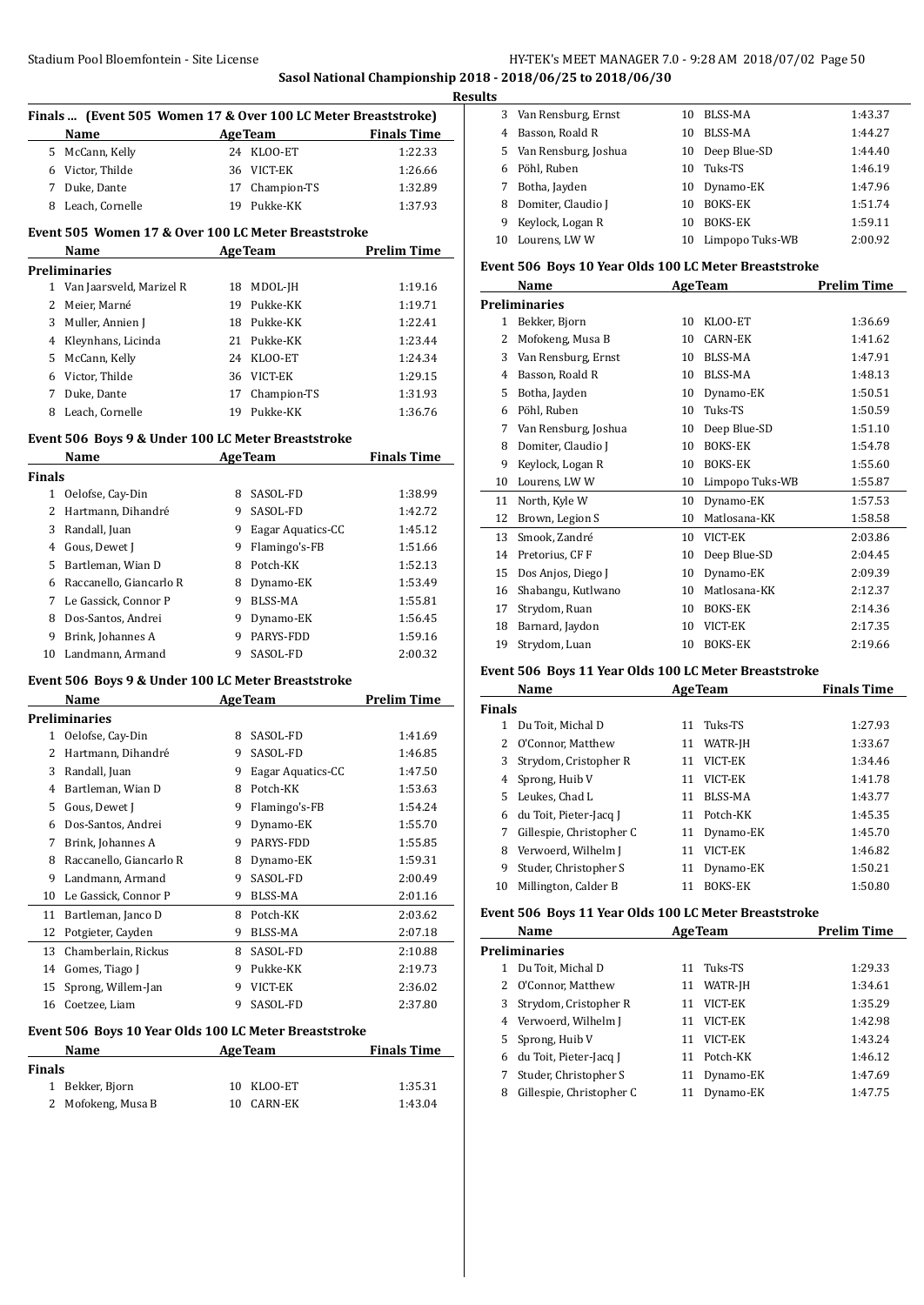**Sasol National Championship 2018 - 2018/06/25 to 2018/06/30**

**Results**

### Finals ... (Event 505 Women 17 & Over 100 LC Meter Breaststroke)

| | Name | Age | Team | Finals Time |
|---|---|---|---|---|
| 5 | McCann, Kelly | 24 | KLOO-ET | 1:22.33 |
| 6 | Victor, Thilde | 36 | VICT-EK | 1:26.66 |
| 7 | Duke, Dante | 17 | Champion-TS | 1:32.89 |
| 8 | Leach, Cornelle | 19 | Pukke-KK | 1:37.93 |

### Event 505 Women 17 & Over 100 LC Meter Breaststroke

| | Name | Age | Team | Prelim Time |
|---|---|---|---|---|
| **Preliminaries** | | | | |
| 1 | Van Jaarsveld, Marizel R | 18 | MDOL-JH | 1:19.16 |
| 2 | Meier, Marné | 19 | Pukke-KK | 1:19.71 |
| 3 | Muller, Annien J | 18 | Pukke-KK | 1:22.41 |
| 4 | Kleynhans, Licinda | 21 | Pukke-KK | 1:23.44 |
| 5 | McCann, Kelly | 24 | KLOO-ET | 1:24.34 |
| 6 | Victor, Thilde | 36 | VICT-EK | 1:29.15 |
| 7 | Duke, Dante | 17 | Champion-TS | 1:31.93 |
| 8 | Leach, Cornelle | 19 | Pukke-KK | 1:36.76 |

### Event 506 Boys 9 & Under 100 LC Meter Breaststroke

| | Name | Age | Team | Finals Time |
|---|---|---|---|---|
| **Finals** | | | | |
| 1 | Oelofse, Cay-Din | 8 | SASOL-FD | 1:38.99 |
| 2 | Hartmann, Dihandré | 9 | SASOL-FD | 1:42.72 |
| 3 | Randall, Juan | 9 | Eagar Aquatics-CC | 1:45.12 |
| 4 | Gous, Dewet J | 9 | Flamingo's-FB | 1:51.66 |
| 5 | Bartleman, Wian D | 8 | Potch-KK | 1:52.13 |
| 6 | Raccanello, Giancarlo R | 8 | Dynamo-EK | 1:53.49 |
| 7 | Le Gassick, Connor P | 9 | BLSS-MA | 1:55.81 |
| 8 | Dos-Santos, Andrei | 9 | Dynamo-EK | 1:56.45 |
| 9 | Brink, Johannes A | 9 | PARYS-FDD | 1:59.16 |
| 10 | Landmann, Armand | 9 | SASOL-FD | 2:00.32 |

### Event 506 Boys 9 & Under 100 LC Meter Breaststroke

| | Name | Age | Team | Prelim Time |
|---|---|---|---|---|
| **Preliminaries** | | | | |
| 1 | Oelofse, Cay-Din | 8 | SASOL-FD | 1:41.69 |
| 2 | Hartmann, Dihandré | 9 | SASOL-FD | 1:46.85 |
| 3 | Randall, Juan | 9 | Eagar Aquatics-CC | 1:47.50 |
| 4 | Bartleman, Wian D | 8 | Potch-KK | 1:53.63 |
| 5 | Gous, Dewet J | 9 | Flamingo's-FB | 1:54.24 |
| 6 | Dos-Santos, Andrei | 9 | Dynamo-EK | 1:55.70 |
| 7 | Brink, Johannes A | 9 | PARYS-FDD | 1:55.85 |
| 8 | Raccanello, Giancarlo R | 8 | Dynamo-EK | 1:59.31 |
| 9 | Landmann, Armand | 9 | SASOL-FD | 2:00.49 |
| 10 | Le Gassick, Connor P | 9 | BLSS-MA | 2:01.16 |
| 11 | Bartleman, Janco D | 8 | Potch-KK | 2:03.62 |
| 12 | Potgieter, Cayden | 9 | BLSS-MA | 2:07.18 |
| 13 | Chamberlain, Rickus | 8 | SASOL-FD | 2:10.88 |
| 14 | Gomes, Tiago J | 9 | Pukke-KK | 2:19.73 |
| 15 | Sprong, Willem-Jan | 9 | VICT-EK | 2:36.02 |
| 16 | Coetzee, Liam | 9 | SASOL-FD | 2:37.80 |

### Event 506 Boys 10 Year Olds 100 LC Meter Breaststroke

| | Name | Age | Team | Finals Time |
|---|---|---|---|---|
| **Finals** | | | | |
| 1 | Bekker, Bjorn | 10 | KLOO-ET | 1:35.31 |
| 2 | Mofokeng, Musa B | 10 | CARN-EK | 1:43.04 |
| 3 | Van Rensburg, Ernst | 10 | BLSS-MA | 1:43.37 |
| 4 | Basson, Roald R | 10 | BLSS-MA | 1:44.27 |
| 5 | Van Rensburg, Joshua | 10 | Deep Blue-SD | 1:44.40 |
| 6 | Pöhl, Ruben | 10 | Tuks-TS | 1:46.19 |
| 7 | Botha, Jayden | 10 | Dynamo-EK | 1:47.96 |
| 8 | Domiter, Claudio J | 10 | BOKS-EK | 1:51.74 |
| 9 | Keylock, Logan R | 10 | BOKS-EK | 1:59.11 |
| 10 | Lourens, LW W | 10 | Limpopo Tuks-WB | 2:00.92 |

### Event 506 Boys 10 Year Olds 100 LC Meter Breaststroke

| | Name | Age | Team | Prelim Time |
|---|---|---|---|---|
| **Preliminaries** | | | | |
| 1 | Bekker, Bjorn | 10 | KLOO-ET | 1:36.69 |
| 2 | Mofokeng, Musa B | 10 | CARN-EK | 1:41.62 |
| 3 | Van Rensburg, Ernst | 10 | BLSS-MA | 1:47.91 |
| 4 | Basson, Roald R | 10 | BLSS-MA | 1:48.13 |
| 5 | Botha, Jayden | 10 | Dynamo-EK | 1:50.51 |
| 6 | Pöhl, Ruben | 10 | Tuks-TS | 1:50.59 |
| 7 | Van Rensburg, Joshua | 10 | Deep Blue-SD | 1:51.10 |
| 8 | Domiter, Claudio J | 10 | BOKS-EK | 1:54.78 |
| 9 | Keylock, Logan R | 10 | BOKS-EK | 1:55.60 |
| 10 | Lourens, LW W | 10 | Limpopo Tuks-WB | 1:55.87 |
| 11 | North, Kyle W | 10 | Dynamo-EK | 1:57.53 |
| 12 | Brown, Legion S | 10 | Matlosana-KK | 1:58.58 |
| 13 | Smook, Zandré | 10 | VICT-EK | 2:03.86 |
| 14 | Pretorius, CF F | 10 | Deep Blue-SD | 2:04.45 |
| 15 | Dos Anjos, Diego J | 10 | Dynamo-EK | 2:09.39 |
| 16 | Shabangu, Kutlwano | 10 | Matlosana-KK | 2:12.37 |
| 17 | Strydom, Ruan | 10 | BOKS-EK | 2:14.36 |
| 18 | Barnard, Jaydon | 10 | VICT-EK | 2:17.35 |
| 19 | Strydom, Luan | 10 | BOKS-EK | 2:19.66 |

### Event 506 Boys 11 Year Olds 100 LC Meter Breaststroke

| | Name | Age | Team | Finals Time |
|---|---|---|---|---|
| **Finals** | | | | |
| 1 | Du Toit, Michal D | 11 | Tuks-TS | 1:27.93 |
| 2 | O'Connor, Matthew | 11 | WATR-JH | 1:33.67 |
| 3 | Strydom, Cristopher R | 11 | VICT-EK | 1:34.46 |
| 4 | Sprong, Huib V | 11 | VICT-EK | 1:41.78 |
| 5 | Leukes, Chad L | 11 | BLSS-MA | 1:43.77 |
| 6 | du Toit, Pieter-Jacq J | 11 | Potch-KK | 1:45.35 |
| 7 | Gillespie, Christopher C | 11 | Dynamo-EK | 1:45.70 |
| 8 | Verwoerd, Wilhelm J | 11 | VICT-EK | 1:46.82 |
| 9 | Studer, Christopher S | 11 | Dynamo-EK | 1:50.21 |
| 10 | Millington, Calder B | 11 | BOKS-EK | 1:50.80 |

### Event 506 Boys 11 Year Olds 100 LC Meter Breaststroke

| | Name | Age | Team | Prelim Time |
|---|---|---|---|---|
| **Preliminaries** | | | | |
| 1 | Du Toit, Michal D | 11 | Tuks-TS | 1:29.33 |
| 2 | O'Connor, Matthew | 11 | WATR-JH | 1:34.61 |
| 3 | Strydom, Cristopher R | 11 | VICT-EK | 1:35.29 |
| 4 | Verwoerd, Wilhelm J | 11 | VICT-EK | 1:42.98 |
| 5 | Sprong, Huib V | 11 | VICT-EK | 1:43.24 |
| 6 | du Toit, Pieter-Jacq J | 11 | Potch-KK | 1:46.12 |
| 7 | Studer, Christopher S | 11 | Dynamo-EK | 1:47.69 |
| 8 | Gillespie, Christopher C | 11 | Dynamo-EK | 1:47.75 |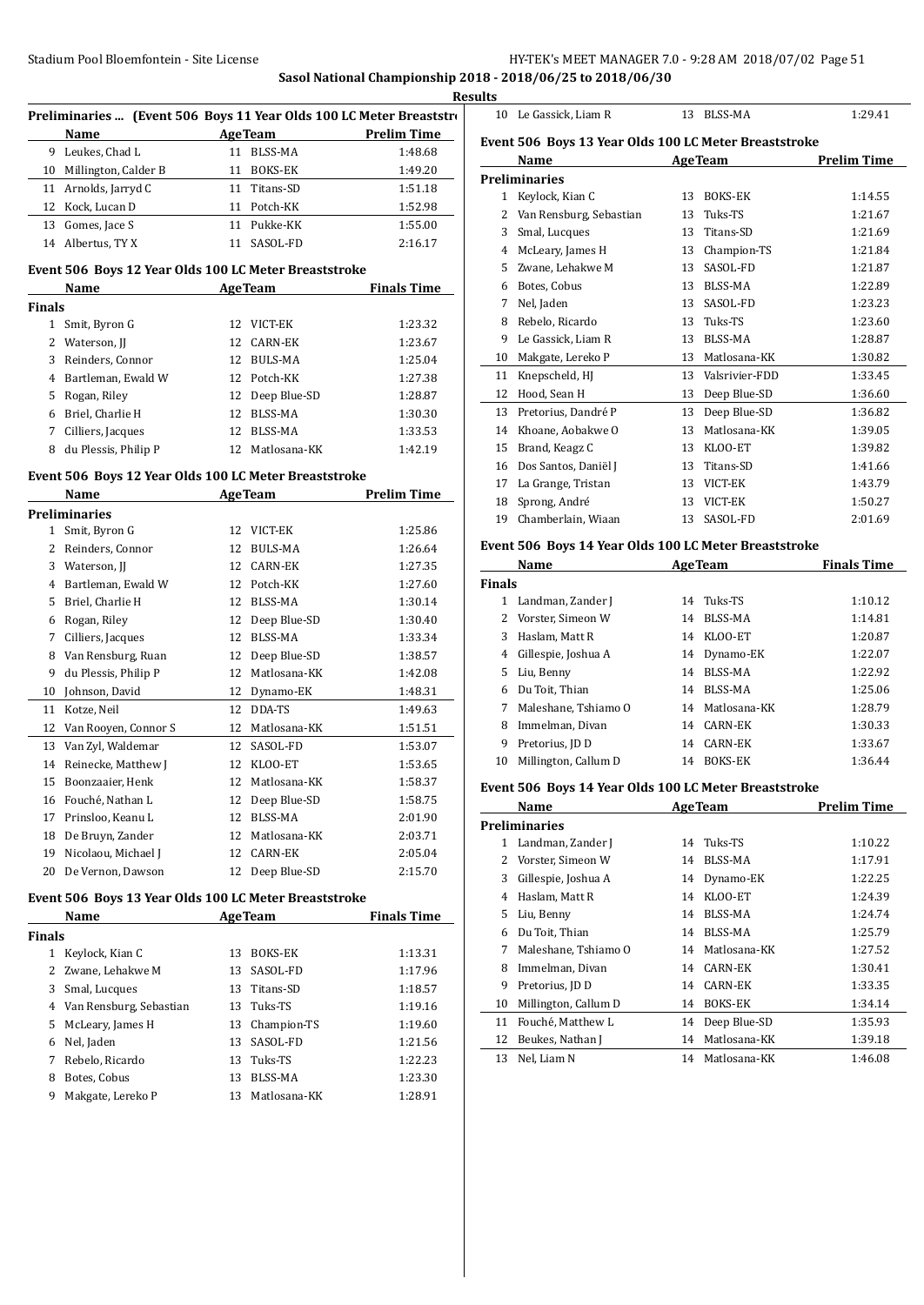**Sasol National Championship 2018 - 2018/06/25 to 2018/06/30**

**Results**

### Preliminaries ... (Event 506 Boys 11 Year Olds 100 LC Meter Breaststroke)

| | Name | Age | Team | Prelim Time |
|---|---|---|---|---|
| 9 | Leukes, Chad L | 11 | BLSS-MA | 1:48.68 |
| 10 | Millington, Calder B | 11 | BOKS-EK | 1:49.20 |
| 11 | Arnolds, Jarryd C | 11 | Titans-SD | 1:51.18 |
| 12 | Kock, Lucan D | 11 | Potch-KK | 1:52.98 |
| 13 | Gomes, Jace S | 11 | Pukke-KK | 1:55.00 |
| 14 | Albertus, TY X | 11 | SASOL-FD | 2:16.17 |

### Event 506 Boys 12 Year Olds 100 LC Meter Breaststroke

| | Name | Age | Team | Finals Time |
|---|---|---|---|---|
| **Finals** | | | | |
| 1 | Smit, Byron G | 12 | VICT-EK | 1:23.32 |
| 2 | Waterson, JJ | 12 | CARN-EK | 1:23.67 |
| 3 | Reinders, Connor | 12 | BULS-MA | 1:25.04 |
| 4 | Bartleman, Ewald W | 12 | Potch-KK | 1:27.38 |
| 5 | Rogan, Riley | 12 | Deep Blue-SD | 1:28.87 |
| 6 | Briel, Charlie H | 12 | BLSS-MA | 1:30.30 |
| 7 | Cilliers, Jacques | 12 | BLSS-MA | 1:33.53 |
| 8 | du Plessis, Philip P | 12 | Matlosana-KK | 1:42.19 |

### Event 506 Boys 12 Year Olds 100 LC Meter Breaststroke

| | Name | Age | Team | Prelim Time |
|---|---|---|---|---|
| **Preliminaries** | | | | |
| 1 | Smit, Byron G | 12 | VICT-EK | 1:25.86 |
| 2 | Reinders, Connor | 12 | BULS-MA | 1:26.64 |
| 3 | Waterson, JJ | 12 | CARN-EK | 1:27.35 |
| 4 | Bartleman, Ewald W | 12 | Potch-KK | 1:27.60 |
| 5 | Briel, Charlie H | 12 | BLSS-MA | 1:30.14 |
| 6 | Rogan, Riley | 12 | Deep Blue-SD | 1:30.40 |
| 7 | Cilliers, Jacques | 12 | BLSS-MA | 1:33.34 |
| 8 | Van Rensburg, Ruan | 12 | Deep Blue-SD | 1:38.57 |
| 9 | du Plessis, Philip P | 12 | Matlosana-KK | 1:42.08 |
| 10 | Johnson, David | 12 | Dynamo-EK | 1:48.31 |
| 11 | Kotze, Neil | 12 | DDA-TS | 1:49.63 |
| 12 | Van Rooyen, Connor S | 12 | Matlosana-KK | 1:51.51 |
| 13 | Van Zyl, Waldemar | 12 | SASOL-FD | 1:53.07 |
| 14 | Reinecke, Matthew J | 12 | KLOO-ET | 1:53.65 |
| 15 | Boonzaaier, Henk | 12 | Matlosana-KK | 1:58.37 |
| 16 | Fouché, Nathan L | 12 | Deep Blue-SD | 1:58.75 |
| 17 | Prinsloo, Keanu L | 12 | BLSS-MA | 2:01.90 |
| 18 | De Bruyn, Zander | 12 | Matlosana-KK | 2:03.71 |
| 19 | Nicolaou, Michael J | 12 | CARN-EK | 2:05.04 |
| 20 | De Vernon, Dawson | 12 | Deep Blue-SD | 2:15.70 |

### Event 506 Boys 13 Year Olds 100 LC Meter Breaststroke

| | Name | Age | Team | Finals Time |
|---|---|---|---|---|
| **Finals** | | | | |
| 1 | Keylock, Kian C | 13 | BOKS-EK | 1:13.31 |
| 2 | Zwane, Lehakwe M | 13 | SASOL-FD | 1:17.96 |
| 3 | Smal, Lucques | 13 | Titans-SD | 1:18.57 |
| 4 | Van Rensburg, Sebastian | 13 | Tuks-TS | 1:19.16 |
| 5 | McLeary, James H | 13 | Champion-TS | 1:19.60 |
| 6 | Nel, Jaden | 13 | SASOL-FD | 1:21.56 |
| 7 | Rebelo, Ricardo | 13 | Tuks-TS | 1:22.23 |
| 8 | Botes, Cobus | 13 | BLSS-MA | 1:23.30 |
| 9 | Makgate, Lereko P | 13 | Matlosana-KK | 1:28.91 |
| 10 | Le Gassick, Liam R | 13 | BLSS-MA | 1:29.41 |

### Event 506 Boys 13 Year Olds 100 LC Meter Breaststroke

| | Name | Age | Team | Prelim Time |
|---|---|---|---|---|
| **Preliminaries** | | | | |
| 1 | Keylock, Kian C | 13 | BOKS-EK | 1:14.55 |
| 2 | Van Rensburg, Sebastian | 13 | Tuks-TS | 1:21.67 |
| 3 | Smal, Lucques | 13 | Titans-SD | 1:21.69 |
| 4 | McLeary, James H | 13 | Champion-TS | 1:21.84 |
| 5 | Zwane, Lehakwe M | 13 | SASOL-FD | 1:21.87 |
| 6 | Botes, Cobus | 13 | BLSS-MA | 1:22.89 |
| 7 | Nel, Jaden | 13 | SASOL-FD | 1:23.23 |
| 8 | Rebelo, Ricardo | 13 | Tuks-TS | 1:23.60 |
| 9 | Le Gassick, Liam R | 13 | BLSS-MA | 1:28.87 |
| 10 | Makgate, Lereko P | 13 | Matlosana-KK | 1:30.82 |
| 11 | Knepscheld, HJ | 13 | Valsrivier-FDD | 1:33.45 |
| 12 | Hood, Sean H | 13 | Deep Blue-SD | 1:36.60 |
| 13 | Pretorius, Dandré P | 13 | Deep Blue-SD | 1:36.82 |
| 14 | Khoane, Aobakwe O | 13 | Matlosana-KK | 1:39.05 |
| 15 | Brand, Keagz C | 13 | KLOO-ET | 1:39.82 |
| 16 | Dos Santos, Daniël J | 13 | Titans-SD | 1:41.66 |
| 17 | La Grange, Tristan | 13 | VICT-EK | 1:43.79 |
| 18 | Sprong, André | 13 | VICT-EK | 1:50.27 |
| 19 | Chamberlain, Wiaan | 13 | SASOL-FD | 2:01.69 |

### Event 506 Boys 14 Year Olds 100 LC Meter Breaststroke

| | Name | Age | Team | Finals Time |
|---|---|---|---|---|
| **Finals** | | | | |
| 1 | Landman, Zander J | 14 | Tuks-TS | 1:10.12 |
| 2 | Vorster, Simeon W | 14 | BLSS-MA | 1:14.81 |
| 3 | Haslam, Matt R | 14 | KLOO-ET | 1:20.87 |
| 4 | Gillespie, Joshua A | 14 | Dynamo-EK | 1:22.07 |
| 5 | Liu, Benny | 14 | BLSS-MA | 1:22.92 |
| 6 | Du Toit, Thian | 14 | BLSS-MA | 1:25.06 |
| 7 | Maleshane, Tshiamo O | 14 | Matlosana-KK | 1:28.79 |
| 8 | Immelman, Divan | 14 | CARN-EK | 1:30.33 |
| 9 | Pretorius, JD D | 14 | CARN-EK | 1:33.67 |
| 10 | Millington, Callum D | 14 | BOKS-EK | 1:36.44 |

### Event 506 Boys 14 Year Olds 100 LC Meter Breaststroke

| | Name | Age | Team | Prelim Time |
|---|---|---|---|---|
| **Preliminaries** | | | | |
| 1 | Landman, Zander J | 14 | Tuks-TS | 1:10.22 |
| 2 | Vorster, Simeon W | 14 | BLSS-MA | 1:17.91 |
| 3 | Gillespie, Joshua A | 14 | Dynamo-EK | 1:22.25 |
| 4 | Haslam, Matt R | 14 | KLOO-ET | 1:24.39 |
| 5 | Liu, Benny | 14 | BLSS-MA | 1:24.74 |
| 6 | Du Toit, Thian | 14 | BLSS-MA | 1:25.79 |
| 7 | Maleshane, Tshiamo O | 14 | Matlosana-KK | 1:27.52 |
| 8 | Immelman, Divan | 14 | CARN-EK | 1:30.41 |
| 9 | Pretorius, JD D | 14 | CARN-EK | 1:33.35 |
| 10 | Millington, Callum D | 14 | BOKS-EK | 1:34.14 |
| 11 | Fouché, Matthew L | 14 | Deep Blue-SD | 1:35.93 |
| 12 | Beukes, Nathan J | 14 | Matlosana-KK | 1:39.18 |
| 13 | Nel, Liam N | 14 | Matlosana-KK | 1:46.08 |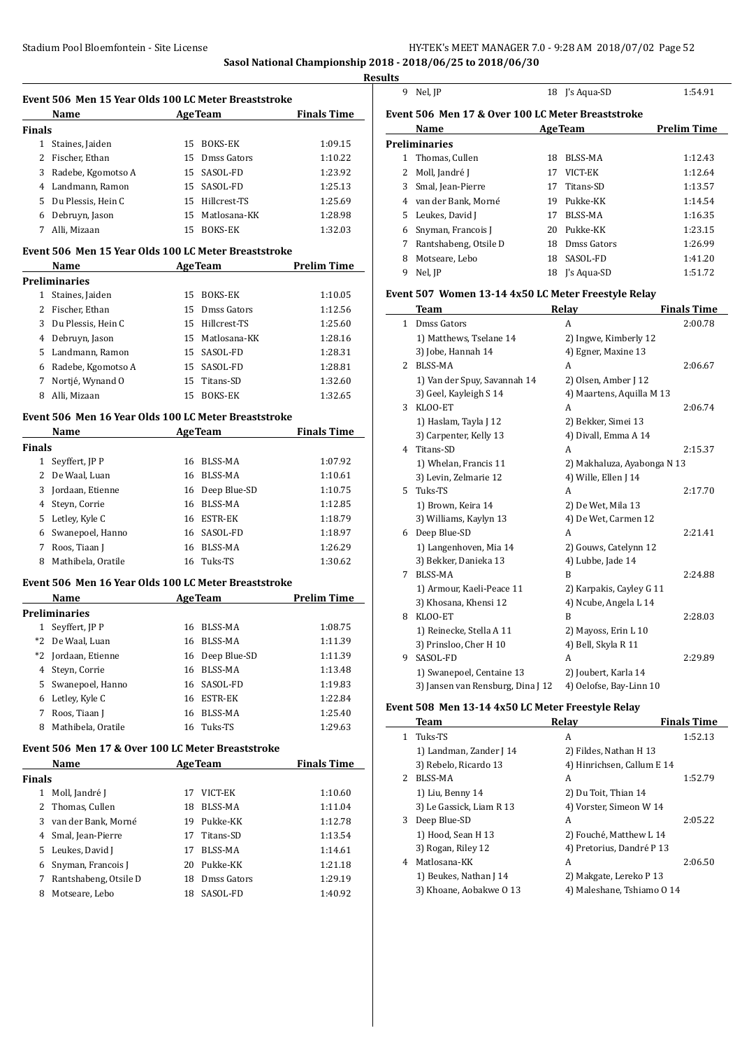## Results

### Event 506 Men 15 Year Olds 100 LC Meter Breaststroke

| | Name | Age | Team | Finals Time |
|---|---|---|---|---|
| **Finals** | | | | |
| 1 | Staines, Jaiden | 15 | BOKS-EK | 1:09.15 |
| 2 | Fischer, Ethan | 15 | Dmss Gators | 1:10.22 |
| 3 | Radebe, Kgomotso A | 15 | SASOL-FD | 1:23.92 |
| 4 | Landmann, Ramon | 15 | SASOL-FD | 1:25.13 |
| 5 | Du Plessis, Hein C | 15 | Hillcrest-TS | 1:25.69 |
| 6 | Debruyn, Jason | 15 | Matlosana-KK | 1:28.98 |
| 7 | Alli, Mizaan | 15 | BOKS-EK | 1:32.03 |

### Event 506 Men 15 Year Olds 100 LC Meter Breaststroke

| | Name | Age | Team | Prelim Time |
|---|---|---|---|---|
| **Preliminaries** | | | | |
| 1 | Staines, Jaiden | 15 | BOKS-EK | 1:10.05 |
| 2 | Fischer, Ethan | 15 | Dmss Gators | 1:12.56 |
| 3 | Du Plessis, Hein C | 15 | Hillcrest-TS | 1:25.60 |
| 4 | Debruyn, Jason | 15 | Matlosana-KK | 1:28.16 |
| 5 | Landmann, Ramon | 15 | SASOL-FD | 1:28.31 |
| 6 | Radebe, Kgomotso A | 15 | SASOL-FD | 1:28.81 |
| 7 | Nortjé, Wynand O | 15 | Titans-SD | 1:32.60 |
| 8 | Alli, Mizaan | 15 | BOKS-EK | 1:32.65 |

### Event 506 Men 16 Year Olds 100 LC Meter Breaststroke

| | Name | Age | Team | Finals Time |
|---|---|---|---|---|
| **Finals** | | | | |
| 1 | Seyffert, JP P | 16 | BLSS-MA | 1:07.92 |
| 2 | De Waal, Luan | 16 | BLSS-MA | 1:10.61 |
| 3 | Jordaan, Etienne | 16 | Deep Blue-SD | 1:10.75 |
| 4 | Steyn, Corrie | 16 | BLSS-MA | 1:12.85 |
| 5 | Letley, Kyle C | 16 | ESTR-EK | 1:18.79 |
| 6 | Swanepoel, Hanno | 16 | SASOL-FD | 1:18.97 |
| 7 | Roos, Tiaan J | 16 | BLSS-MA | 1:26.29 |
| 8 | Mathibela, Oratile | 16 | Tuks-TS | 1:30.62 |

### Event 506 Men 16 Year Olds 100 LC Meter Breaststroke

| | Name | Age | Team | Prelim Time |
|---|---|---|---|---|
| **Preliminaries** | | | | |
| 1 | Seyffert, JP P | 16 | BLSS-MA | 1:08.75 |
| *2 | De Waal, Luan | 16 | BLSS-MA | 1:11.39 |
| *2 | Jordaan, Etienne | 16 | Deep Blue-SD | 1:11.39 |
| 4 | Steyn, Corrie | 16 | BLSS-MA | 1:13.48 |
| 5 | Swanepoel, Hanno | 16 | SASOL-FD | 1:19.83 |
| 6 | Letley, Kyle C | 16 | ESTR-EK | 1:22.84 |
| 7 | Roos, Tiaan J | 16 | BLSS-MA | 1:25.40 |
| 8 | Mathibela, Oratile | 16 | Tuks-TS | 1:29.63 |

### Event 506 Men 17 & Over 100 LC Meter Breaststroke

| | Name | Age | Team | Finals Time |
|---|---|---|---|---|
| **Finals** | | | | |
| 1 | Moll, Jandré J | 17 | VICT-EK | 1:10.60 |
| 2 | Thomas, Cullen | 18 | BLSS-MA | 1:11.04 |
| 3 | van der Bank, Morné | 19 | Pukke-KK | 1:12.78 |
| 4 | Smal, Jean-Pierre | 17 | Titans-SD | 1:13.54 |
| 5 | Leukes, David J | 17 | BLSS-MA | 1:14.61 |
| 6 | Snyman, Francois J | 20 | Pukke-KK | 1:21.18 |
| 7 | Rantshabeng, Otsile D | 18 | Dmss Gators | 1:29.19 |
| 8 | Motseare, Lebo | 18 | SASOL-FD | 1:40.92 |
| 9 | Nel, JP | 18 | J's Aqua-SD | 1:54.91 |

### Event 506 Men 17 & Over 100 LC Meter Breaststroke

| | Name | Age | Team | Prelim Time |
|---|---|---|---|---|
| **Preliminaries** | | | | |
| 1 | Thomas, Cullen | 18 | BLSS-MA | 1:12.43 |
| 2 | Moll, Jandré J | 17 | VICT-EK | 1:12.64 |
| 3 | Smal, Jean-Pierre | 17 | Titans-SD | 1:13.57 |
| 4 | van der Bank, Morné | 19 | Pukke-KK | 1:14.54 |
| 5 | Leukes, David J | 17 | BLSS-MA | 1:16.35 |
| 6 | Snyman, Francois J | 20 | Pukke-KK | 1:23.15 |
| 7 | Rantshabeng, Otsile D | 18 | Dmss Gators | 1:26.99 |
| 8 | Motseare, Lebo | 18 | SASOL-FD | 1:41.20 |
| 9 | Nel, JP | 18 | J's Aqua-SD | 1:51.72 |

### Event 507 Women 13-14 4x50 LC Meter Freestyle Relay

| | Team | Relay | Finals Time |
|---|---|---|---|
| 1 | Dmss Gators | A | 2:00.78 |
| | 1) Matthews, Tselane 14 | 2) Ingwe, Kimberly 12 | |
| | 3) Jobe, Hannah 14 | 4) Egner, Maxine 13 | |
| 2 | BLSS-MA | A | 2:06.67 |
| | 1) Van der Spuy, Savannah 14 | 2) Olsen, Amber J 12 | |
| | 3) Geel, Kayleigh S 14 | 4) Maartens, Aquilla M 13 | |
| 3 | KLOO-ET | A | 2:06.74 |
| | 1) Haslam, Tayla J 12 | 2) Bekker, Simei 13 | |
| | 3) Carpenter, Kelly 13 | 4) Divall, Emma A 14 | |
| 4 | Titans-SD | A | 2:15.37 |
| | 1) Whelan, Francis 11 | 2) Makhaluza, Ayabonga N 13 | |
| | 3) Levin, Zelmarie 12 | 4) Wille, Ellen J 14 | |
| 5 | Tuks-TS | A | 2:17.70 |
| | 1) Brown, Keira 14 | 2) De Wet, Mila 13 | |
| | 3) Williams, Kaylyn 13 | 4) De Wet, Carmen 12 | |
| 6 | Deep Blue-SD | A | 2:21.41 |
| | 1) Langenhoven, Mia 14 | 2) Gouws, Catelynn 12 | |
| | 3) Bekker, Danieka 13 | 4) Lubbe, Jade 14 | |
| 7 | BLSS-MA | B | 2:24.88 |
| | 1) Armour, Kaeli-Peace 11 | 2) Karpakis, Cayley G 11 | |
| | 3) Khosana, Khensi 12 | 4) Ncube, Angela L 14 | |
| 8 | KLOO-ET | B | 2:28.03 |
| | 1) Reinecke, Stella A 11 | 2) Mayoss, Erin L 10 | |
| | 3) Prinsloo, Cher H 10 | 4) Bell, Skyla R 11 | |
| 9 | SASOL-FD | A | 2:29.89 |
| | 1) Swanepoel, Centaine 13 | 2) Joubert, Karla 14 | |
| | 3) Jansen van Rensburg, Dina J 12 | 4) Oelofse, Bay-Linn 10 | |

### Event 508 Men 13-14 4x50 LC Meter Freestyle Relay

| | Team | Relay | Finals Time |
|---|---|---|---|
| 1 | Tuks-TS | A | 1:52.13 |
| | 1) Landman, Zander J 14 | 2) Fildes, Nathan H 13 | |
| | 3) Rebelo, Ricardo 13 | 4) Hinrichsen, Callum E 14 | |
| 2 | BLSS-MA | A | 1:52.79 |
| | 1) Liu, Benny 14 | 2) Du Toit, Thian 14 | |
| | 3) Le Gassick, Liam R 13 | 4) Vorster, Simeon W 14 | |
| 3 | Deep Blue-SD | A | 2:05.22 |
| | 1) Hood, Sean H 13 | 2) Fouché, Matthew L 14 | |
| | 3) Rogan, Riley 12 | 4) Pretorius, Dandré P 13 | |
| 4 | Matlosana-KK | A | 2:06.50 |
| | 1) Beukes, Nathan J 14 | 2) Makgate, Lereko P 13 | |
| | 3) Khoane, Aobakwe O 13 | 4) Maleshane, Tshiamo O 14 | |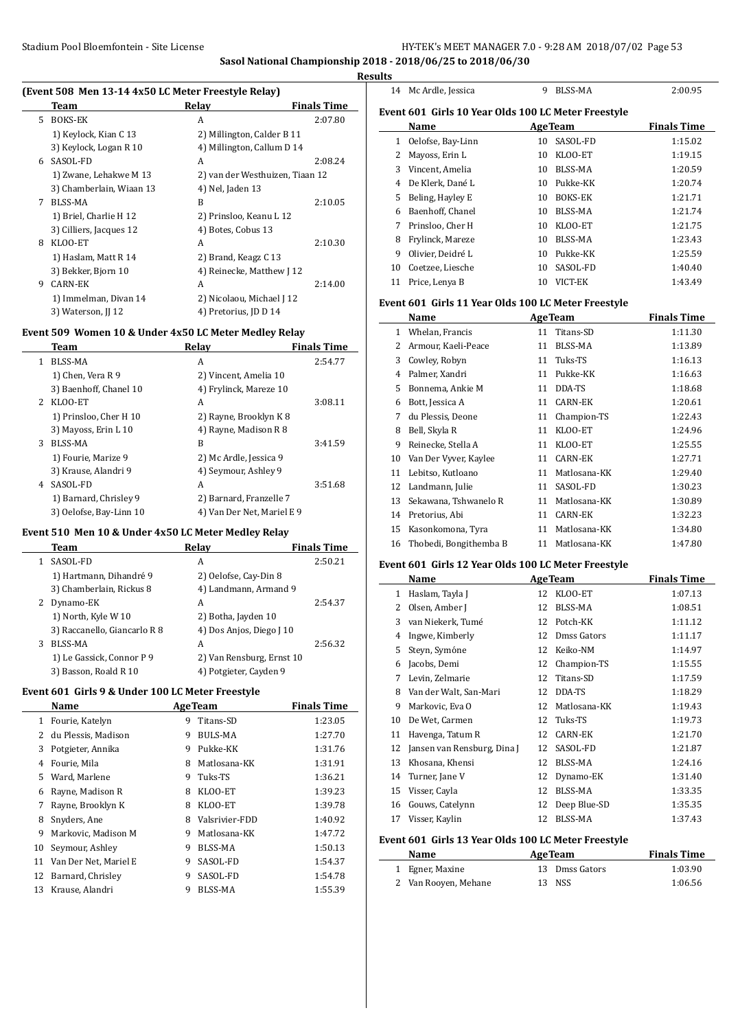## Sasol National Championship 2018 - 2018/06/25 to 2018/06/30

### Results

### (Event 508 Men 13-14 4x50 LC Meter Freestyle Relay)

| | Team | Relay | Finals Time |
|---|---|---|---|
| 5 | BOKS-EK | A | 2:07.80 |
| | 1) Keylock, Kian C 13 | 2) Millington, Calder B 11 | |
| | 3) Keylock, Logan R 10 | 4) Millington, Callum D 14 | |
| 6 | SASOL-FD | A | 2:08.24 |
| | 1) Zwane, Lehakwe M 13 | 2) van der Westhuizen, Tiaan 12 | |
| | 3) Chamberlain, Wiaan 13 | 4) Nel, Jaden 13 | |
| 7 | BLSS-MA | B | 2:10.05 |
| | 1) Briel, Charlie H 12 | 2) Prinsloo, Keanu L 12 | |
| | 3) Cilliers, Jacques 12 | 4) Botes, Cobus 13 | |
| 8 | KLOO-ET | A | 2:10.30 |
| | 1) Haslam, Matt R 14 | 2) Brand, Keagz C 13 | |
| | 3) Bekker, Bjorn 10 | 4) Reinecke, Matthew J 12 | |
| 9 | CARN-EK | A | 2:14.00 |
| | 1) Immelman, Divan 14 | 2) Nicolaou, Michael J 12 | |
| | 3) Waterson, JJ 12 | 4) Pretorius, JD D 14 | |

### Event 509 Women 10 & Under 4x50 LC Meter Medley Relay

| | Team | Relay | Finals Time |
|---|---|---|---|
| 1 | BLSS-MA | A | 2:54.77 |
| | 1) Chen, Vera R 9 | 2) Vincent, Amelia 10 | |
| | 3) Baenhoff, Chanel 10 | 4) Frylinck, Mareze 10 | |
| 2 | KLOO-ET | A | 3:08.11 |
| | 1) Prinsloo, Cher H 10 | 2) Rayne, Brooklyn K 8 | |
| | 3) Mayoss, Erin L 10 | 4) Rayne, Madison R 8 | |
| 3 | BLSS-MA | B | 3:41.59 |
| | 1) Fourie, Marize 9 | 2) Mc Ardle, Jessica 9 | |
| | 3) Krause, Alandri 9 | 4) Seymour, Ashley 9 | |
| 4 | SASOL-FD | A | 3:51.68 |
| | 1) Barnard, Chrisley 9 | 2) Barnard, Franzelle 7 | |
| | 3) Oelofse, Bay-Linn 10 | 4) Van Der Net, Mariel E 9 | |

### Event 510 Men 10 & Under 4x50 LC Meter Medley Relay

| | Team | Relay | Finals Time |
|---|---|---|---|
| 1 | SASOL-FD | A | 2:50.21 |
| | 1) Hartmann, Dihandré 9 | 2) Oelofse, Cay-Din 8 | |
| | 3) Chamberlain, Rickus 8 | 4) Landmann, Armand 9 | |
| 2 | Dynamo-EK | A | 2:54.37 |
| | 1) North, Kyle W 10 | 2) Botha, Jayden 10 | |
| | 3) Raccanello, Giancarlo R 8 | 4) Dos Anjos, Diego J 10 | |
| 3 | BLSS-MA | A | 2:56.32 |
| | 1) Le Gassick, Connor P 9 | 2) Van Rensburg, Ernst 10 | |
| | 3) Basson, Roald R 10 | 4) Potgieter, Cayden 9 | |

### Event 601 Girls 9 & Under 100 LC Meter Freestyle

| | Name | Age | Team | Finals Time |
|---|---|---|---|---|
| 1 | Fourie, Katelyn | 9 | Titans-SD | 1:23.05 |
| 2 | du Plessis, Madison | 9 | BULS-MA | 1:27.70 |
| 3 | Potgieter, Annika | 9 | Pukke-KK | 1:31.76 |
| 4 | Fourie, Mila | 8 | Matlosana-KK | 1:31.91 |
| 5 | Ward, Marlene | 9 | Tuks-TS | 1:36.21 |
| 6 | Rayne, Madison R | 8 | KLOO-ET | 1:39.23 |
| 7 | Rayne, Brooklyn K | 8 | KLOO-ET | 1:39.78 |
| 8 | Snyders, Ane | 8 | Valsrivier-FDD | 1:40.92 |
| 9 | Markovic, Madison M | 9 | Matlosana-KK | 1:47.72 |
| 10 | Seymour, Ashley | 9 | BLSS-MA | 1:50.13 |
| 11 | Van Der Net, Mariel E | 9 | SASOL-FD | 1:54.37 |
| 12 | Barnard, Chrisley | 9 | SASOL-FD | 1:54.78 |
| 13 | Krause, Alandri | 9 | BLSS-MA | 1:55.39 |
| 14 | Mc Ardle, Jessica | 9 | BLSS-MA | 2:00.95 |

### Event 601 Girls 10 Year Olds 100 LC Meter Freestyle

| | Name | Age | Team | Finals Time |
|---|---|---|---|---|
| 1 | Oelofse, Bay-Linn | 10 | SASOL-FD | 1:15.02 |
| 2 | Mayoss, Erin L | 10 | KLOO-ET | 1:19.15 |
| 3 | Vincent, Amelia | 10 | BLSS-MA | 1:20.59 |
| 4 | De Klerk, Dané L | 10 | Pukke-KK | 1:20.74 |
| 5 | Beling, Hayley E | 10 | BOKS-EK | 1:21.71 |
| 6 | Baenhoff, Chanel | 10 | BLSS-MA | 1:21.74 |
| 7 | Prinsloo, Cher H | 10 | KLOO-ET | 1:21.75 |
| 8 | Frylinck, Mareze | 10 | BLSS-MA | 1:23.43 |
| 9 | Olivier, Deidré L | 10 | Pukke-KK | 1:25.59 |
| 10 | Coetzee, Liesche | 10 | SASOL-FD | 1:40.40 |
| 11 | Price, Lenya B | 10 | VICT-EK | 1:43.49 |

### Event 601 Girls 11 Year Olds 100 LC Meter Freestyle

| | Name | Age | Team | Finals Time |
|---|---|---|---|---|
| 1 | Whelan, Francis | 11 | Titans-SD | 1:11.30 |
| 2 | Armour, Kaeli-Peace | 11 | BLSS-MA | 1:13.89 |
| 3 | Cowley, Robyn | 11 | Tuks-TS | 1:16.13 |
| 4 | Palmer, Xandri | 11 | Pukke-KK | 1:16.63 |
| 5 | Bonnema, Ankie M | 11 | DDA-TS | 1:18.68 |
| 6 | Bott, Jessica A | 11 | CARN-EK | 1:20.61 |
| 7 | du Plessis, Deone | 11 | Champion-TS | 1:22.43 |
| 8 | Bell, Skyla R | 11 | KLOO-ET | 1:24.96 |
| 9 | Reinecke, Stella A | 11 | KLOO-ET | 1:25.55 |
| 10 | Van Der Vyver, Kaylee | 11 | CARN-EK | 1:27.71 |
| 11 | Lebitso, Kutloano | 11 | Matlosana-KK | 1:29.40 |
| 12 | Landmann, Julie | 11 | SASOL-FD | 1:30.23 |
| 13 | Sekawana, Tshwanelo R | 11 | Matlosana-KK | 1:30.89 |
| 14 | Pretorius, Abi | 11 | CARN-EK | 1:32.23 |
| 15 | Kasonkomona, Tyra | 11 | Matlosana-KK | 1:34.80 |
| 16 | Thobedi, Bongithemba B | 11 | Matlosana-KK | 1:47.80 |

### Event 601 Girls 12 Year Olds 100 LC Meter Freestyle

| | Name | Age | Team | Finals Time |
|---|---|---|---|---|
| 1 | Haslam, Tayla J | 12 | KLOO-ET | 1:07.13 |
| 2 | Olsen, Amber J | 12 | BLSS-MA | 1:08.51 |
| 3 | van Niekerk, Tumé | 12 | Potch-KK | 1:11.12 |
| 4 | Ingwe, Kimberly | 12 | Dmss Gators | 1:11.17 |
| 5 | Steyn, Symóne | 12 | Keiko-NM | 1:14.97 |
| 6 | Jacobs, Demi | 12 | Champion-TS | 1:15.55 |
| 7 | Levin, Zelmarie | 12 | Titans-SD | 1:17.59 |
| 8 | Van der Walt, San-Mari | 12 | DDA-TS | 1:18.29 |
| 9 | Markovic, Eva O | 12 | Matlosana-KK | 1:19.43 |
| 10 | De Wet, Carmen | 12 | Tuks-TS | 1:19.73 |
| 11 | Havenga, Tatum R | 12 | CARN-EK | 1:21.70 |
| 12 | Jansen van Rensburg, Dina J | 12 | SASOL-FD | 1:21.87 |
| 13 | Khosana, Khensi | 12 | BLSS-MA | 1:24.16 |
| 14 | Turner, Jane V | 12 | Dynamo-EK | 1:31.40 |
| 15 | Visser, Cayla | 12 | BLSS-MA | 1:33.35 |
| 16 | Gouws, Catelynn | 12 | Deep Blue-SD | 1:35.35 |
| 17 | Visser, Kaylin | 12 | BLSS-MA | 1:37.43 |

### Event 601 Girls 13 Year Olds 100 LC Meter Freestyle

| | Name | Age | Team | Finals Time |
|---|---|---|---|---|
| 1 | Egner, Maxine | 13 | Dmss Gators | 1:03.90 |
| 2 | Van Rooyen, Mehane | 13 | NSS | 1:06.56 |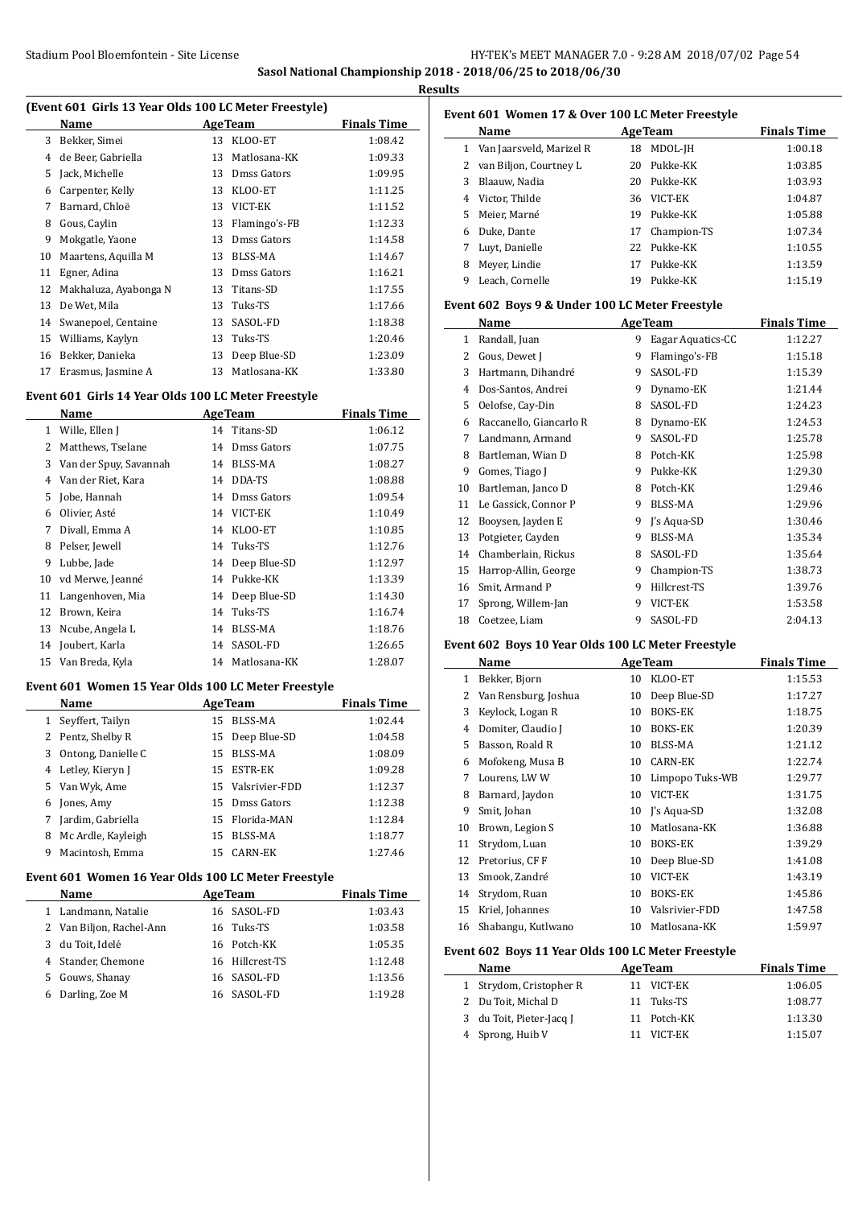Sasol National Championship 2018 - 2018/06/25 to 2018/06/30

**Results**

### (Event 601 Girls 13 Year Olds 100 LC Meter Freestyle)

| | Name | Age | Team | Finals Time |
|---|---|---|---|---|
| 3 | Bekker, Simei | 13 | KLOO-ET | 1:08.42 |
| 4 | de Beer, Gabriella | 13 | Matlosana-KK | 1:09.33 |
| 5 | Jack, Michelle | 13 | Dmss Gators | 1:09.95 |
| 6 | Carpenter, Kelly | 13 | KLOO-ET | 1:11.25 |
| 7 | Barnard, Chloë | 13 | VICT-EK | 1:11.52 |
| 8 | Gous, Caylin | 13 | Flamingo's-FB | 1:12.33 |
| 9 | Mokgatle, Yaone | 13 | Dmss Gators | 1:14.58 |
| 10 | Maartens, Aquilla M | 13 | BLSS-MA | 1:14.67 |
| 11 | Egner, Adina | 13 | Dmss Gators | 1:16.21 |
| 12 | Makhaluza, Ayabonga N | 13 | Titans-SD | 1:17.55 |
| 13 | De Wet, Mila | 13 | Tuks-TS | 1:17.66 |
| 14 | Swanepoel, Centaine | 13 | SASOL-FD | 1:18.38 |
| 15 | Williams, Kaylyn | 13 | Tuks-TS | 1:20.46 |
| 16 | Bekker, Danieka | 13 | Deep Blue-SD | 1:23.09 |
| 17 | Erasmus, Jasmine A | 13 | Matlosana-KK | 1:33.80 |

### Event 601 Girls 14 Year Olds 100 LC Meter Freestyle

| | Name | Age | Team | Finals Time |
|---|---|---|---|---|
| 1 | Wille, Ellen J | 14 | Titans-SD | 1:06.12 |
| 2 | Matthews, Tselane | 14 | Dmss Gators | 1:07.75 |
| 3 | Van der Spuy, Savannah | 14 | BLSS-MA | 1:08.27 |
| 4 | Van der Riet, Kara | 14 | DDA-TS | 1:08.88 |
| 5 | Jobe, Hannah | 14 | Dmss Gators | 1:09.54 |
| 6 | Olivier, Asté | 14 | VICT-EK | 1:10.49 |
| 7 | Divall, Emma A | 14 | KLOO-ET | 1:10.85 |
| 8 | Pelser, Jewell | 14 | Tuks-TS | 1:12.76 |
| 9 | Lubbe, Jade | 14 | Deep Blue-SD | 1:12.97 |
| 10 | vd Merwe, Jeanné | 14 | Pukke-KK | 1:13.39 |
| 11 | Langenhoven, Mia | 14 | Deep Blue-SD | 1:14.30 |
| 12 | Brown, Keira | 14 | Tuks-TS | 1:16.74 |
| 13 | Ncube, Angela L | 14 | BLSS-MA | 1:18.76 |
| 14 | Joubert, Karla | 14 | SASOL-FD | 1:26.65 |
| 15 | Van Breda, Kyla | 14 | Matlosana-KK | 1:28.07 |

### Event 601 Women 15 Year Olds 100 LC Meter Freestyle

| | Name | Age | Team | Finals Time |
|---|---|---|---|---|
| 1 | Seyffert, Tailyn | 15 | BLSS-MA | 1:02.44 |
| 2 | Pentz, Shelby R | 15 | Deep Blue-SD | 1:04.58 |
| 3 | Ontong, Danielle C | 15 | BLSS-MA | 1:08.09 |
| 4 | Letley, Kieryn J | 15 | ESTR-EK | 1:09.28 |
| 5 | Van Wyk, Ame | 15 | Valsrivier-FDD | 1:12.37 |
| 6 | Jones, Amy | 15 | Dmss Gators | 1:12.38 |
| 7 | Jardim, Gabriella | 15 | Florida-MAN | 1:12.84 |
| 8 | Mc Ardle, Kayleigh | 15 | BLSS-MA | 1:18.77 |
| 9 | Macintosh, Emma | 15 | CARN-EK | 1:27.46 |

### Event 601 Women 16 Year Olds 100 LC Meter Freestyle

| | Name | Age | Team | Finals Time |
|---|---|---|---|---|
| 1 | Landmann, Natalie | 16 | SASOL-FD | 1:03.43 |
| 2 | Van Biljon, Rachel-Ann | 16 | Tuks-TS | 1:03.58 |
| 3 | du Toit, Idelé | 16 | Potch-KK | 1:05.35 |
| 4 | Stander, Chemone | 16 | Hillcrest-TS | 1:12.48 |
| 5 | Gouws, Shanay | 16 | SASOL-FD | 1:13.56 |
| 6 | Darling, Zoe M | 16 | SASOL-FD | 1:19.28 |

### Event 601 Women 17 & Over 100 LC Meter Freestyle

| | Name | Age | Team | Finals Time |
|---|---|---|---|---|
| 1 | Van Jaarsveld, Marizel R | 18 | MDOL-JH | 1:00.18 |
| 2 | van Biljon, Courtney L | 20 | Pukke-KK | 1:03.85 |
| 3 | Blaauw, Nadia | 20 | Pukke-KK | 1:03.93 |
| 4 | Victor, Thilde | 36 | VICT-EK | 1:04.87 |
| 5 | Meier, Marné | 19 | Pukke-KK | 1:05.88 |
| 6 | Duke, Dante | 17 | Champion-TS | 1:07.34 |
| 7 | Luyt, Danielle | 22 | Pukke-KK | 1:10.55 |
| 8 | Meyer, Lindie | 17 | Pukke-KK | 1:13.59 |
| 9 | Leach, Cornelle | 19 | Pukke-KK | 1:15.19 |

### Event 602 Boys 9 & Under 100 LC Meter Freestyle

| | Name | Age | Team | Finals Time |
|---|---|---|---|---|
| 1 | Randall, Juan | 9 | Eagar Aquatics-CC | 1:12.27 |
| 2 | Gous, Dewet J | 9 | Flamingo's-FB | 1:15.18 |
| 3 | Hartmann, Dihandré | 9 | SASOL-FD | 1:15.39 |
| 4 | Dos-Santos, Andrei | 9 | Dynamo-EK | 1:21.44 |
| 5 | Oelofse, Cay-Din | 8 | SASOL-FD | 1:24.23 |
| 6 | Raccanello, Giancarlo R | 8 | Dynamo-EK | 1:24.53 |
| 7 | Landmann, Armand | 9 | SASOL-FD | 1:25.78 |
| 8 | Bartleman, Wian D | 8 | Potch-KK | 1:25.98 |
| 9 | Gomes, Tiago J | 9 | Pukke-KK | 1:29.30 |
| 10 | Bartleman, Janco D | 8 | Potch-KK | 1:29.46 |
| 11 | Le Gassick, Connor P | 9 | BLSS-MA | 1:29.96 |
| 12 | Booysen, Jayden E | 9 | J's Aqua-SD | 1:30.46 |
| 13 | Potgieter, Cayden | 9 | BLSS-MA | 1:35.34 |
| 14 | Chamberlain, Rickus | 8 | SASOL-FD | 1:35.64 |
| 15 | Harrop-Allin, George | 9 | Champion-TS | 1:38.73 |
| 16 | Smit, Armand P | 9 | Hillcrest-TS | 1:39.76 |
| 17 | Sprong, Willem-Jan | 9 | VICT-EK | 1:53.58 |
| 18 | Coetzee, Liam | 9 | SASOL-FD | 2:04.13 |

### Event 602 Boys 10 Year Olds 100 LC Meter Freestyle

| | Name | Age | Team | Finals Time |
|---|---|---|---|---|
| 1 | Bekker, Bjorn | 10 | KLOO-ET | 1:15.53 |
| 2 | Van Rensburg, Joshua | 10 | Deep Blue-SD | 1:17.27 |
| 3 | Keylock, Logan R | 10 | BOKS-EK | 1:18.75 |
| 4 | Domiter, Claudio J | 10 | BOKS-EK | 1:20.39 |
| 5 | Basson, Roald R | 10 | BLSS-MA | 1:21.12 |
| 6 | Mofokeng, Musa B | 10 | CARN-EK | 1:22.74 |
| 7 | Lourens, LW W | 10 | Limpopo Tuks-WB | 1:29.77 |
| 8 | Barnard, Jaydon | 10 | VICT-EK | 1:31.75 |
| 9 | Smit, Johan | 10 | J's Aqua-SD | 1:32.08 |
| 10 | Brown, Legion S | 10 | Matlosana-KK | 1:36.88 |
| 11 | Strydom, Luan | 10 | BOKS-EK | 1:39.29 |
| 12 | Pretorius, CF F | 10 | Deep Blue-SD | 1:41.08 |
| 13 | Smook, Zandré | 10 | VICT-EK | 1:43.19 |
| 14 | Strydom, Ruan | 10 | BOKS-EK | 1:45.86 |
| 15 | Kriel, Johannes | 10 | Valsrivier-FDD | 1:47.58 |
| 16 | Shabangu, Kutlwano | 10 | Matlosana-KK | 1:59.97 |

### Event 602 Boys 11 Year Olds 100 LC Meter Freestyle

| | Name | Age | Team | Finals Time |
|---|---|---|---|---|
| 1 | Strydom, Cristopher R | 11 | VICT-EK | 1:06.05 |
| 2 | Du Toit, Michal D | 11 | Tuks-TS | 1:08.77 |
| 3 | du Toit, Pieter-Jacq J | 11 | Potch-KK | 1:13.30 |
| 4 | Sprong, Huib V | 11 | VICT-EK | 1:15.07 |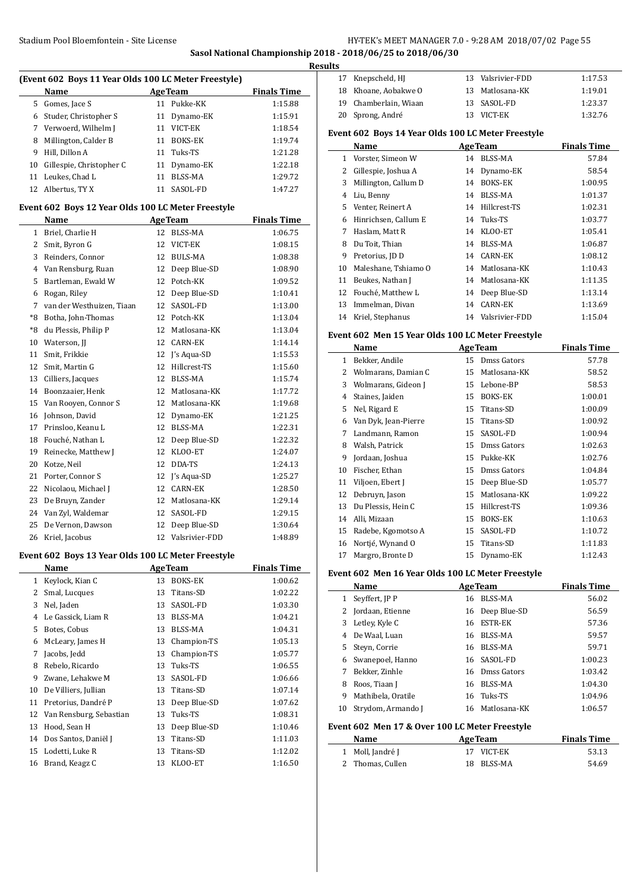## Sasol National Championship 2018 - 2018/06/25 to 2018/06/30

### Results

**(Event 602 Boys 11 Year Olds 100 LC Meter Freestyle)**

| | Name | Age | Team | Finals Time |
|---|---|---|---|---|
| 5 | Gomes, Jace S | 11 | Pukke-KK | 1:15.88 |
| 6 | Studer, Christopher S | 11 | Dynamo-EK | 1:15.91 |
| 7 | Verwoerd, Wilhelm J | 11 | VICT-EK | 1:18.54 |
| 8 | Millington, Calder B | 11 | BOKS-EK | 1:19.74 |
| 9 | Hill, Dillon A | 11 | Tuks-TS | 1:21.28 |
| 10 | Gillespie, Christopher C | 11 | Dynamo-EK | 1:22.18 |
| 11 | Leukes, Chad L | 11 | BLSS-MA | 1:29.72 |
| 12 | Albertus, TY X | 11 | SASOL-FD | 1:47.27 |

**Event 602 Boys 12 Year Olds 100 LC Meter Freestyle**

| | Name | Age | Team | Finals Time |
|---|---|---|---|---|
| 1 | Briel, Charlie H | 12 | BLSS-MA | 1:06.75 |
| 2 | Smit, Byron G | 12 | VICT-EK | 1:08.15 |
| 3 | Reinders, Connor | 12 | BULS-MA | 1:08.38 |
| 4 | Van Rensburg, Ruan | 12 | Deep Blue-SD | 1:08.90 |
| 5 | Bartleman, Ewald W | 12 | Potch-KK | 1:09.52 |
| 6 | Rogan, Riley | 12 | Deep Blue-SD | 1:10.41 |
| 7 | van der Westhuizen, Tiaan | 12 | SASOL-FD | 1:13.00 |
| *8 | Botha, John-Thomas | 12 | Potch-KK | 1:13.04 |
| *8 | du Plessis, Philip P | 12 | Matlosana-KK | 1:13.04 |
| 10 | Waterson, JJ | 12 | CARN-EK | 1:14.14 |
| 11 | Smit, Frikkie | 12 | J's Aqua-SD | 1:15.53 |
| 12 | Smit, Martin G | 12 | Hillcrest-TS | 1:15.60 |
| 13 | Cilliers, Jacques | 12 | BLSS-MA | 1:15.74 |
| 14 | Boonzaaier, Henk | 12 | Matlosana-KK | 1:17.72 |
| 15 | Van Rooyen, Connor S | 12 | Matlosana-KK | 1:19.68 |
| 16 | Johnson, David | 12 | Dynamo-EK | 1:21.25 |
| 17 | Prinsloo, Keanu L | 12 | BLSS-MA | 1:22.31 |
| 18 | Fouché, Nathan L | 12 | Deep Blue-SD | 1:22.32 |
| 19 | Reinecke, Matthew J | 12 | KLOO-ET | 1:24.07 |
| 20 | Kotze, Neil | 12 | DDA-TS | 1:24.13 |
| 21 | Porter, Connor S | 12 | J's Aqua-SD | 1:25.27 |
| 22 | Nicolaou, Michael J | 12 | CARN-EK | 1:28.50 |
| 23 | De Bruyn, Zander | 12 | Matlosana-KK | 1:29.14 |
| 24 | Van Zyl, Waldemar | 12 | SASOL-FD | 1:29.15 |
| 25 | De Vernon, Dawson | 12 | Deep Blue-SD | 1:30.64 |
| 26 | Kriel, Jacobus | 12 | Valsrivier-FDD | 1:48.89 |

**Event 602 Boys 13 Year Olds 100 LC Meter Freestyle**

| | Name | Age | Team | Finals Time |
|---|---|---|---|---|
| 1 | Keylock, Kian C | 13 | BOKS-EK | 1:00.62 |
| 2 | Smal, Lucques | 13 | Titans-SD | 1:02.22 |
| 3 | Nel, Jaden | 13 | SASOL-FD | 1:03.30 |
| 4 | Le Gassick, Liam R | 13 | BLSS-MA | 1:04.21 |
| 5 | Botes, Cobus | 13 | BLSS-MA | 1:04.31 |
| 6 | McLeary, James H | 13 | Champion-TS | 1:05.13 |
| 7 | Jacobs, Jedd | 13 | Champion-TS | 1:05.77 |
| 8 | Rebelo, Ricardo | 13 | Tuks-TS | 1:06.55 |
| 9 | Zwane, Lehakwe M | 13 | SASOL-FD | 1:06.66 |
| 10 | De Villiers, Jullian | 13 | Titans-SD | 1:07.14 |
| 11 | Pretorius, André P | 13 | Deep Blue-SD | 1:07.62 |
| 12 | Van Rensburg, Sebastian | 13 | Tuks-TS | 1:08.31 |
| 13 | Hood, Sean H | 13 | Deep Blue-SD | 1:10.46 |
| 14 | Dos Santos, Daniël J | 13 | Titans-SD | 1:11.03 |
| 15 | Lodetti, Luke R | 13 | Titans-SD | 1:12.02 |
| 16 | Brand, Keagz C | 13 | KLOO-ET | 1:16.50 |
| 17 | Knepscheld, HJ | 13 | Valsrivier-FDD | 1:17.53 |
| 18 | Khoane, Aobakwe O | 13 | Matlosana-KK | 1:19.01 |
| 19 | Chamberlain, Wiaan | 13 | SASOL-FD | 1:23.37 |
| 20 | Sprong, André | 13 | VICT-EK | 1:32.76 |

**Event 602 Boys 14 Year Olds 100 LC Meter Freestyle**

| | Name | Age | Team | Finals Time |
|---|---|---|---|---|
| 1 | Vorster, Simeon W | 14 | BLSS-MA | 57.84 |
| 2 | Gillespie, Joshua A | 14 | Dynamo-EK | 58.54 |
| 3 | Millington, Callum D | 14 | BOKS-EK | 1:00.95 |
| 4 | Liu, Benny | 14 | BLSS-MA | 1:01.37 |
| 5 | Venter, Reinert A | 14 | Hillcrest-TS | 1:02.31 |
| 6 | Hinrichsen, Callum E | 14 | Tuks-TS | 1:03.77 |
| 7 | Haslam, Matt R | 14 | KLOO-ET | 1:05.41 |
| 8 | Du Toit, Thian | 14 | BLSS-MA | 1:06.87 |
| 9 | Pretorius, JD D | 14 | CARN-EK | 1:08.12 |
| 10 | Maleshane, Tshiamo O | 14 | Matlosana-KK | 1:10.43 |
| 11 | Beukes, Nathan J | 14 | Matlosana-KK | 1:11.35 |
| 12 | Fouché, Matthew L | 14 | Deep Blue-SD | 1:13.14 |
| 13 | Immelman, Divan | 14 | CARN-EK | 1:13.69 |
| 14 | Kriel, Stephanus | 14 | Valsrivier-FDD | 1:15.04 |

**Event 602 Men 15 Year Olds 100 LC Meter Freestyle**

| | Name | Age | Team | Finals Time |
|---|---|---|---|---|
| 1 | Bekker, Andile | 15 | Dmss Gators | 57.78 |
| 2 | Wolmarans, Damian C | 15 | Matlosana-KK | 58.52 |
| 3 | Wolmarans, Gideon J | 15 | Lebone-BP | 58.53 |
| 4 | Staines, Jaiden | 15 | BOKS-EK | 1:00.01 |
| 5 | Nel, Rigard E | 15 | Titans-SD | 1:00.09 |
| 6 | Van Dyk, Jean-Pierre | 15 | Titans-SD | 1:00.92 |
| 7 | Landmann, Ramon | 15 | SASOL-FD | 1:00.94 |
| 8 | Walsh, Patrick | 15 | Dmss Gators | 1:02.63 |
| 9 | Jordaan, Joshua | 15 | Pukke-KK | 1:02.76 |
| 10 | Fischer, Ethan | 15 | Dmss Gators | 1:04.84 |
| 11 | Viljoen, Ebert J | 15 | Deep Blue-SD | 1:05.77 |
| 12 | Debruyn, Jason | 15 | Matlosana-KK | 1:09.22 |
| 13 | Du Plessis, Hein C | 15 | Hillcrest-TS | 1:09.36 |
| 14 | Alli, Mizaan | 15 | BOKS-EK | 1:10.63 |
| 15 | Radebe, Kgomotso A | 15 | SASOL-FD | 1:10.72 |
| 16 | Nortjé, Wynand O | 15 | Titans-SD | 1:11.83 |
| 17 | Margro, Bronte D | 15 | Dynamo-EK | 1:12.43 |

**Event 602 Men 16 Year Olds 100 LC Meter Freestyle**

| | Name | Age | Team | Finals Time |
|---|---|---|---|---|
| 1 | Seyffert, JP P | 16 | BLSS-MA | 56.02 |
| 2 | Jordaan, Etienne | 16 | Deep Blue-SD | 56.59 |
| 3 | Letley, Kyle C | 16 | ESTR-EK | 57.36 |
| 4 | De Waal, Luan | 16 | BLSS-MA | 59.57 |
| 5 | Steyn, Corrie | 16 | BLSS-MA | 59.71 |
| 6 | Swanepoel, Hanno | 16 | SASOL-FD | 1:00.23 |
| 7 | Bekker, Zinhle | 16 | Dmss Gators | 1:03.42 |
| 8 | Roos, Tiaan J | 16 | BLSS-MA | 1:04.30 |
| 9 | Mathibela, Oratile | 16 | Tuks-TS | 1:04.96 |
| 10 | Strydom, Armando J | 16 | Matlosana-KK | 1:06.57 |

**Event 602 Men 17 & Over 100 LC Meter Freestyle**

| | Name | Age | Team | Finals Time |
|---|---|---|---|---|
| 1 | Moll, Jandré J | 17 | VICT-EK | 53.13 |
| 2 | Thomas, Cullen | 18 | BLSS-MA | 54.69 |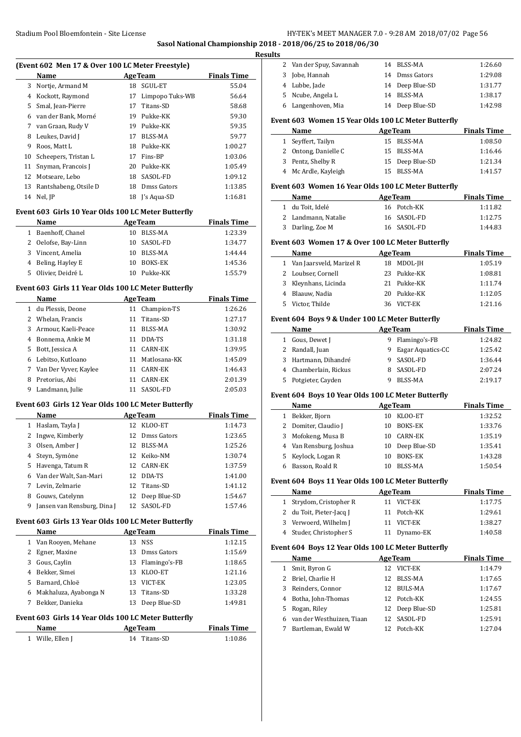**Sasol National Championship 2018 - 2018/06/25 to 2018/06/30**

**Results**

### (Event 602 Men 17 & Over 100 LC Meter Freestyle)

| | Name | Age | Team | Finals Time |
|---|---|---|---|---|
| 3 | Nortje, Armand M | 18 | SGUL-ET | 55.04 |
| 4 | Kockott, Raymond | 17 | Limpopo Tuks-WB | 56.64 |
| 5 | Smal, Jean-Pierre | 17 | Titans-SD | 58.68 |
| 6 | van der Bank, Morné | 19 | Pukke-KK | 59.30 |
| 7 | van Graan, Rudy V | 19 | Pukke-KK | 59.35 |
| 8 | Leukes, David J | 17 | BLSS-MA | 59.77 |
| 9 | Roos, Matt L | 18 | Pukke-KK | 1:00.27 |
| 10 | Scheepers, Tristan L | 17 | Fins-BP | 1:03.06 |
| 11 | Snyman, Francois J | 20 | Pukke-KK | 1:05.49 |
| 12 | Motseare, Lebo | 18 | SASOL-FD | 1:09.12 |
| 13 | Rantshabeng, Otsile D | 18 | Dmss Gators | 1:13.85 |
| 14 | Nel, JP | 18 | J's Aqua-SD | 1:16.81 |

### Event 603 Girls 10 Year Olds 100 LC Meter Butterfly

| | Name | Age | Team | Finals Time |
|---|---|---|---|---|
| 1 | Baenhoff, Chanel | 10 | BLSS-MA | 1:23.39 |
| 2 | Oelofse, Bay-Linn | 10 | SASOL-FD | 1:34.77 |
| 3 | Vincent, Amelia | 10 | BLSS-MA | 1:44.44 |
| 4 | Beling, Hayley E | 10 | BOKS-EK | 1:45.36 |
| 5 | Olivier, Deidré L | 10 | Pukke-KK | 1:55.79 |

### Event 603 Girls 11 Year Olds 100 LC Meter Butterfly

| | Name | Age | Team | Finals Time |
|---|---|---|---|---|
| 1 | du Plessis, Deone | 11 | Champion-TS | 1:26.26 |
| 2 | Whelan, Francis | 11 | Titans-SD | 1:27.17 |
| 3 | Armour, Kaeli-Peace | 11 | BLSS-MA | 1:30.92 |
| 4 | Bonnema, Ankie M | 11 | DDA-TS | 1:31.18 |
| 5 | Bott, Jessica A | 11 | CARN-EK | 1:39.95 |
| 6 | Lebitso, Kutloano | 11 | Matlosana-KK | 1:45.09 |
| 7 | Van Der Vyver, Kaylee | 11 | CARN-EK | 1:46.43 |
| 8 | Pretorius, Abi | 11 | CARN-EK | 2:01.39 |
| 9 | Landmann, Julie | 11 | SASOL-FD | 2:05.03 |

### Event 603 Girls 12 Year Olds 100 LC Meter Butterfly

| | Name | Age | Team | Finals Time |
|---|---|---|---|---|
| 1 | Haslam, Tayla J | 12 | KLOO-ET | 1:14.73 |
| 2 | Ingwe, Kimberly | 12 | Dmss Gators | 1:23.65 |
| 3 | Olsen, Amber J | 12 | BLSS-MA | 1:25.26 |
| 4 | Steyn, Symóne | 12 | Keiko-NM | 1:30.74 |
| 5 | Havenga, Tatum R | 12 | CARN-EK | 1:37.59 |
| 6 | Van der Walt, San-Mari | 12 | DDA-TS | 1:41.00 |
| 7 | Levin, Zelmarie | 12 | Titans-SD | 1:41.12 |
| 8 | Gouws, Catelynn | 12 | Deep Blue-SD | 1:54.67 |
| 9 | Jansen van Rensburg, Dina J | 12 | SASOL-FD | 1:57.46 |

### Event 603 Girls 13 Year Olds 100 LC Meter Butterfly

| | Name | Age | Team | Finals Time |
|---|---|---|---|---|
| 1 | Van Rooyen, Mehane | 13 | NSS | 1:12.15 |
| 2 | Egner, Maxine | 13 | Dmss Gators | 1:15.69 |
| 3 | Gous, Caylin | 13 | Flamingo's-FB | 1:18.65 |
| 4 | Bekker, Simei | 13 | KLOO-ET | 1:21.16 |
| 5 | Barnard, Chloë | 13 | VICT-EK | 1:23.05 |
| 6 | Makhaluza, Ayabonga N | 13 | Titans-SD | 1:33.28 |
| 7 | Bekker, Danieka | 13 | Deep Blue-SD | 1:49.81 |

### Event 603 Girls 14 Year Olds 100 LC Meter Butterfly

| | Name | Age | Team | Finals Time |
|---|---|---|---|---|
| 1 | Wille, Ellen J | 14 | Titans-SD | 1:10.86 |
| 2 | Van der Spuy, Savannah | 14 | BLSS-MA | 1:26.60 |
| 3 | Jobe, Hannah | 14 | Dmss Gators | 1:29.08 |
| 4 | Lubbe, Jade | 14 | Deep Blue-SD | 1:31.77 |
| 5 | Ncube, Angela L | 14 | BLSS-MA | 1:38.17 |
| 6 | Langenhoven, Mia | 14 | Deep Blue-SD | 1:42.98 |

### Event 603 Women 15 Year Olds 100 LC Meter Butterfly

| | Name | Age | Team | Finals Time |
|---|---|---|---|---|
| 1 | Seyffert, Tailyn | 15 | BLSS-MA | 1:08.50 |
| 2 | Ontong, Danielle C | 15 | BLSS-MA | 1:16.46 |
| 3 | Pentz, Shelby R | 15 | Deep Blue-SD | 1:21.34 |
| 4 | Mc Ardle, Kayleigh | 15 | BLSS-MA | 1:41.57 |

### Event 603 Women 16 Year Olds 100 LC Meter Butterfly

| | Name | Age | Team | Finals Time |
|---|---|---|---|---|
| 1 | du Toit, Idelé | 16 | Potch-KK | 1:11.82 |
| 2 | Landmann, Natalie | 16 | SASOL-FD | 1:12.75 |
| 3 | Darling, Zoe M | 16 | SASOL-FD | 1:44.83 |

### Event 603 Women 17 & Over 100 LC Meter Butterfly

| | Name | Age | Team | Finals Time |
|---|---|---|---|---|
| 1 | Van Jaarsveld, Marizel R | 18 | MDOL-JH | 1:05.19 |
| 2 | Loubser, Cornell | 23 | Pukke-KK | 1:08.81 |
| 3 | Kleynhans, Licinda | 21 | Pukke-KK | 1:11.74 |
| 4 | Blaauw, Nadia | 20 | Pukke-KK | 1:12.05 |
| 5 | Victor, Thilde | 36 | VICT-EK | 1:21.16 |

### Event 604 Boys 9 & Under 100 LC Meter Butterfly

| | Name | Age | Team | Finals Time |
|---|---|---|---|---|
| 1 | Gous, Dewet J | 9 | Flamingo's-FB | 1:24.82 |
| 2 | Randall, Juan | 9 | Eagar Aquatics-CC | 1:25.42 |
| 3 | Hartmann, Dihandré | 9 | SASOL-FD | 1:36.44 |
| 4 | Chamberlain, Rickus | 8 | SASOL-FD | 2:07.24 |
| 5 | Potgieter, Cayden | 9 | BLSS-MA | 2:19.17 |

### Event 604 Boys 10 Year Olds 100 LC Meter Butterfly

| | Name | Age | Team | Finals Time |
|---|---|---|---|---|
| 1 | Bekker, Bjorn | 10 | KLOO-ET | 1:32.52 |
| 2 | Domiter, Claudio J | 10 | BOKS-EK | 1:33.76 |
| 3 | Mofokeng, Musa B | 10 | CARN-EK | 1:35.19 |
| 4 | Van Rensburg, Joshua | 10 | Deep Blue-SD | 1:35.41 |
| 5 | Keylock, Logan R | 10 | BOKS-EK | 1:43.28 |
| 6 | Basson, Roald R | 10 | BLSS-MA | 1:50.54 |

### Event 604 Boys 11 Year Olds 100 LC Meter Butterfly

| | Name | Age | Team | Finals Time |
|---|---|---|---|---|
| 1 | Strydom, Cristopher R | 11 | VICT-EK | 1:17.75 |
| 2 | du Toit, Pieter-Jacq J | 11 | Potch-KK | 1:29.61 |
| 3 | Verwoerd, Wilhelm J | 11 | VICT-EK | 1:38.27 |
| 4 | Studer, Christopher S | 11 | Dynamo-EK | 1:40.58 |

### Event 604 Boys 12 Year Olds 100 LC Meter Butterfly

| | Name | Age | Team | Finals Time |
|---|---|---|---|---|
| 1 | Smit, Byron G | 12 | VICT-EK | 1:14.79 |
| 2 | Briel, Charlie H | 12 | BLSS-MA | 1:17.65 |
| 3 | Reinders, Connor | 12 | BULS-MA | 1:17.67 |
| 4 | Botha, John-Thomas | 12 | Potch-KK | 1:24.55 |
| 5 | Rogan, Riley | 12 | Deep Blue-SD | 1:25.81 |
| 6 | van der Westhuizen, Tiaan | 12 | SASOL-FD | 1:25.91 |
| 7 | Bartleman, Ewald W | 12 | Potch-KK | 1:27.04 |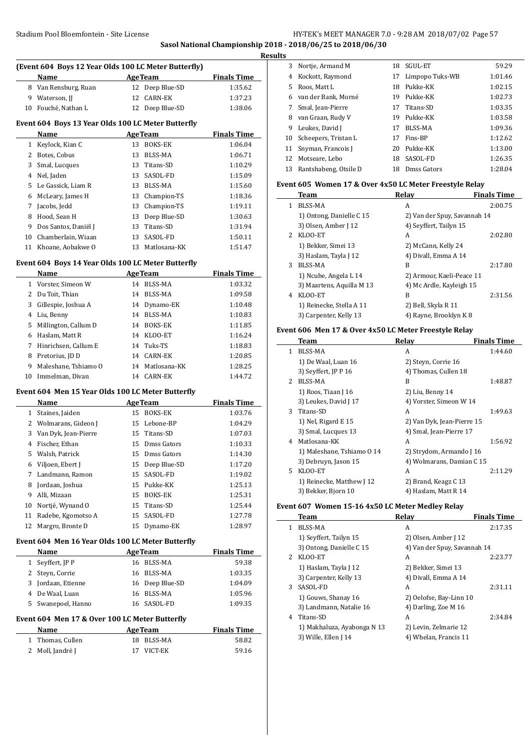**Sasol National Championship 2018 - 2018/06/25 to 2018/06/30**

**Results**

### (Event 604 Boys 12 Year Olds 100 LC Meter Butterfly)

| | Name | Age | Team | Finals Time |
|---|---|---|---|---|
| 8 | Van Rensburg, Ruan | 12 | Deep Blue-SD | 1:35.62 |
| 9 | Waterson, JJ | 12 | CARN-EK | 1:37.23 |
| 10 | Fouché, Nathan L | 12 | Deep Blue-SD | 1:38.06 |

### Event 604 Boys 13 Year Olds 100 LC Meter Butterfly

| | Name | Age | Team | Finals Time |
|---|---|---|---|---|
| 1 | Keylock, Kian C | 13 | BOKS-EK | 1:06.04 |
| 2 | Botes, Cobus | 13 | BLSS-MA | 1:06.71 |
| 3 | Smal, Lucques | 13 | Titans-SD | 1:10.29 |
| 4 | Nel, Jaden | 13 | SASOL-FD | 1:15.09 |
| 5 | Le Gassick, Liam R | 13 | BLSS-MA | 1:15.60 |
| 6 | McLeary, James H | 13 | Champion-TS | 1:18.36 |
| 7 | Jacobs, Jedd | 13 | Champion-TS | 1:19.11 |
| 8 | Hood, Sean H | 13 | Deep Blue-SD | 1:30.63 |
| 9 | Dos Santos, Daniël J | 13 | Titans-SD | 1:31.94 |
| 10 | Chamberlain, Wiaan | 13 | SASOL-FD | 1:50.11 |
| 11 | Khoane, Aobakwe O | 13 | Matlosana-KK | 1:51.47 |

### Event 604 Boys 14 Year Olds 100 LC Meter Butterfly

| | Name | Age | Team | Finals Time |
|---|---|---|---|---|
| 1 | Vorster, Simeon W | 14 | BLSS-MA | 1:03.32 |
| 2 | Du Toit, Thian | 14 | BLSS-MA | 1:09.58 |
| 3 | Gillespie, Joshua A | 14 | Dynamo-EK | 1:10.48 |
| 4 | Liu, Benny | 14 | BLSS-MA | 1:10.83 |
| 5 | Millington, Callum D | 14 | BOKS-EK | 1:11.85 |
| 6 | Haslam, Matt R | 14 | KLOO-ET | 1:16.24 |
| 7 | Hinrichsen, Callum E | 14 | Tuks-TS | 1:18.83 |
| 8 | Pretorius, JD D | 14 | CARN-EK | 1:20.85 |
| 9 | Maleshane, Tshiamo O | 14 | Matlosana-KK | 1:28.25 |
| 10 | Immelman, Divan | 14 | CARN-EK | 1:44.72 |

### Event 604 Men 15 Year Olds 100 LC Meter Butterfly

| | Name | Age | Team | Finals Time |
|---|---|---|---|---|
| 1 | Staines, Jaiden | 15 | BOKS-EK | 1:03.76 |
| 2 | Wolmarans, Gideon J | 15 | Lebone-BP | 1:04.29 |
| 3 | Van Dyk, Jean-Pierre | 15 | Titans-SD | 1:07.03 |
| 4 | Fischer, Ethan | 15 | Dmss Gators | 1:10.33 |
| 5 | Walsh, Patrick | 15 | Dmss Gators | 1:14.30 |
| 6 | Viljoen, Ebert J | 15 | Deep Blue-SD | 1:17.20 |
| 7 | Landmann, Ramon | 15 | SASOL-FD | 1:19.02 |
| 8 | Jordaan, Joshua | 15 | Pukke-KK | 1:25.13 |
| 9 | Alli, Mizaan | 15 | BOKS-EK | 1:25.31 |
| 10 | Nortjé, Wynand O | 15 | Titans-SD | 1:25.44 |
| 11 | Radebe, Kgomotso A | 15 | SASOL-FD | 1:27.78 |
| 12 | Margro, Bronte D | 15 | Dynamo-EK | 1:28.97 |

### Event 604 Men 16 Year Olds 100 LC Meter Butterfly

| | Name | Age | Team | Finals Time |
|---|---|---|---|---|
| 1 | Seyffert, JP P | 16 | BLSS-MA | 59.38 |
| 2 | Steyn, Corrie | 16 | BLSS-MA | 1:03.35 |
| 3 | Jordaan, Etienne | 16 | Deep Blue-SD | 1:04.09 |
| 4 | De Waal, Luan | 16 | BLSS-MA | 1:05.96 |
| 5 | Swanepoel, Hanno | 16 | SASOL-FD | 1:09.35 |

### Event 604 Men 17 & Over 100 LC Meter Butterfly

| | Name | Age | Team | Finals Time |
|---|---|---|---|---|
| 1 | Thomas, Cullen | 18 | BLSS-MA | 58.82 |
| 2 | Moll, Jandré J | 17 | VICT-EK | 59.16 |
| 3 | Nortje, Armand M | 18 | SGUL-ET | 59.29 |
| 4 | Kockott, Raymond | 17 | Limpopo Tuks-WB | 1:01.46 |
| 5 | Roos, Matt L | 18 | Pukke-KK | 1:02.15 |
| 6 | van der Bank, Morné | 19 | Pukke-KK | 1:02.73 |
| 7 | Smal, Jean-Pierre | 17 | Titans-SD | 1:03.35 |
| 8 | van Graan, Rudy V | 19 | Pukke-KK | 1:03.58 |
| 9 | Leukes, David J | 17 | BLSS-MA | 1:09.36 |
| 10 | Scheepers, Tristan L | 17 | Fins-BP | 1:12.62 |
| 11 | Snyman, Francois J | 20 | Pukke-KK | 1:13.00 |
| 12 | Motseare, Lebo | 18 | SASOL-FD | 1:26.35 |
| 13 | Rantshabeng, Otsile D | 18 | Dmss Gators | 1:28.04 |

### Event 605 Women 17 & Over 4x50 LC Meter Freestyle Relay

| | Team | Relay | Finals Time |
|---|---|---|---|
| 1 | BLSS-MA | A | 2:00.75 |
| | 1) Ontong, Danielle C 15 | 2) Van der Spuy, Savannah 14 | |
| | 3) Olsen, Amber J 12 | 4) Seyffert, Tailyn 15 | |
| 2 | KLOO-ET | A | 2:02.80 |
| | 1) Bekker, Simei 13 | 2) McCann, Kelly 24 | |
| | 3) Haslam, Tayla J 12 | 4) Divall, Emma A 14 | |
| 3 | BLSS-MA | B | 2:17.80 |
| | 1) Ncube, Angela L 14 | 2) Armour, Kaeli-Peace 11 | |
| | 3) Maartens, Aquilla M 13 | 4) Mc Ardle, Kayleigh 15 | |
| 4 | KLOO-ET | B | 2:31.56 |
| | 1) Reinecke, Stella A 11 | 2) Bell, Skyla R 11 | |
| | 3) Carpenter, Kelly 13 | 4) Rayne, Brooklyn K 8 | |

### Event 606 Men 17 & Over 4x50 LC Meter Freestyle Relay

| | Team | Relay | Finals Time |
|---|---|---|---|
| 1 | BLSS-MA | A | 1:44.60 |
| | 1) De Waal, Luan 16 | 2) Steyn, Corrie 16 | |
| | 3) Seyffert, JP P 16 | 4) Thomas, Cullen 18 | |
| 2 | BLSS-MA | B | 1:48.87 |
| | 1) Roos, Tiaan J 16 | 2) Liu, Benny 14 | |
| | 3) Leukes, David J 17 | 4) Vorster, Simeon W 14 | |
| 3 | Titans-SD | A | 1:49.63 |
| | 1) Nel, Rigard E 15 | 2) Van Dyk, Jean-Pierre 15 | |
| | 3) Smal, Lucques 13 | 4) Smal, Jean-Pierre 17 | |
| 4 | Matlosana-KK | A | 1:56.92 |
| | 1) Maleshane, Tshiamo O 14 | 2) Strydom, Armando J 16 | |
| | 3) Debruyn, Jason 15 | 4) Wolmarans, Damian C 15 | |
| 5 | KLOO-ET | A | 2:11.29 |
| | 1) Reinecke, Matthew J 12 | 2) Brand, Keagz C 13 | |
| | 3) Bekker, Bjorn 10 | 4) Haslam, Matt R 14 | |

### Event 607 Women 15-16 4x50 LC Meter Medley Relay

| | Team | Relay | Finals Time |
|---|---|---|---|
| 1 | BLSS-MA | A | 2:17.35 |
| | 1) Seyffert, Tailyn 15 | 2) Olsen, Amber J 12 | |
| | 3) Ontong, Danielle C 15 | 4) Van der Spuy, Savannah 14 | |
| 2 | KLOO-ET | A | 2:23.77 |
| | 1) Haslam, Tayla J 12 | 2) Bekker, Simei 13 | |
| | 3) Carpenter, Kelly 13 | 4) Divall, Emma A 14 | |
| 3 | SASOL-FD | A | 2:31.11 |
| | 1) Gouws, Shanay 16 | 2) Oelofse, Bay-Linn 10 | |
| | 3) Landmann, Natalie 16 | 4) Darling, Zoe M 16 | |
| 4 | Titans-SD | A | 2:34.84 |
| | 1) Makhaluza, Ayabonga N 13 | 2) Levin, Zelmarie 12 | |
| | 3) Wille, Ellen J 14 | 4) Whelan, Francis 11 | |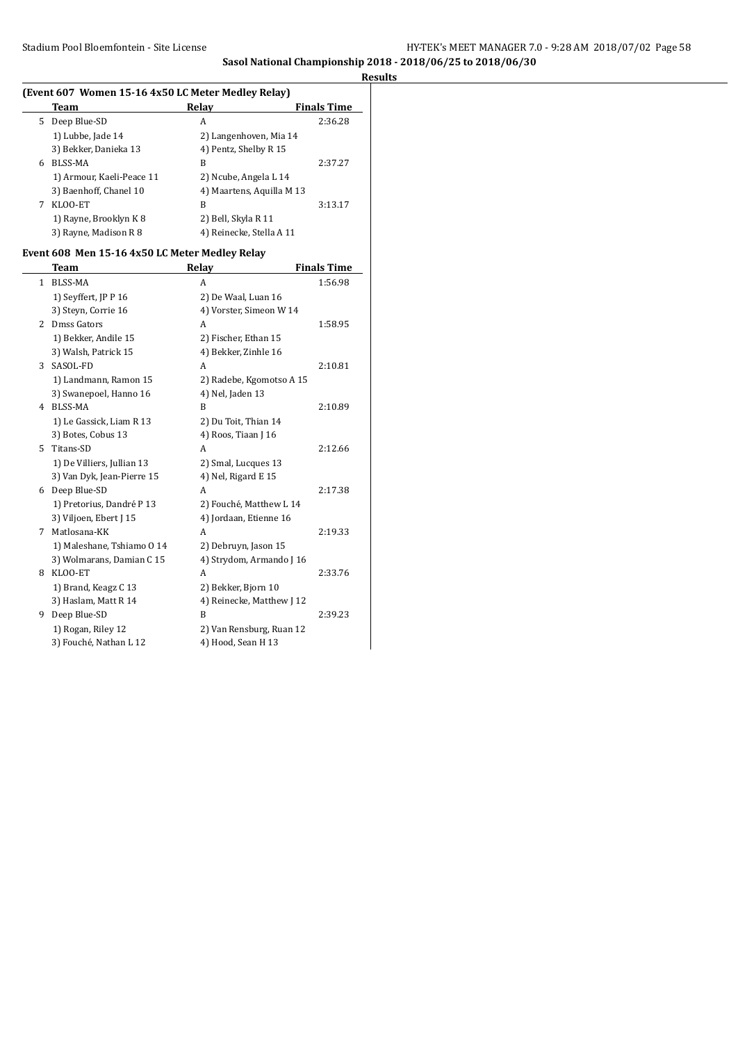**Sasol National Championship 2018 - 2018/06/25 to 2018/06/30**

**Results**

## (Event 607 Women 15-16 4x50 LC Meter Medley Relay)

| | Team | Relay | Finals Time |
|---|---|---|---|
| 5 | Deep Blue-SD | A | 2:36.28 |
| | 1) Lubbe, Jade 14 | 2) Langenhoven, Mia 14 | |
| | 3) Bekker, Danieka 13 | 4) Pentz, Shelby R 15 | |
| 6 | BLSS-MA | B | 2:37.27 |
| | 1) Armour, Kaeli-Peace 11 | 2) Ncube, Angela L 14 | |
| | 3) Baenhoff, Chanel 10 | 4) Maartens, Aquilla M 13 | |
| 7 | KLOO-ET | B | 3:13.17 |
| | 1) Rayne, Brooklyn K 8 | 2) Bell, Skyla R 11 | |
| | 3) Rayne, Madison R 8 | 4) Reinecke, Stella A 11 | |

## Event 608 Men 15-16 4x50 LC Meter Medley Relay

| | Team | Relay | Finals Time |
|---|---|---|---|
| 1 | BLSS-MA | A | 1:56.98 |
| | 1) Seyffert, JP P 16 | 2) De Waal, Luan 16 | |
| | 3) Steyn, Corrie 16 | 4) Vorster, Simeon W 14 | |
| 2 | Dmss Gators | A | 1:58.95 |
| | 1) Bekker, Andile 15 | 2) Fischer, Ethan 15 | |
| | 3) Walsh, Patrick 15 | 4) Bekker, Zinhle 16 | |
| 3 | SASOL-FD | A | 2:10.81 |
| | 1) Landmann, Ramon 15 | 2) Radebe, Kgomotso A 15 | |
| | 3) Swanepoel, Hanno 16 | 4) Nel, Jaden 13 | |
| 4 | BLSS-MA | B | 2:10.89 |
| | 1) Le Gassick, Liam R 13 | 2) Du Toit, Thian 14 | |
| | 3) Botes, Cobus 13 | 4) Roos, Tiaan J 16 | |
| 5 | Titans-SD | A | 2:12.66 |
| | 1) De Villiers, Jullian 13 | 2) Smal, Lucques 13 | |
| | 3) Van Dyk, Jean-Pierre 15 | 4) Nel, Rigard E 15 | |
| 6 | Deep Blue-SD | A | 2:17.38 |
| | 1) Pretorius, Dandré P 13 | 2) Fouché, Matthew L 14 | |
| | 3) Viljoen, Ebert J 15 | 4) Jordaan, Etienne 16 | |
| 7 | Matlosana-KK | A | 2:19.33 |
| | 1) Maleshane, Tshiamo O 14 | 2) Debruyn, Jason 15 | |
| | 3) Wolmarans, Damian C 15 | 4) Strydom, Armando J 16 | |
| 8 | KLOO-ET | A | 2:33.76 |
| | 1) Brand, Keagz C 13 | 2) Bekker, Bjorn 10 | |
| | 3) Haslam, Matt R 14 | 4) Reinecke, Matthew J 12 | |
| 9 | Deep Blue-SD | B | 2:39.23 |
| | 1) Rogan, Riley 12 | 2) Van Rensburg, Ruan 12 | |
| | 3) Fouché, Nathan L 12 | 4) Hood, Sean H 13 | |